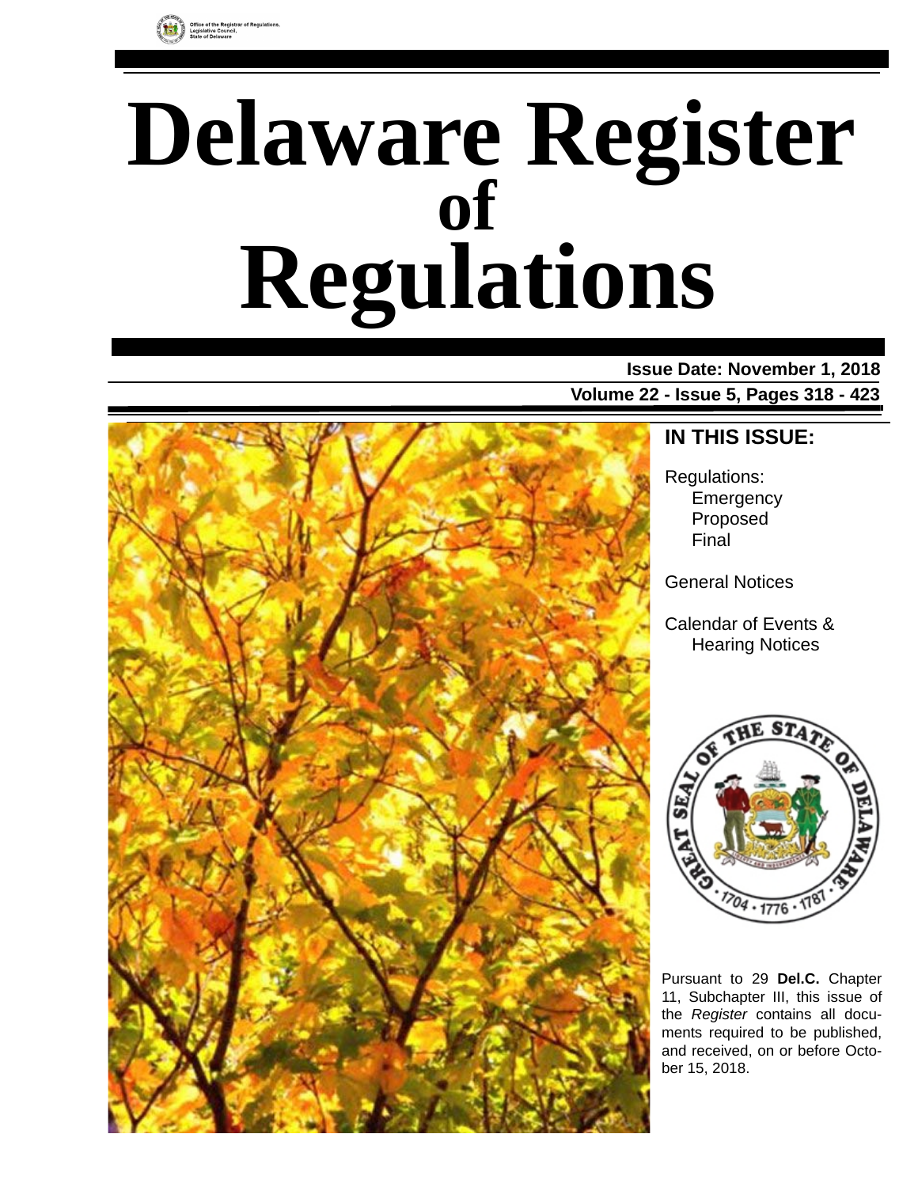Office of the Registrar of Regulations, Legislative Council, State of Delaware

# Delaware Register of Regulations

**Issue Date: November 1, 2018**

**Volume 22 - Issue 5, Pages 318 - 423**

## IN THIS ISSUE:

Regulations:
- Emergency
- Proposed
- Final

General Notices

Calendar of Events & Hearing Notices

Pursuant to 29 **Del.C.** Chapter 11, Subchapter III, this issue of the *Register* contains all documents required to be published, and received, on or before October 15, 2018.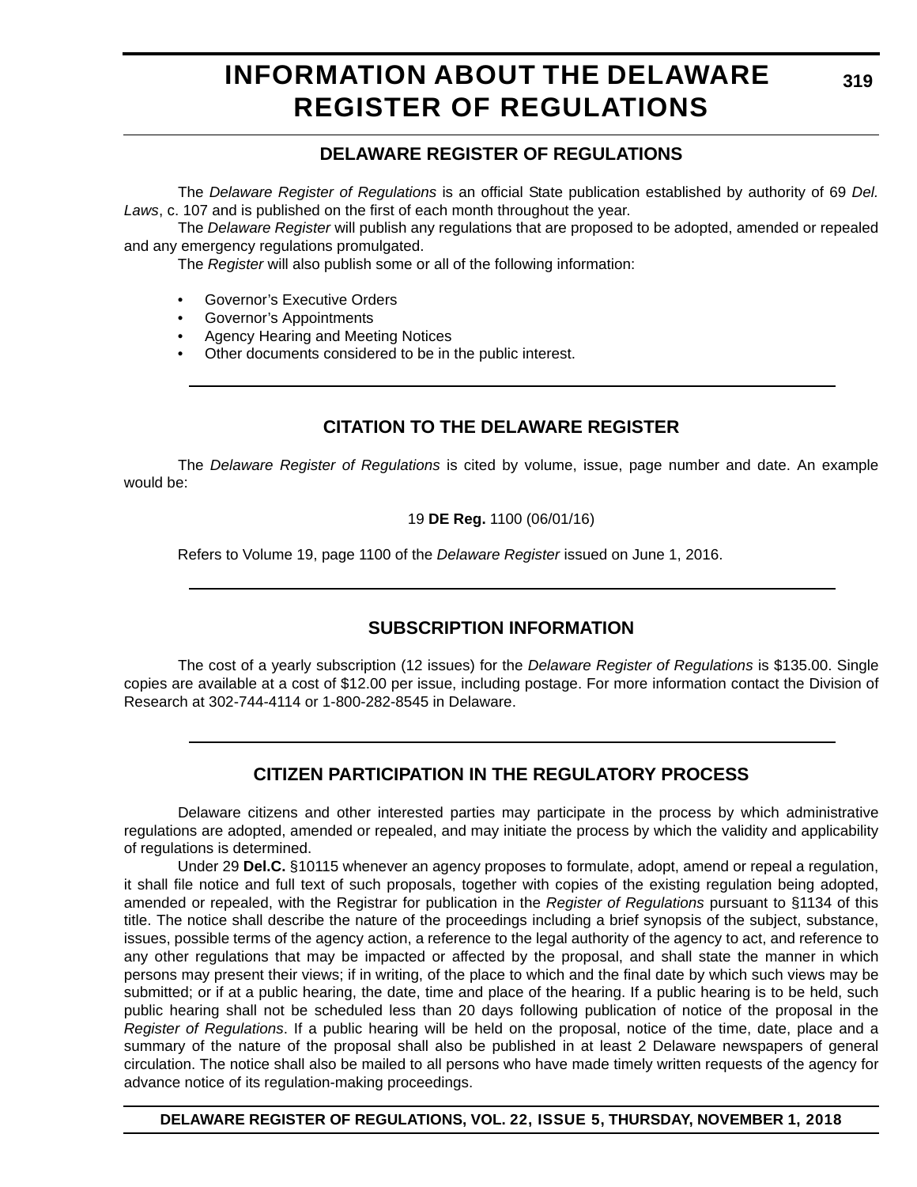# INFORMATION ABOUT THE DELAWARE REGISTER OF REGULATIONS

## DELAWARE REGISTER OF REGULATIONS

The *Delaware Register of Regulations* is an official State publication established by authority of 69 *Del. Laws*, c. 107 and is published on the first of each month throughout the year.

The *Delaware Register* will publish any regulations that are proposed to be adopted, amended or repealed and any emergency regulations promulgated.

The *Register* will also publish some or all of the following information:

- Governor's Executive Orders
- Governor's Appointments
- Agency Hearing and Meeting Notices
- Other documents considered to be in the public interest.

## CITATION TO THE DELAWARE REGISTER

The *Delaware Register of Regulations* is cited by volume, issue, page number and date. An example would be:

19 **DE Reg.** 1100 (06/01/16)

Refers to Volume 19, page 1100 of the *Delaware Register* issued on June 1, 2016.

## SUBSCRIPTION INFORMATION

The cost of a yearly subscription (12 issues) for the *Delaware Register of Regulations* is $135.00. Single copies are available at a cost of $12.00 per issue, including postage. For more information contact the Division of Research at 302-744-4114 or 1-800-282-8545 in Delaware.

## CITIZEN PARTICIPATION IN THE REGULATORY PROCESS

Delaware citizens and other interested parties may participate in the process by which administrative regulations are adopted, amended or repealed, and may initiate the process by which the validity and applicability of regulations is determined.

Under 29 **Del.C.** §10115 whenever an agency proposes to formulate, adopt, amend or repeal a regulation, it shall file notice and full text of such proposals, together with copies of the existing regulation being adopted, amended or repealed, with the Registrar for publication in the *Register of Regulations* pursuant to §1134 of this title. The notice shall describe the nature of the proceedings including a brief synopsis of the subject, substance, issues, possible terms of the agency action, a reference to the legal authority of the agency to act, and reference to any other regulations that may be impacted or affected by the proposal, and shall state the manner in which persons may present their views; if in writing, of the place to which and the final date by which such views may be submitted; or if at a public hearing, the date, time and place of the hearing. If a public hearing is to be held, such public hearing shall not be scheduled less than 20 days following publication of notice of the proposal in the *Register of Regulations*. If a public hearing will be held on the proposal, notice of the time, date, place and a summary of the nature of the proposal shall also be published in at least 2 Delaware newspapers of general circulation. The notice shall also be mailed to all persons who have made timely written requests of the agency for advance notice of its regulation-making proceedings.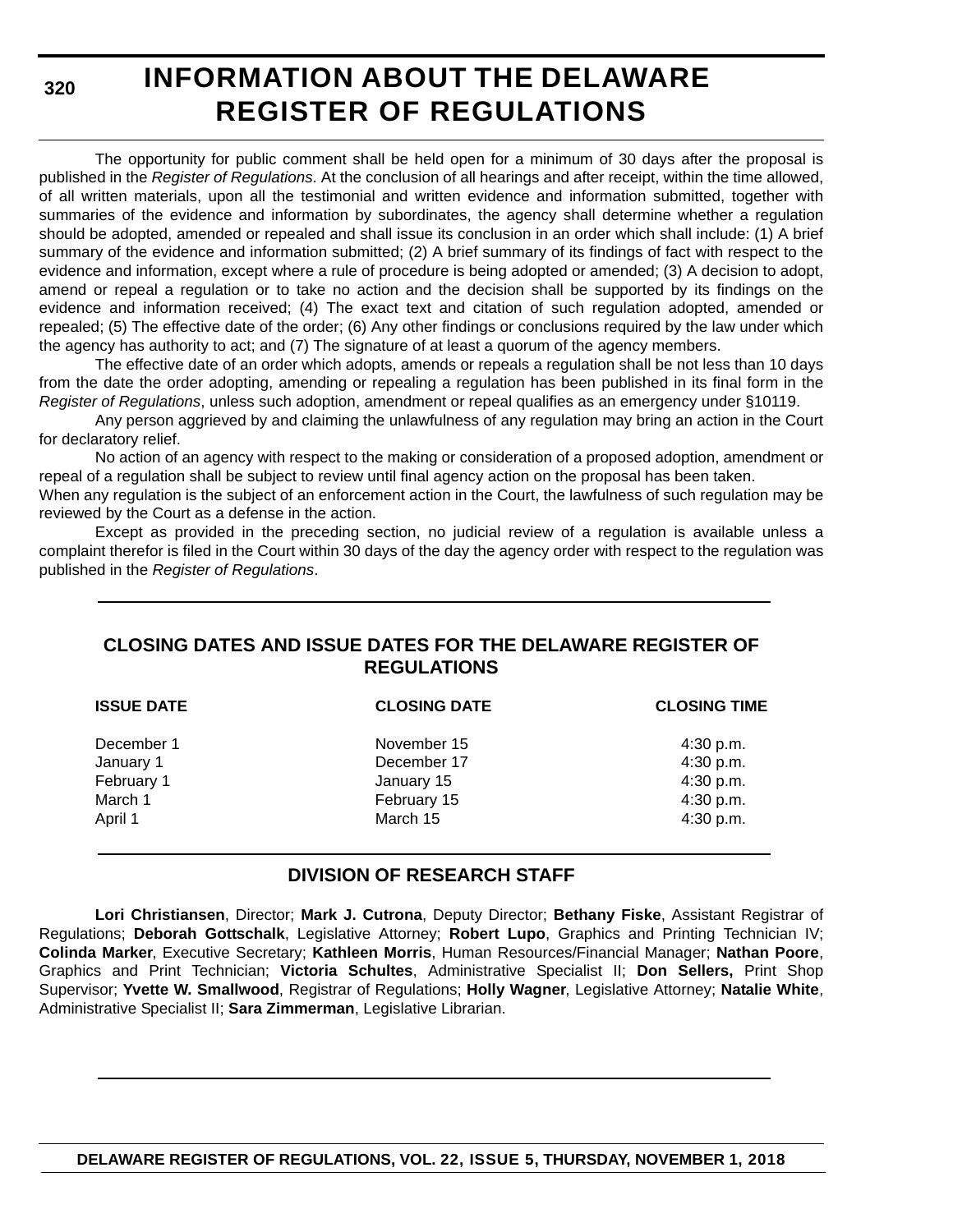# INFORMATION ABOUT THE DELAWARE REGISTER OF REGULATIONS

The opportunity for public comment shall be held open for a minimum of 30 days after the proposal is published in the *Register of Regulations*. At the conclusion of all hearings and after receipt, within the time allowed, of all written materials, upon all the testimonial and written evidence and information submitted, together with summaries of the evidence and information by subordinates, the agency shall determine whether a regulation should be adopted, amended or repealed and shall issue its conclusion in an order which shall include: (1) A brief summary of the evidence and information submitted; (2) A brief summary of its findings of fact with respect to the evidence and information, except where a rule of procedure is being adopted or amended; (3) A decision to adopt, amend or repeal a regulation or to take no action and the decision shall be supported by its findings on the evidence and information received; (4) The exact text and citation of such regulation adopted, amended or repealed; (5) The effective date of the order; (6) Any other findings or conclusions required by the law under which the agency has authority to act; and (7) The signature of at least a quorum of the agency members.

The effective date of an order which adopts, amends or repeals a regulation shall be not less than 10 days from the date the order adopting, amending or repealing a regulation has been published in its final form in the *Register of Regulations*, unless such adoption, amendment or repeal qualifies as an emergency under §10119.

Any person aggrieved by and claiming the unlawfulness of any regulation may bring an action in the Court for declaratory relief.

No action of an agency with respect to the making or consideration of a proposed adoption, amendment or repeal of a regulation shall be subject to review until final agency action on the proposal has been taken.

When any regulation is the subject of an enforcement action in the Court, the lawfulness of such regulation may be reviewed by the Court as a defense in the action.

Except as provided in the preceding section, no judicial review of a regulation is available unless a complaint therefor is filed in the Court within 30 days of the day the agency order with respect to the regulation was published in the *Register of Regulations*.

## CLOSING DATES AND ISSUE DATES FOR THE DELAWARE REGISTER OF REGULATIONS

| ISSUE DATE | CLOSING DATE | CLOSING TIME |
|---|---|---|
| December 1 | November 15 | 4:30 p.m. |
| January 1 | December 17 | 4:30 p.m. |
| February 1 | January 15 | 4:30 p.m. |
| March 1 | February 15 | 4:30 p.m. |
| April 1 | March 15 | 4:30 p.m. |

## DIVISION OF RESEARCH STAFF

**Lori Christiansen**, Director; **Mark J. Cutrona**, Deputy Director; **Bethany Fiske**, Assistant Registrar of Regulations; **Deborah Gottschalk**, Legislative Attorney; **Robert Lupo**, Graphics and Printing Technician IV; **Colinda Marker**, Executive Secretary; **Kathleen Morris**, Human Resources/Financial Manager; **Nathan Poore**, Graphics and Print Technician; **Victoria Schultes**, Administrative Specialist II; **Don Sellers,** Print Shop Supervisor; **Yvette W. Smallwood**, Registrar of Regulations; **Holly Wagner**, Legislative Attorney; **Natalie White**, Administrative Specialist II; **Sara Zimmerman**, Legislative Librarian.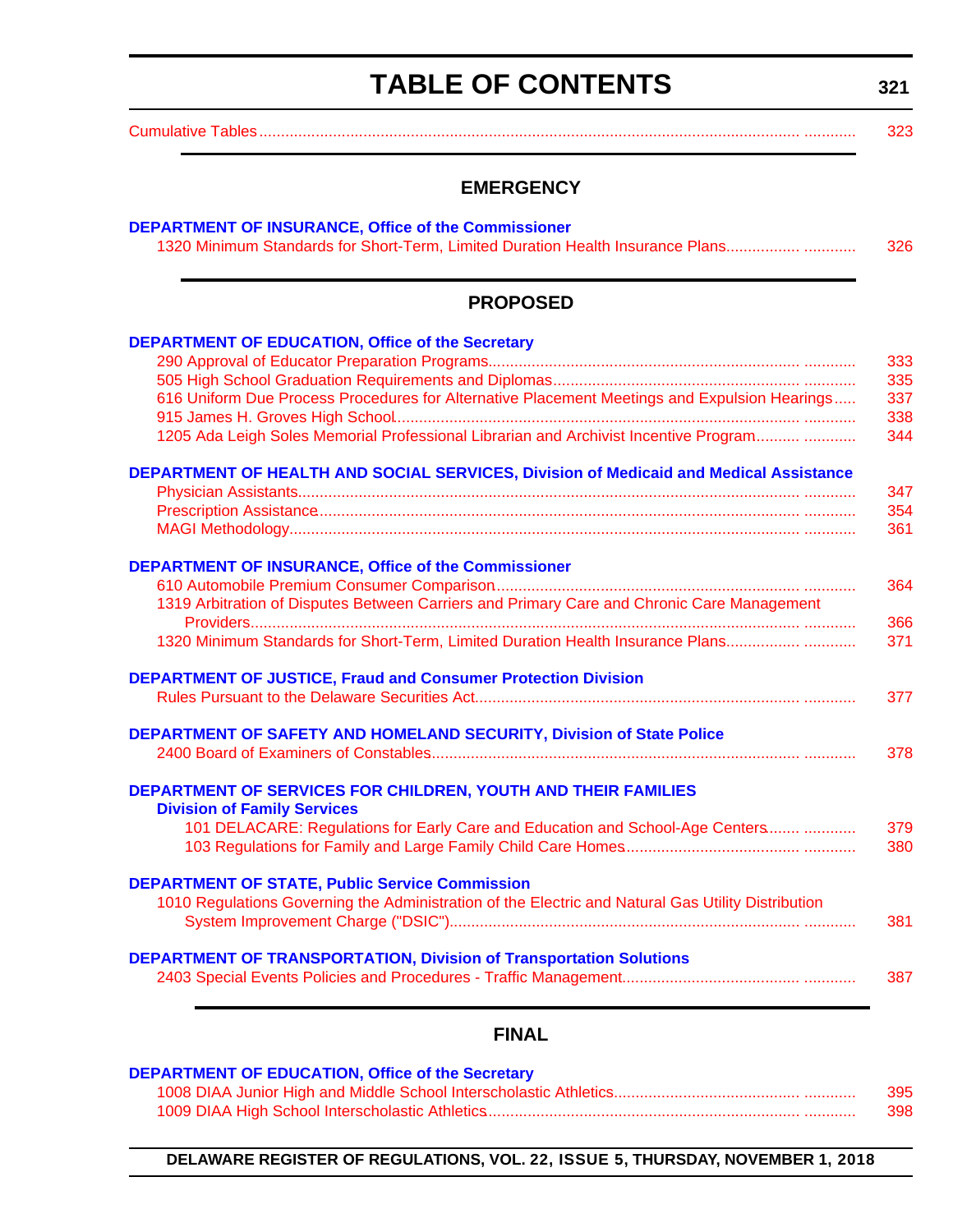# TABLE OF CONTENTS

Cumulative Tables ............................................................ 323

## EMERGENCY

**DEPARTMENT OF INSURANCE, Office of the Commissioner**

1320 Minimum Standards for Short-Term, Limited Duration Health Insurance Plans............ 326

## PROPOSED

**DEPARTMENT OF EDUCATION, Office of the Secretary**

290 Approval of Educator Preparation Programs............................................ 333
505 High School Graduation Requirements and Diplomas.................................. 335
616 Uniform Due Process Procedures for Alternative Placement Meetings and Expulsion Hearings..... 337
915 James H. Groves High School............................................................ 338
1205 Ada Leigh Soles Memorial Professional Librarian and Archivist Incentive Program.......... 344

**DEPARTMENT OF HEALTH AND SOCIAL SERVICES, Division of Medicaid and Medical Assistance**

Physician Assistants........................................................................ 347
Prescription Assistance.................................................................... 354
MAGI Methodology........................................................................... 361

**DEPARTMENT OF INSURANCE, Office of the Commissioner**

610 Automobile Premium Consumer Comparison............................................ 364
1319 Arbitration of Disputes Between Carriers and Primary Care and Chronic Care Management Providers........................................................................ 366
1320 Minimum Standards for Short-Term, Limited Duration Health Insurance Plans............ 371

**DEPARTMENT OF JUSTICE, Fraud and Consumer Protection Division**

Rules Pursuant to the Delaware Securities Act........................................... 377

**DEPARTMENT OF SAFETY AND HOMELAND SECURITY, Division of State Police**

2400 Board of Examiners of Constables....................................................... 378

**DEPARTMENT OF SERVICES FOR CHILDREN, YOUTH AND THEIR FAMILIES**

**Division of Family Services**

101 DELACARE: Regulations for Early Care and Education and School-Age Centers....... 379
103 Regulations for Family and Large Family Child Care Homes.............................. 380

**DEPARTMENT OF STATE, Public Service Commission**

1010 Regulations Governing the Administration of the Electric and Natural Gas Utility Distribution System Improvement Charge ("DSIC")................................................ 381

**DEPARTMENT OF TRANSPORTATION, Division of Transportation Solutions**

2403 Special Events Policies and Procedures - Traffic Management............................ 387

## FINAL

**DEPARTMENT OF EDUCATION, Office of the Secretary**

1008 DIAA Junior High and Middle School Interscholastic Athletics.............................. 395
1009 DIAA High School Interscholastic Athletics................................................... 398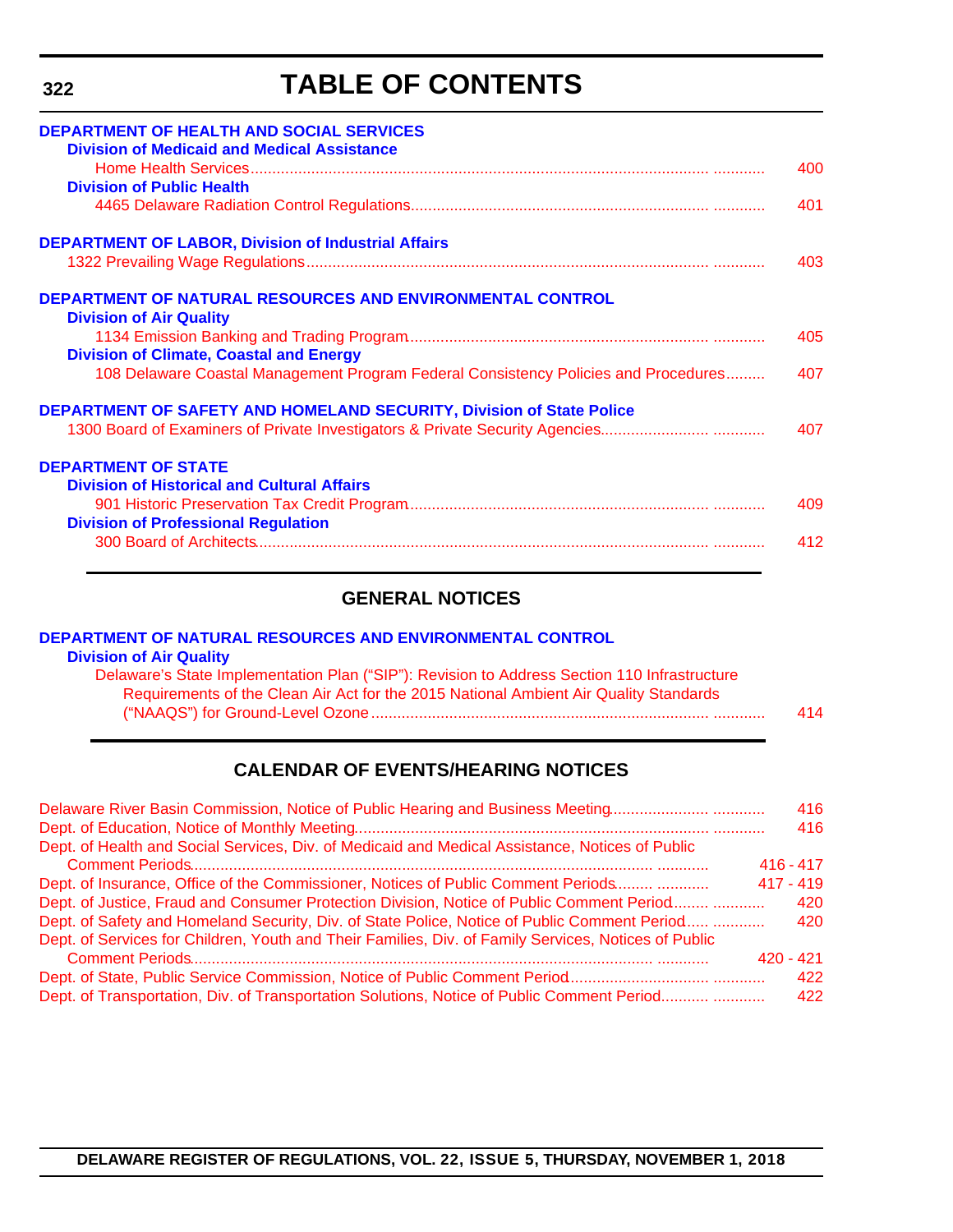# TABLE OF CONTENTS

**DEPARTMENT OF HEALTH AND SOCIAL SERVICES**

**Division of Medicaid and Medical Assistance**

Home Health Services ........................................................................ 400

**Division of Public Health**

4465 Delaware Radiation Control Regulations ........................................................................ 401

**DEPARTMENT OF LABOR, Division of Industrial Affairs**

1322 Prevailing Wage Regulations ........................................................................ 403

**DEPARTMENT OF NATURAL RESOURCES AND ENVIRONMENTAL CONTROL**

**Division of Air Quality**

1134 Emission Banking and Trading Program ........................................................................ 405

**Division of Climate, Coastal and Energy**

108 Delaware Coastal Management Program Federal Consistency Policies and Procedures ......... 407

**DEPARTMENT OF SAFETY AND HOMELAND SECURITY, Division of State Police**

1300 Board of Examiners of Private Investigators & Private Security Agencies ........................ 407

**DEPARTMENT OF STATE**

**Division of Historical and Cultural Affairs**

901 Historic Preservation Tax Credit Program ........................................................................ 409

**Division of Professional Regulation**

300 Board of Architects ........................................................................ 412

## GENERAL NOTICES

**DEPARTMENT OF NATURAL RESOURCES AND ENVIRONMENTAL CONTROL**

**Division of Air Quality**

Delaware's State Implementation Plan ("SIP"): Revision to Address Section 110 Infrastructure Requirements of the Clean Air Act for the 2015 National Ambient Air Quality Standards ("NAAQS") for Ground-Level Ozone ........................................................................ 414

## CALENDAR OF EVENTS/HEARING NOTICES

Delaware River Basin Commission, Notice of Public Hearing and Business Meeting ........................ 416

Dept. of Education, Notice of Monthly Meeting ........................................................................ 416

Dept. of Health and Social Services, Div. of Medicaid and Medical Assistance, Notices of Public Comment Periods ........................................................................ 416 - 417

Dept. of Insurance, Office of the Commissioner, Notices of Public Comment Periods ......... 417 - 419

Dept. of Justice, Fraud and Consumer Protection Division, Notice of Public Comment Period ........ 420

Dept. of Safety and Homeland Security, Div. of State Police, Notice of Public Comment Period ..... 420

Dept. of Services for Children, Youth and Their Families, Div. of Family Services, Notices of Public Comment Periods ........................................................................ 420 - 421

Dept. of State, Public Service Commission, Notice of Public Comment Period ........................ 422

Dept. of Transportation, Div. of Transportation Solutions, Notice of Public Comment Period ........... 422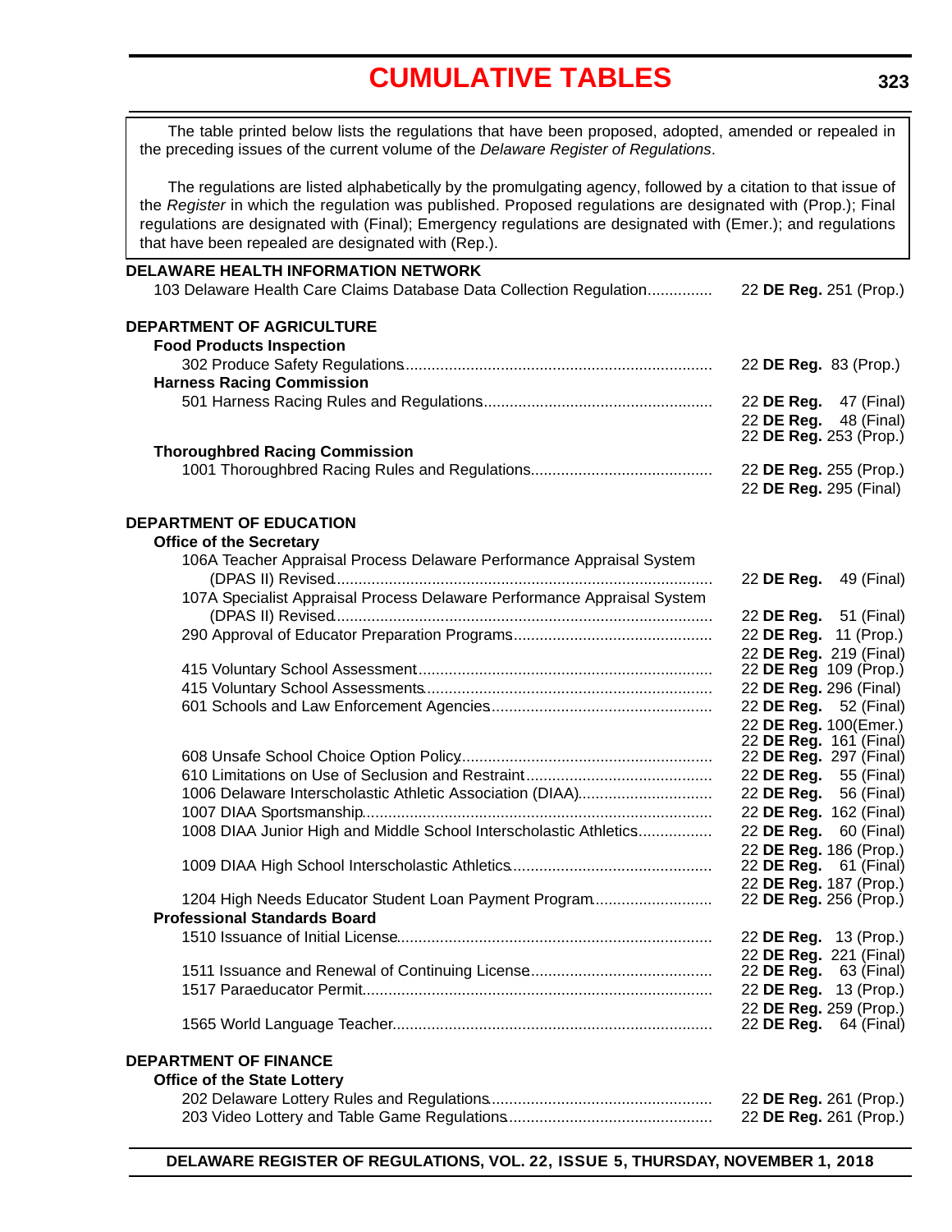# CUMULATIVE TABLES

The table printed below lists the regulations that have been proposed, adopted, amended or repealed in the preceding issues of the current volume of the *Delaware Register of Regulations*.

The regulations are listed alphabetically by the promulgating agency, followed by a citation to that issue of the *Register* in which the regulation was published. Proposed regulations are designated with (Prop.); Final regulations are designated with (Final); Emergency regulations are designated with (Emer.); and regulations that have been repealed are designated with (Rep.).

**DELAWARE HEALTH INFORMATION NETWORK**

| Regulation | Citation |
|---|---|
| 103 Delaware Health Care Claims Database Data Collection Regulation | 22 **DE Reg.** 251 (Prop.) |

**DEPARTMENT OF AGRICULTURE**

**Food Products Inspection**

| Regulation | Citation |
|---|---|
| 302 Produce Safety Regulations | 22 **DE Reg.** 83 (Prop.) |

**Harness Racing Commission**

| Regulation | Citation |
|---|---|
| 501 Harness Racing Rules and Regulations | 22 **DE Reg.** 47 (Final) |
| | 22 **DE Reg.** 48 (Final) |
| | 22 **DE Reg.** 253 (Prop.) |

**Thoroughbred Racing Commission**

| Regulation | Citation |
|---|---|
| 1001 Thoroughbred Racing Rules and Regulations | 22 **DE Reg.** 255 (Prop.) |
| | 22 **DE Reg.** 295 (Final) |

**DEPARTMENT OF EDUCATION**

**Office of the Secretary**

| Regulation | Citation |
|---|---|
| 106A Teacher Appraisal Process Delaware Performance Appraisal System (DPAS II) Revised | 22 **DE Reg.** 49 (Final) |
| 107A Specialist Appraisal Process Delaware Performance Appraisal System (DPAS II) Revised | 22 **DE Reg.** 51 (Final) |
| 290 Approval of Educator Preparation Programs | 22 **DE Reg.** 11 (Prop.) |
| | 22 **DE Reg.** 219 (Final) |
| 415 Voluntary School Assessment | 22 **DE Reg** 109 (Prop.) |
| 415 Voluntary School Assessments | 22 **DE Reg.** 296 (Final) |
| 601 Schools and Law Enforcement Agencies | 22 **DE Reg.** 52 (Final) |
| | 22 **DE Reg.** 100(Emer.) |
| | 22 **DE Reg.** 161 (Final) |
| 608 Unsafe School Choice Option Policy | 22 **DE Reg.** 297 (Final) |
| 610 Limitations on Use of Seclusion and Restraint | 22 **DE Reg.** 55 (Final) |
| 1006 Delaware Interscholastic Athletic Association (DIAA) | 22 **DE Reg.** 56 (Final) |
| 1007 DIAA Sportsmanship | 22 **DE Reg.** 162 (Final) |
| 1008 DIAA Junior High and Middle School Interscholastic Athletics | 22 **DE Reg.** 60 (Final) |
| | 22 **DE Reg.** 186 (Prop.) |
| 1009 DIAA High School Interscholastic Athletics | 22 **DE Reg.** 61 (Final) |
| | 22 **DE Reg.** 187 (Prop.) |
| 1204 High Needs Educator Student Loan Payment Program | 22 **DE Reg.** 256 (Prop.) |

**Professional Standards Board**

| Regulation | Citation |
|---|---|
| 1510 Issuance of Initial License | 22 **DE Reg.** 13 (Prop.) |
| | 22 **DE Reg.** 221 (Final) |
| 1511 Issuance and Renewal of Continuing License | 22 **DE Reg.** 63 (Final) |
| 1517 Paraeducator Permit | 22 **DE Reg.** 13 (Prop.) |
| | 22 **DE Reg.** 259 (Prop.) |
| 1565 World Language Teacher | 22 **DE Reg.** 64 (Final) |

**DEPARTMENT OF FINANCE**

**Office of the State Lottery**

| Regulation | Citation |
|---|---|
| 202 Delaware Lottery Rules and Regulations | 22 **DE Reg.** 261 (Prop.) |
| 203 Video Lottery and Table Game Regulations | 22 **DE Reg.** 261 (Prop.) |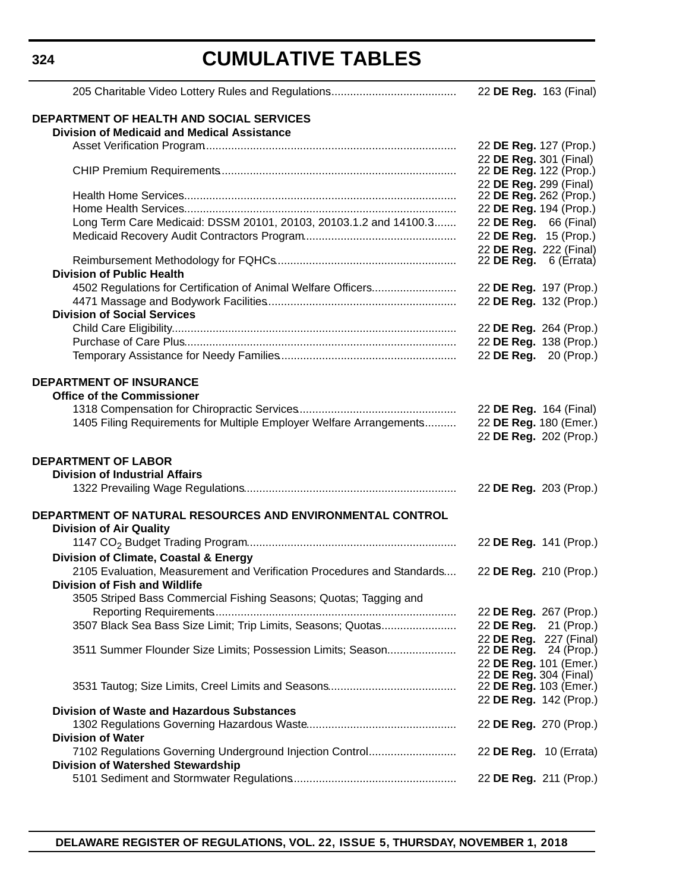# CUMULATIVE TABLES

| | |
|---|---|
| 205 Charitable Video Lottery Rules and Regulations | 22 **DE Reg.** 163 (Final) |
| **DEPARTMENT OF HEALTH AND SOCIAL SERVICES** | |
| **Division of Medicaid and Medical Assistance** | |
| Asset Verification Program | 22 **DE Reg.** 127 (Prop.) |
| | 22 **DE Reg.** 301 (Final) |
| CHIP Premium Requirements | 22 **DE Reg.** 122 (Prop.) |
| | 22 **DE Reg.** 299 (Final) |
| Health Home Services | 22 **DE Reg.** 262 (Prop.) |
| Home Health Services | 22 **DE Reg.** 194 (Prop.) |
| Long Term Care Medicaid: DSSM 20101, 20103, 20103.1.2 and 14100.3 | 22 **DE Reg.** 66 (Final) |
| Medicaid Recovery Audit Contractors Program | 22 **DE Reg.** 15 (Prop.) |
| | 22 **DE Reg.** 222 (Final) |
| Reimbursement Methodology for FQHCs | 22 **DE Reg.** 6 (Errata) |
| **Division of Public Health** | |
| 4502 Regulations for Certification of Animal Welfare Officers | 22 **DE Reg.** 197 (Prop.) |
| 4471 Massage and Bodywork Facilities | 22 **DE Reg.** 132 (Prop.) |
| **Division of Social Services** | |
| Child Care Eligibility | 22 **DE Reg.** 264 (Prop.) |
| Purchase of Care Plus | 22 **DE Reg.** 138 (Prop.) |
| Temporary Assistance for Needy Families | 22 **DE Reg.** 20 (Prop.) |
| **DEPARTMENT OF INSURANCE** | |
| **Office of the Commissioner** | |
| 1318 Compensation for Chiropractic Services | 22 **DE Reg.** 164 (Final) |
| 1405 Filing Requirements for Multiple Employer Welfare Arrangements | 22 **DE Reg.** 180 (Emer.) |
| | 22 **DE Reg.** 202 (Prop.) |
| **DEPARTMENT OF LABOR** | |
| **Division of Industrial Affairs** | |
| 1322 Prevailing Wage Regulations | 22 **DE Reg.** 203 (Prop.) |
| **DEPARTMENT OF NATURAL RESOURCES AND ENVIRONMENTAL CONTROL** | |
| **Division of Air Quality** | |
| 1147 $CO_2$ Budget Trading Program | 22 **DE Reg.** 141 (Prop.) |
| **Division of Climate, Coastal & Energy** | |
| 2105 Evaluation, Measurement and Verification Procedures and Standards | 22 **DE Reg.** 210 (Prop.) |
| **Division of Fish and Wildlife** | |
| 3505 Striped Bass Commercial Fishing Seasons; Quotas; Tagging and Reporting Requirements | 22 **DE Reg.** 267 (Prop.) |
| 3507 Black Sea Bass Size Limit; Trip Limits, Seasons; Quotas | 22 **DE Reg.** 21 (Prop.) |
| | 22 **DE Reg.** 227 (Final) |
| 3511 Summer Flounder Size Limits; Possession Limits; Season | 22 **DE Reg.** 24 (Prop.) |
| | 22 **DE Reg.** 101 (Emer.) |
| | 22 **DE Reg.** 304 (Final) |
| 3531 Tautog; Size Limits, Creel Limits and Seasons | 22 **DE Reg.** 103 (Emer.) |
| | 22 **DE Reg.** 142 (Prop.) |
| **Division of Waste and Hazardous Substances** | |
| 1302 Regulations Governing Hazardous Waste | 22 **DE Reg.** 270 (Prop.) |
| **Division of Water** | |
| 7102 Regulations Governing Underground Injection Control | 22 **DE Reg.** 10 (Errata) |
| **Division of Watershed Stewardship** | |
| 5101 Sediment and Stormwater Regulations | 22 **DE Reg.** 211 (Prop.) |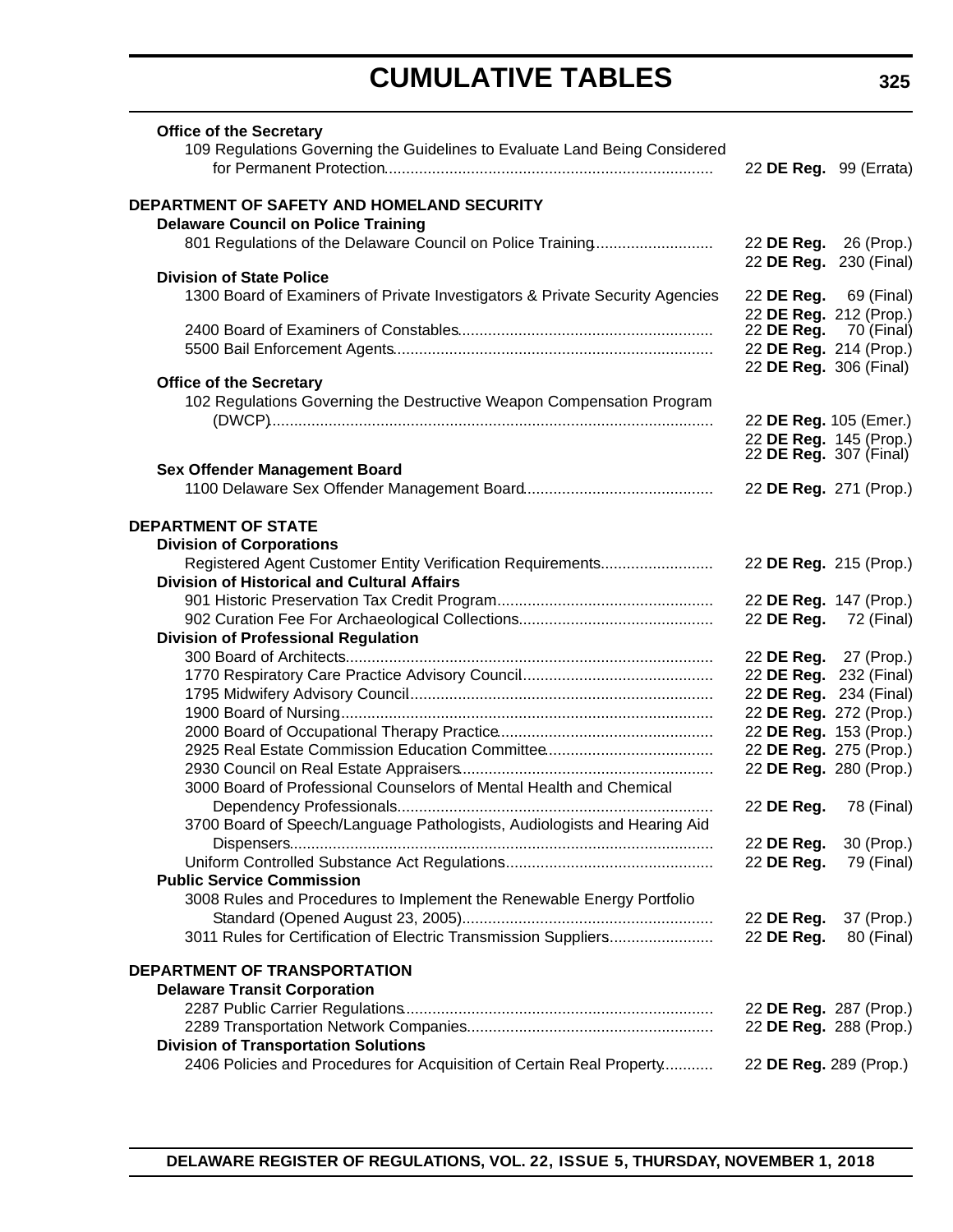# CUMULATIVE TABLES

**Office of the Secretary**

109 Regulations Governing the Guidelines to Evaluate Land Being Considered for Permanent Protection ........ 22 **DE Reg.** 99 (Errata)

**DEPARTMENT OF SAFETY AND HOMELAND SECURITY**

**Delaware Council on Police Training**

801 Regulations of the Delaware Council on Police Training ........ 22 **DE Reg.** 26 (Prop.)
22 **DE Reg.** 230 (Final)

**Division of State Police**

1300 Board of Examiners of Private Investigators & Private Security Agencies ........ 22 **DE Reg.** 69 (Final)
22 **DE Reg.** 212 (Prop.)

2400 Board of Examiners of Constables ........ 22 **DE Reg.** 70 (Final)

5500 Bail Enforcement Agents ........ 22 **DE Reg.** 214 (Prop.)
22 **DE Reg.** 306 (Final)

**Office of the Secretary**

102 Regulations Governing the Destructive Weapon Compensation Program (DWCP) ........ 22 **DE Reg.** 105 (Emer.)
22 **DE Reg.** 145 (Prop.)
22 **DE Reg.** 307 (Final)

**Sex Offender Management Board**

1100 Delaware Sex Offender Management Board ........ 22 **DE Reg.** 271 (Prop.)

**DEPARTMENT OF STATE**

**Division of Corporations**

Registered Agent Customer Entity Verification Requirements ........ 22 **DE Reg.** 215 (Prop.)

**Division of Historical and Cultural Affairs**

901 Historic Preservation Tax Credit Program ........ 22 **DE Reg.** 147 (Prop.)

902 Curation Fee For Archaeological Collections ........ 22 **DE Reg.** 72 (Final)

**Division of Professional Regulation**

300 Board of Architects ........ 22 **DE Reg.** 27 (Prop.)

1770 Respiratory Care Practice Advisory Council ........ 22 **DE Reg.** 232 (Final)

1795 Midwifery Advisory Council ........ 22 **DE Reg.** 234 (Final)

1900 Board of Nursing ........ 22 **DE Reg.** 272 (Prop.)

2000 Board of Occupational Therapy Practice ........ 22 **DE Reg.** 153 (Prop.)

2925 Real Estate Commission Education Committee ........ 22 **DE Reg.** 275 (Prop.)

2930 Council on Real Estate Appraisers ........ 22 **DE Reg.** 280 (Prop.)

3000 Board of Professional Counselors of Mental Health and Chemical Dependency Professionals ........ 22 **DE Reg.** 78 (Final)

3700 Board of Speech/Language Pathologists, Audiologists and Hearing Aid Dispensers ........ 22 **DE Reg.** 30 (Prop.)

Uniform Controlled Substance Act Regulations ........ 22 **DE Reg.** 79 (Final)

**Public Service Commission**

3008 Rules and Procedures to Implement the Renewable Energy Portfolio Standard (Opened August 23, 2005) ........ 22 **DE Reg.** 37 (Prop.)

3011 Rules for Certification of Electric Transmission Suppliers ........ 22 **DE Reg.** 80 (Final)

**DEPARTMENT OF TRANSPORTATION**

**Delaware Transit Corporation**

2287 Public Carrier Regulations ........ 22 **DE Reg.** 287 (Prop.)

2289 Transportation Network Companies ........ 22 **DE Reg.** 288 (Prop.)

**Division of Transportation Solutions**

2406 Policies and Procedures for Acquisition of Certain Real Property ........ 22 **DE Reg.** 289 (Prop.)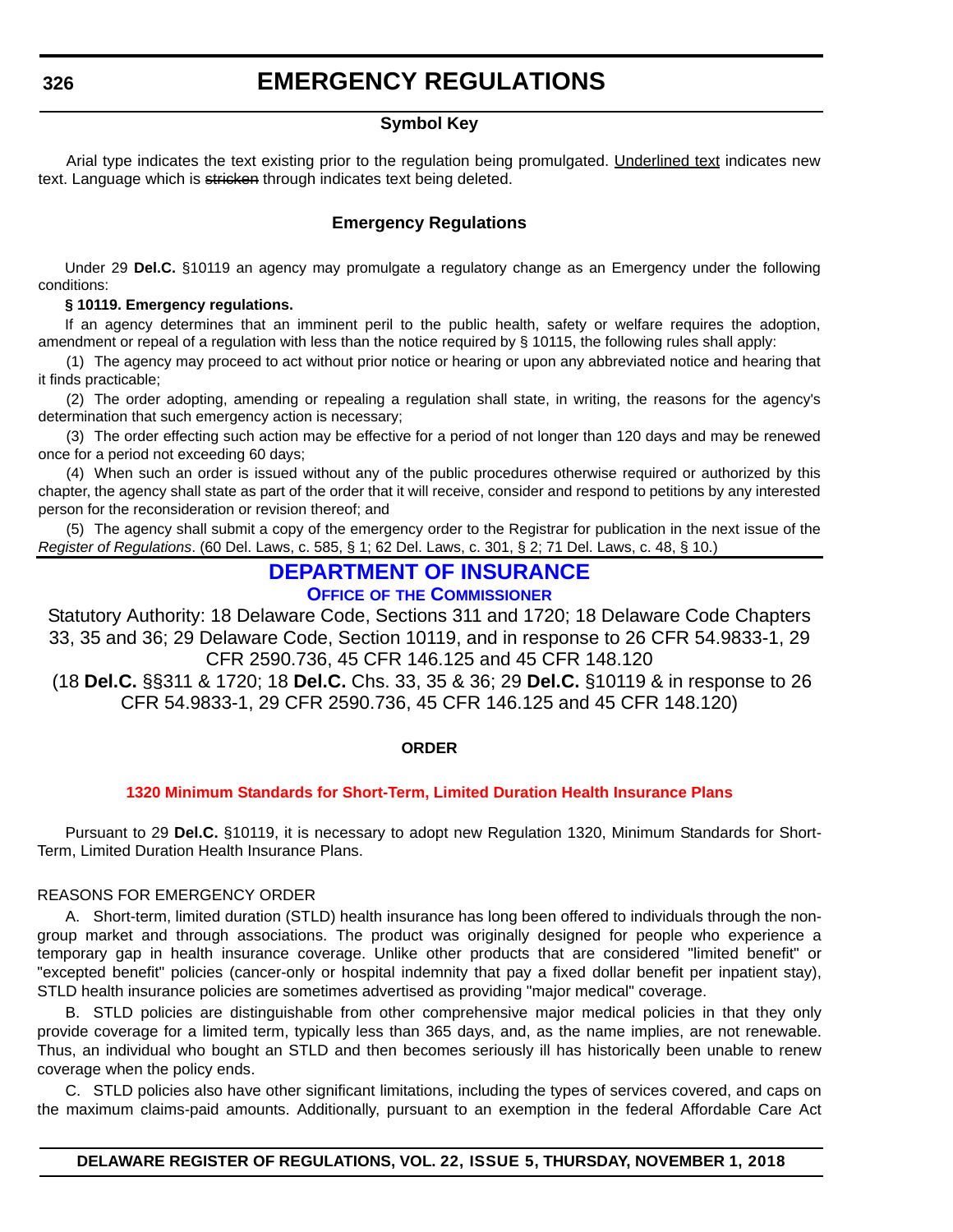# EMERGENCY REGULATIONS

### Symbol Key

Arial type indicates the text existing prior to the regulation being promulgated. Underlined text indicates new text. Language which is ~~stricken~~ through indicates text being deleted.

### Emergency Regulations

Under 29 **Del.C.** §10119 an agency may promulgate a regulatory change as an Emergency under the following conditions:

**§ 10119. Emergency regulations.**

If an agency determines that an imminent peril to the public health, safety or welfare requires the adoption, amendment or repeal of a regulation with less than the notice required by § 10115, the following rules shall apply:

(1) The agency may proceed to act without prior notice or hearing or upon any abbreviated notice and hearing that it finds practicable;

(2) The order adopting, amending or repealing a regulation shall state, in writing, the reasons for the agency's determination that such emergency action is necessary;

(3) The order effecting such action may be effective for a period of not longer than 120 days and may be renewed once for a period not exceeding 60 days;

(4) When such an order is issued without any of the public procedures otherwise required or authorized by this chapter, the agency shall state as part of the order that it will receive, consider and respond to petitions by any interested person for the reconsideration or revision thereof; and

(5) The agency shall submit a copy of the emergency order to the Registrar for publication in the next issue of the *Register of Regulations*. (60 Del. Laws, c. 585, § 1; 62 Del. Laws, c. 301, § 2; 71 Del. Laws, c. 48, § 10.)

## DEPARTMENT OF INSURANCE

### Office of the Commissioner

Statutory Authority: 18 Delaware Code, Sections 311 and 1720; 18 Delaware Code Chapters 33, 35 and 36; 29 Delaware Code, Section 10119, and in response to 26 CFR 54.9833-1, 29 CFR 2590.736, 45 CFR 146.125 and 45 CFR 148.120
(18 **Del.C.** §§311 & 1720; 18 **Del.C.** Chs. 33, 35 & 36; 29 **Del.C.** §10119 & in response to 26 CFR 54.9833-1, 29 CFR 2590.736, 45 CFR 146.125 and 45 CFR 148.120)

**ORDER**

**1320 Minimum Standards for Short-Term, Limited Duration Health Insurance Plans**

Pursuant to 29 **Del.C.** §10119, it is necessary to adopt new Regulation 1320, Minimum Standards for Short-Term, Limited Duration Health Insurance Plans.

REASONS FOR EMERGENCY ORDER

A. Short-term, limited duration (STLD) health insurance has long been offered to individuals through the non-group market and through associations. The product was originally designed for people who experience a temporary gap in health insurance coverage. Unlike other products that are considered "limited benefit" or "excepted benefit" policies (cancer-only or hospital indemnity that pay a fixed dollar benefit per inpatient stay), STLD health insurance policies are sometimes advertised as providing "major medical" coverage.

B. STLD policies are distinguishable from other comprehensive major medical policies in that they only provide coverage for a limited term, typically less than 365 days, and, as the name implies, are not renewable. Thus, an individual who bought an STLD and then becomes seriously ill has historically been unable to renew coverage when the policy ends.

C. STLD policies also have other significant limitations, including the types of services covered, and caps on the maximum claims-paid amounts. Additionally, pursuant to an exemption in the federal Affordable Care Act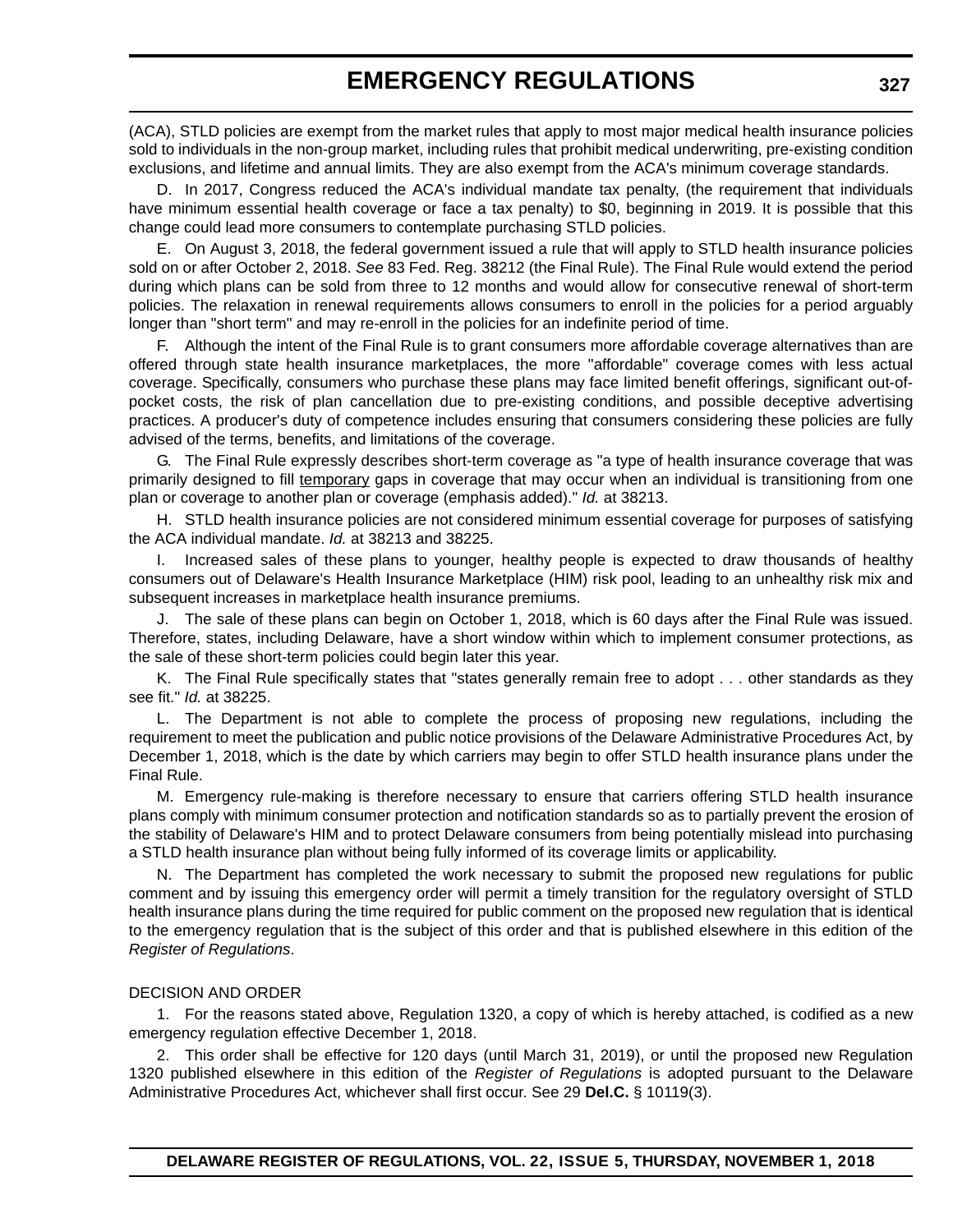(ACA), STLD policies are exempt from the market rules that apply to most major medical health insurance policies sold to individuals in the non-group market, including rules that prohibit medical underwriting, pre-existing condition exclusions, and lifetime and annual limits. They are also exempt from the ACA's minimum coverage standards.

D. In 2017, Congress reduced the ACA's individual mandate tax penalty, (the requirement that individuals have minimum essential health coverage or face a tax penalty) to $0, beginning in 2019. It is possible that this change could lead more consumers to contemplate purchasing STLD policies.

E. On August 3, 2018, the federal government issued a rule that will apply to STLD health insurance policies sold on or after October 2, 2018. *See* 83 Fed. Reg. 38212 (the Final Rule). The Final Rule would extend the period during which plans can be sold from three to 12 months and would allow for consecutive renewal of short-term policies. The relaxation in renewal requirements allows consumers to enroll in the policies for a period arguably longer than "short term" and may re-enroll in the policies for an indefinite period of time.

F. Although the intent of the Final Rule is to grant consumers more affordable coverage alternatives than are offered through state health insurance marketplaces, the more "affordable" coverage comes with less actual coverage. Specifically, consumers who purchase these plans may face limited benefit offerings, significant out-of-pocket costs, the risk of plan cancellation due to pre-existing conditions, and possible deceptive advertising practices. A producer's duty of competence includes ensuring that consumers considering these policies are fully advised of the terms, benefits, and limitations of the coverage.

G. The Final Rule expressly describes short-term coverage as "a type of health insurance coverage that was primarily designed to fill <u>temporary</u> gaps in coverage that may occur when an individual is transitioning from one plan or coverage to another plan or coverage (emphasis added)." *Id.* at 38213.

H. STLD health insurance policies are not considered minimum essential coverage for purposes of satisfying the ACA individual mandate. *Id.* at 38213 and 38225.

I. Increased sales of these plans to younger, healthy people is expected to draw thousands of healthy consumers out of Delaware's Health Insurance Marketplace (HIM) risk pool, leading to an unhealthy risk mix and subsequent increases in marketplace health insurance premiums.

J. The sale of these plans can begin on October 1, 2018, which is 60 days after the Final Rule was issued. Therefore, states, including Delaware, have a short window within which to implement consumer protections, as the sale of these short-term policies could begin later this year.

K. The Final Rule specifically states that "states generally remain free to adopt . . . other standards as they see fit." *Id.* at 38225.

L. The Department is not able to complete the process of proposing new regulations, including the requirement to meet the publication and public notice provisions of the Delaware Administrative Procedures Act, by December 1, 2018, which is the date by which carriers may begin to offer STLD health insurance plans under the Final Rule.

M. Emergency rule-making is therefore necessary to ensure that carriers offering STLD health insurance plans comply with minimum consumer protection and notification standards so as to partially prevent the erosion of the stability of Delaware's HIM and to protect Delaware consumers from being potentially mislead into purchasing a STLD health insurance plan without being fully informed of its coverage limits or applicability.

N. The Department has completed the work necessary to submit the proposed new regulations for public comment and by issuing this emergency order will permit a timely transition for the regulatory oversight of STLD health insurance plans during the time required for public comment on the proposed new regulation that is identical to the emergency regulation that is the subject of this order and that is published elsewhere in this edition of the *Register of Regulations*.

DECISION AND ORDER

1. For the reasons stated above, Regulation 1320, a copy of which is hereby attached, is codified as a new emergency regulation effective December 1, 2018.

2. This order shall be effective for 120 days (until March 31, 2019), or until the proposed new Regulation 1320 published elsewhere in this edition of the *Register of Regulations* is adopted pursuant to the Delaware Administrative Procedures Act, whichever shall first occur. See 29 **Del.C.** § 10119(3).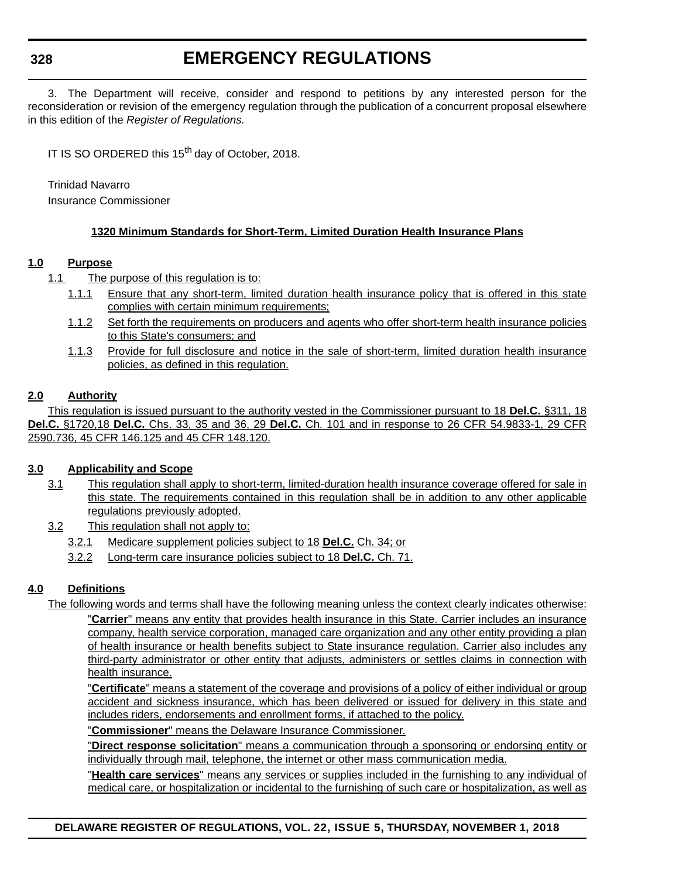3. The Department will receive, consider and respond to petitions by any interested person for the reconsideration or revision of the emergency regulation through the publication of a concurrent proposal elsewhere in this edition of the *Register of Regulations.*

IT IS SO ORDERED this 15th day of October, 2018.

Trinidad Navarro
Insurance Commissioner

## 1320 Minimum Standards for Short-Term, Limited Duration Health Insurance Plans

**1.0 Purpose**

1.1 The purpose of this regulation is to:

1.1.1 Ensure that any short-term, limited duration health insurance policy that is offered in this state complies with certain minimum requirements;

1.1.2 Set forth the requirements on producers and agents who offer short-term health insurance policies to this State's consumers; and

1.1.3 Provide for full disclosure and notice in the sale of short-term, limited duration health insurance policies, as defined in this regulation.

**2.0 Authority**

This regulation is issued pursuant to the authority vested in the Commissioner pursuant to 18 **Del.C.** §311, 18 **Del.C.** §1720,18 **Del.C.** Chs. 33, 35 and 36, 29 **Del.C.** Ch. 101 and in response to 26 CFR 54.9833-1, 29 CFR 2590.736, 45 CFR 146.125 and 45 CFR 148.120.

**3.0 Applicability and Scope**

3.1 This regulation shall apply to short-term, limited-duration health insurance coverage offered for sale in this state. The requirements contained in this regulation shall be in addition to any other applicable regulations previously adopted.

3.2 This regulation shall not apply to:

3.2.1 Medicare supplement policies subject to 18 **Del.C.** Ch. 34; or

3.2.2 Long-term care insurance policies subject to 18 **Del.C.** Ch. 71.

**4.0 Definitions**

The following words and terms shall have the following meaning unless the context clearly indicates otherwise:

"**Carrier**" means any entity that provides health insurance in this State. Carrier includes an insurance company, health service corporation, managed care organization and any other entity providing a plan of health insurance or health benefits subject to State insurance regulation. Carrier also includes any third-party administrator or other entity that adjusts, administers or settles claims in connection with health insurance.

"**Certificate**" means a statement of the coverage and provisions of a policy of either individual or group accident and sickness insurance, which has been delivered or issued for delivery in this state and includes riders, endorsements and enrollment forms, if attached to the policy.

"**Commissioner**" means the Delaware Insurance Commissioner.

"**Direct response solicitation**" means a communication through a sponsoring or endorsing entity or individually through mail, telephone, the internet or other mass communication media.

"**Health care services**" means any services or supplies included in the furnishing to any individual of medical care, or hospitalization or incidental to the furnishing of such care or hospitalization, as well as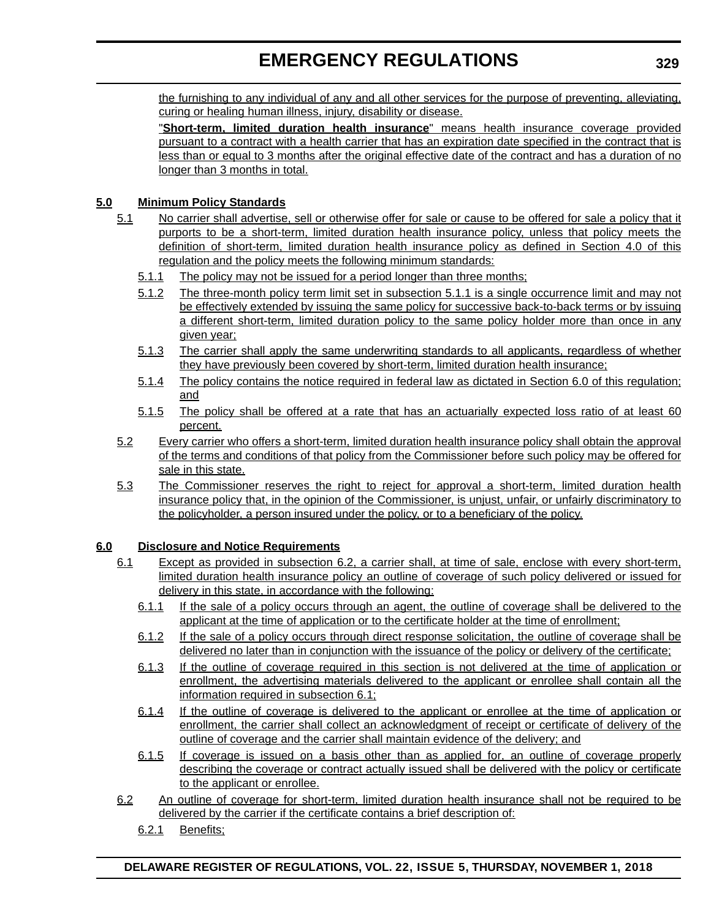the furnishing to any individual of any and all other services for the purpose of preventing, alleviating, curing or healing human illness, injury, disability or disease.

"**Short-term, limited duration health insurance**" means health insurance coverage provided pursuant to a contract with a health carrier that has an expiration date specified in the contract that is less than or equal to 3 months after the original effective date of the contract and has a duration of no longer than 3 months in total.

**5.0 Minimum Policy Standards**

5.1 No carrier shall advertise, sell or otherwise offer for sale or cause to be offered for sale a policy that it purports to be a short-term, limited duration health insurance policy, unless that policy meets the definition of short-term, limited duration health insurance policy as defined in Section 4.0 of this regulation and the policy meets the following minimum standards:

5.1.1 The policy may not be issued for a period longer than three months;

5.1.2 The three-month policy term limit set in subsection 5.1.1 is a single occurrence limit and may not be effectively extended by issuing the same policy for successive back-to-back terms or by issuing a different short-term, limited duration policy to the same policy holder more than once in any given year;

5.1.3 The carrier shall apply the same underwriting standards to all applicants, regardless of whether they have previously been covered by short-term, limited duration health insurance;

5.1.4 The policy contains the notice required in federal law as dictated in Section 6.0 of this regulation; and

5.1.5 The policy shall be offered at a rate that has an actuarially expected loss ratio of at least 60 percent.

5.2 Every carrier who offers a short-term, limited duration health insurance policy shall obtain the approval of the terms and conditions of that policy from the Commissioner before such policy may be offered for sale in this state.

5.3 The Commissioner reserves the right to reject for approval a short-term, limited duration health insurance policy that, in the opinion of the Commissioner, is unjust, unfair, or unfairly discriminatory to the policyholder, a person insured under the policy, or to a beneficiary of the policy.

**6.0 Disclosure and Notice Requirements**

6.1 Except as provided in subsection 6.2, a carrier shall, at time of sale, enclose with every short-term, limited duration health insurance policy an outline of coverage of such policy delivered or issued for delivery in this state, in accordance with the following:

6.1.1 If the sale of a policy occurs through an agent, the outline of coverage shall be delivered to the applicant at the time of application or to the certificate holder at the time of enrollment;

6.1.2 If the sale of a policy occurs through direct response solicitation, the outline of coverage shall be delivered no later than in conjunction with the issuance of the policy or delivery of the certificate;

6.1.3 If the outline of coverage required in this section is not delivered at the time of application or enrollment, the advertising materials delivered to the applicant or enrollee shall contain all the information required in subsection 6.1;

6.1.4 If the outline of coverage is delivered to the applicant or enrollee at the time of application or enrollment, the carrier shall collect an acknowledgment of receipt or certificate of delivery of the outline of coverage and the carrier shall maintain evidence of the delivery; and

6.1.5 If coverage is issued on a basis other than as applied for, an outline of coverage properly describing the coverage or contract actually issued shall be delivered with the policy or certificate to the applicant or enrollee.

6.2 An outline of coverage for short-term, limited duration health insurance shall not be required to be delivered by the carrier if the certificate contains a brief description of:

6.2.1 Benefits;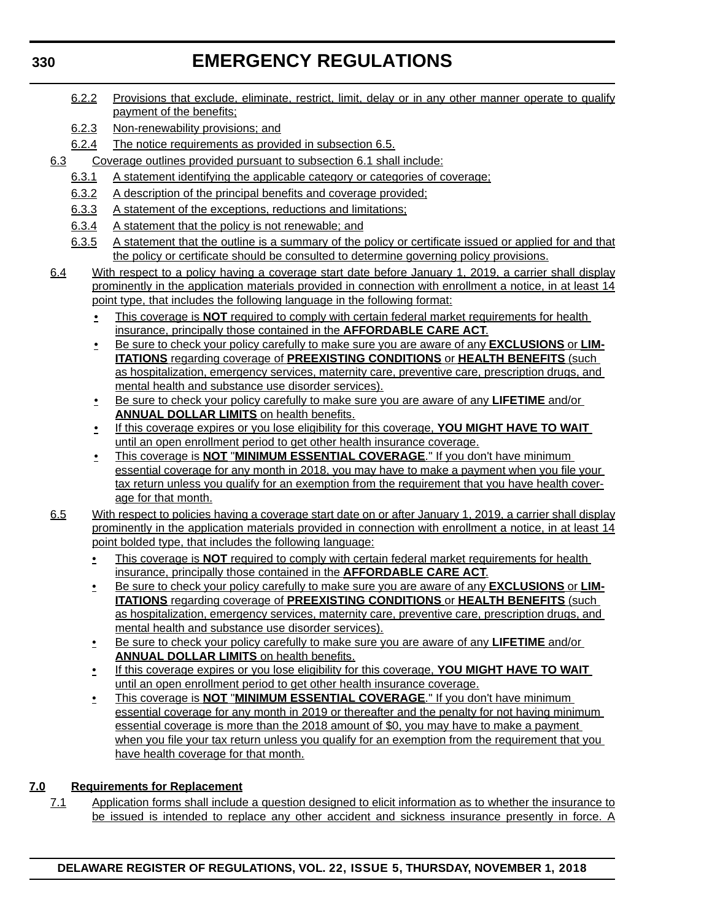6.2.2 Provisions that exclude, eliminate, restrict, limit, delay or in any other manner operate to qualify payment of the benefits;

6.2.3 Non-renewability provisions; and

6.2.4 The notice requirements as provided in subsection 6.5.

6.3 Coverage outlines provided pursuant to subsection 6.1 shall include:

6.3.1 A statement identifying the applicable category or categories of coverage;

6.3.2 A description of the principal benefits and coverage provided;

6.3.3 A statement of the exceptions, reductions and limitations;

6.3.4 A statement that the policy is not renewable; and

6.3.5 A statement that the outline is a summary of the policy or certificate issued or applied for and that the policy or certificate should be consulted to determine governing policy provisions.

6.4 With respect to a policy having a coverage start date before January 1, 2019, a carrier shall display prominently in the application materials provided in connection with enrollment a notice, in at least 14 point type, that includes the following language in the following format:

- This coverage is **NOT** required to comply with certain federal market requirements for health insurance, principally those contained in the **AFFORDABLE CARE ACT**.
- Be sure to check your policy carefully to make sure you are aware of any **EXCLUSIONS** or **LIMITATIONS** regarding coverage of **PREEXISTING CONDITIONS** or **HEALTH BENEFITS** (such as hospitalization, emergency services, maternity care, preventive care, prescription drugs, and mental health and substance use disorder services).
- Be sure to check your policy carefully to make sure you are aware of any **LIFETIME** and/or **ANNUAL DOLLAR LIMITS** on health benefits.
- If this coverage expires or you lose eligibility for this coverage, **YOU MIGHT HAVE TO WAIT** until an open enrollment period to get other health insurance coverage.
- This coverage is **NOT** "**MINIMUM ESSENTIAL COVERAGE**." If you don't have minimum essential coverage for any month in 2018, you may have to make a payment when you file your tax return unless you qualify for an exemption from the requirement that you have health coverage for that month.

6.5 With respect to policies having a coverage start date on or after January 1, 2019, a carrier shall display prominently in the application materials provided in connection with enrollment a notice, in at least 14 point bolded type, that includes the following language:

- This coverage is **NOT** required to comply with certain federal market requirements for health insurance, principally those contained in the **AFFORDABLE CARE ACT**.
- Be sure to check your policy carefully to make sure you are aware of any **EXCLUSIONS** or **LIMITATIONS** regarding coverage of **PREEXISTING CONDITIONS** or **HEALTH BENEFITS** (such as hospitalization, emergency services, maternity care, preventive care, prescription drugs, and mental health and substance use disorder services).
- Be sure to check your policy carefully to make sure you are aware of any **LIFETIME** and/or **ANNUAL DOLLAR LIMITS** on health benefits.
- If this coverage expires or you lose eligibility for this coverage, **YOU MIGHT HAVE TO WAIT** until an open enrollment period to get other health insurance coverage.
- This coverage is **NOT** "**MINIMUM ESSENTIAL COVERAGE**." If you don't have minimum essential coverage for any month in 2019 or thereafter and the penalty for not having minimum essential coverage is more than the 2018 amount of $0, you may have to make a payment when you file your tax return unless you qualify for an exemption from the requirement that you have health coverage for that month.

**7.0 Requirements for Replacement**

7.1 Application forms shall include a question designed to elicit information as to whether the insurance to be issued is intended to replace any other accident and sickness insurance presently in force. A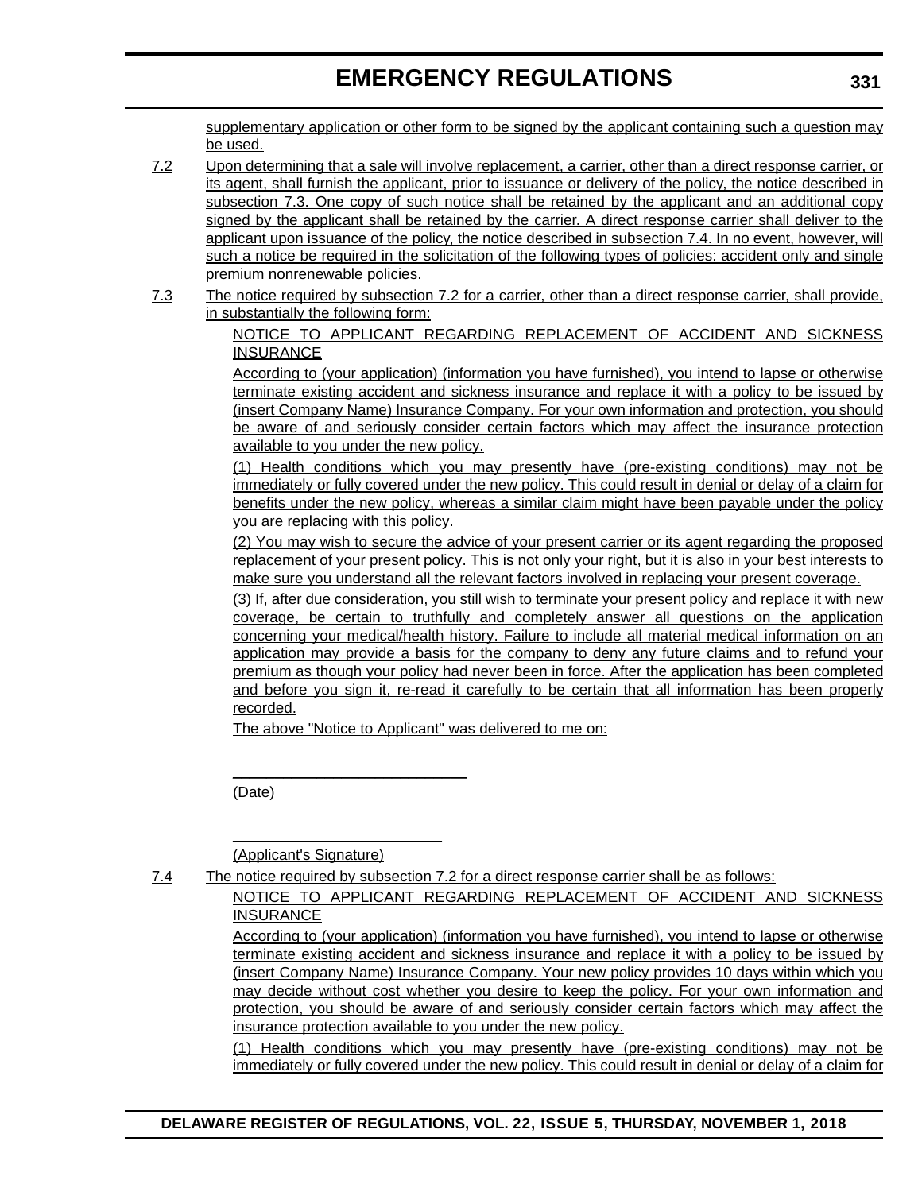supplementary application or other form to be signed by the applicant containing such a question may be used.

7.2 Upon determining that a sale will involve replacement, a carrier, other than a direct response carrier, or its agent, shall furnish the applicant, prior to issuance or delivery of the policy, the notice described in subsection 7.3. One copy of such notice shall be retained by the applicant and an additional copy signed by the applicant shall be retained by the carrier. A direct response carrier shall deliver to the applicant upon issuance of the policy, the notice described in subsection 7.4. In no event, however, will such a notice be required in the solicitation of the following types of policies: accident only and single premium nonrenewable policies.

7.3 The notice required by subsection 7.2 for a carrier, other than a direct response carrier, shall provide, in substantially the following form:

NOTICE TO APPLICANT REGARDING REPLACEMENT OF ACCIDENT AND SICKNESS INSURANCE

According to (your application) (information you have furnished), you intend to lapse or otherwise terminate existing accident and sickness insurance and replace it with a policy to be issued by (insert Company Name) Insurance Company. For your own information and protection, you should be aware of and seriously consider certain factors which may affect the insurance protection available to you under the new policy.

(1) Health conditions which you may presently have (pre-existing conditions) may not be immediately or fully covered under the new policy. This could result in denial or delay of a claim for benefits under the new policy, whereas a similar claim might have been payable under the policy you are replacing with this policy.

(2) You may wish to secure the advice of your present carrier or its agent regarding the proposed replacement of your present policy. This is not only your right, but it is also in your best interests to make sure you understand all the relevant factors involved in replacing your present coverage.

(3) If, after due consideration, you still wish to terminate your present policy and replace it with new coverage, be certain to truthfully and completely answer all questions on the application concerning your medical/health history. Failure to include all material medical information on an application may provide a basis for the company to deny any future claims and to refund your premium as though your policy had never been in force. After the application has been completed and before you sign it, re-read it carefully to be certain that all information has been properly recorded.

The above "Notice to Applicant" was delivered to me on:

\_\_\_\_\_\_\_\_\_\_\_\_\_\_\_\_\_\_\_\_\_\_\_\_\_\_\_\_

(Date)

\_\_\_\_\_\_\_\_\_\_\_\_\_\_\_\_\_\_\_\_\_\_\_\_\_\_\_\_

(Applicant's Signature)

7.4 The notice required by subsection 7.2 for a direct response carrier shall be as follows:

NOTICE TO APPLICANT REGARDING REPLACEMENT OF ACCIDENT AND SICKNESS INSURANCE

According to (your application) (information you have furnished), you intend to lapse or otherwise terminate existing accident and sickness insurance and replace it with a policy to be issued by (insert Company Name) Insurance Company. Your new policy provides 10 days within which you may decide without cost whether you desire to keep the policy. For your own information and protection, you should be aware of and seriously consider certain factors which may affect the insurance protection available to you under the new policy.

(1) Health conditions which you may presently have (pre-existing conditions) may not be immediately or fully covered under the new policy. This could result in denial or delay of a claim for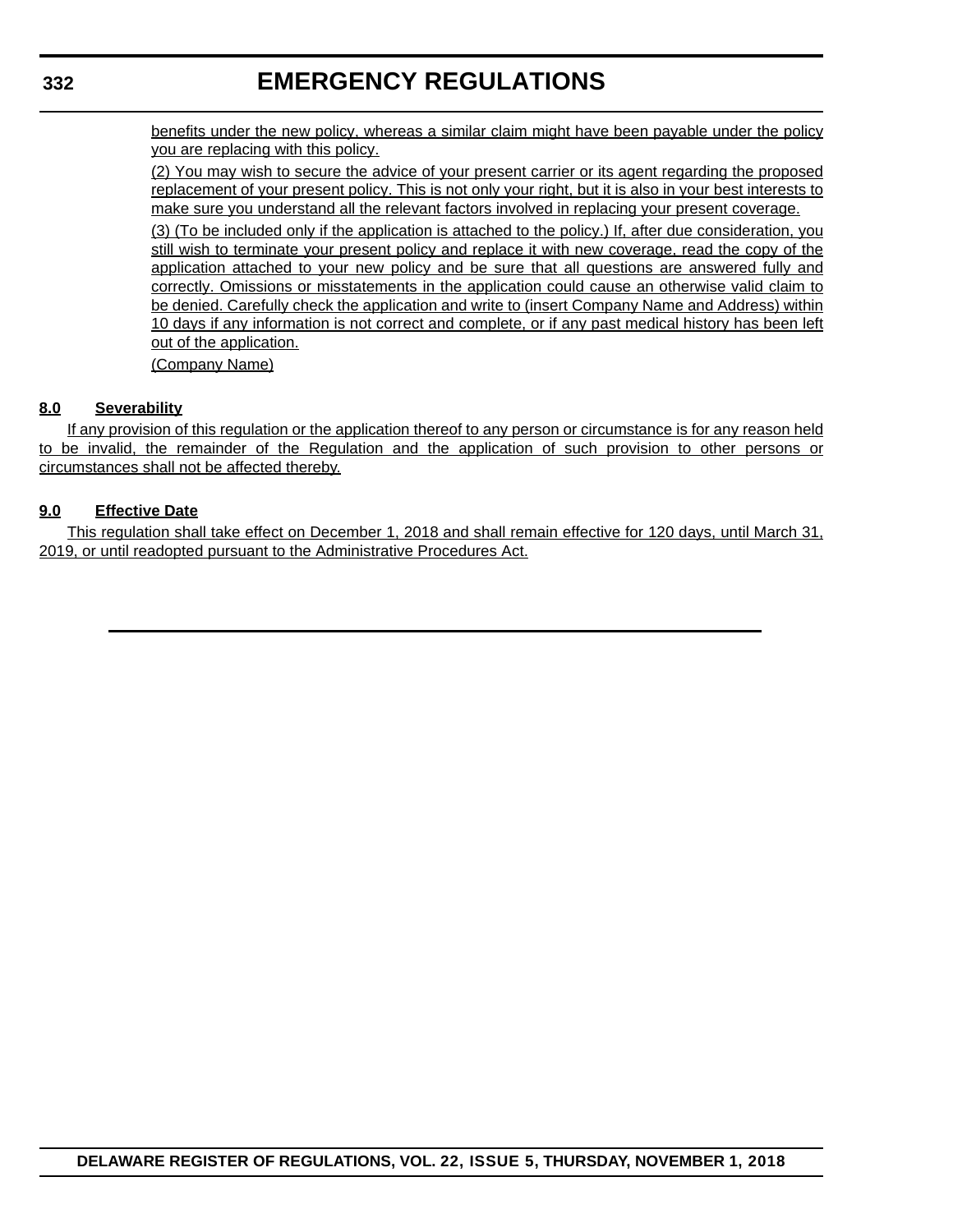benefits under the new policy, whereas a similar claim might have been payable under the policy you are replacing with this policy.

(2) You may wish to secure the advice of your present carrier or its agent regarding the proposed replacement of your present policy. This is not only your right, but it is also in your best interests to make sure you understand all the relevant factors involved in replacing your present coverage.

(3) (To be included only if the application is attached to the policy.) If, after due consideration, you still wish to terminate your present policy and replace it with new coverage, read the copy of the application attached to your new policy and be sure that all questions are answered fully and correctly. Omissions or misstatements in the application could cause an otherwise valid claim to be denied. Carefully check the application and write to (insert Company Name and Address) within 10 days if any information is not correct and complete, or if any past medical history has been left out of the application.

(Company Name)

**8.0 Severability**

If any provision of this regulation or the application thereof to any person or circumstance is for any reason held to be invalid, the remainder of the Regulation and the application of such provision to other persons or circumstances shall not be affected thereby.

**9.0 Effective Date**

This regulation shall take effect on December 1, 2018 and shall remain effective for 120 days, until March 31, 2019, or until readopted pursuant to the Administrative Procedures Act.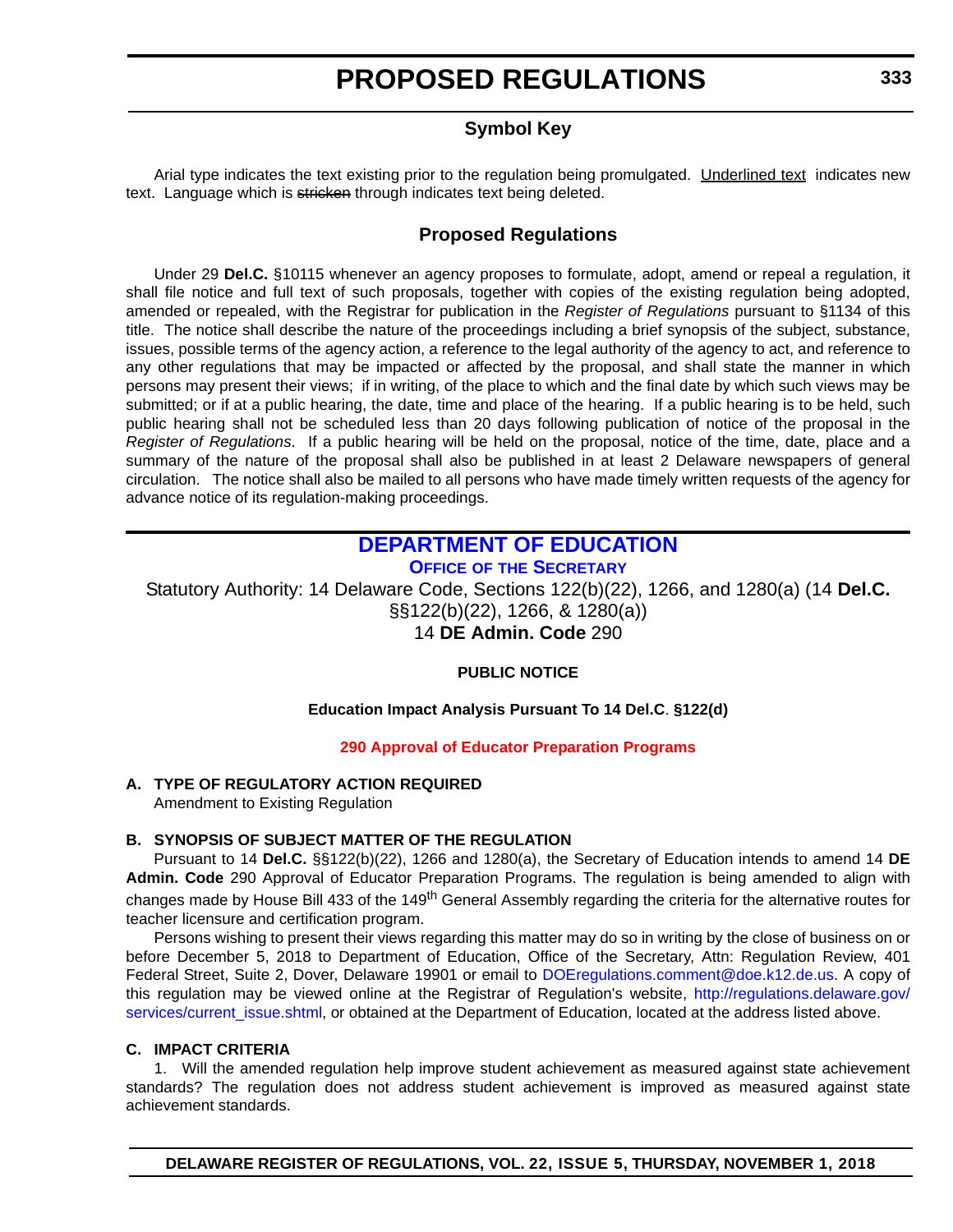# PROPOSED REGULATIONS

## Symbol Key

Arial type indicates the text existing prior to the regulation being promulgated. Underlined text indicates new text. Language which is ~~stricken~~ through indicates text being deleted.

## Proposed Regulations

Under 29 **Del.C.** §10115 whenever an agency proposes to formulate, adopt, amend or repeal a regulation, it shall file notice and full text of such proposals, together with copies of the existing regulation being adopted, amended or repealed, with the Registrar for publication in the *Register of Regulations* pursuant to §1134 of this title. The notice shall describe the nature of the proceedings including a brief synopsis of the subject, substance, issues, possible terms of the agency action, a reference to the legal authority of the agency to act, and reference to any other regulations that may be impacted or affected by the proposal, and shall state the manner in which persons may present their views; if in writing, of the place to which and the final date by which such views may be submitted; or if at a public hearing, the date, time and place of the hearing. If a public hearing is to be held, such public hearing shall not be scheduled less than 20 days following publication of notice of the proposal in the *Register of Regulations*. If a public hearing will be held on the proposal, notice of the time, date, place and a summary of the nature of the proposal shall also be published in at least 2 Delaware newspapers of general circulation. The notice shall also be mailed to all persons who have made timely written requests of the agency for advance notice of its regulation-making proceedings.

## DEPARTMENT OF EDUCATION

### OFFICE OF THE SECRETARY

Statutory Authority: 14 Delaware Code, Sections 122(b)(22), 1266, and 1280(a) (14 **Del.C.** §§122(b)(22), 1266, & 1280(a))
14 **DE Admin. Code** 290

**PUBLIC NOTICE**

**Education Impact Analysis Pursuant To 14 Del.C. §122(d)**

**290 Approval of Educator Preparation Programs**

**A. TYPE OF REGULATORY ACTION REQUIRED**
Amendment to Existing Regulation

**B. SYNOPSIS OF SUBJECT MATTER OF THE REGULATION**

Pursuant to 14 **Del.C.** §§122(b)(22), 1266 and 1280(a), the Secretary of Education intends to amend 14 **DE Admin. Code** 290 Approval of Educator Preparation Programs. The regulation is being amended to align with changes made by House Bill 433 of the 149th General Assembly regarding the criteria for the alternative routes for teacher licensure and certification program.

Persons wishing to present their views regarding this matter may do so in writing by the close of business on or before December 5, 2018 to Department of Education, Office of the Secretary, Attn: Regulation Review, 401 Federal Street, Suite 2, Dover, Delaware 19901 or email to DOEregulations.comment@doe.k12.de.us. A copy of this regulation may be viewed online at the Registrar of Regulation's website, http://regulations.delaware.gov/services/current_issue.shtml, or obtained at the Department of Education, located at the address listed above.

**C. IMPACT CRITERIA**

1. Will the amended regulation help improve student achievement as measured against state achievement standards? The regulation does not address student achievement is improved as measured against state achievement standards.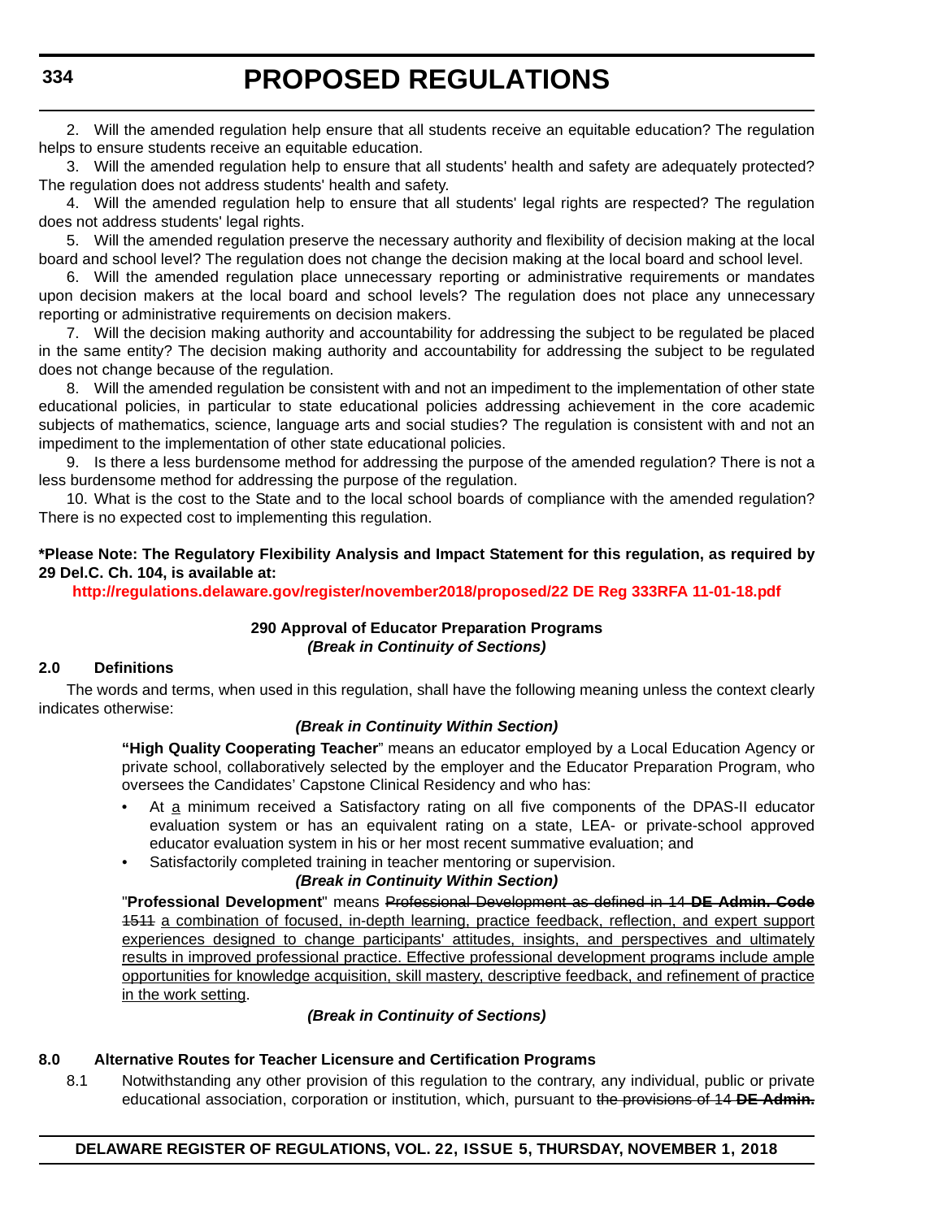2. Will the amended regulation help ensure that all students receive an equitable education? The regulation helps to ensure students receive an equitable education.

3. Will the amended regulation help to ensure that all students' health and safety are adequately protected? The regulation does not address students' health and safety.

4. Will the amended regulation help to ensure that all students' legal rights are respected? The regulation does not address students' legal rights.

5. Will the amended regulation preserve the necessary authority and flexibility of decision making at the local board and school level? The regulation does not change the decision making at the local board and school level.

6. Will the amended regulation place unnecessary reporting or administrative requirements or mandates upon decision makers at the local board and school levels? The regulation does not place any unnecessary reporting or administrative requirements on decision makers.

7. Will the decision making authority and accountability for addressing the subject to be regulated be placed in the same entity? The decision making authority and accountability for addressing the subject to be regulated does not change because of the regulation.

8. Will the amended regulation be consistent with and not an impediment to the implementation of other state educational policies, in particular to state educational policies addressing achievement in the core academic subjects of mathematics, science, language arts and social studies? The regulation is consistent with and not an impediment to the implementation of other state educational policies.

9. Is there a less burdensome method for addressing the purpose of the amended regulation? There is not a less burdensome method for addressing the purpose of the regulation.

10. What is the cost to the State and to the local school boards of compliance with the amended regulation? There is no expected cost to implementing this regulation.

**\*Please Note: The Regulatory Flexibility Analysis and Impact Statement for this regulation, as required by 29 Del.C. Ch. 104, is available at:**

**http://regulations.delaware.gov/register/november2018/proposed/22 DE Reg 333RFA 11-01-18.pdf**

**290 Approval of Educator Preparation Programs**
***(Break in Continuity of Sections)***

**2.0 Definitions**

The words and terms, when used in this regulation, shall have the following meaning unless the context clearly indicates otherwise:

***(Break in Continuity Within Section)***

**"High Quality Cooperating Teacher"** means an educator employed by a Local Education Agency or private school, collaboratively selected by the employer and the Educator Preparation Program, who oversees the Candidates' Capstone Clinical Residency and who has:

- At <u>a</u> minimum received a Satisfactory rating on all five components of the DPAS-II educator evaluation system or has an equivalent rating on a state, LEA- or private-school approved educator evaluation system in his or her most recent summative evaluation; and
- Satisfactorily completed training in teacher mentoring or supervision.

***(Break in Continuity Within Section)***

"**Professional Development**" means ~~Professional Development as defined in 14~~ ~~**DE Admin. Code**~~ ~~1511~~ <u>a combination of focused, in-depth learning, practice feedback, reflection, and expert support experiences designed to change participants' attitudes, insights, and perspectives and ultimately results in improved professional practice. Effective professional development programs include ample opportunities for knowledge acquisition, skill mastery, descriptive feedback, and refinement of practice in the work setting</u>.

***(Break in Continuity of Sections)***

**8.0 Alternative Routes for Teacher Licensure and Certification Programs**

8.1 Notwithstanding any other provision of this regulation to the contrary, any individual, public or private educational association, corporation or institution, which, pursuant to ~~the provisions of 14~~ ~~**DE Admin.**~~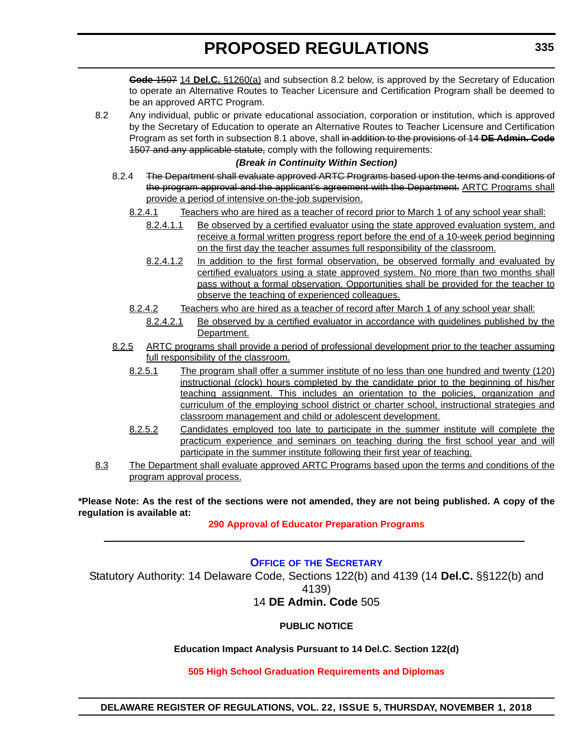~~**Code** 1507~~ 14 **Del.C.** §1260(a) and subsection 8.2 below, is approved by the Secretary of Education to operate an Alternative Routes to Teacher Licensure and Certification Program shall be deemed to be an approved ARTC Program.

8.2 Any individual, public or private educational association, corporation or institution, which is approved by the Secretary of Education to operate an Alternative Routes to Teacher Licensure and Certification Program as set forth in subsection 8.1 above, shall ~~in addition to the provisions of 14 **DE Admin. Code** 1507 and any applicable statute,~~ comply with the following requirements:

***(Break in Continuity Within Section)***

8.2.4 ~~The Department shall evaluate approved ARTC Programs based upon the terms and conditions of the program approval and the applicant's agreement with the Department.~~ ARTC Programs shall provide a period of intensive on-the-job supervision.

8.2.4.1 Teachers who are hired as a teacher of record prior to March 1 of any school year shall:

8.2.4.1.1 Be observed by a certified evaluator using the state approved evaluation system, and receive a formal written progress report before the end of a 10-week period beginning on the first day the teacher assumes full responsibility of the classroom.

8.2.4.1.2 In addition to the first formal observation, be observed formally and evaluated by certified evaluators using a state approved system. No more than two months shall pass without a formal observation. Opportunities shall be provided for the teacher to observe the teaching of experienced colleagues.

8.2.4.2 Teachers who are hired as a teacher of record after March 1 of any school year shall:

8.2.4.2.1 Be observed by a certified evaluator in accordance with guidelines published by the Department.

8.2.5 ARTC programs shall provide a period of professional development prior to the teacher assuming full responsibility of the classroom.

8.2.5.1 The program shall offer a summer institute of no less than one hundred and twenty (120) instructional (clock) hours completed by the candidate prior to the beginning of his/her teaching assignment. This includes an orientation to the policies, organization and curriculum of the employing school district or charter school, instructional strategies and classroom management and child or adolescent development.

8.2.5.2 Candidates employed too late to participate in the summer institute will complete the practicum experience and seminars on teaching during the first school year and will participate in the summer institute following their first year of teaching.

8.3 The Department shall evaluate approved ARTC Programs based upon the terms and conditions of the program approval process.

**\*Please Note: As the rest of the sections were not amended, they are not being published. A copy of the regulation is available at:**

**290 Approval of Educator Preparation Programs**

---

## OFFICE OF THE SECRETARY

Statutory Authority: 14 Delaware Code, Sections 122(b) and 4139 (14 **Del.C.** §§122(b) and 4139)

14 **DE Admin. Code** 505

**PUBLIC NOTICE**

**Education Impact Analysis Pursuant to 14 Del.C. Section 122(d)**

**505 High School Graduation Requirements and Diplomas**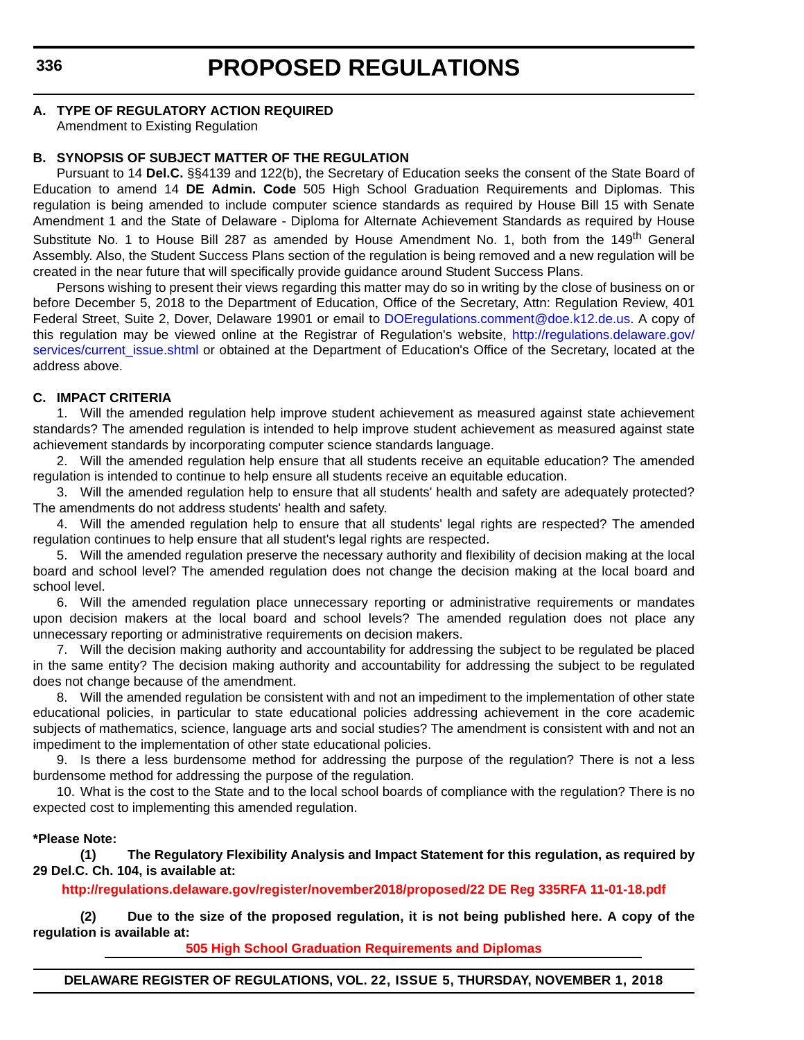**A. TYPE OF REGULATORY ACTION REQUIRED**

Amendment to Existing Regulation

**B. SYNOPSIS OF SUBJECT MATTER OF THE REGULATION**

Pursuant to 14 **Del.C.** §§4139 and 122(b), the Secretary of Education seeks the consent of the State Board of Education to amend 14 **DE Admin. Code** 505 High School Graduation Requirements and Diplomas. This regulation is being amended to include computer science standards as required by House Bill 15 with Senate Amendment 1 and the State of Delaware - Diploma for Alternate Achievement Standards as required by House Substitute No. 1 to House Bill 287 as amended by House Amendment No. 1, both from the 149th General Assembly. Also, the Student Success Plans section of the regulation is being removed and a new regulation will be created in the near future that will specifically provide guidance around Student Success Plans.

Persons wishing to present their views regarding this matter may do so in writing by the close of business on or before December 5, 2018 to the Department of Education, Office of the Secretary, Attn: Regulation Review, 401 Federal Street, Suite 2, Dover, Delaware 19901 or email to DOEregulations.comment@doe.k12.de.us. A copy of this regulation may be viewed online at the Registrar of Regulation's website, http://regulations.delaware.gov/services/current_issue.shtml or obtained at the Department of Education's Office of the Secretary, located at the address above.

**C. IMPACT CRITERIA**

1. Will the amended regulation help improve student achievement as measured against state achievement standards? The amended regulation is intended to help improve student achievement as measured against state achievement standards by incorporating computer science standards language.

2. Will the amended regulation help ensure that all students receive an equitable education? The amended regulation is intended to continue to help ensure all students receive an equitable education.

3. Will the amended regulation help to ensure that all students' health and safety are adequately protected? The amendments do not address students' health and safety.

4. Will the amended regulation help to ensure that all students' legal rights are respected? The amended regulation continues to help ensure that all student's legal rights are respected.

5. Will the amended regulation preserve the necessary authority and flexibility of decision making at the local board and school level? The amended regulation does not change the decision making at the local board and school level.

6. Will the amended regulation place unnecessary reporting or administrative requirements or mandates upon decision makers at the local board and school levels? The amended regulation does not place any unnecessary reporting or administrative requirements on decision makers.

7. Will the decision making authority and accountability for addressing the subject to be regulated be placed in the same entity? The decision making authority and accountability for addressing the subject to be regulated does not change because of the amendment.

8. Will the amended regulation be consistent with and not an impediment to the implementation of other state educational policies, in particular to state educational policies addressing achievement in the core academic subjects of mathematics, science, language arts and social studies? The amendment is consistent with and not an impediment to the implementation of other state educational policies.

9. Is there a less burdensome method for addressing the purpose of the regulation? There is not a less burdensome method for addressing the purpose of the regulation.

10. What is the cost to the State and to the local school boards of compliance with the regulation? There is no expected cost to implementing this amended regulation.

**\*Please Note:**

**(1) The Regulatory Flexibility Analysis and Impact Statement for this regulation, as required by 29 Del.C. Ch. 104, is available at:**

**http://regulations.delaware.gov/register/november2018/proposed/22 DE Reg 335RFA 11-01-18.pdf**

**(2) Due to the size of the proposed regulation, it is not being published here. A copy of the regulation is available at:**

**505 High School Graduation Requirements and Diplomas**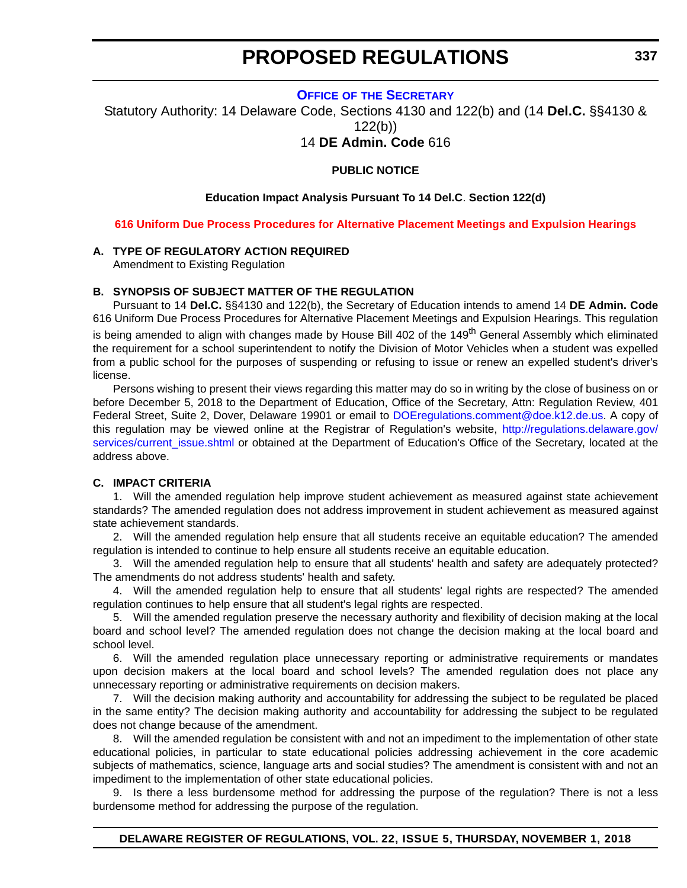## Office of the Secretary

Statutory Authority: 14 Delaware Code, Sections 4130 and 122(b) and (14 **Del.C.** §§4130 & 122(b))

14 **DE Admin. Code** 616

**PUBLIC NOTICE**

**Education Impact Analysis Pursuant To 14 Del.C. Section 122(d)**

**616 Uniform Due Process Procedures for Alternative Placement Meetings and Expulsion Hearings**

**A. TYPE OF REGULATORY ACTION REQUIRED**

Amendment to Existing Regulation

**B. SYNOPSIS OF SUBJECT MATTER OF THE REGULATION**

Pursuant to 14 **Del.C.** §§4130 and 122(b), the Secretary of Education intends to amend 14 **DE Admin. Code** 616 Uniform Due Process Procedures for Alternative Placement Meetings and Expulsion Hearings. This regulation is being amended to align with changes made by House Bill 402 of the 149th General Assembly which eliminated the requirement for a school superintendent to notify the Division of Motor Vehicles when a student was expelled from a public school for the purposes of suspending or refusing to issue or renew an expelled student's driver's license.

Persons wishing to present their views regarding this matter may do so in writing by the close of business on or before December 5, 2018 to the Department of Education, Office of the Secretary, Attn: Regulation Review, 401 Federal Street, Suite 2, Dover, Delaware 19901 or email to DOEregulations.comment@doe.k12.de.us. A copy of this regulation may be viewed online at the Registrar of Regulation's website, http://regulations.delaware.gov/services/current_issue.shtml or obtained at the Department of Education's Office of the Secretary, located at the address above.

**C. IMPACT CRITERIA**

1. Will the amended regulation help improve student achievement as measured against state achievement standards? The amended regulation does not address improvement in student achievement as measured against state achievement standards.

2. Will the amended regulation help ensure that all students receive an equitable education? The amended regulation is intended to continue to help ensure all students receive an equitable education.

3. Will the amended regulation help to ensure that all students' health and safety are adequately protected? The amendments do not address students' health and safety.

4. Will the amended regulation help to ensure that all students' legal rights are respected? The amended regulation continues to help ensure that all student's legal rights are respected.

5. Will the amended regulation preserve the necessary authority and flexibility of decision making at the local board and school level? The amended regulation does not change the decision making at the local board and school level.

6. Will the amended regulation place unnecessary reporting or administrative requirements or mandates upon decision makers at the local board and school levels? The amended regulation does not place any unnecessary reporting or administrative requirements on decision makers.

7. Will the decision making authority and accountability for addressing the subject to be regulated be placed in the same entity? The decision making authority and accountability for addressing the subject to be regulated does not change because of the amendment.

8. Will the amended regulation be consistent with and not an impediment to the implementation of other state educational policies, in particular to state educational policies addressing achievement in the core academic subjects of mathematics, science, language arts and social studies? The amendment is consistent with and not an impediment to the implementation of other state educational policies.

9. Is there a less burdensome method for addressing the purpose of the regulation? There is not a less burdensome method for addressing the purpose of the regulation.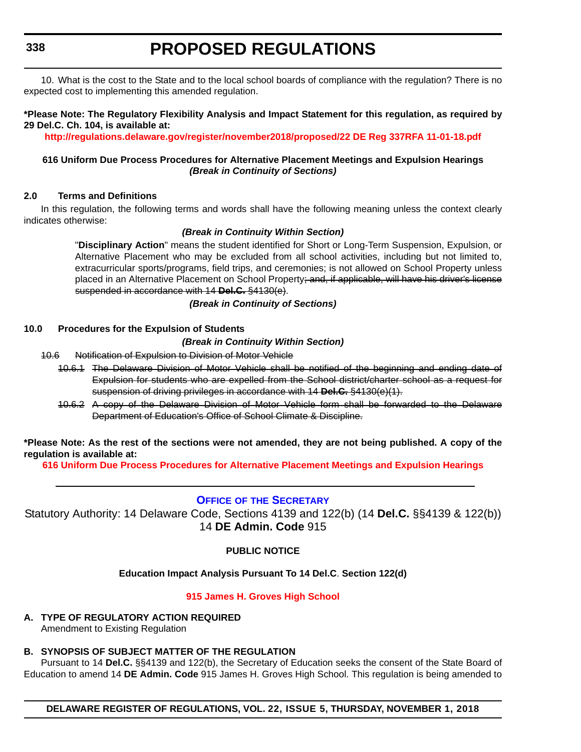10. What is the cost to the State and to the local school boards of compliance with the regulation? There is no expected cost to implementing this amended regulation.

**\*Please Note: The Regulatory Flexibility Analysis and Impact Statement for this regulation, as required by 29 Del.C. Ch. 104, is available at:**

**http://regulations.delaware.gov/register/november2018/proposed/22 DE Reg 337RFA 11-01-18.pdf**

**616 Uniform Due Process Procedures for Alternative Placement Meetings and Expulsion Hearings**
***(Break in Continuity of Sections)***

**2.0 Terms and Definitions**

In this regulation, the following terms and words shall have the following meaning unless the context clearly indicates otherwise:

***(Break in Continuity Within Section)***

"**Disciplinary Action**" means the student identified for Short or Long-Term Suspension, Expulsion, or Alternative Placement who may be excluded from all school activities, including but not limited to, extracurricular sports/programs, field trips, and ceremonies; is not allowed on School Property unless placed in an Alternative Placement on School Property~~; and, if applicable, will have his driver's license suspended in accordance with 14 **Del.C.** §4130(e)~~.

***(Break in Continuity of Sections)***

**10.0 Procedures for the Expulsion of Students**

***(Break in Continuity Within Section)***

~~10.6 Notification of Expulsion to Division of Motor Vehicle~~

~~10.6.1 The Delaware Division of Motor Vehicle shall be notified of the beginning and ending date of Expulsion for students who are expelled from the School district/charter school as a request for suspension of driving privileges in accordance with 14 **Del.C.** §4130(e)(1).~~

~~10.6.2 A copy of the Delaware Division of Motor Vehicle form shall be forwarded to the Delaware Department of Education's Office of School Climate & Discipline.~~

**\*Please Note: As the rest of the sections were not amended, they are not being published. A copy of the regulation is available at:**

**616 Uniform Due Process Procedures for Alternative Placement Meetings and Expulsion Hearings**

---

**OFFICE OF THE SECRETARY**

Statutory Authority: 14 Delaware Code, Sections 4139 and 122(b) (14 **Del.C.** §§4139 & 122(b))
14 **DE Admin. Code** 915

**PUBLIC NOTICE**

**Education Impact Analysis Pursuant To 14 Del.C. Section 122(d)**

**915 James H. Groves High School**

**A. TYPE OF REGULATORY ACTION REQUIRED**

Amendment to Existing Regulation

**B. SYNOPSIS OF SUBJECT MATTER OF THE REGULATION**

Pursuant to 14 **Del.C.** §§4139 and 122(b), the Secretary of Education seeks the consent of the State Board of Education to amend 14 **DE Admin. Code** 915 James H. Groves High School. This regulation is being amended to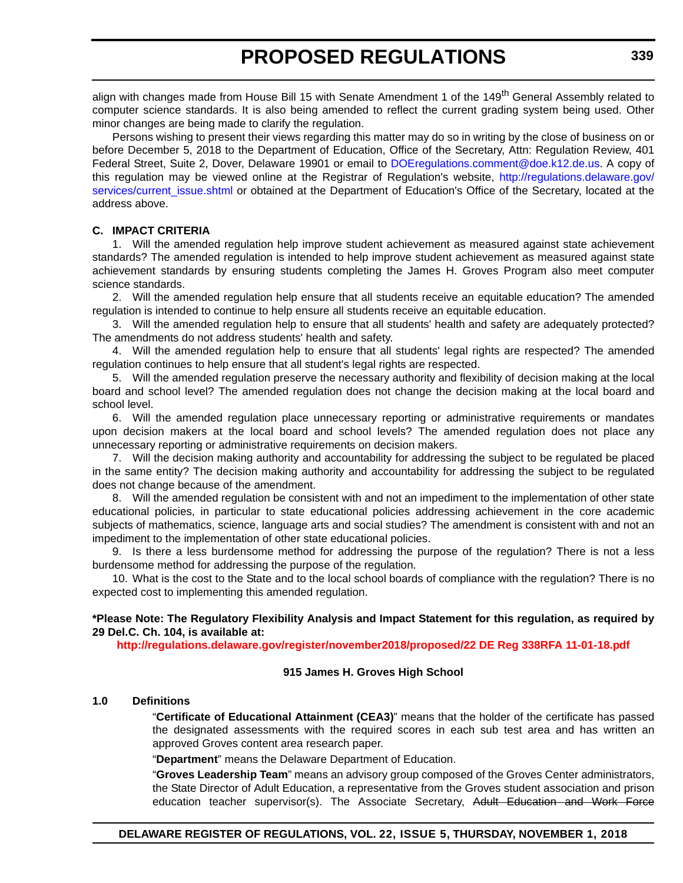align with changes made from House Bill 15 with Senate Amendment 1 of the 149th General Assembly related to computer science standards. It is also being amended to reflect the current grading system being used. Other minor changes are being made to clarify the regulation.

Persons wishing to present their views regarding this matter may do so in writing by the close of business on or before December 5, 2018 to the Department of Education, Office of the Secretary, Attn: Regulation Review, 401 Federal Street, Suite 2, Dover, Delaware 19901 or email to DOEregulations.comment@doe.k12.de.us. A copy of this regulation may be viewed online at the Registrar of Regulation's website, http://regulations.delaware.gov/services/current_issue.shtml or obtained at the Department of Education's Office of the Secretary, located at the address above.

**C. IMPACT CRITERIA**

1. Will the amended regulation help improve student achievement as measured against state achievement standards? The amended regulation is intended to help improve student achievement as measured against state achievement standards by ensuring students completing the James H. Groves Program also meet computer science standards.

2. Will the amended regulation help ensure that all students receive an equitable education? The amended regulation is intended to continue to help ensure all students receive an equitable education.

3. Will the amended regulation help to ensure that all students' health and safety are adequately protected? The amendments do not address students' health and safety.

4. Will the amended regulation help to ensure that all students' legal rights are respected? The amended regulation continues to help ensure that all student's legal rights are respected.

5. Will the amended regulation preserve the necessary authority and flexibility of decision making at the local board and school level? The amended regulation does not change the decision making at the local board and school level.

6. Will the amended regulation place unnecessary reporting or administrative requirements or mandates upon decision makers at the local board and school levels? The amended regulation does not place any unnecessary reporting or administrative requirements on decision makers.

7. Will the decision making authority and accountability for addressing the subject to be regulated be placed in the same entity? The decision making authority and accountability for addressing the subject to be regulated does not change because of the amendment.

8. Will the amended regulation be consistent with and not an impediment to the implementation of other state educational policies, in particular to state educational policies addressing achievement in the core academic subjects of mathematics, science, language arts and social studies? The amendment is consistent with and not an impediment to the implementation of other state educational policies.

9. Is there a less burdensome method for addressing the purpose of the regulation? There is not a less burdensome method for addressing the purpose of the regulation.

10. What is the cost to the State and to the local school boards of compliance with the regulation? There is no expected cost to implementing this amended regulation.

**\*Please Note: The Regulatory Flexibility Analysis and Impact Statement for this regulation, as required by 29 Del.C. Ch. 104, is available at:**

**http://regulations.delaware.gov/register/november2018/proposed/22 DE Reg 338RFA 11-01-18.pdf**

**915 James H. Groves High School**

**1.0 Definitions**

"**Certificate of Educational Attainment (CEA3)**" means that the holder of the certificate has passed the designated assessments with the required scores in each sub test area and has written an approved Groves content area research paper.

"**Department**" means the Delaware Department of Education.

"**Groves Leadership Team**" means an advisory group composed of the Groves Center administrators, the State Director of Adult Education, a representative from the Groves student association and prison education teacher supervisor(s). The Associate Secretary, ~~Adult Education and Work Force~~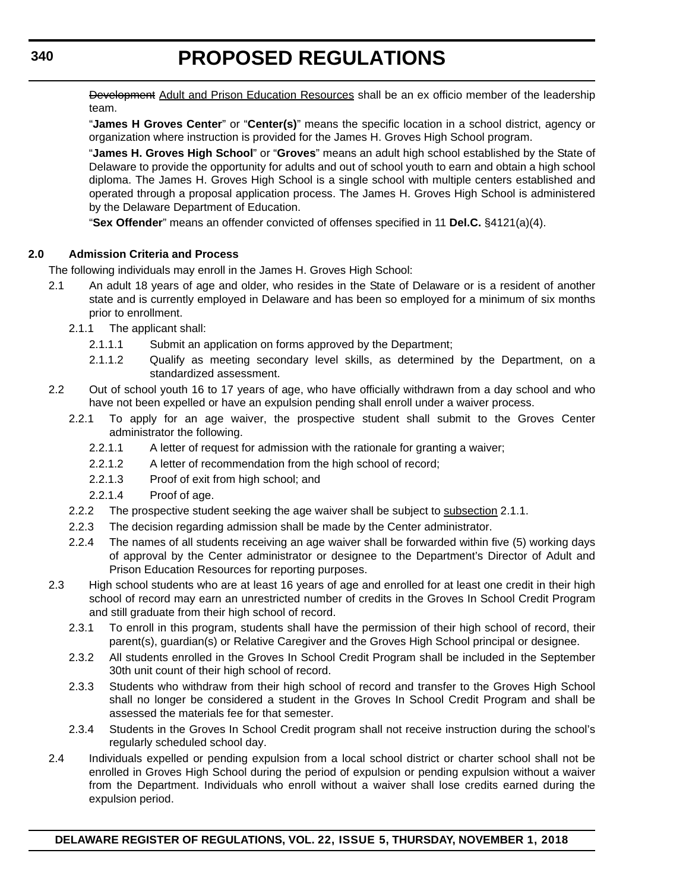~~Development~~ <u>Adult and Prison Education Resources</u> shall be an ex officio member of the leadership team.

"**James H Groves Center**" or "**Center(s)**" means the specific location in a school district, agency or organization where instruction is provided for the James H. Groves High School program.

"**James H. Groves High School**" or "**Groves**" means an adult high school established by the State of Delaware to provide the opportunity for adults and out of school youth to earn and obtain a high school diploma. The James H. Groves High School is a single school with multiple centers established and operated through a proposal application process. The James H. Groves High School is administered by the Delaware Department of Education.

"**Sex Offender**" means an offender convicted of offenses specified in 11 **Del.C.** §4121(a)(4).

**2.0 Admission Criteria and Process**

The following individuals may enroll in the James H. Groves High School:

2.1 An adult 18 years of age and older, who resides in the State of Delaware or is a resident of another state and is currently employed in Delaware and has been so employed for a minimum of six months prior to enrollment.

2.1.1 The applicant shall:

2.1.1.1 Submit an application on forms approved by the Department;

2.1.1.2 Qualify as meeting secondary level skills, as determined by the Department, on a standardized assessment.

2.2 Out of school youth 16 to 17 years of age, who have officially withdrawn from a day school and who have not been expelled or have an expulsion pending shall enroll under a waiver process.

2.2.1 To apply for an age waiver, the prospective student shall submit to the Groves Center administrator the following.

2.2.1.1 A letter of request for admission with the rationale for granting a waiver;

2.2.1.2 A letter of recommendation from the high school of record;

2.2.1.3 Proof of exit from high school; and

2.2.1.4 Proof of age.

2.2.2 The prospective student seeking the age waiver shall be subject to <u>subsection</u> 2.1.1.

2.2.3 The decision regarding admission shall be made by the Center administrator.

2.2.4 The names of all students receiving an age waiver shall be forwarded within five (5) working days of approval by the Center administrator or designee to the Department's Director of Adult and Prison Education Resources for reporting purposes.

2.3 High school students who are at least 16 years of age and enrolled for at least one credit in their high school of record may earn an unrestricted number of credits in the Groves In School Credit Program and still graduate from their high school of record.

2.3.1 To enroll in this program, students shall have the permission of their high school of record, their parent(s), guardian(s) or Relative Caregiver and the Groves High School principal or designee.

2.3.2 All students enrolled in the Groves In School Credit Program shall be included in the September 30th unit count of their high school of record.

2.3.3 Students who withdraw from their high school of record and transfer to the Groves High School shall no longer be considered a student in the Groves In School Credit Program and shall be assessed the materials fee for that semester.

2.3.4 Students in the Groves In School Credit program shall not receive instruction during the school's regularly scheduled school day.

2.4 Individuals expelled or pending expulsion from a local school district or charter school shall not be enrolled in Groves High School during the period of expulsion or pending expulsion without a waiver from the Department. Individuals who enroll without a waiver shall lose credits earned during the expulsion period.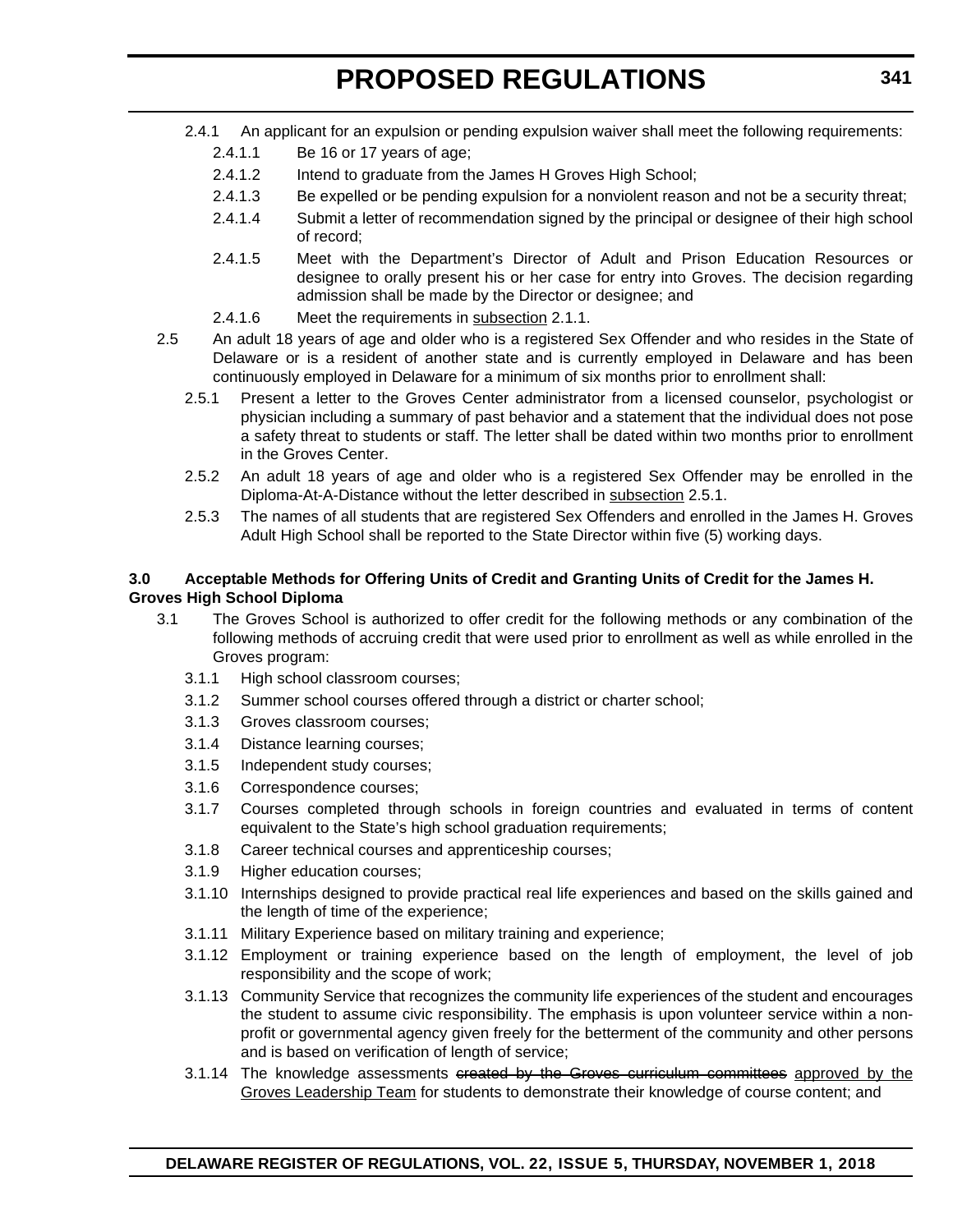2.4.1 An applicant for an expulsion or pending expulsion waiver shall meet the following requirements:

2.4.1.1 Be 16 or 17 years of age;

2.4.1.2 Intend to graduate from the James H Groves High School;

2.4.1.3 Be expelled or be pending expulsion for a nonviolent reason and not be a security threat;

2.4.1.4 Submit a letter of recommendation signed by the principal or designee of their high school of record;

2.4.1.5 Meet with the Department's Director of Adult and Prison Education Resources or designee to orally present his or her case for entry into Groves. The decision regarding admission shall be made by the Director or designee; and

2.4.1.6 Meet the requirements in <u>subsection</u> 2.1.1.

2.5 An adult 18 years of age and older who is a registered Sex Offender and who resides in the State of Delaware or is a resident of another state and is currently employed in Delaware and has been continuously employed in Delaware for a minimum of six months prior to enrollment shall:

2.5.1 Present a letter to the Groves Center administrator from a licensed counselor, psychologist or physician including a summary of past behavior and a statement that the individual does not pose a safety threat to students or staff. The letter shall be dated within two months prior to enrollment in the Groves Center.

2.5.2 An adult 18 years of age and older who is a registered Sex Offender may be enrolled in the Diploma-At-A-Distance without the letter described in <u>subsection</u> 2.5.1.

2.5.3 The names of all students that are registered Sex Offenders and enrolled in the James H. Groves Adult High School shall be reported to the State Director within five (5) working days.

**3.0 Acceptable Methods for Offering Units of Credit and Granting Units of Credit for the James H. Groves High School Diploma**

3.1 The Groves School is authorized to offer credit for the following methods or any combination of the following methods of accruing credit that were used prior to enrollment as well as while enrolled in the Groves program:

3.1.1 High school classroom courses;

3.1.2 Summer school courses offered through a district or charter school;

3.1.3 Groves classroom courses;

3.1.4 Distance learning courses;

3.1.5 Independent study courses;

3.1.6 Correspondence courses;

3.1.7 Courses completed through schools in foreign countries and evaluated in terms of content equivalent to the State's high school graduation requirements;

3.1.8 Career technical courses and apprenticeship courses;

3.1.9 Higher education courses;

3.1.10 Internships designed to provide practical real life experiences and based on the skills gained and the length of time of the experience;

3.1.11 Military Experience based on military training and experience;

3.1.12 Employment or training experience based on the length of employment, the level of job responsibility and the scope of work;

3.1.13 Community Service that recognizes the community life experiences of the student and encourages the student to assume civic responsibility. The emphasis is upon volunteer service within a non-profit or governmental agency given freely for the betterment of the community and other persons and is based on verification of length of service;

3.1.14 The knowledge assessments ~~created by the Groves curriculum committees~~ <u>approved by the Groves Leadership Team</u> for students to demonstrate their knowledge of course content; and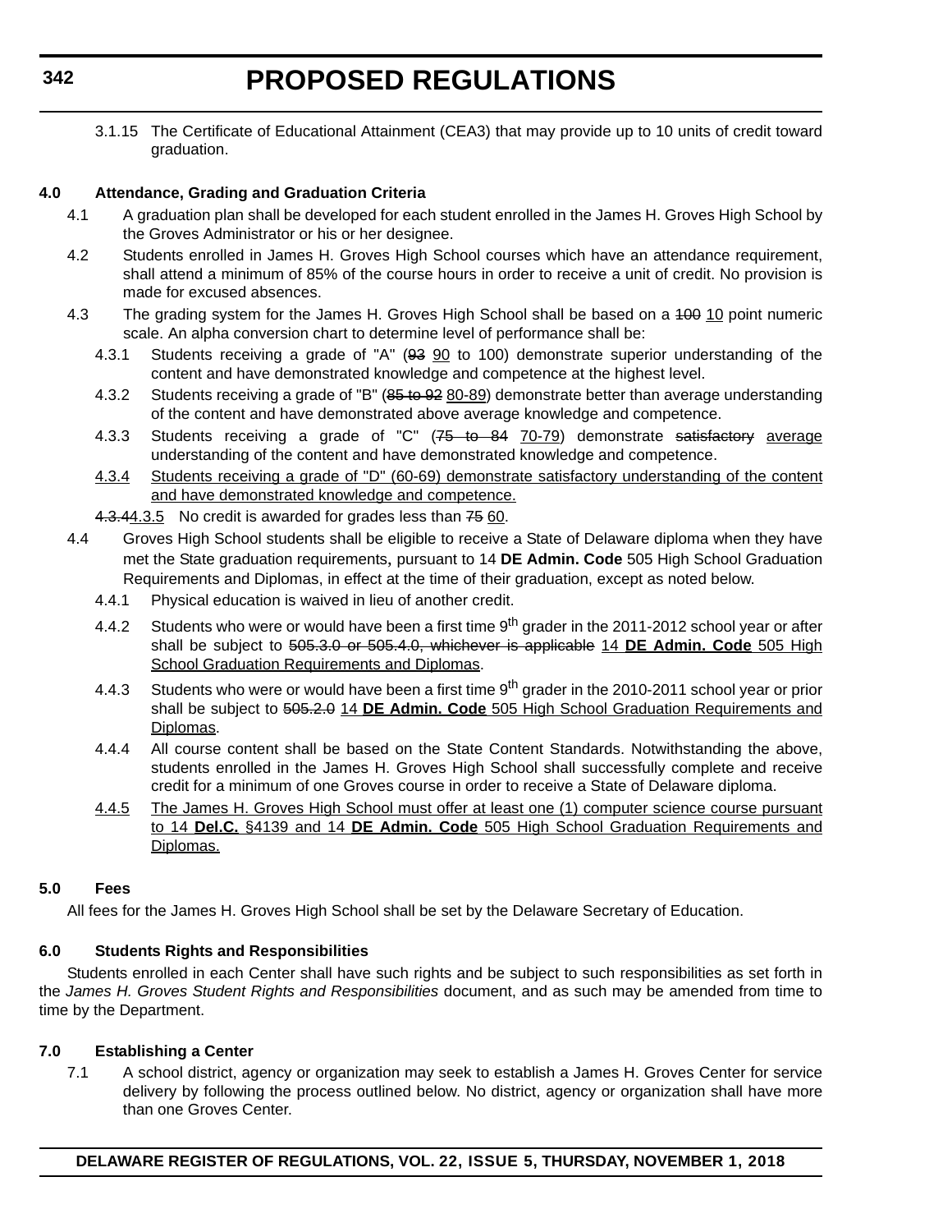3.1.15 The Certificate of Educational Attainment (CEA3) that may provide up to 10 units of credit toward graduation.

**4.0 Attendance, Grading and Graduation Criteria**

4.1 A graduation plan shall be developed for each student enrolled in the James H. Groves High School by the Groves Administrator or his or her designee.

4.2 Students enrolled in James H. Groves High School courses which have an attendance requirement, shall attend a minimum of 85% of the course hours in order to receive a unit of credit. No provision is made for excused absences.

4.3 The grading system for the James H. Groves High School shall be based on a ~~100~~ <u>10</u> point numeric scale. An alpha conversion chart to determine level of performance shall be:

4.3.1 Students receiving a grade of "A" (~~93~~ <u>90</u> to 100) demonstrate superior understanding of the content and have demonstrated knowledge and competence at the highest level.

4.3.2 Students receiving a grade of "B" (~~85 to 92~~ <u>80-89</u>) demonstrate better than average understanding of the content and have demonstrated above average knowledge and competence.

4.3.3 Students receiving a grade of "C" (~~75 to 84~~ <u>70-79</u>) demonstrate ~~satisfactory~~ <u>average</u> understanding of the content and have demonstrated knowledge and competence.

<u>4.3.4 Students receiving a grade of "D" (60-69) demonstrate satisfactory understanding of the content and have demonstrated knowledge and competence.</u>

~~4.3.4~~<u>4.3.5</u> No credit is awarded for grades less than ~~75~~ <u>60</u>.

4.4 Groves High School students shall be eligible to receive a State of Delaware diploma when they have met the State graduation requirements, pursuant to 14 **DE Admin. Code** 505 High School Graduation Requirements and Diplomas, in effect at the time of their graduation, except as noted below.

4.4.1 Physical education is waived in lieu of another credit.

4.4.2 Students who were or would have been a first time 9th grader in the 2011-2012 school year or after shall be subject to ~~505.3.0 or 505.4.0, whichever is applicable~~ <u>14 **DE Admin. Code** 505 High School Graduation Requirements and Diplomas</u>.

4.4.3 Students who were or would have been a first time 9th grader in the 2010-2011 school year or prior shall be subject to ~~505.2.0~~ <u>14 **DE Admin. Code** 505 High School Graduation Requirements and Diplomas</u>.

4.4.4 All course content shall be based on the State Content Standards. Notwithstanding the above, students enrolled in the James H. Groves High School shall successfully complete and receive credit for a minimum of one Groves course in order to receive a State of Delaware diploma.

<u>4.4.5 The James H. Groves High School must offer at least one (1) computer science course pursuant to 14 **Del.C.** §4139 and 14 **DE Admin. Code** 505 High School Graduation Requirements and Diplomas.</u>

**5.0 Fees**

All fees for the James H. Groves High School shall be set by the Delaware Secretary of Education.

**6.0 Students Rights and Responsibilities**

Students enrolled in each Center shall have such rights and be subject to such responsibilities as set forth in the *James H. Groves Student Rights and Responsibilities* document, and as such may be amended from time to time by the Department.

**7.0 Establishing a Center**

7.1 A school district, agency or organization may seek to establish a James H. Groves Center for service delivery by following the process outlined below. No district, agency or organization shall have more than one Groves Center.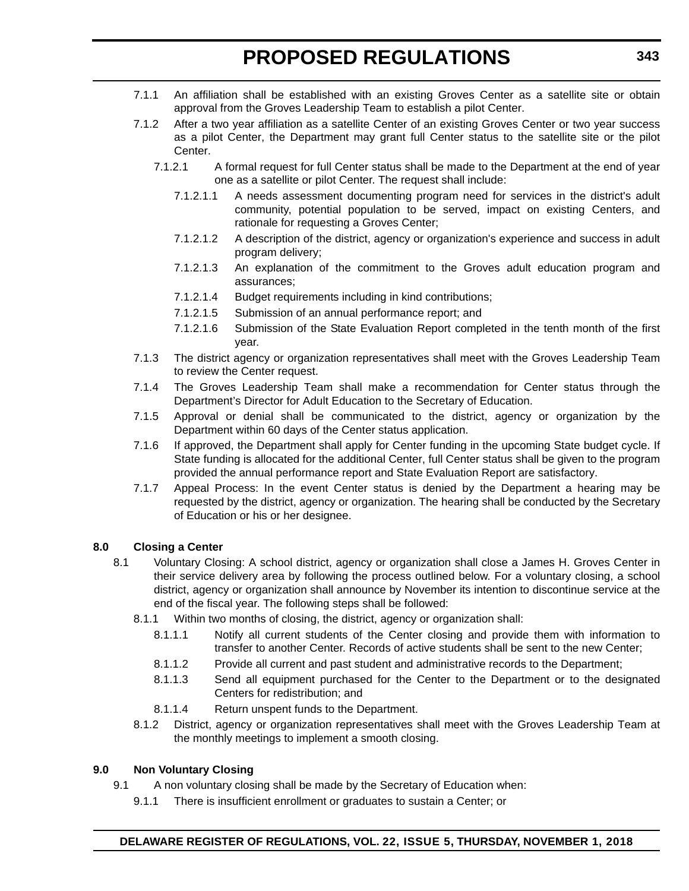7.1.1 An affiliation shall be established with an existing Groves Center as a satellite site or obtain approval from the Groves Leadership Team to establish a pilot Center.

7.1.2 After a two year affiliation as a satellite Center of an existing Groves Center or two year success as a pilot Center, the Department may grant full Center status to the satellite site or the pilot Center.

7.1.2.1 A formal request for full Center status shall be made to the Department at the end of year one as a satellite or pilot Center. The request shall include:

7.1.2.1.1 A needs assessment documenting program need for services in the district's adult community, potential population to be served, impact on existing Centers, and rationale for requesting a Groves Center;

7.1.2.1.2 A description of the district, agency or organization's experience and success in adult program delivery;

7.1.2.1.3 An explanation of the commitment to the Groves adult education program and assurances;

7.1.2.1.4 Budget requirements including in kind contributions;

7.1.2.1.5 Submission of an annual performance report; and

7.1.2.1.6 Submission of the State Evaluation Report completed in the tenth month of the first year.

7.1.3 The district agency or organization representatives shall meet with the Groves Leadership Team to review the Center request.

7.1.4 The Groves Leadership Team shall make a recommendation for Center status through the Department's Director for Adult Education to the Secretary of Education.

7.1.5 Approval or denial shall be communicated to the district, agency or organization by the Department within 60 days of the Center status application.

7.1.6 If approved, the Department shall apply for Center funding in the upcoming State budget cycle. If State funding is allocated for the additional Center, full Center status shall be given to the program provided the annual performance report and State Evaluation Report are satisfactory.

7.1.7 Appeal Process: In the event Center status is denied by the Department a hearing may be requested by the district, agency or organization. The hearing shall be conducted by the Secretary of Education or his or her designee.

**8.0 Closing a Center**

8.1 Voluntary Closing: A school district, agency or organization shall close a James H. Groves Center in their service delivery area by following the process outlined below. For a voluntary closing, a school district, agency or organization shall announce by November its intention to discontinue service at the end of the fiscal year. The following steps shall be followed:

8.1.1 Within two months of closing, the district, agency or organization shall:

8.1.1.1 Notify all current students of the Center closing and provide them with information to transfer to another Center. Records of active students shall be sent to the new Center;

8.1.1.2 Provide all current and past student and administrative records to the Department;

8.1.1.3 Send all equipment purchased for the Center to the Department or to the designated Centers for redistribution; and

8.1.1.4 Return unspent funds to the Department.

8.1.2 District, agency or organization representatives shall meet with the Groves Leadership Team at the monthly meetings to implement a smooth closing.

**9.0 Non Voluntary Closing**

9.1 A non voluntary closing shall be made by the Secretary of Education when:

9.1.1 There is insufficient enrollment or graduates to sustain a Center; or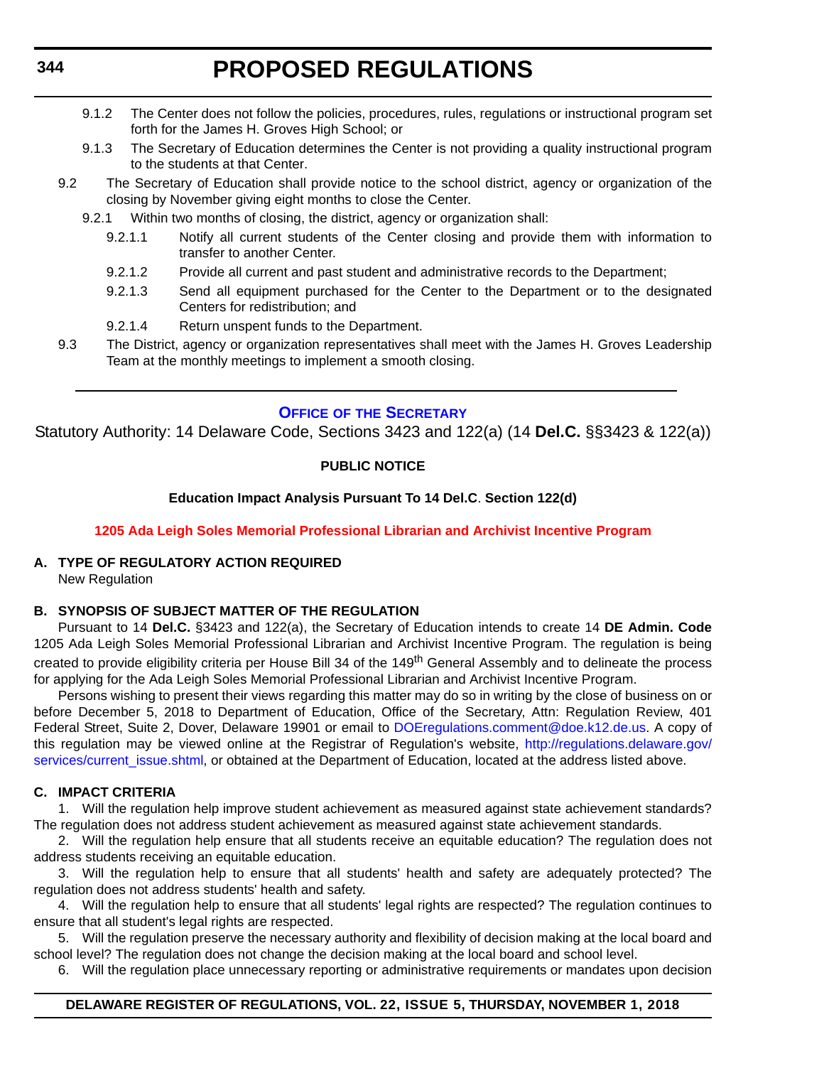9.1.2 The Center does not follow the policies, procedures, rules, regulations or instructional program set forth for the James H. Groves High School; or

9.1.3 The Secretary of Education determines the Center is not providing a quality instructional program to the students at that Center.

9.2 The Secretary of Education shall provide notice to the school district, agency or organization of the closing by November giving eight months to close the Center.

9.2.1 Within two months of closing, the district, agency or organization shall:

9.2.1.1 Notify all current students of the Center closing and provide them with information to transfer to another Center.

9.2.1.2 Provide all current and past student and administrative records to the Department;

9.2.1.3 Send all equipment purchased for the Center to the Department or to the designated Centers for redistribution; and

9.2.1.4 Return unspent funds to the Department.

9.3 The District, agency or organization representatives shall meet with the James H. Groves Leadership Team at the monthly meetings to implement a smooth closing.

---

## Office of the Secretary

Statutory Authority: 14 Delaware Code, Sections 3423 and 122(a) (14 **Del.C.** §§3423 & 122(a))

**PUBLIC NOTICE**

**Education Impact Analysis Pursuant To 14 Del.C. Section 122(d)**

**1205 Ada Leigh Soles Memorial Professional Librarian and Archivist Incentive Program**

**A. TYPE OF REGULATORY ACTION REQUIRED**

New Regulation

**B. SYNOPSIS OF SUBJECT MATTER OF THE REGULATION**

Pursuant to 14 **Del.C.** §3423 and 122(a), the Secretary of Education intends to create 14 **DE Admin. Code** 1205 Ada Leigh Soles Memorial Professional Librarian and Archivist Incentive Program. The regulation is being created to provide eligibility criteria per House Bill 34 of the 149th General Assembly and to delineate the process for applying for the Ada Leigh Soles Memorial Professional Librarian and Archivist Incentive Program.

Persons wishing to present their views regarding this matter may do so in writing by the close of business on or before December 5, 2018 to Department of Education, Office of the Secretary, Attn: Regulation Review, 401 Federal Street, Suite 2, Dover, Delaware 19901 or email to DOEregulations.comment@doe.k12.de.us. A copy of this regulation may be viewed online at the Registrar of Regulation's website, http://regulations.delaware.gov/services/current_issue.shtml, or obtained at the Department of Education, located at the address listed above.

**C. IMPACT CRITERIA**

1. Will the regulation help improve student achievement as measured against state achievement standards? The regulation does not address student achievement as measured against state achievement standards.

2. Will the regulation help ensure that all students receive an equitable education? The regulation does not address students receiving an equitable education.

3. Will the regulation help to ensure that all students' health and safety are adequately protected? The regulation does not address students' health and safety.

4. Will the regulation help to ensure that all students' legal rights are respected? The regulation continues to ensure that all student's legal rights are respected.

5. Will the regulation preserve the necessary authority and flexibility of decision making at the local board and school level? The regulation does not change the decision making at the local board and school level.

6. Will the regulation place unnecessary reporting or administrative requirements or mandates upon decision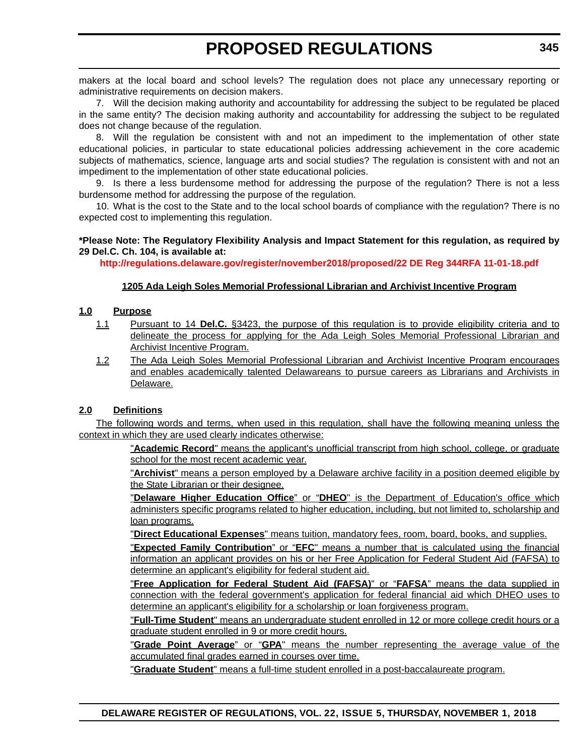makers at the local board and school levels? The regulation does not place any unnecessary reporting or administrative requirements on decision makers.

7. Will the decision making authority and accountability for addressing the subject to be regulated be placed in the same entity? The decision making authority and accountability for addressing the subject to be regulated does not change because of the regulation.

8. Will the regulation be consistent with and not an impediment to the implementation of other state educational policies, in particular to state educational policies addressing achievement in the core academic subjects of mathematics, science, language arts and social studies? The regulation is consistent with and not an impediment to the implementation of other state educational policies.

9. Is there a less burdensome method for addressing the purpose of the regulation? There is not a less burdensome method for addressing the purpose of the regulation.

10. What is the cost to the State and to the local school boards of compliance with the regulation? There is no expected cost to implementing this regulation.

**\*Please Note: The Regulatory Flexibility Analysis and Impact Statement for this regulation, as required by 29 Del.C. Ch. 104, is available at:**

**http://regulations.delaware.gov/register/november2018/proposed/22 DE Reg 344RFA 11-01-18.pdf**

**1205 Ada Leigh Soles Memorial Professional Librarian and Archivist Incentive Program**

**1.0 Purpose**

1.1 Pursuant to 14 **Del.C.** §3423, the purpose of this regulation is to provide eligibility criteria and to delineate the process for applying for the Ada Leigh Soles Memorial Professional Librarian and Archivist Incentive Program.

1.2 The Ada Leigh Soles Memorial Professional Librarian and Archivist Incentive Program encourages and enables academically talented Delawareans to pursue careers as Librarians and Archivists in Delaware.

**2.0 Definitions**

The following words and terms, when used in this regulation, shall have the following meaning unless the context in which they are used clearly indicates otherwise:

"**Academic Record**" means the applicant's unofficial transcript from high school, college, or graduate school for the most recent academic year.

"**Archivist**" means a person employed by a Delaware archive facility in a position deemed eligible by the State Librarian or their designee.

"**Delaware Higher Education Office**" or "**DHEO**" is the Department of Education's office which administers specific programs related to higher education, including, but not limited to, scholarship and loan programs.

"**Direct Educational Expenses**" means tuition, mandatory fees, room, board, books, and supplies.

"**Expected Family Contribution**" or "**EFC**" means a number that is calculated using the financial information an applicant provides on his or her Free Application for Federal Student Aid (FAFSA) to determine an applicant's eligibility for federal student aid.

"**Free Application for Federal Student Aid (FAFSA)**" or "**FAFSA**" means the data supplied in connection with the federal government's application for federal financial aid which DHEO uses to determine an applicant's eligibility for a scholarship or loan forgiveness program.

"**Full-Time Student**" means an undergraduate student enrolled in 12 or more college credit hours or a graduate student enrolled in 9 or more credit hours.

"**Grade Point Average**" or "**GPA**" means the number representing the average value of the accumulated final grades earned in courses over time.

"**Graduate Student**" means a full-time student enrolled in a post-baccalaureate program.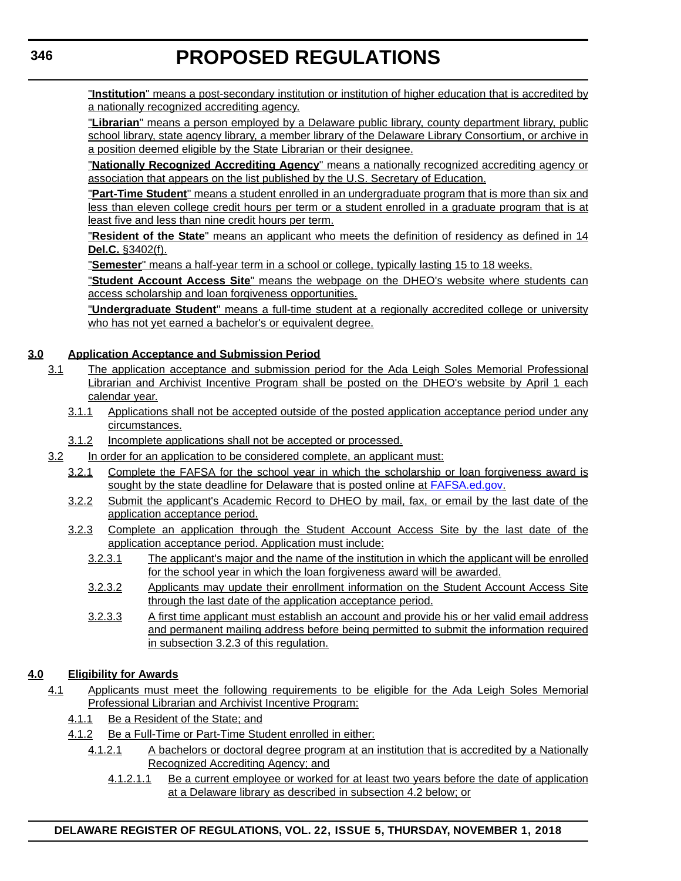"**Institution**" means a post-secondary institution or institution of higher education that is accredited by a nationally recognized accrediting agency.

"**Librarian**" means a person employed by a Delaware public library, county department library, public school library, state agency library, a member library of the Delaware Library Consortium, or archive in a position deemed eligible by the State Librarian or their designee.

"**Nationally Recognized Accrediting Agency**" means a nationally recognized accrediting agency or association that appears on the list published by the U.S. Secretary of Education.

"**Part-Time Student**" means a student enrolled in an undergraduate program that is more than six and less than eleven college credit hours per term or a student enrolled in a graduate program that is at least five and less than nine credit hours per term.

"**Resident of the State**" means an applicant who meets the definition of residency as defined in 14 **Del.C.** §3402(f).

"**Semester**" means a half-year term in a school or college, typically lasting 15 to 18 weeks.

"**Student Account Access Site**" means the webpage on the DHEO's website where students can access scholarship and loan forgiveness opportunities.

"**Undergraduate Student**" means a full-time student at a regionally accredited college or university who has not yet earned a bachelor's or equivalent degree.

**3.0 Application Acceptance and Submission Period**

3.1 The application acceptance and submission period for the Ada Leigh Soles Memorial Professional Librarian and Archivist Incentive Program shall be posted on the DHEO's website by April 1 each calendar year.

3.1.1 Applications shall not be accepted outside of the posted application acceptance period under any circumstances.

3.1.2 Incomplete applications shall not be accepted or processed.

3.2 In order for an application to be considered complete, an applicant must:

3.2.1 Complete the FAFSA for the school year in which the scholarship or loan forgiveness award is sought by the state deadline for Delaware that is posted online at FAFSA.ed.gov.

3.2.2 Submit the applicant's Academic Record to DHEO by mail, fax, or email by the last date of the application acceptance period.

3.2.3 Complete an application through the Student Account Access Site by the last date of the application acceptance period. Application must include:

3.2.3.1 The applicant's major and the name of the institution in which the applicant will be enrolled for the school year in which the loan forgiveness award will be awarded.

3.2.3.2 Applicants may update their enrollment information on the Student Account Access Site through the last date of the application acceptance period.

3.2.3.3 A first time applicant must establish an account and provide his or her valid email address and permanent mailing address before being permitted to submit the information required in subsection 3.2.3 of this regulation.

**4.0 Eligibility for Awards**

4.1 Applicants must meet the following requirements to be eligible for the Ada Leigh Soles Memorial Professional Librarian and Archivist Incentive Program:

4.1.1 Be a Resident of the State; and

4.1.2 Be a Full-Time or Part-Time Student enrolled in either:

4.1.2.1 A bachelors or doctoral degree program at an institution that is accredited by a Nationally Recognized Accrediting Agency; and

4.1.2.1.1 Be a current employee or worked for at least two years before the date of application at a Delaware library as described in subsection 4.2 below; or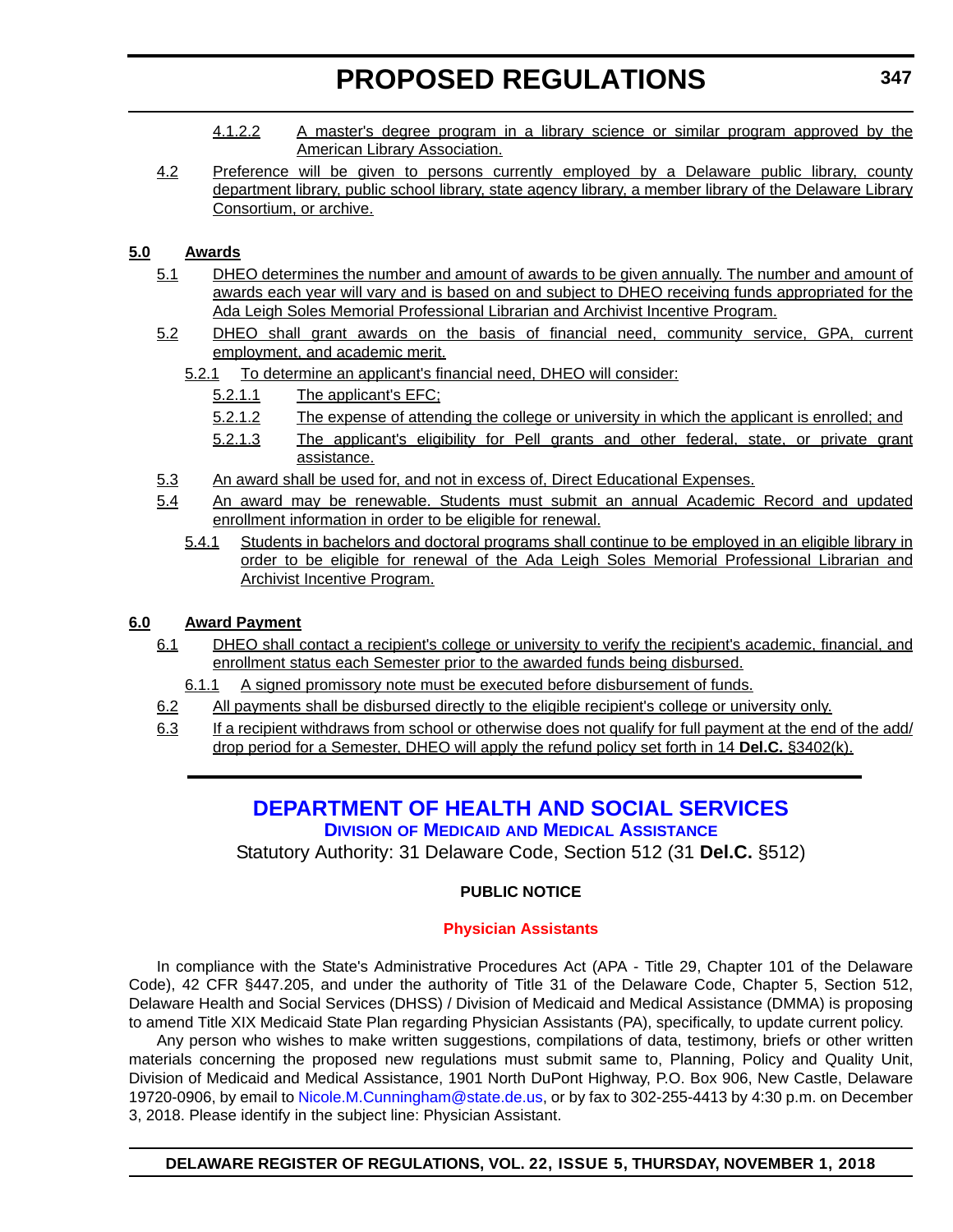4.1.2.2 A master's degree program in a library science or similar program approved by the American Library Association.

4.2 Preference will be given to persons currently employed by a Delaware public library, county department library, public school library, state agency library, a member library of the Delaware Library Consortium, or archive.

**5.0 Awards**

5.1 DHEO determines the number and amount of awards to be given annually. The number and amount of awards each year will vary and is based on and subject to DHEO receiving funds appropriated for the Ada Leigh Soles Memorial Professional Librarian and Archivist Incentive Program.

5.2 DHEO shall grant awards on the basis of financial need, community service, GPA, current employment, and academic merit.

5.2.1 To determine an applicant's financial need, DHEO will consider:

5.2.1.1 The applicant's EFC;

5.2.1.2 The expense of attending the college or university in which the applicant is enrolled; and

5.2.1.3 The applicant's eligibility for Pell grants and other federal, state, or private grant assistance.

5.3 An award shall be used for, and not in excess of, Direct Educational Expenses.

5.4 An award may be renewable. Students must submit an annual Academic Record and updated enrollment information in order to be eligible for renewal.

5.4.1 Students in bachelors and doctoral programs shall continue to be employed in an eligible library in order to be eligible for renewal of the Ada Leigh Soles Memorial Professional Librarian and Archivist Incentive Program.

**6.0 Award Payment**

6.1 DHEO shall contact a recipient's college or university to verify the recipient's academic, financial, and enrollment status each Semester prior to the awarded funds being disbursed.

6.1.1 A signed promissory note must be executed before disbursement of funds.

6.2 All payments shall be disbursed directly to the eligible recipient's college or university only.

6.3 If a recipient withdraws from school or otherwise does not qualify for full payment at the end of the add/drop period for a Semester, DHEO will apply the refund policy set forth in 14 **Del.C.** §3402(k).

---

# DEPARTMENT OF HEALTH AND SOCIAL SERVICES

## Division of Medicaid and Medical Assistance

Statutory Authority: 31 Delaware Code, Section 512 (31 **Del.C.** §512)

**PUBLIC NOTICE**

**Physician Assistants**

In compliance with the State's Administrative Procedures Act (APA - Title 29, Chapter 101 of the Delaware Code), 42 CFR §447.205, and under the authority of Title 31 of the Delaware Code, Chapter 5, Section 512, Delaware Health and Social Services (DHSS) / Division of Medicaid and Medical Assistance (DMMA) is proposing to amend Title XIX Medicaid State Plan regarding Physician Assistants (PA), specifically, to update current policy.

Any person who wishes to make written suggestions, compilations of data, testimony, briefs or other written materials concerning the proposed new regulations must submit same to, Planning, Policy and Quality Unit, Division of Medicaid and Medical Assistance, 1901 North DuPont Highway, P.O. Box 906, New Castle, Delaware 19720-0906, by email to Nicole.M.Cunningham@state.de.us, or by fax to 302-255-4413 by 4:30 p.m. on December 3, 2018. Please identify in the subject line: Physician Assistant.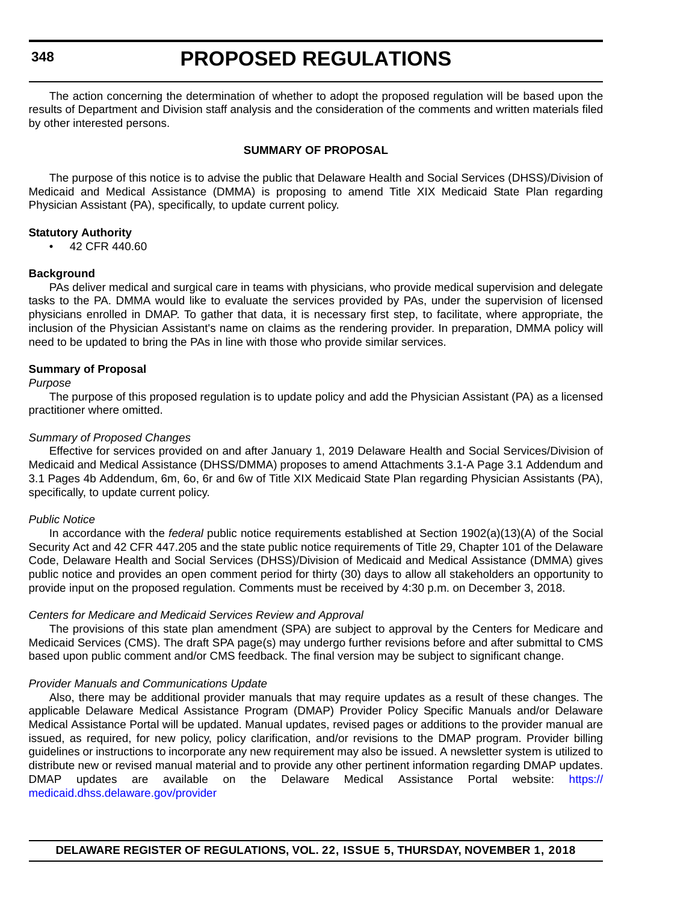The action concerning the determination of whether to adopt the proposed regulation will be based upon the results of Department and Division staff analysis and the consideration of the comments and written materials filed by other interested persons.

**SUMMARY OF PROPOSAL**

The purpose of this notice is to advise the public that Delaware Health and Social Services (DHSS)/Division of Medicaid and Medical Assistance (DMMA) is proposing to amend Title XIX Medicaid State Plan regarding Physician Assistant (PA), specifically, to update current policy.

**Statutory Authority**

- 42 CFR 440.60

**Background**

PAs deliver medical and surgical care in teams with physicians, who provide medical supervision and delegate tasks to the PA. DMMA would like to evaluate the services provided by PAs, under the supervision of licensed physicians enrolled in DMAP. To gather that data, it is necessary first step, to facilitate, where appropriate, the inclusion of the Physician Assistant's name on claims as the rendering provider. In preparation, DMMA policy will need to be updated to bring the PAs in line with those who provide similar services.

**Summary of Proposal**

*Purpose*

The purpose of this proposed regulation is to update policy and add the Physician Assistant (PA) as a licensed practitioner where omitted.

*Summary of Proposed Changes*

Effective for services provided on and after January 1, 2019 Delaware Health and Social Services/Division of Medicaid and Medical Assistance (DHSS/DMMA) proposes to amend Attachments 3.1-A Page 3.1 Addendum and 3.1 Pages 4b Addendum, 6m, 6o, 6r and 6w of Title XIX Medicaid State Plan regarding Physician Assistants (PA), specifically, to update current policy.

*Public Notice*

In accordance with the *federal* public notice requirements established at Section 1902(a)(13)(A) of the Social Security Act and 42 CFR 447.205 and the state public notice requirements of Title 29, Chapter 101 of the Delaware Code, Delaware Health and Social Services (DHSS)/Division of Medicaid and Medical Assistance (DMMA) gives public notice and provides an open comment period for thirty (30) days to allow all stakeholders an opportunity to provide input on the proposed regulation. Comments must be received by 4:30 p.m. on December 3, 2018.

*Centers for Medicare and Medicaid Services Review and Approval*

The provisions of this state plan amendment (SPA) are subject to approval by the Centers for Medicare and Medicaid Services (CMS). The draft SPA page(s) may undergo further revisions before and after submittal to CMS based upon public comment and/or CMS feedback. The final version may be subject to significant change.

*Provider Manuals and Communications Update*

Also, there may be additional provider manuals that may require updates as a result of these changes. The applicable Delaware Medical Assistance Program (DMAP) Provider Policy Specific Manuals and/or Delaware Medical Assistance Portal will be updated. Manual updates, revised pages or additions to the provider manual are issued, as required, for new policy, policy clarification, and/or revisions to the DMAP program. Provider billing guidelines or instructions to incorporate any new requirement may also be issued. A newsletter system is utilized to distribute new or revised manual material and to provide any other pertinent information regarding DMAP updates. DMAP updates are available on the Delaware Medical Assistance Portal website: https://medicaid.dhss.delaware.gov/provider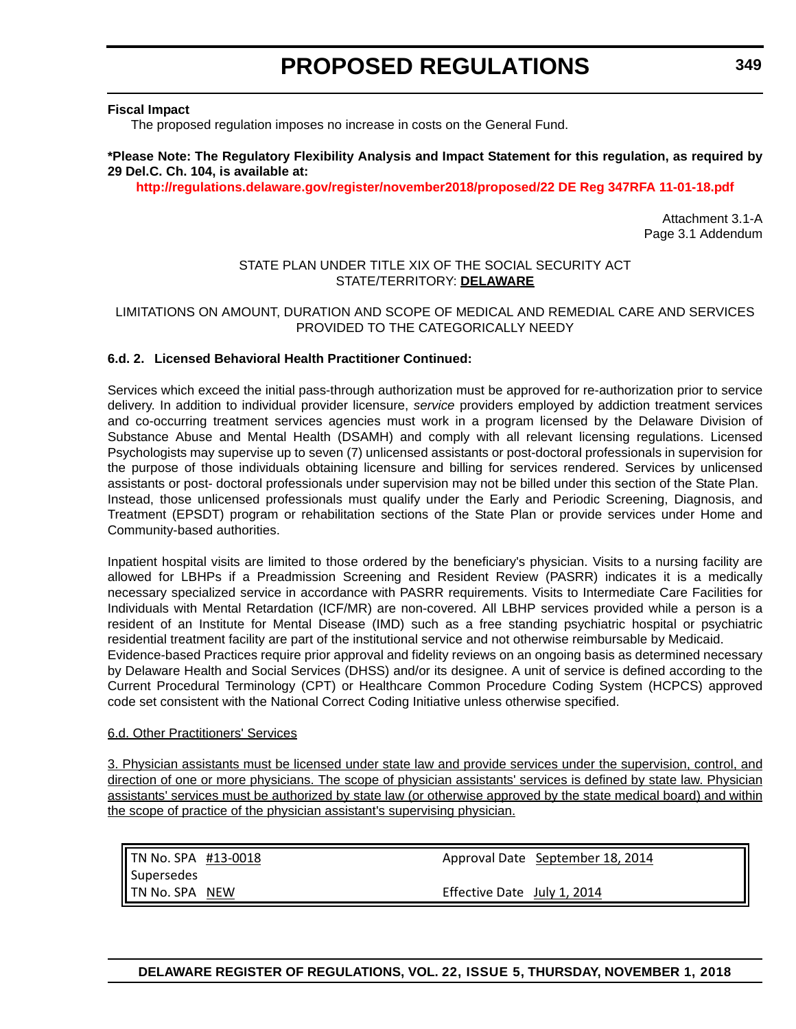**Fiscal Impact**

The proposed regulation imposes no increase in costs on the General Fund.

**\*Please Note: The Regulatory Flexibility Analysis and Impact Statement for this regulation, as required by 29 Del.C. Ch. 104, is available at:**

**http://regulations.delaware.gov/register/november2018/proposed/22 DE Reg 347RFA 11-01-18.pdf**

Attachment 3.1-A
Page 3.1 Addendum

STATE PLAN UNDER TITLE XIX OF THE SOCIAL SECURITY ACT
STATE/TERRITORY: **DELAWARE**

LIMITATIONS ON AMOUNT, DURATION AND SCOPE OF MEDICAL AND REMEDIAL CARE AND SERVICES PROVIDED TO THE CATEGORICALLY NEEDY

**6.d. 2. Licensed Behavioral Health Practitioner Continued:**

Services which exceed the initial pass-through authorization must be approved for re-authorization prior to service delivery. In addition to individual provider licensure, *service* providers employed by addiction treatment services and co-occurring treatment services agencies must work in a program licensed by the Delaware Division of Substance Abuse and Mental Health (DSAMH) and comply with all relevant licensing regulations. Licensed Psychologists may supervise up to seven (7) unlicensed assistants or post-doctoral professionals in supervision for the purpose of those individuals obtaining licensure and billing for services rendered. Services by unlicensed assistants or post- doctoral professionals under supervision may not be billed under this section of the State Plan. Instead, those unlicensed professionals must qualify under the Early and Periodic Screening, Diagnosis, and Treatment (EPSDT) program or rehabilitation sections of the State Plan or provide services under Home and Community-based authorities.

Inpatient hospital visits are limited to those ordered by the beneficiary's physician. Visits to a nursing facility are allowed for LBHPs if a Preadmission Screening and Resident Review (PASRR) indicates it is a medically necessary specialized service in accordance with PASRR requirements. Visits to Intermediate Care Facilities for Individuals with Mental Retardation (ICF/MR) are non-covered. All LBHP services provided while a person is a resident of an Institute for Mental Disease (IMD) such as a free standing psychiatric hospital or psychiatric residential treatment facility are part of the institutional service and not otherwise reimbursable by Medicaid.
Evidence-based Practices require prior approval and fidelity reviews on an ongoing basis as determined necessary by Delaware Health and Social Services (DHSS) and/or its designee. A unit of service is defined according to the Current Procedural Terminology (CPT) or Healthcare Common Procedure Coding System (HCPCS) approved code set consistent with the National Correct Coding Initiative unless otherwise specified.

<u>6.d. Other Practitioners' Services</u>

<u>3. Physician assistants must be licensed under state law and provide services under the supervision, control, and direction of one or more physicians. The scope of physician assistants' services is defined by state law. Physician assistants' services must be authorized by state law (or otherwise approved by the state medical board) and within the scope of practice of the physician assistant's supervising physician.</u>

| | |
|---|---|
| TN No. SPA #13-0018 | Approval Date September 18, 2014 |
| Supersedes | |
| TN No. SPA NEW | Effective Date July 1, 2014 |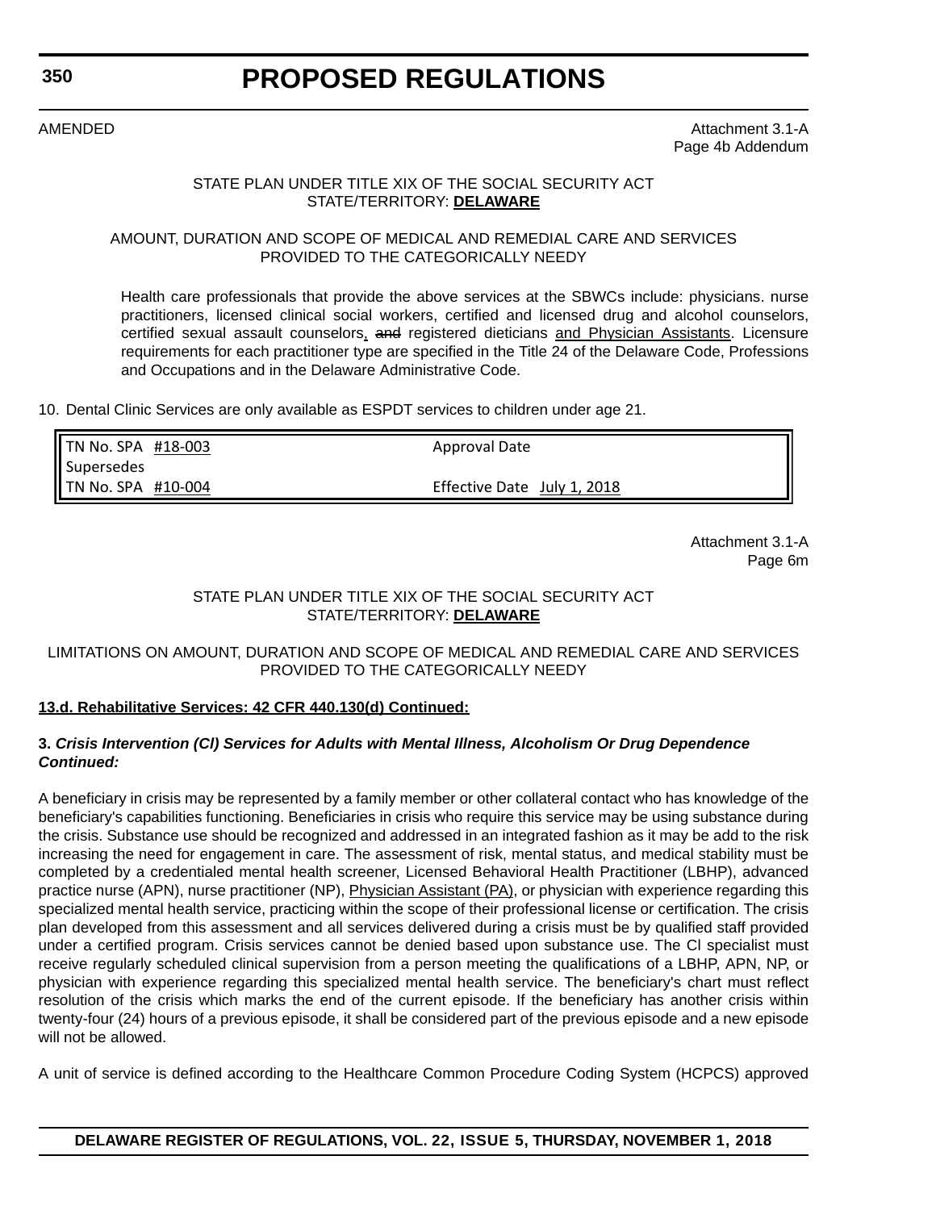AMENDED

Attachment 3.1-A
Page 4b Addendum

STATE PLAN UNDER TITLE XIX OF THE SOCIAL SECURITY ACT
STATE/TERRITORY: **DELAWARE**

AMOUNT, DURATION AND SCOPE OF MEDICAL AND REMEDIAL CARE AND SERVICES PROVIDED TO THE CATEGORICALLY NEEDY

Health care professionals that provide the above services at the SBWCs include: physicians. nurse practitioners, licensed clinical social workers, certified and licensed drug and alcohol counselors, certified sexual assault counselors, ~~and~~ registered dieticians and Physician Assistants. Licensure requirements for each practitioner type are specified in the Title 24 of the Delaware Code, Professions and Occupations and in the Delaware Administrative Code.

10. Dental Clinic Services are only available as ESPDT services to children under age 21.

| | |
|---|---|
| TN No. SPA #18-003 | Approval Date |
| Supersedes | |
| TN No. SPA #10-004 | Effective Date July 1, 2018 |

Attachment 3.1-A
Page 6m

STATE PLAN UNDER TITLE XIX OF THE SOCIAL SECURITY ACT
STATE/TERRITORY: **DELAWARE**

LIMITATIONS ON AMOUNT, DURATION AND SCOPE OF MEDICAL AND REMEDIAL CARE AND SERVICES PROVIDED TO THE CATEGORICALLY NEEDY

**13.d. Rehabilitative Services: 42 CFR 440.130(d) Continued:**

**3. *Crisis Intervention (Cl) Services for Adults with Mental Illness, Alcoholism Or Drug Dependence Continued:***

A beneficiary in crisis may be represented by a family member or other collateral contact who has knowledge of the beneficiary's capabilities functioning. Beneficiaries in crisis who require this service may be using substance during the crisis. Substance use should be recognized and addressed in an integrated fashion as it may be add to the risk increasing the need for engagement in care. The assessment of risk, mental status, and medical stability must be completed by a credentialed mental health screener, Licensed Behavioral Health Practitioner (LBHP), advanced practice nurse (APN), nurse practitioner (NP), Physician Assistant (PA), or physician with experience regarding this specialized mental health service, practicing within the scope of their professional license or certification. The crisis plan developed from this assessment and all services delivered during a crisis must be by qualified staff provided under a certified program. Crisis services cannot be denied based upon substance use. The Cl specialist must receive regularly scheduled clinical supervision from a person meeting the qualifications of a LBHP, APN, NP, or physician with experience regarding this specialized mental health service. The beneficiary's chart must reflect resolution of the crisis which marks the end of the current episode. If the beneficiary has another crisis within twenty-four (24) hours of a previous episode, it shall be considered part of the previous episode and a new episode will not be allowed.

A unit of service is defined according to the Healthcare Common Procedure Coding System (HCPCS) approved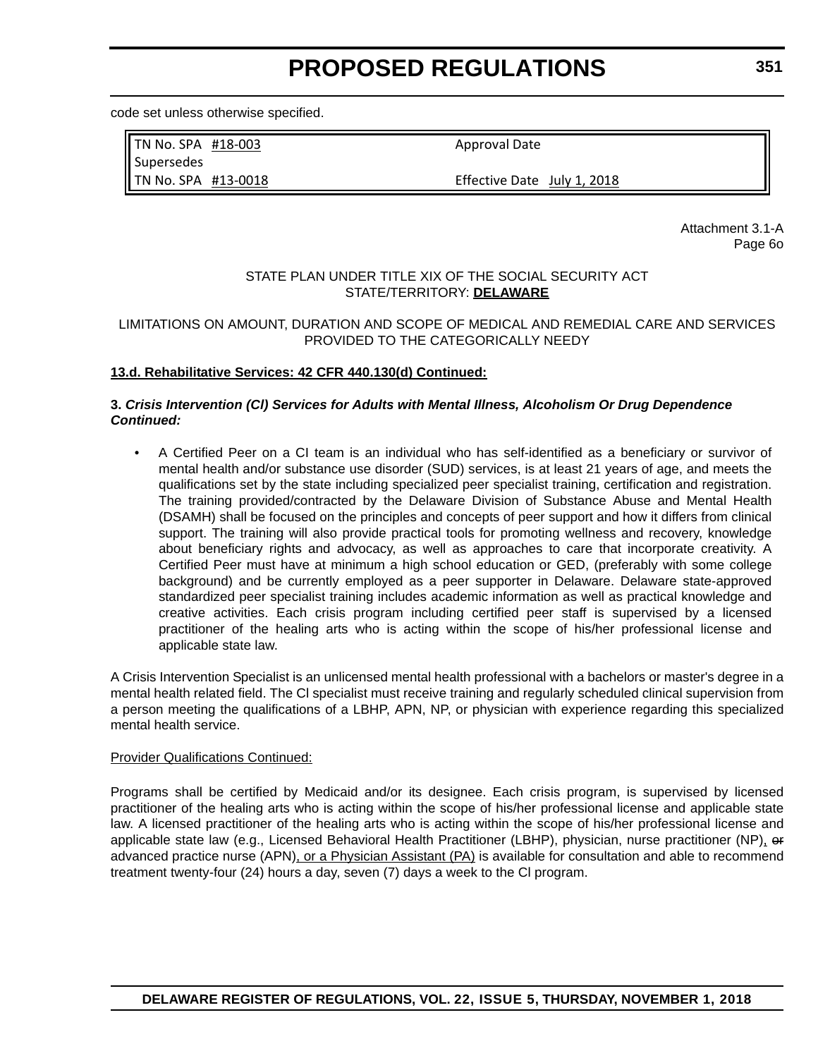code set unless otherwise specified.

| TN No. SPA #18-003 | Approval Date |
|---|---|
| Supersedes | |
| TN No. SPA #13-0018 | Effective Date July 1, 2018 |

Attachment 3.1-A
Page 6o

STATE PLAN UNDER TITLE XIX OF THE SOCIAL SECURITY ACT
STATE/TERRITORY: **DELAWARE**

LIMITATIONS ON AMOUNT, DURATION AND SCOPE OF MEDICAL AND REMEDIAL CARE AND SERVICES PROVIDED TO THE CATEGORICALLY NEEDY

**13.d. Rehabilitative Services: 42 CFR 440.130(d) Continued:**

**3. *Crisis Intervention (CI) Services for Adults with Mental Illness, Alcoholism Or Drug Dependence Continued:***

- A Certified Peer on a CI team is an individual who has self-identified as a beneficiary or survivor of mental health and/or substance use disorder (SUD) services, is at least 21 years of age, and meets the qualifications set by the state including specialized peer specialist training, certification and registration. The training provided/contracted by the Delaware Division of Substance Abuse and Mental Health (DSAMH) shall be focused on the principles and concepts of peer support and how it differs from clinical support. The training will also provide practical tools for promoting wellness and recovery, knowledge about beneficiary rights and advocacy, as well as approaches to care that incorporate creativity. A Certified Peer must have at minimum a high school education or GED, (preferably with some college background) and be currently employed as a peer supporter in Delaware. Delaware state-approved standardized peer specialist training includes academic information as well as practical knowledge and creative activities. Each crisis program including certified peer staff is supervised by a licensed practitioner of the healing arts who is acting within the scope of his/her professional license and applicable state law.

A Crisis Intervention Specialist is an unlicensed mental health professional with a bachelors or master's degree in a mental health related field. The Cl specialist must receive training and regularly scheduled clinical supervision from a person meeting the qualifications of a LBHP, APN, NP, or physician with experience regarding this specialized mental health service.

Provider Qualifications Continued:

Programs shall be certified by Medicaid and/or its designee. Each crisis program, is supervised by licensed practitioner of the healing arts who is acting within the scope of his/her professional license and applicable state law. A licensed practitioner of the healing arts who is acting within the scope of his/her professional license and applicable state law (e.g., Licensed Behavioral Health Practitioner (LBHP), physician, nurse practitioner (NP), ~~or~~ advanced practice nurse (APN), or a Physician Assistant (PA) is available for consultation and able to recommend treatment twenty-four (24) hours a day, seven (7) days a week to the Cl program.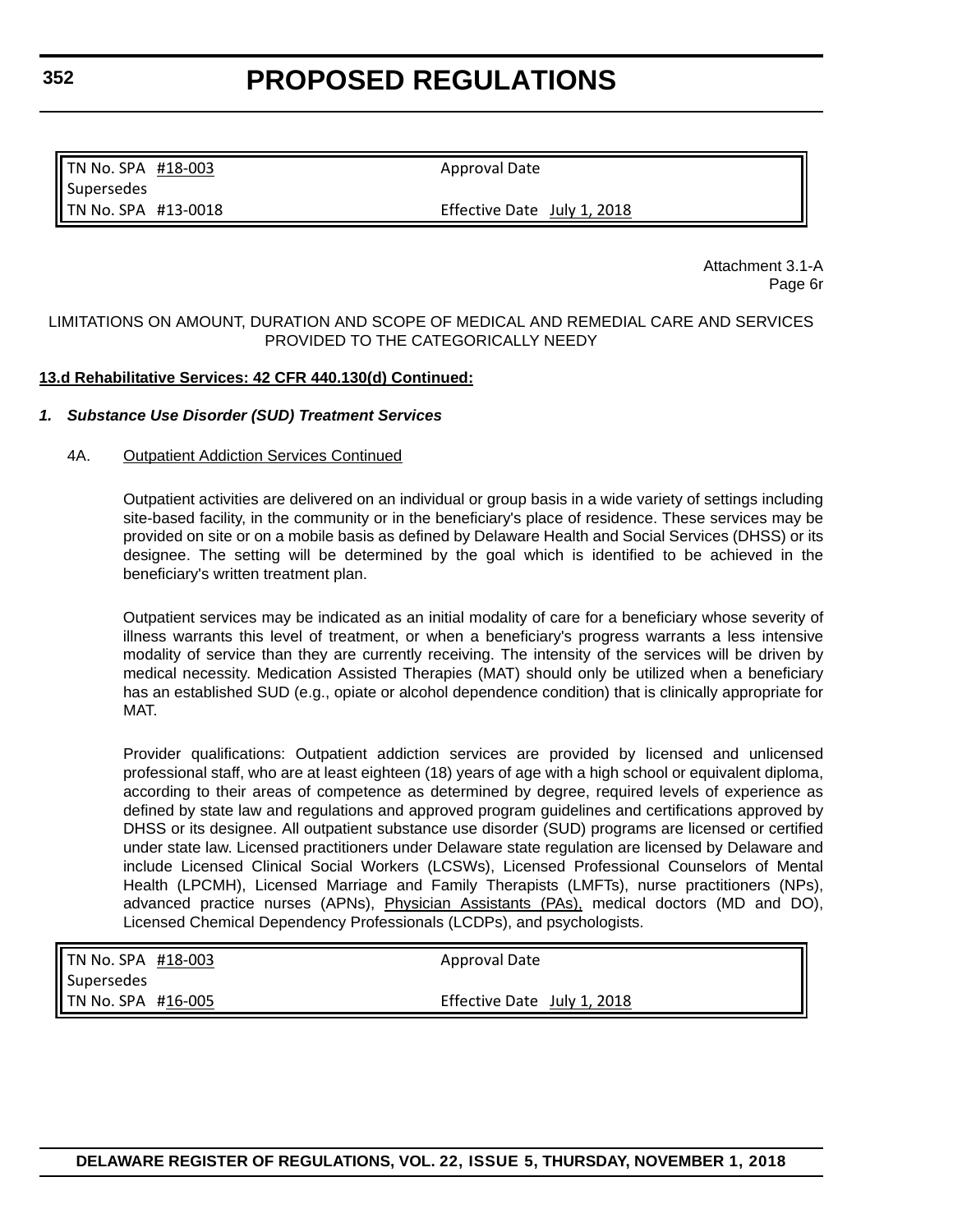| TN No. SPA #18-003 | Approval Date |
|---|---|
| Supersedes | |
| TN No. SPA #13-0018 | Effective Date July 1, 2018 |

Attachment 3.1-A
Page 6r

LIMITATIONS ON AMOUNT, DURATION AND SCOPE OF MEDICAL AND REMEDIAL CARE AND SERVICES PROVIDED TO THE CATEGORICALLY NEEDY

**13.d Rehabilitative Services: 42 CFR 440.130(d) Continued:**

***1. Substance Use Disorder (SUD) Treatment Services***

4A. Outpatient Addiction Services Continued

Outpatient activities are delivered on an individual or group basis in a wide variety of settings including site-based facility, in the community or in the beneficiary's place of residence. These services may be provided on site or on a mobile basis as defined by Delaware Health and Social Services (DHSS) or its designee. The setting will be determined by the goal which is identified to be achieved in the beneficiary's written treatment plan.

Outpatient services may be indicated as an initial modality of care for a beneficiary whose severity of illness warrants this level of treatment, or when a beneficiary's progress warrants a less intensive modality of service than they are currently receiving. The intensity of the services will be driven by medical necessity. Medication Assisted Therapies (MAT) should only be utilized when a beneficiary has an established SUD (e.g., opiate or alcohol dependence condition) that is clinically appropriate for MAT.

Provider qualifications: Outpatient addiction services are provided by licensed and unlicensed professional staff, who are at least eighteen (18) years of age with a high school or equivalent diploma, according to their areas of competence as determined by degree, required levels of experience as defined by state law and regulations and approved program guidelines and certifications approved by DHSS or its designee. All outpatient substance use disorder (SUD) programs are licensed or certified under state law. Licensed practitioners under Delaware state regulation are licensed by Delaware and include Licensed Clinical Social Workers (LCSWs), Licensed Professional Counselors of Mental Health (LPCMH), Licensed Marriage and Family Therapists (LMFTs), nurse practitioners (NPs), advanced practice nurses (APNs), Physician Assistants (PAs), medical doctors (MD and DO), Licensed Chemical Dependency Professionals (LCDPs), and psychologists.

| TN No. SPA #18-003 | Approval Date |
|---|---|
| Supersedes | |
| TN No. SPA #16-005 | Effective Date July 1, 2018 |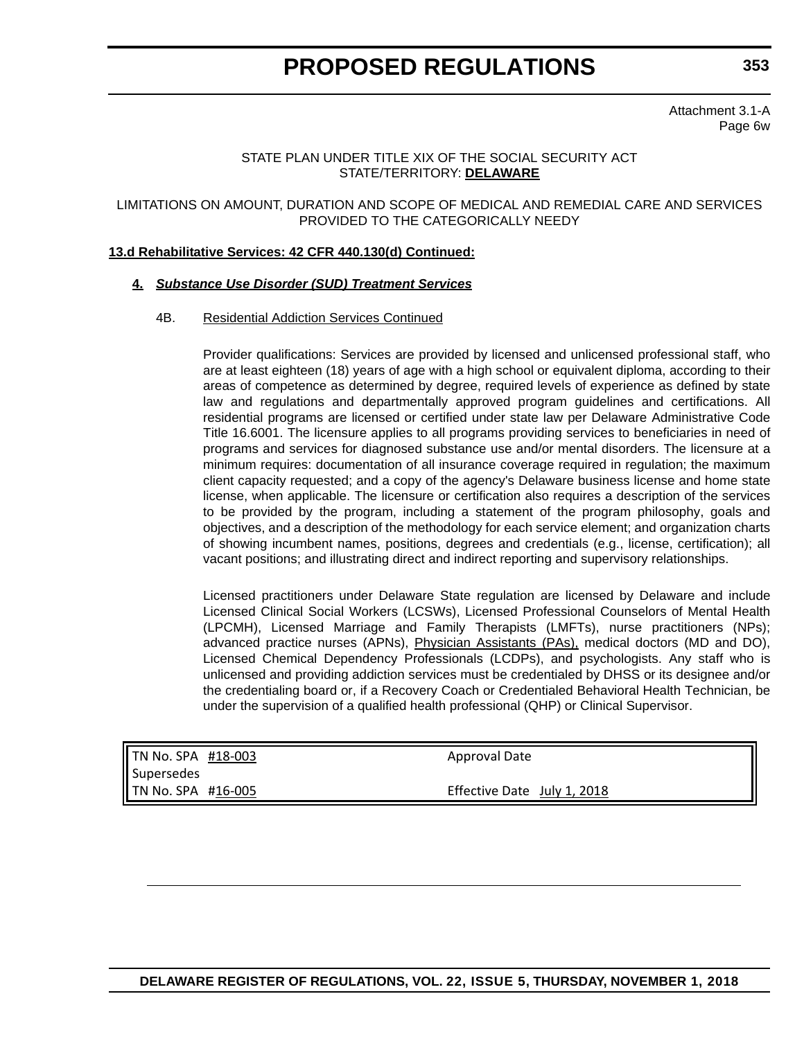Attachment 3.1-A
Page 6w

STATE PLAN UNDER TITLE XIX OF THE SOCIAL SECURITY ACT
STATE/TERRITORY: **DELAWARE**

LIMITATIONS ON AMOUNT, DURATION AND SCOPE OF MEDICAL AND REMEDIAL CARE AND SERVICES PROVIDED TO THE CATEGORICALLY NEEDY

**13.d Rehabilitative Services: 42 CFR 440.130(d) Continued:**

**4.** ***Substance Use Disorder (SUD) Treatment Services***

4B. Residential Addiction Services Continued

Provider qualifications: Services are provided by licensed and unlicensed professional staff, who are at least eighteen (18) years of age with a high school or equivalent diploma, according to their areas of competence as determined by degree, required levels of experience as defined by state law and regulations and departmentally approved program guidelines and certifications. All residential programs are licensed or certified under state law per Delaware Administrative Code Title 16.6001. The licensure applies to all programs providing services to beneficiaries in need of programs and services for diagnosed substance use and/or mental disorders. The licensure at a minimum requires: documentation of all insurance coverage required in regulation; the maximum client capacity requested; and a copy of the agency's Delaware business license and home state license, when applicable. The licensure or certification also requires a description of the services to be provided by the program, including a statement of the program philosophy, goals and objectives, and a description of the methodology for each service element; and organization charts of showing incumbent names, positions, degrees and credentials (e.g., license, certification); all vacant positions; and illustrating direct and indirect reporting and supervisory relationships.

Licensed practitioners under Delaware State regulation are licensed by Delaware and include Licensed Clinical Social Workers (LCSWs), Licensed Professional Counselors of Mental Health (LPCMH), Licensed Marriage and Family Therapists (LMFTs), nurse practitioners (NPs); advanced practice nurses (APNs), Physician Assistants (PAs), medical doctors (MD and DO), Licensed Chemical Dependency Professionals (LCDPs), and psychologists. Any staff who is unlicensed and providing addiction services must be credentialed by DHSS or its designee and/or the credentialing board or, if a Recovery Coach or Credentialed Behavioral Health Technician, be under the supervision of a qualified health professional (QHP) or Clinical Supervisor.

| TN No. SPA #18-003 | Approval Date |
|---|---|
| Supersedes | |
| TN No. SPA #16-005 | Effective Date July 1, 2018 |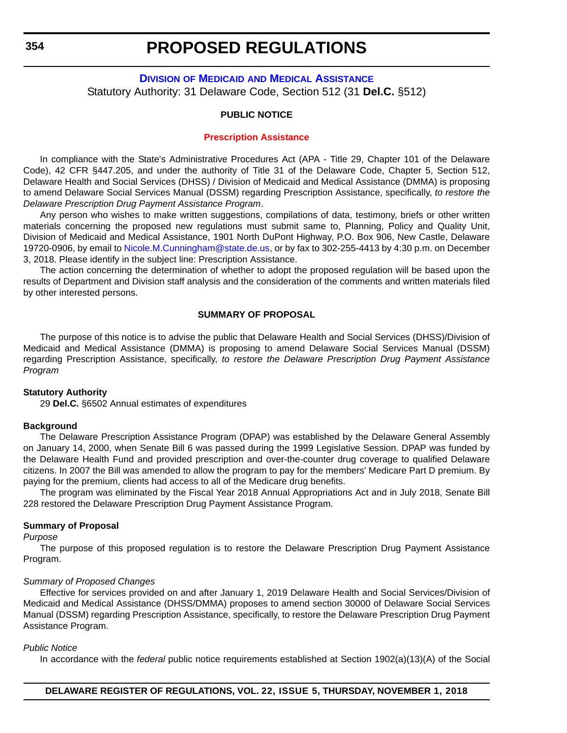## Division of Medicaid and Medical Assistance

Statutory Authority: 31 Delaware Code, Section 512 (31 **Del.C.** §512)

**PUBLIC NOTICE**

**Prescription Assistance**

In compliance with the State's Administrative Procedures Act (APA - Title 29, Chapter 101 of the Delaware Code), 42 CFR §447.205, and under the authority of Title 31 of the Delaware Code, Chapter 5, Section 512, Delaware Health and Social Services (DHSS) / Division of Medicaid and Medical Assistance (DMMA) is proposing to amend Delaware Social Services Manual (DSSM) regarding Prescription Assistance, specifically, *to restore the Delaware Prescription Drug Payment Assistance Program*.

Any person who wishes to make written suggestions, compilations of data, testimony, briefs or other written materials concerning the proposed new regulations must submit same to, Planning, Policy and Quality Unit, Division of Medicaid and Medical Assistance, 1901 North DuPont Highway, P.O. Box 906, New Castle, Delaware 19720-0906, by email to Nicole.M.Cunningham@state.de.us, or by fax to 302-255-4413 by 4:30 p.m. on December 3, 2018. Please identify in the subject line: Prescription Assistance.

The action concerning the determination of whether to adopt the proposed regulation will be based upon the results of Department and Division staff analysis and the consideration of the comments and written materials filed by other interested persons.

**SUMMARY OF PROPOSAL**

The purpose of this notice is to advise the public that Delaware Health and Social Services (DHSS)/Division of Medicaid and Medical Assistance (DMMA) is proposing to amend Delaware Social Services Manual (DSSM) regarding Prescription Assistance, specifically, *to restore the Delaware Prescription Drug Payment Assistance Program*

**Statutory Authority**

29 **Del.C.** §6502 Annual estimates of expenditures

**Background**

The Delaware Prescription Assistance Program (DPAP) was established by the Delaware General Assembly on January 14, 2000, when Senate Bill 6 was passed during the 1999 Legislative Session. DPAP was funded by the Delaware Health Fund and provided prescription and over-the-counter drug coverage to qualified Delaware citizens. In 2007 the Bill was amended to allow the program to pay for the members' Medicare Part D premium. By paying for the premium, clients had access to all of the Medicare drug benefits.

The program was eliminated by the Fiscal Year 2018 Annual Appropriations Act and in July 2018, Senate Bill 228 restored the Delaware Prescription Drug Payment Assistance Program.

**Summary of Proposal**

*Purpose*

The purpose of this proposed regulation is to restore the Delaware Prescription Drug Payment Assistance Program.

*Summary of Proposed Changes*

Effective for services provided on and after January 1, 2019 Delaware Health and Social Services/Division of Medicaid and Medical Assistance (DHSS/DMMA) proposes to amend section 30000 of Delaware Social Services Manual (DSSM) regarding Prescription Assistance, specifically, to restore the Delaware Prescription Drug Payment Assistance Program.

*Public Notice*

In accordance with the *federal* public notice requirements established at Section 1902(a)(13)(A) of the Social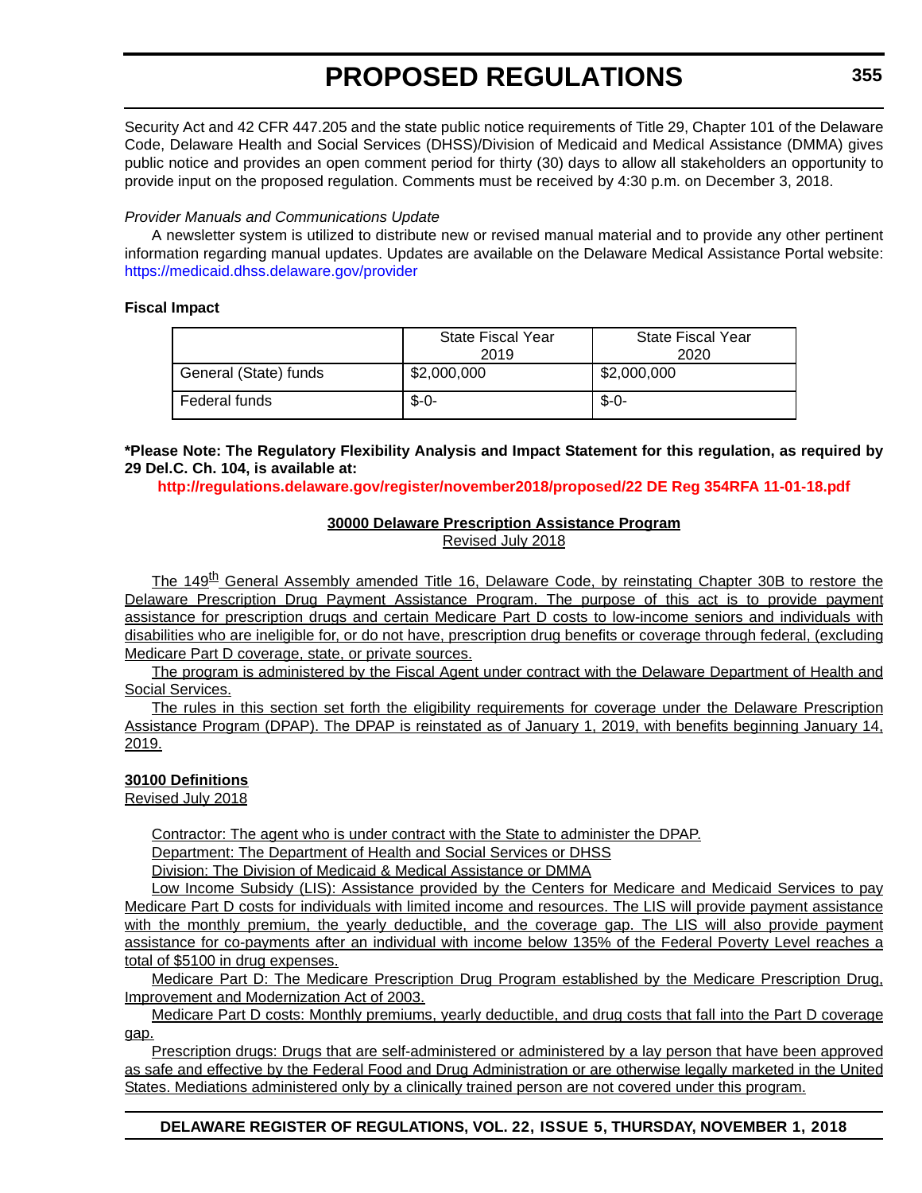Security Act and 42 CFR 447.205 and the state public notice requirements of Title 29, Chapter 101 of the Delaware Code, Delaware Health and Social Services (DHSS)/Division of Medicaid and Medical Assistance (DMMA) gives public notice and provides an open comment period for thirty (30) days to allow all stakeholders an opportunity to provide input on the proposed regulation. Comments must be received by 4:30 p.m. on December 3, 2018.

*Provider Manuals and Communications Update*

A newsletter system is utilized to distribute new or revised manual material and to provide any other pertinent information regarding manual updates. Updates are available on the Delaware Medical Assistance Portal website: https://medicaid.dhss.delaware.gov/provider

**Fiscal Impact**

| | State Fiscal Year 2019 | State Fiscal Year 2020 |
|---|---|---|
| General (State) funds | $2,000,000 | $2,000,000 |
| Federal funds | $-0- | $-0- |

**\*Please Note: The Regulatory Flexibility Analysis and Impact Statement for this regulation, as required by 29 Del.C. Ch. 104, is available at:**

**http://regulations.delaware.gov/register/november2018/proposed/22 DE Reg 354RFA 11-01-18.pdf**

**30000 Delaware Prescription Assistance Program**

Revised July 2018

The 149th General Assembly amended Title 16, Delaware Code, by reinstating Chapter 30B to restore the Delaware Prescription Drug Payment Assistance Program. The purpose of this act is to provide payment assistance for prescription drugs and certain Medicare Part D costs to low-income seniors and individuals with disabilities who are ineligible for, or do not have, prescription drug benefits or coverage through federal, (excluding Medicare Part D coverage, state, or private sources.

The program is administered by the Fiscal Agent under contract with the Delaware Department of Health and Social Services.

The rules in this section set forth the eligibility requirements for coverage under the Delaware Prescription Assistance Program (DPAP). The DPAP is reinstated as of January 1, 2019, with benefits beginning January 14, 2019.

**30100 Definitions**

Revised July 2018

Contractor: The agent who is under contract with the State to administer the DPAP.

Department: The Department of Health and Social Services or DHSS

Division: The Division of Medicaid & Medical Assistance or DMMA

Low Income Subsidy (LIS): Assistance provided by the Centers for Medicare and Medicaid Services to pay Medicare Part D costs for individuals with limited income and resources. The LIS will provide payment assistance with the monthly premium, the yearly deductible, and the coverage gap. The LIS will also provide payment assistance for co-payments after an individual with income below 135% of the Federal Poverty Level reaches a total of $5100 in drug expenses.

Medicare Part D: The Medicare Prescription Drug Program established by the Medicare Prescription Drug, Improvement and Modernization Act of 2003.

Medicare Part D costs: Monthly premiums, yearly deductible, and drug costs that fall into the Part D coverage gap.

Prescription drugs: Drugs that are self-administered or administered by a lay person that have been approved as safe and effective by the Federal Food and Drug Administration or are otherwise legally marketed in the United States. Mediations administered only by a clinically trained person are not covered under this program.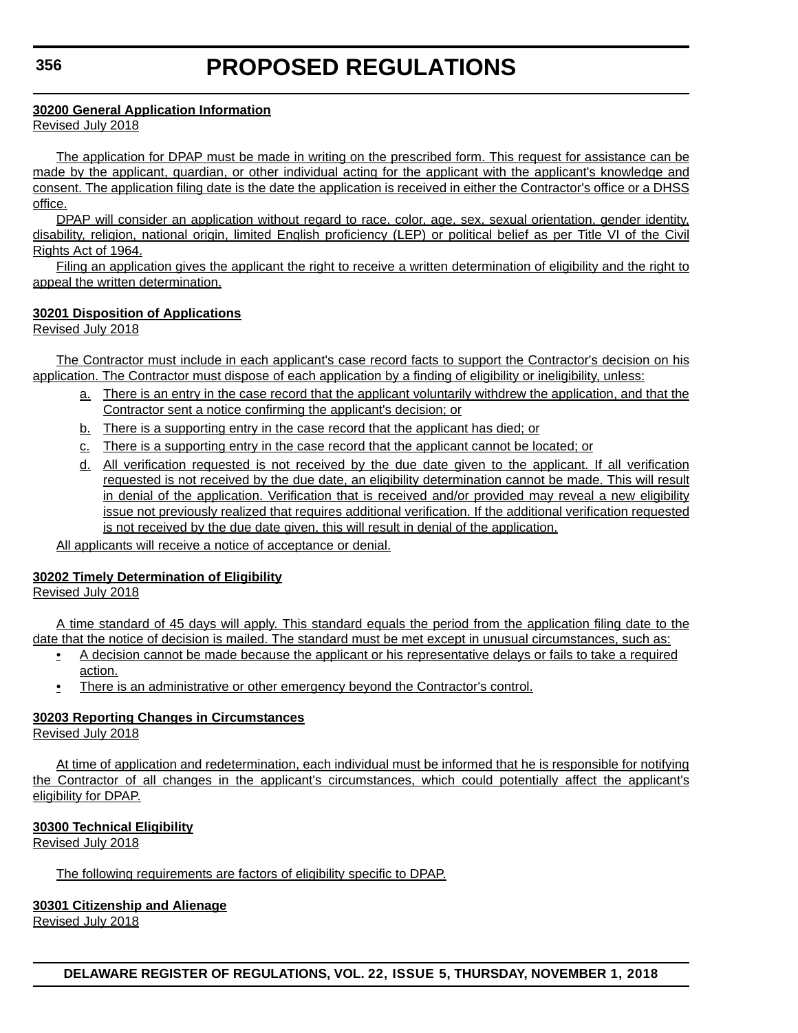**30200 General Application Information**

Revised July 2018

The application for DPAP must be made in writing on the prescribed form. This request for assistance can be made by the applicant, guardian, or other individual acting for the applicant with the applicant's knowledge and consent. The application filing date is the date the application is received in either the Contractor's office or a DHSS office.

DPAP will consider an application without regard to race, color, age, sex, sexual orientation, gender identity, disability, religion, national origin, limited English proficiency (LEP) or political belief as per Title VI of the Civil Rights Act of 1964.

Filing an application gives the applicant the right to receive a written determination of eligibility and the right to appeal the written determination.

**30201 Disposition of Applications**

Revised July 2018

The Contractor must include in each applicant's case record facts to support the Contractor's decision on his application. The Contractor must dispose of each application by a finding of eligibility or ineligibility, unless:

a. There is an entry in the case record that the applicant voluntarily withdrew the application, and that the Contractor sent a notice confirming the applicant's decision; or

b. There is a supporting entry in the case record that the applicant has died; or

c. There is a supporting entry in the case record that the applicant cannot be located; or

d. All verification requested is not received by the due date given to the applicant. If all verification requested is not received by the due date, an eligibility determination cannot be made. This will result in denial of the application. Verification that is received and/or provided may reveal a new eligibility issue not previously realized that requires additional verification. If the additional verification requested is not received by the due date given, this will result in denial of the application.

All applicants will receive a notice of acceptance or denial.

**30202 Timely Determination of Eligibility**

Revised July 2018

A time standard of 45 days will apply. This standard equals the period from the application filing date to the date that the notice of decision is mailed. The standard must be met except in unusual circumstances, such as:

- A decision cannot be made because the applicant or his representative delays or fails to take a required action.
- There is an administrative or other emergency beyond the Contractor's control.

**30203 Reporting Changes in Circumstances**

Revised July 2018

At time of application and redetermination, each individual must be informed that he is responsible for notifying the Contractor of all changes in the applicant's circumstances, which could potentially affect the applicant's eligibility for DPAP.

**30300 Technical Eligibility**

Revised July 2018

The following requirements are factors of eligibility specific to DPAP.

**30301 Citizenship and Alienage**

Revised July 2018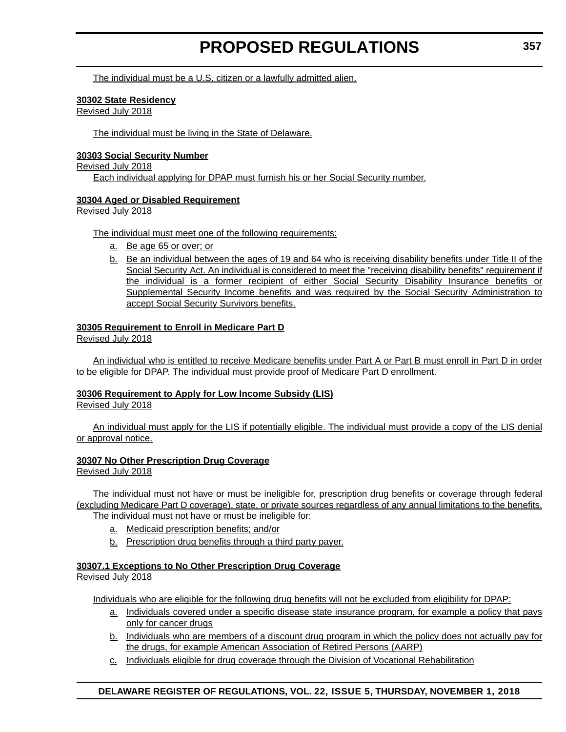The individual must be a U.S. citizen or a lawfully admitted alien.

**30302 State Residency**
Revised July 2018

The individual must be living in the State of Delaware.

**30303 Social Security Number**
Revised July 2018
Each individual applying for DPAP must furnish his or her Social Security number.

**30304 Aged or Disabled Requirement**
Revised July 2018

The individual must meet one of the following requirements:

a. Be age 65 or over; or
b. Be an individual between the ages of 19 and 64 who is receiving disability benefits under Title II of the Social Security Act. An individual is considered to meet the "receiving disability benefits" requirement if the individual is a former recipient of either Social Security Disability Insurance benefits or Supplemental Security Income benefits and was required by the Social Security Administration to accept Social Security Survivors benefits.

**30305 Requirement to Enroll in Medicare Part D**
Revised July 2018

An individual who is entitled to receive Medicare benefits under Part A or Part B must enroll in Part D in order to be eligible for DPAP. The individual must provide proof of Medicare Part D enrollment.

**30306 Requirement to Apply for Low Income Subsidy (LIS)**
Revised July 2018

An individual must apply for the LIS if potentially eligible. The individual must provide a copy of the LIS denial or approval notice.

**30307 No Other Prescription Drug Coverage**
Revised July 2018

The individual must not have or must be ineligible for, prescription drug benefits or coverage through federal (excluding Medicare Part D coverage), state, or private sources regardless of any annual limitations to the benefits.
The individual must not have or must be ineligible for:

a. Medicaid prescription benefits; and/or
b. Prescription drug benefits through a third party payer.

**30307.1 Exceptions to No Other Prescription Drug Coverage**
Revised July 2018

Individuals who are eligible for the following drug benefits will not be excluded from eligibility for DPAP:

a. Individuals covered under a specific disease state insurance program, for example a policy that pays only for cancer drugs
b. Individuals who are members of a discount drug program in which the policy does not actually pay for the drugs, for example American Association of Retired Persons (AARP)
c. Individuals eligible for drug coverage through the Division of Vocational Rehabilitation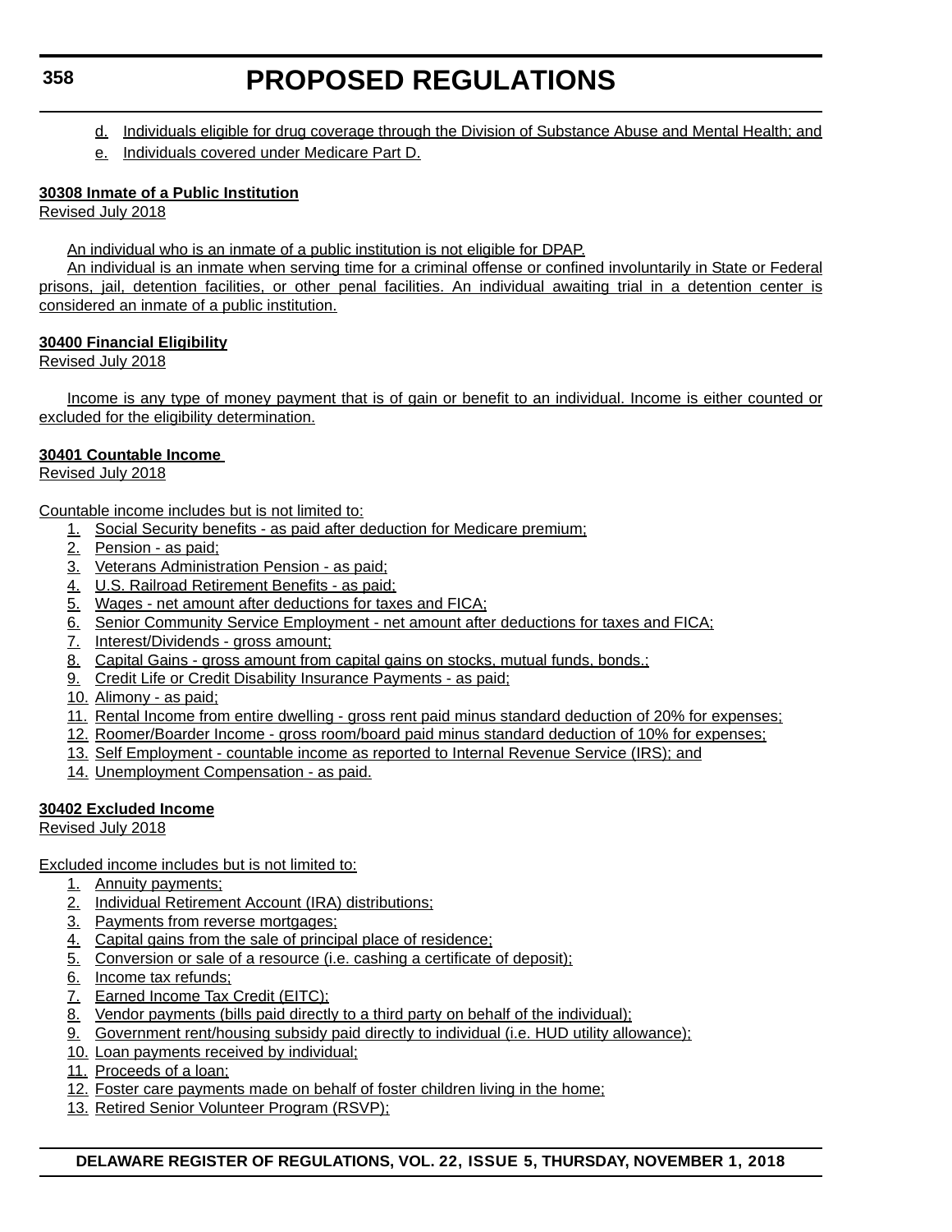d. Individuals eligible for drug coverage through the Division of Substance Abuse and Mental Health; and

e. Individuals covered under Medicare Part D.

**30308 Inmate of a Public Institution**

Revised July 2018

An individual who is an inmate of a public institution is not eligible for DPAP.

An individual is an inmate when serving time for a criminal offense or confined involuntarily in State or Federal prisons, jail, detention facilities, or other penal facilities. An individual awaiting trial in a detention center is considered an inmate of a public institution.

**30400 Financial Eligibility**

Revised July 2018

Income is any type of money payment that is of gain or benefit to an individual. Income is either counted or excluded for the eligibility determination.

**30401 Countable Income**

Revised July 2018

Countable income includes but is not limited to:

1. Social Security benefits - as paid after deduction for Medicare premium;
2. Pension - as paid;
3. Veterans Administration Pension - as paid;
4. U.S. Railroad Retirement Benefits - as paid;
5. Wages - net amount after deductions for taxes and FICA;
6. Senior Community Service Employment - net amount after deductions for taxes and FICA;
7. Interest/Dividends - gross amount;
8. Capital Gains - gross amount from capital gains on stocks, mutual funds, bonds.;
9. Credit Life or Credit Disability Insurance Payments - as paid;
10. Alimony - as paid;
11. Rental Income from entire dwelling - gross rent paid minus standard deduction of 20% for expenses;
12. Roomer/Boarder Income - gross room/board paid minus standard deduction of 10% for expenses;
13. Self Employment - countable income as reported to Internal Revenue Service (IRS); and
14. Unemployment Compensation - as paid.

**30402 Excluded Income**

Revised July 2018

Excluded income includes but is not limited to:

1. Annuity payments;
2. Individual Retirement Account (IRA) distributions;
3. Payments from reverse mortgages;
4. Capital gains from the sale of principal place of residence;
5. Conversion or sale of a resource (i.e. cashing a certificate of deposit);
6. Income tax refunds;
7. Earned Income Tax Credit (EITC);
8. Vendor payments (bills paid directly to a third party on behalf of the individual);
9. Government rent/housing subsidy paid directly to individual (i.e. HUD utility allowance);
10. Loan payments received by individual;
11. Proceeds of a loan;
12. Foster care payments made on behalf of foster children living in the home;
13. Retired Senior Volunteer Program (RSVP);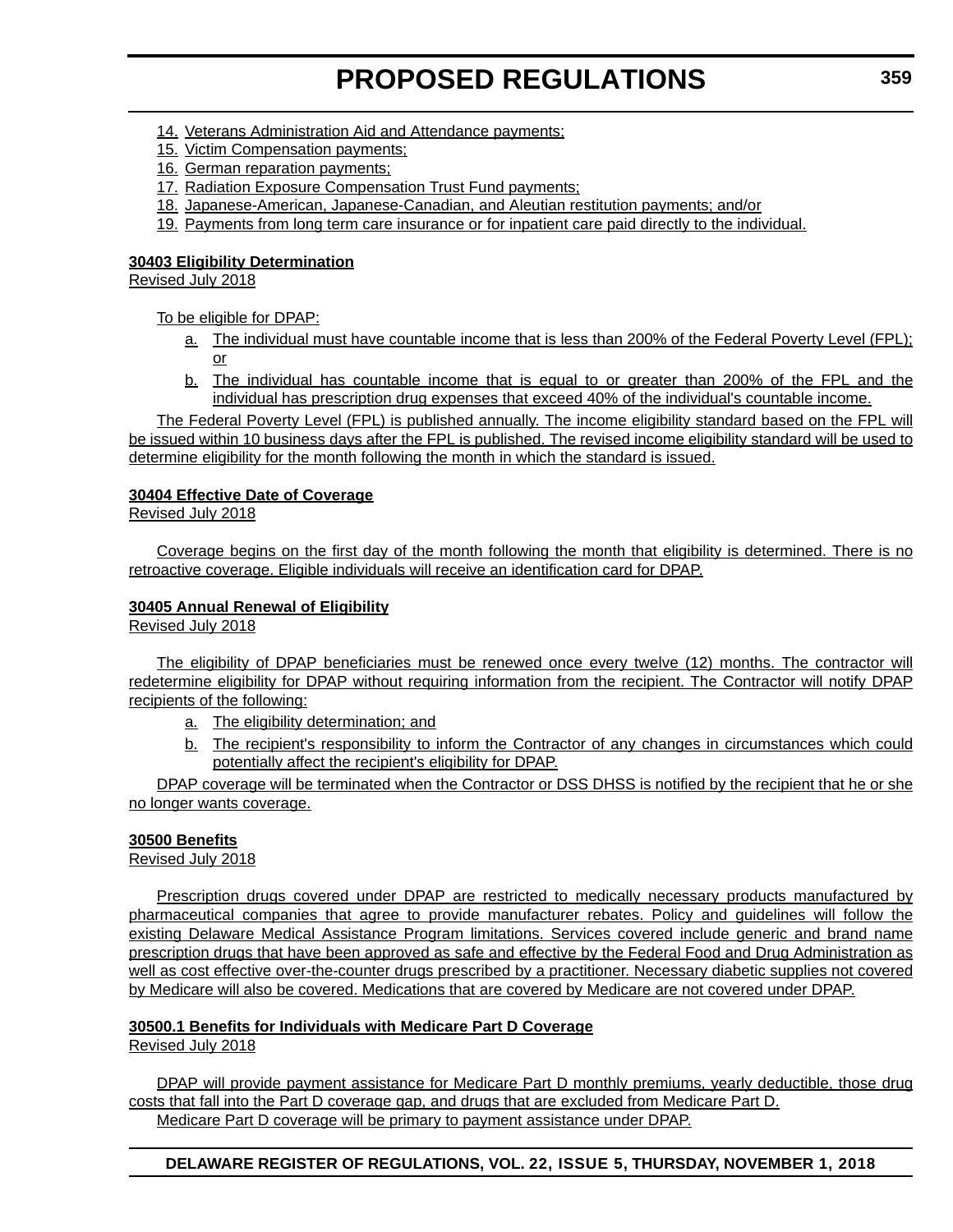14. Veterans Administration Aid and Attendance payments;
15. Victim Compensation payments;
16. German reparation payments;
17. Radiation Exposure Compensation Trust Fund payments;
18. Japanese-American, Japanese-Canadian, and Aleutian restitution payments; and/or
19. Payments from long term care insurance or for inpatient care paid directly to the individual.

**30403 Eligibility Determination**
Revised July 2018

To be eligible for DPAP:

a. The individual must have countable income that is less than 200% of the Federal Poverty Level (FPL); or
b. The individual has countable income that is equal to or greater than 200% of the FPL and the individual has prescription drug expenses that exceed 40% of the individual's countable income.

The Federal Poverty Level (FPL) is published annually. The income eligibility standard based on the FPL will be issued within 10 business days after the FPL is published. The revised income eligibility standard will be used to determine eligibility for the month following the month in which the standard is issued.

**30404 Effective Date of Coverage**
Revised July 2018

Coverage begins on the first day of the month following the month that eligibility is determined. There is no retroactive coverage. Eligible individuals will receive an identification card for DPAP.

**30405 Annual Renewal of Eligibility**
Revised July 2018

The eligibility of DPAP beneficiaries must be renewed once every twelve (12) months. The contractor will redetermine eligibility for DPAP without requiring information from the recipient. The Contractor will notify DPAP recipients of the following:

a. The eligibility determination; and
b. The recipient's responsibility to inform the Contractor of any changes in circumstances which could potentially affect the recipient's eligibility for DPAP.

DPAP coverage will be terminated when the Contractor or DSS DHSS is notified by the recipient that he or she no longer wants coverage.

**30500 Benefits**
Revised July 2018

Prescription drugs covered under DPAP are restricted to medically necessary products manufactured by pharmaceutical companies that agree to provide manufacturer rebates. Policy and guidelines will follow the existing Delaware Medical Assistance Program limitations. Services covered include generic and brand name prescription drugs that have been approved as safe and effective by the Federal Food and Drug Administration as well as cost effective over-the-counter drugs prescribed by a practitioner. Necessary diabetic supplies not covered by Medicare will also be covered. Medications that are covered by Medicare are not covered under DPAP.

**30500.1 Benefits for Individuals with Medicare Part D Coverage**
Revised July 2018

DPAP will provide payment assistance for Medicare Part D monthly premiums, yearly deductible, those drug costs that fall into the Part D coverage gap, and drugs that are excluded from Medicare Part D.

Medicare Part D coverage will be primary to payment assistance under DPAP.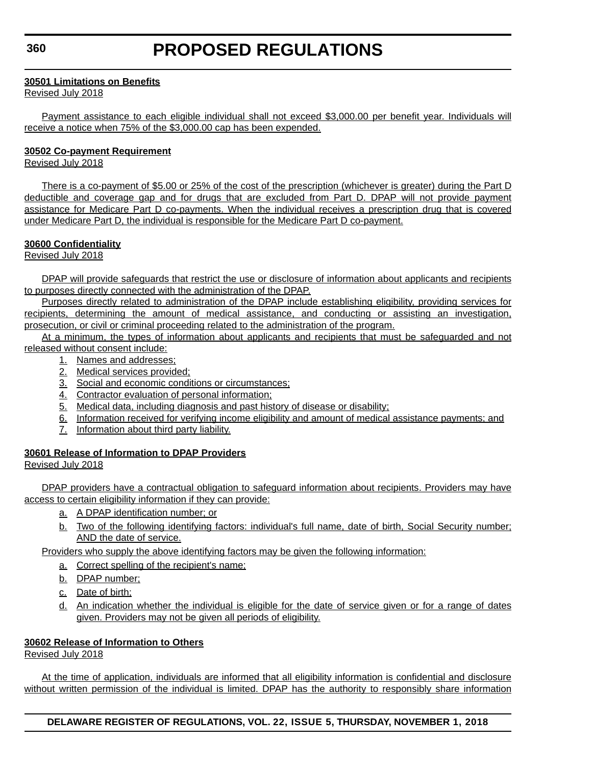**30501 Limitations on Benefits**

Revised July 2018

Payment assistance to each eligible individual shall not exceed $3,000.00 per benefit year. Individuals will receive a notice when 75% of the $3,000.00 cap has been expended.

**30502 Co-payment Requirement**

Revised July 2018

There is a co-payment of $5.00 or 25% of the cost of the prescription (whichever is greater) during the Part D deductible and coverage gap and for drugs that are excluded from Part D. DPAP will not provide payment assistance for Medicare Part D co-payments. When the individual receives a prescription drug that is covered under Medicare Part D, the individual is responsible for the Medicare Part D co-payment.

**30600 Confidentiality**

Revised July 2018

DPAP will provide safeguards that restrict the use or disclosure of information about applicants and recipients to purposes directly connected with the administration of the DPAP.

Purposes directly related to administration of the DPAP include establishing eligibility, providing services for recipients, determining the amount of medical assistance, and conducting or assisting an investigation, prosecution, or civil or criminal proceeding related to the administration of the program.

At a minimum, the types of information about applicants and recipients that must be safeguarded and not released without consent include:

1. Names and addresses;
2. Medical services provided;
3. Social and economic conditions or circumstances;
4. Contractor evaluation of personal information;
5. Medical data, including diagnosis and past history of disease or disability;
6. Information received for verifying income eligibility and amount of medical assistance payments; and
7. Information about third party liability.

**30601 Release of Information to DPAP Providers**

Revised July 2018

DPAP providers have a contractual obligation to safeguard information about recipients. Providers may have access to certain eligibility information if they can provide:

a. A DPAP identification number; or
b. Two of the following identifying factors: individual's full name, date of birth, Social Security number; AND the date of service.

Providers who supply the above identifying factors may be given the following information:

a. Correct spelling of the recipient's name;
b. DPAP number;
c. Date of birth;
d. An indication whether the individual is eligible for the date of service given or for a range of dates given. Providers may not be given all periods of eligibility.

**30602 Release of Information to Others**

Revised July 2018

At the time of application, individuals are informed that all eligibility information is confidential and disclosure without written permission of the individual is limited. DPAP has the authority to responsibly share information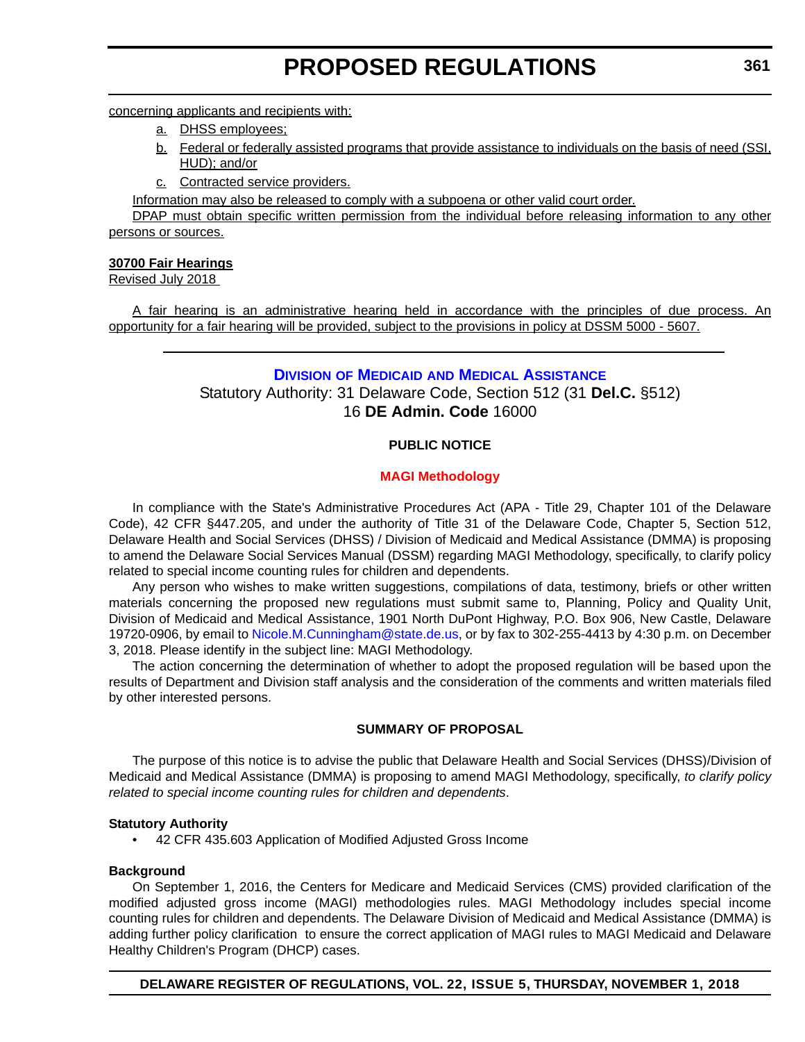concerning applicants and recipients with:

a. DHSS employees;

b. Federal or federally assisted programs that provide assistance to individuals on the basis of need (SSI, HUD); and/or

c. Contracted service providers.

Information may also be released to comply with a subpoena or other valid court order.

DPAP must obtain specific written permission from the individual before releasing information to any other persons or sources.

**30700 Fair Hearings**

Revised July 2018

A fair hearing is an administrative hearing held in accordance with the principles of due process. An opportunity for a fair hearing will be provided, subject to the provisions in policy at DSSM 5000 - 5607.

---

## Division of Medicaid and Medical Assistance

Statutory Authority: 31 Delaware Code, Section 512 (31 **Del.C.** §512)

16 **DE Admin. Code** 16000

**PUBLIC NOTICE**

**MAGI Methodology**

In compliance with the State's Administrative Procedures Act (APA - Title 29, Chapter 101 of the Delaware Code), 42 CFR §447.205, and under the authority of Title 31 of the Delaware Code, Chapter 5, Section 512, Delaware Health and Social Services (DHSS) / Division of Medicaid and Medical Assistance (DMMA) is proposing to amend the Delaware Social Services Manual (DSSM) regarding MAGI Methodology, specifically, to clarify policy related to special income counting rules for children and dependents.

Any person who wishes to make written suggestions, compilations of data, testimony, briefs or other written materials concerning the proposed new regulations must submit same to, Planning, Policy and Quality Unit, Division of Medicaid and Medical Assistance, 1901 North DuPont Highway, P.O. Box 906, New Castle, Delaware 19720-0906, by email to Nicole.M.Cunningham@state.de.us, or by fax to 302-255-4413 by 4:30 p.m. on December 3, 2018. Please identify in the subject line: MAGI Methodology.

The action concerning the determination of whether to adopt the proposed regulation will be based upon the results of Department and Division staff analysis and the consideration of the comments and written materials filed by other interested persons.

**SUMMARY OF PROPOSAL**

The purpose of this notice is to advise the public that Delaware Health and Social Services (DHSS)/Division of Medicaid and Medical Assistance (DMMA) is proposing to amend MAGI Methodology, specifically, *to clarify policy related to special income counting rules for children and dependents*.

**Statutory Authority**

- 42 CFR 435.603 Application of Modified Adjusted Gross Income

**Background**

On September 1, 2016, the Centers for Medicare and Medicaid Services (CMS) provided clarification of the modified adjusted gross income (MAGI) methodologies rules. MAGI Methodology includes special income counting rules for children and dependents. The Delaware Division of Medicaid and Medical Assistance (DMMA) is adding further policy clarification to ensure the correct application of MAGI rules to MAGI Medicaid and Delaware Healthy Children's Program (DHCP) cases.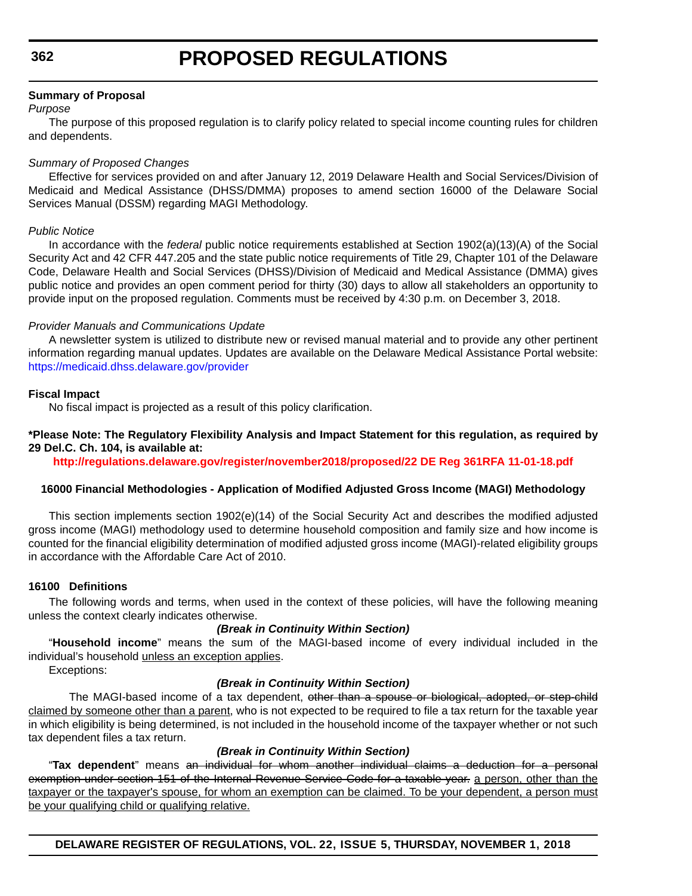**Summary of Proposal**

*Purpose*

The purpose of this proposed regulation is to clarify policy related to special income counting rules for children and dependents.

*Summary of Proposed Changes*

Effective for services provided on and after January 12, 2019 Delaware Health and Social Services/Division of Medicaid and Medical Assistance (DHSS/DMMA) proposes to amend section 16000 of the Delaware Social Services Manual (DSSM) regarding MAGI Methodology.

*Public Notice*

In accordance with the *federal* public notice requirements established at Section 1902(a)(13)(A) of the Social Security Act and 42 CFR 447.205 and the state public notice requirements of Title 29, Chapter 101 of the Delaware Code, Delaware Health and Social Services (DHSS)/Division of Medicaid and Medical Assistance (DMMA) gives public notice and provides an open comment period for thirty (30) days to allow all stakeholders an opportunity to provide input on the proposed regulation. Comments must be received by 4:30 p.m. on December 3, 2018.

*Provider Manuals and Communications Update*

A newsletter system is utilized to distribute new or revised manual material and to provide any other pertinent information regarding manual updates. Updates are available on the Delaware Medical Assistance Portal website: https://medicaid.dhss.delaware.gov/provider

**Fiscal Impact**

No fiscal impact is projected as a result of this policy clarification.

**\*Please Note: The Regulatory Flexibility Analysis and Impact Statement for this regulation, as required by 29 Del.C. Ch. 104, is available at:**

**http://regulations.delaware.gov/register/november2018/proposed/22 DE Reg 361RFA 11-01-18.pdf**

**16000 Financial Methodologies - Application of Modified Adjusted Gross Income (MAGI) Methodology**

This section implements section 1902(e)(14) of the Social Security Act and describes the modified adjusted gross income (MAGI) methodology used to determine household composition and family size and how income is counted for the financial eligibility determination of modified adjusted gross income (MAGI)-related eligibility groups in accordance with the Affordable Care Act of 2010.

**16100 Definitions**

The following words and terms, when used in the context of these policies, will have the following meaning unless the context clearly indicates otherwise.

***(Break in Continuity Within Section)***

"**Household income**" means the sum of the MAGI-based income of every individual included in the individual's household <u>unless an exception applies</u>.

Exceptions:

***(Break in Continuity Within Section)***

The MAGI-based income of a tax dependent, ~~other than a spouse or biological, adopted, or step-child~~ <u>claimed by someone other than a parent</u>, who is not expected to be required to file a tax return for the taxable year in which eligibility is being determined, is not included in the household income of the taxpayer whether or not such tax dependent files a tax return.

***(Break in Continuity Within Section)***

"**Tax dependent**" means ~~an individual for whom another individual claims a deduction for a personal exemption under section 151 of the Internal Revenue Service Code for a taxable year.~~ <u>a person, other than the taxpayer or the taxpayer's spouse, for whom an exemption can be claimed. To be your dependent, a person must be your qualifying child or qualifying relative.</u>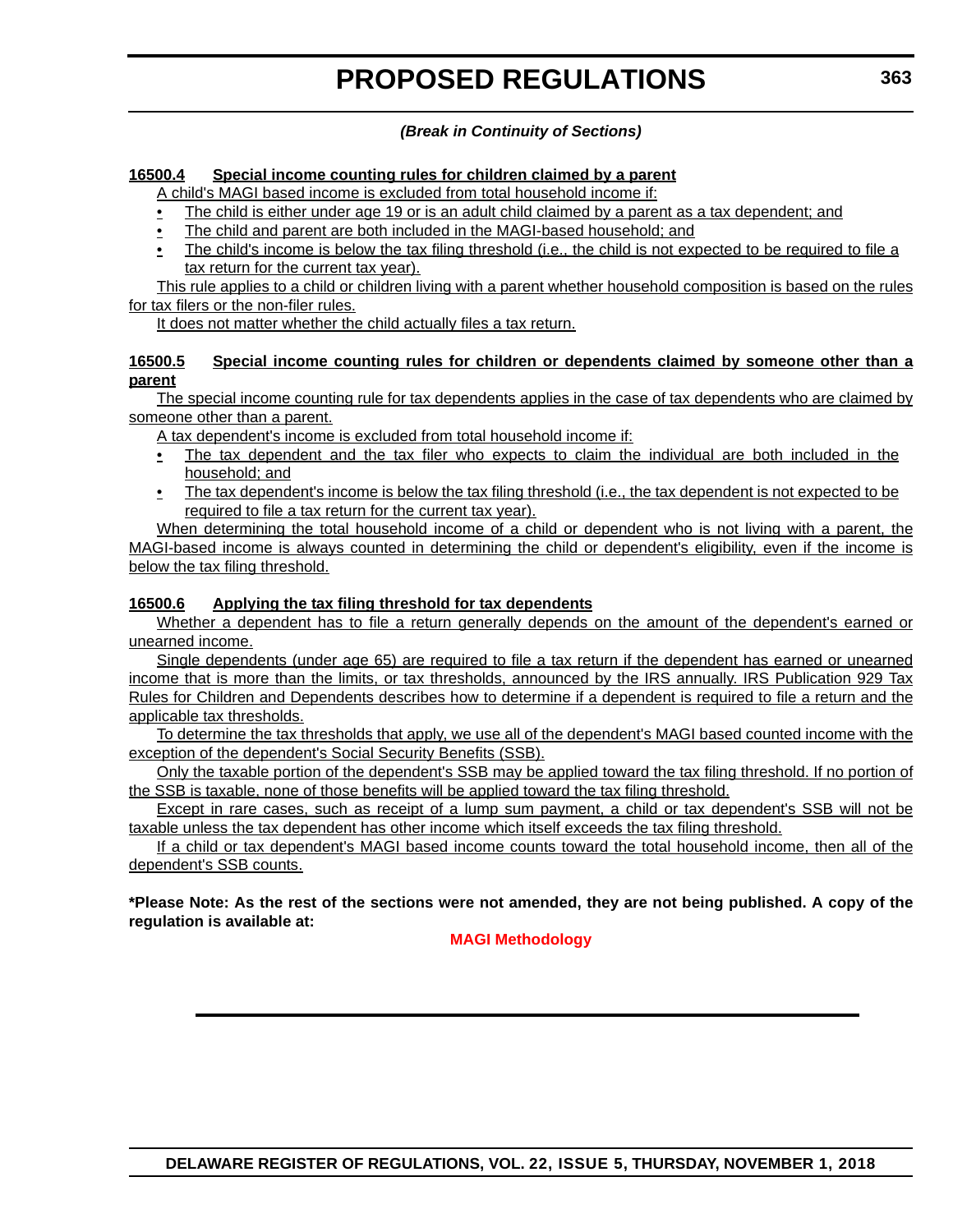*(Break in Continuity of Sections)*

**16500.4 Special income counting rules for children claimed by a parent**

A child's MAGI based income is excluded from total household income if:

- The child is either under age 19 or is an adult child claimed by a parent as a tax dependent; and
- The child and parent are both included in the MAGI-based household; and
- The child's income is below the tax filing threshold (i.e., the child is not expected to be required to file a tax return for the current tax year).

This rule applies to a child or children living with a parent whether household composition is based on the rules for tax filers or the non-filer rules.

It does not matter whether the child actually files a tax return.

**16500.5 Special income counting rules for children or dependents claimed by someone other than a parent**

The special income counting rule for tax dependents applies in the case of tax dependents who are claimed by someone other than a parent.

A tax dependent's income is excluded from total household income if:

- The tax dependent and the tax filer who expects to claim the individual are both included in the household; and
- The tax dependent's income is below the tax filing threshold (i.e., the tax dependent is not expected to be required to file a tax return for the current tax year).

When determining the total household income of a child or dependent who is not living with a parent, the MAGI-based income is always counted in determining the child or dependent's eligibility, even if the income is below the tax filing threshold.

**16500.6 Applying the tax filing threshold for tax dependents**

Whether a dependent has to file a return generally depends on the amount of the dependent's earned or unearned income.

Single dependents (under age 65) are required to file a tax return if the dependent has earned or unearned income that is more than the limits, or tax thresholds, announced by the IRS annually. IRS Publication 929 Tax Rules for Children and Dependents describes how to determine if a dependent is required to file a return and the applicable tax thresholds.

To determine the tax thresholds that apply, we use all of the dependent's MAGI based counted income with the exception of the dependent's Social Security Benefits (SSB).

Only the taxable portion of the dependent's SSB may be applied toward the tax filing threshold. If no portion of the SSB is taxable, none of those benefits will be applied toward the tax filing threshold.

Except in rare cases, such as receipt of a lump sum payment, a child or tax dependent's SSB will not be taxable unless the tax dependent has other income which itself exceeds the tax filing threshold.

If a child or tax dependent's MAGI based income counts toward the total household income, then all of the dependent's SSB counts.

**\*Please Note: As the rest of the sections were not amended, they are not being published. A copy of the regulation is available at:**

**MAGI Methodology**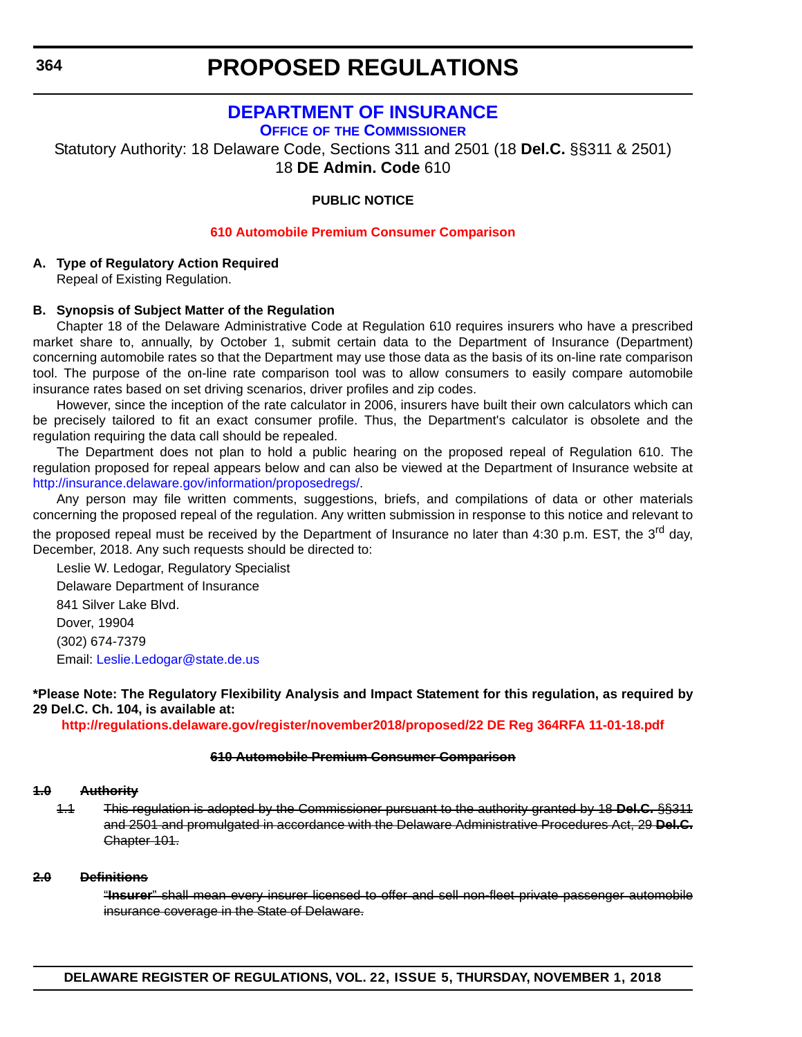# PROPOSED REGULATIONS

## DEPARTMENT OF INSURANCE

### OFFICE OF THE COMMISSIONER

Statutory Authority: 18 Delaware Code, Sections 311 and 2501 (18 **Del.C.** §§311 & 2501)
18 **DE Admin. Code** 610

**PUBLIC NOTICE**

**610 Automobile Premium Consumer Comparison**

**A. Type of Regulatory Action Required**

Repeal of Existing Regulation.

**B. Synopsis of Subject Matter of the Regulation**

Chapter 18 of the Delaware Administrative Code at Regulation 610 requires insurers who have a prescribed market share to, annually, by October 1, submit certain data to the Department of Insurance (Department) concerning automobile rates so that the Department may use those data as the basis of its on-line rate comparison tool. The purpose of the on-line rate comparison tool was to allow consumers to easily compare automobile insurance rates based on set driving scenarios, driver profiles and zip codes.

However, since the inception of the rate calculator in 2006, insurers have built their own calculators which can be precisely tailored to fit an exact consumer profile. Thus, the Department's calculator is obsolete and the regulation requiring the data call should be repealed.

The Department does not plan to hold a public hearing on the proposed repeal of Regulation 610. The regulation proposed for repeal appears below and can also be viewed at the Department of Insurance website at http://insurance.delaware.gov/information/proposedregs/.

Any person may file written comments, suggestions, briefs, and compilations of data or other materials concerning the proposed repeal of the regulation. Any written submission in response to this notice and relevant to the proposed repeal must be received by the Department of Insurance no later than 4:30 p.m. EST, the 3rd day, December, 2018. Any such requests should be directed to:

Leslie W. Ledogar, Regulatory Specialist
Delaware Department of Insurance
841 Silver Lake Blvd.
Dover, 19904
(302) 674-7379
Email: Leslie.Ledogar@state.de.us

**\*Please Note: The Regulatory Flexibility Analysis and Impact Statement for this regulation, as required by 29 Del.C. Ch. 104, is available at:**

**http://regulations.delaware.gov/register/november2018/proposed/22 DE Reg 364RFA 11-01-18.pdf**

**~~610 Automobile Premium Consumer Comparison~~**

**~~1.0 Authority~~**

~~1.1 This regulation is adopted by the Commissioner pursuant to the authority granted by 18 **Del.C.** §§311 and 2501 and promulgated in accordance with the Delaware Administrative Procedures Act, 29 **Del.C.** Chapter 101.~~

**~~2.0 Definitions~~**

~~"**Insurer**" shall mean every insurer licensed to offer and sell non-fleet private passenger automobile insurance coverage in the State of Delaware.~~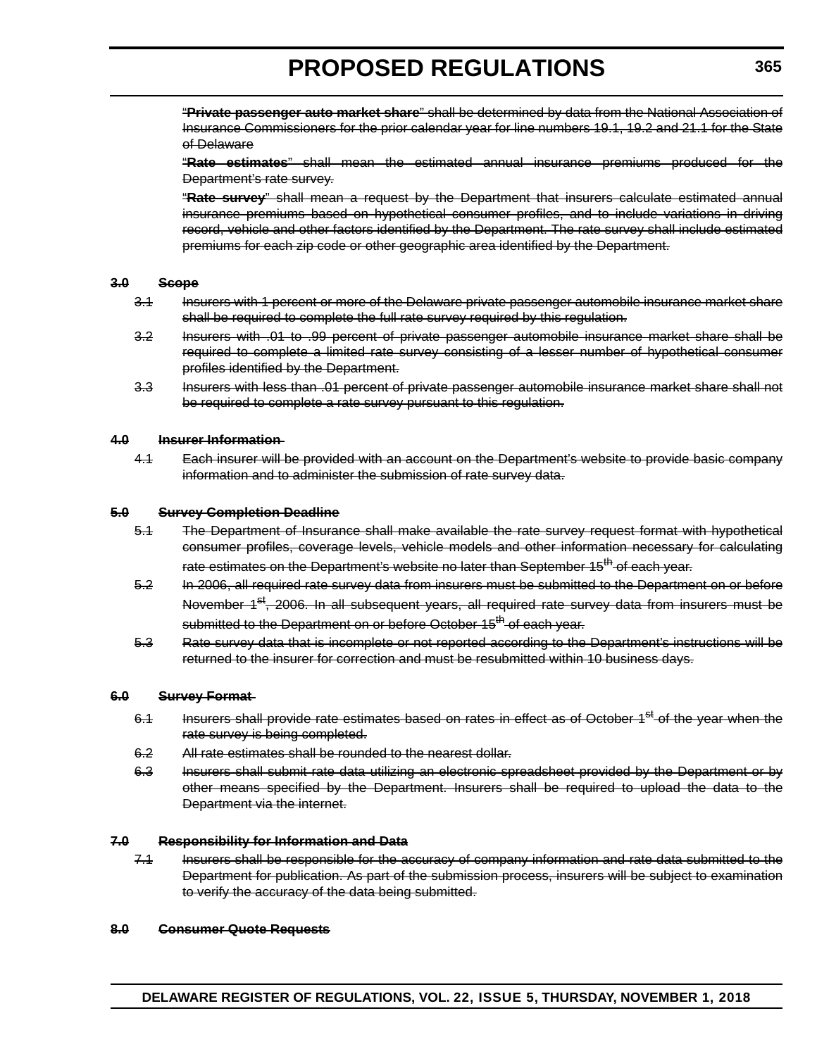~~"**Private passenger auto market share**" shall be determined by data from the National Association of Insurance Commissioners for the prior calendar year for line numbers 19.1, 19.2 and 21.1 for the State of Delaware~~

~~"**Rate estimates**" shall mean the estimated annual insurance premiums produced for the Department's rate survey.~~

~~"**Rate survey**" shall mean a request by the Department that insurers calculate estimated annual insurance premiums based on hypothetical consumer profiles, and to include variations in driving record, vehicle and other factors identified by the Department. The rate survey shall include estimated premiums for each zip code or other geographic area identified by the Department.~~

~~**3.0 Scope**~~

~~3.1 Insurers with 1 percent or more of the Delaware private passenger automobile insurance market share shall be required to complete the full rate survey required by this regulation.~~

~~3.2 Insurers with .01 to .99 percent of private passenger automobile insurance market share shall be required to complete a limited rate survey consisting of a lesser number of hypothetical consumer profiles identified by the Department.~~

~~3.3 Insurers with less than .01 percent of private passenger automobile insurance market share shall not be required to complete a rate survey pursuant to this regulation.~~

~~**4.0 Insurer Information**~~

~~4.1 Each insurer will be provided with an account on the Department's website to provide basic company information and to administer the submission of rate survey data.~~

~~**5.0 Survey Completion Deadline**~~

~~5.1 The Department of Insurance shall make available the rate survey request format with hypothetical consumer profiles, coverage levels, vehicle models and other information necessary for calculating rate estimates on the Department's website no later than September 15th of each year.~~

~~5.2 In 2006, all required rate survey data from insurers must be submitted to the Department on or before November 1st, 2006. In all subsequent years, all required rate survey data from insurers must be submitted to the Department on or before October 15th of each year.~~

~~5.3 Rate survey data that is incomplete or not reported according to the Department's instructions will be returned to the insurer for correction and must be resubmitted within 10 business days.~~

~~**6.0 Survey Format**~~

~~6.1 Insurers shall provide rate estimates based on rates in effect as of October 1st of the year when the rate survey is being completed.~~

~~6.2 All rate estimates shall be rounded to the nearest dollar.~~

~~6.3 Insurers shall submit rate data utilizing an electronic spreadsheet provided by the Department or by other means specified by the Department. Insurers shall be required to upload the data to the Department via the internet.~~

~~**7.0 Responsibility for Information and Data**~~

~~7.1 Insurers shall be responsible for the accuracy of company information and rate data submitted to the Department for publication. As part of the submission process, insurers will be subject to examination to verify the accuracy of the data being submitted.~~

~~**8.0 Consumer Quote Requests**~~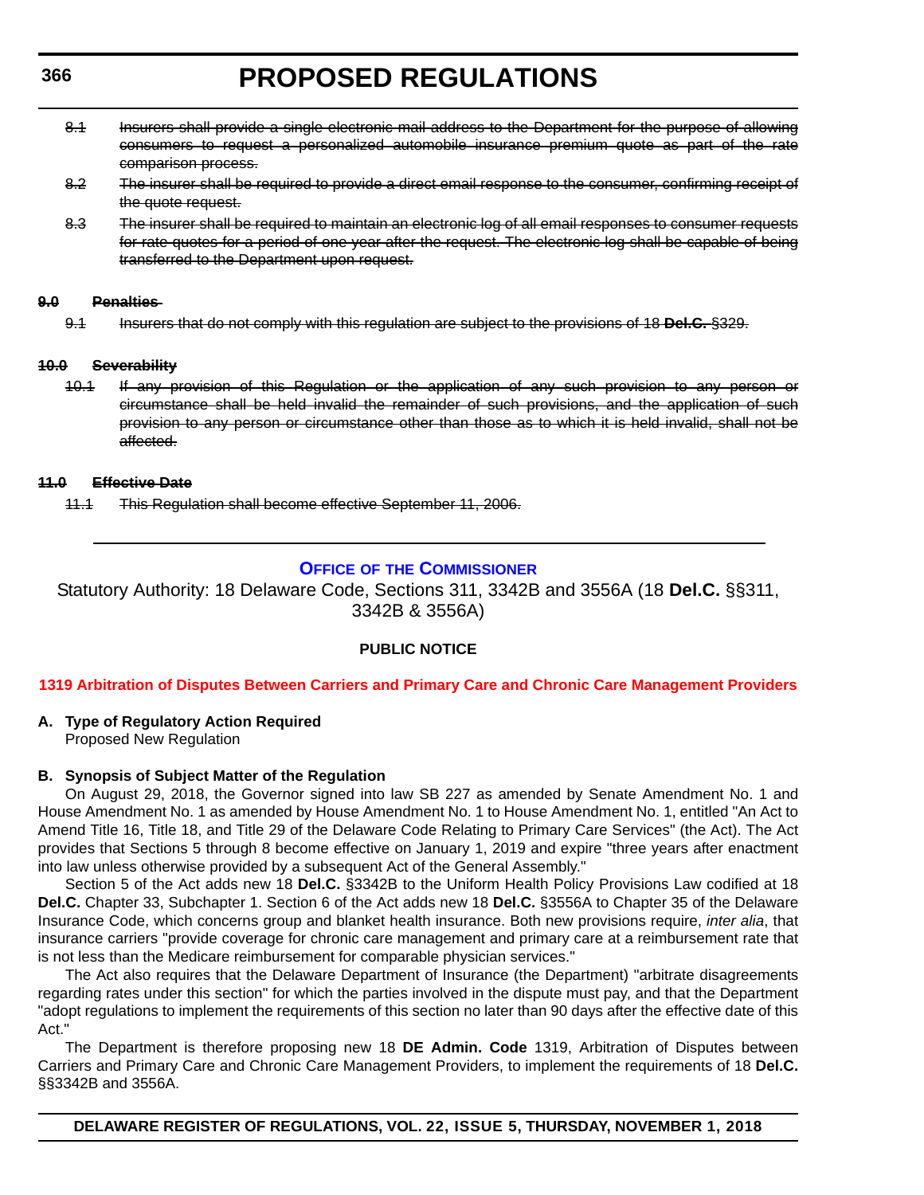~~8.1 Insurers shall provide a single electronic mail address to the Department for the purpose of allowing consumers to request a personalized automobile insurance premium quote as part of the rate comparison process.~~

~~8.2 The insurer shall be required to provide a direct email response to the consumer, confirming receipt of the quote request.~~

~~8.3 The insurer shall be required to maintain an electronic log of all email responses to consumer requests for rate quotes for a period of one year after the request. The electronic log shall be capable of being transferred to the Department upon request.~~

~~**9.0 Penalties**~~

~~9.1 Insurers that do not comply with this regulation are subject to the provisions of 18 **Del.C.** §329.~~

~~**10.0 Severability**~~

~~10.1 If any provision of this Regulation or the application of any such provision to any person or circumstance shall be held invalid the remainder of such provisions, and the application of such provision to any person or circumstance other than those as to which it is held invalid, shall not be affected.~~

~~**11.0 Effective Date**~~

~~11.1 This Regulation shall become effective September 11, 2006.~~

---

## Office of the Commissioner

Statutory Authority: 18 Delaware Code, Sections 311, 3342B and 3556A (18 **Del.C.** §§311, 3342B & 3556A)

**PUBLIC NOTICE**

**1319 Arbitration of Disputes Between Carriers and Primary Care and Chronic Care Management Providers**

**A. Type of Regulatory Action Required**

Proposed New Regulation

**B. Synopsis of Subject Matter of the Regulation**

On August 29, 2018, the Governor signed into law SB 227 as amended by Senate Amendment No. 1 and House Amendment No. 1 as amended by House Amendment No. 1 to House Amendment No. 1, entitled "An Act to Amend Title 16, Title 18, and Title 29 of the Delaware Code Relating to Primary Care Services" (the Act). The Act provides that Sections 5 through 8 become effective on January 1, 2019 and expire "three years after enactment into law unless otherwise provided by a subsequent Act of the General Assembly."

Section 5 of the Act adds new 18 **Del.C.** §3342B to the Uniform Health Policy Provisions Law codified at 18 **Del.C.** Chapter 33, Subchapter 1. Section 6 of the Act adds new 18 **Del.C.** §3556A to Chapter 35 of the Delaware Insurance Code, which concerns group and blanket health insurance. Both new provisions require, *inter alia*, that insurance carriers "provide coverage for chronic care management and primary care at a reimbursement rate that is not less than the Medicare reimbursement for comparable physician services."

The Act also requires that the Delaware Department of Insurance (the Department) "arbitrate disagreements regarding rates under this section" for which the parties involved in the dispute must pay, and that the Department "adopt regulations to implement the requirements of this section no later than 90 days after the effective date of this Act."

The Department is therefore proposing new 18 **DE Admin. Code** 1319, Arbitration of Disputes between Carriers and Primary Care and Chronic Care Management Providers, to implement the requirements of 18 **Del.C.** §§3342B and 3556A.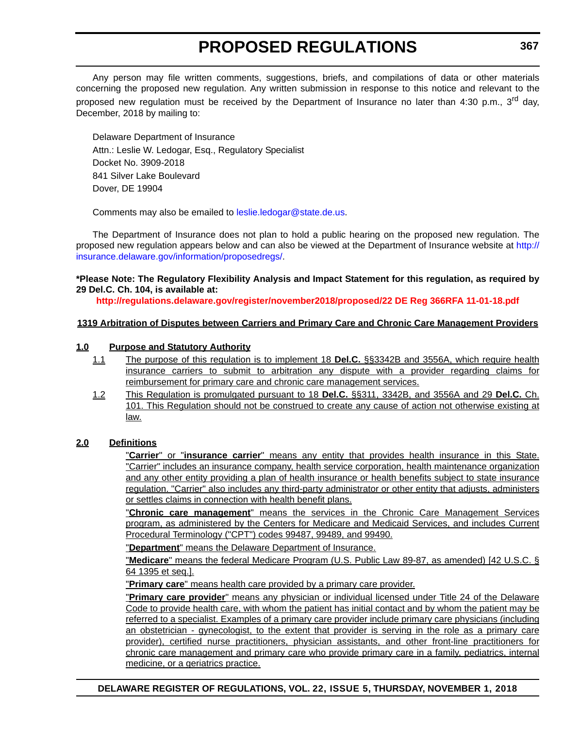Any person may file written comments, suggestions, briefs, and compilations of data or other materials concerning the proposed new regulation. Any written submission in response to this notice and relevant to the proposed new regulation must be received by the Department of Insurance no later than 4:30 p.m., 3rd day, December, 2018 by mailing to:

Delaware Department of Insurance
Attn.: Leslie W. Ledogar, Esq., Regulatory Specialist
Docket No. 3909-2018
841 Silver Lake Boulevard
Dover, DE 19904

Comments may also be emailed to leslie.ledogar@state.de.us.

The Department of Insurance does not plan to hold a public hearing on the proposed new regulation. The proposed new regulation appears below and can also be viewed at the Department of Insurance website at http://insurance.delaware.gov/information/proposedregs/.

**\*Please Note: The Regulatory Flexibility Analysis and Impact Statement for this regulation, as required by 29 Del.C. Ch. 104, is available at:**

**http://regulations.delaware.gov/register/november2018/proposed/22 DE Reg 366RFA 11-01-18.pdf**

**1319 Arbitration of Disputes between Carriers and Primary Care and Chronic Care Management Providers**

**1.0 Purpose and Statutory Authority**

1.1 The purpose of this regulation is to implement 18 **Del.C.** §§3342B and 3556A, which require health insurance carriers to submit to arbitration any dispute with a provider regarding claims for reimbursement for primary care and chronic care management services.

1.2 This Regulation is promulgated pursuant to 18 **Del.C.** §§311, 3342B, and 3556A and 29 **Del.C.** Ch. 101. This Regulation should not be construed to create any cause of action not otherwise existing at law.

**2.0 Definitions**

"**Carrier**" or "**insurance carrier**" means any entity that provides health insurance in this State. "Carrier" includes an insurance company, health service corporation, health maintenance organization and any other entity providing a plan of health insurance or health benefits subject to state insurance regulation. "Carrier" also includes any third-party administrator or other entity that adjusts, administers or settles claims in connection with health benefit plans.

"**Chronic care management**" means the services in the Chronic Care Management Services program, as administered by the Centers for Medicare and Medicaid Services, and includes Current Procedural Terminology ("CPT") codes 99487, 99489, and 99490.

"**Department**" means the Delaware Department of Insurance.

"**Medicare**" means the federal Medicare Program (U.S. Public Law 89-87, as amended) [42 U.S.C. § 64 1395 et seq.].

"**Primary care**" means health care provided by a primary care provider.

"**Primary care provider**" means any physician or individual licensed under Title 24 of the Delaware Code to provide health care, with whom the patient has initial contact and by whom the patient may be referred to a specialist. Examples of a primary care provider include primary care physicians (including an obstetrician - gynecologist, to the extent that provider is serving in the role as a primary care provider), certified nurse practitioners, physician assistants, and other front-line practitioners for chronic care management and primary care who provide primary care in a family, pediatrics, internal medicine, or a geriatrics practice.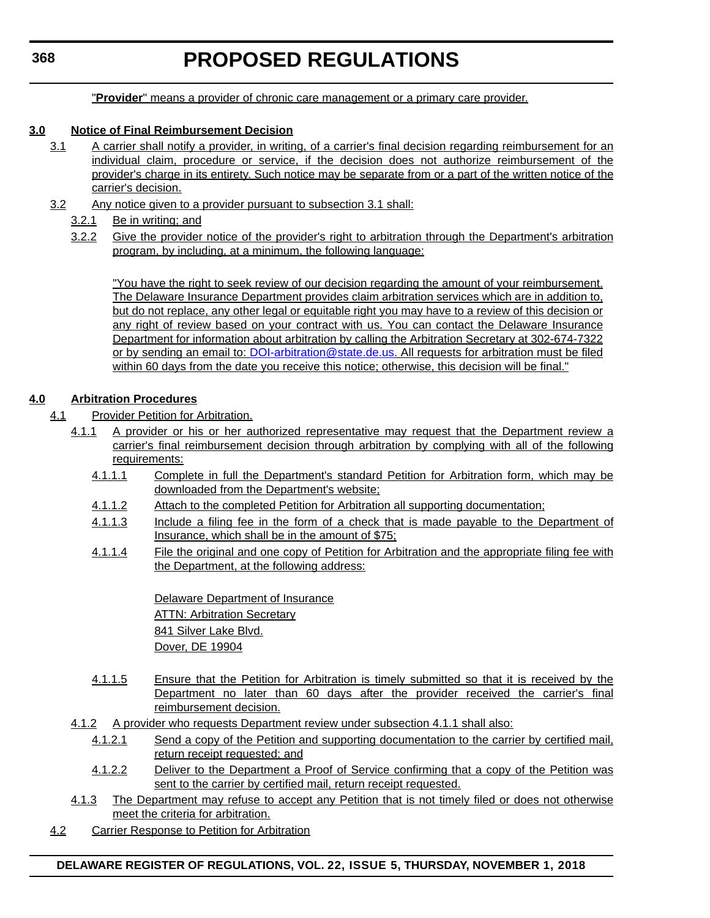"**Provider**" means a provider of chronic care management or a primary care provider.

**3.0 Notice of Final Reimbursement Decision**

3.1 A carrier shall notify a provider, in writing, of a carrier's final decision regarding reimbursement for an individual claim, procedure or service, if the decision does not authorize reimbursement of the provider's charge in its entirety. Such notice may be separate from or a part of the written notice of the carrier's decision.

3.2 Any notice given to a provider pursuant to subsection 3.1 shall:

3.2.1 Be in writing; and

3.2.2 Give the provider notice of the provider's right to arbitration through the Department's arbitration program, by including, at a minimum, the following language:

"You have the right to seek review of our decision regarding the amount of your reimbursement. The Delaware Insurance Department provides claim arbitration services which are in addition to, but do not replace, any other legal or equitable right you may have to a review of this decision or any right of review based on your contract with us. You can contact the Delaware Insurance Department for information about arbitration by calling the Arbitration Secretary at 302-674-7322 or by sending an email to: DOI-arbitration@state.de.us. All requests for arbitration must be filed within 60 days from the date you receive this notice; otherwise, this decision will be final."

**4.0 Arbitration Procedures**

4.1 Provider Petition for Arbitration.

4.1.1 A provider or his or her authorized representative may request that the Department review a carrier's final reimbursement decision through arbitration by complying with all of the following requirements:

4.1.1.1 Complete in full the Department's standard Petition for Arbitration form, which may be downloaded from the Department's website;

4.1.1.2 Attach to the completed Petition for Arbitration all supporting documentation;

4.1.1.3 Include a filing fee in the form of a check that is made payable to the Department of Insurance, which shall be in the amount of $75;

4.1.1.4 File the original and one copy of Petition for Arbitration and the appropriate filing fee with the Department, at the following address:

Delaware Department of Insurance
ATTN: Arbitration Secretary
841 Silver Lake Blvd.
Dover, DE 19904

4.1.1.5 Ensure that the Petition for Arbitration is timely submitted so that it is received by the Department no later than 60 days after the provider received the carrier's final reimbursement decision.

4.1.2 A provider who requests Department review under subsection 4.1.1 shall also:

4.1.2.1 Send a copy of the Petition and supporting documentation to the carrier by certified mail, return receipt requested; and

4.1.2.2 Deliver to the Department a Proof of Service confirming that a copy of the Petition was sent to the carrier by certified mail, return receipt requested.

4.1.3 The Department may refuse to accept any Petition that is not timely filed or does not otherwise meet the criteria for arbitration.

4.2 Carrier Response to Petition for Arbitration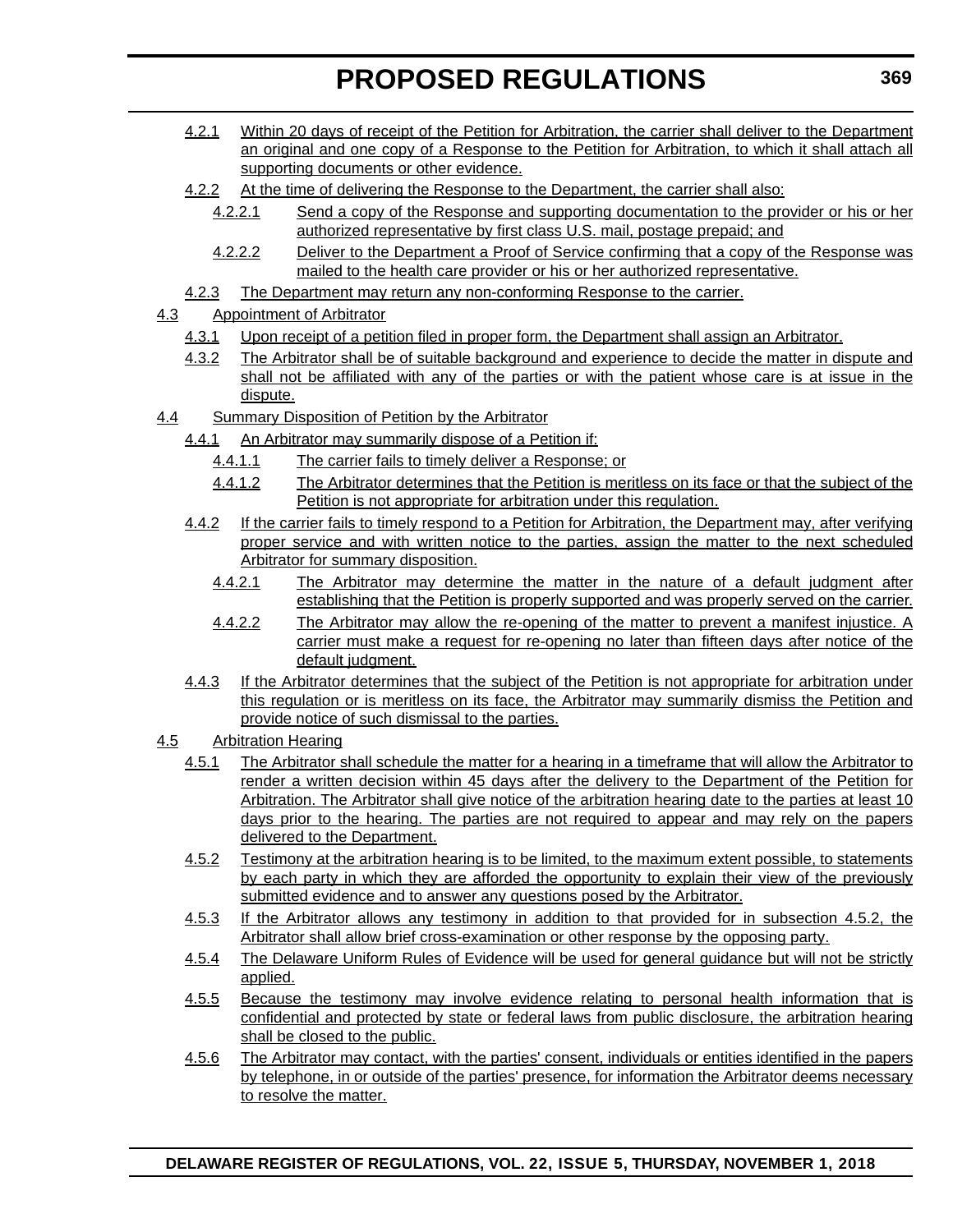4.2.1 Within 20 days of receipt of the Petition for Arbitration, the carrier shall deliver to the Department an original and one copy of a Response to the Petition for Arbitration, to which it shall attach all supporting documents or other evidence.

4.2.2 At the time of delivering the Response to the Department, the carrier shall also:

4.2.2.1 Send a copy of the Response and supporting documentation to the provider or his or her authorized representative by first class U.S. mail, postage prepaid; and

4.2.2.2 Deliver to the Department a Proof of Service confirming that a copy of the Response was mailed to the health care provider or his or her authorized representative.

4.2.3 The Department may return any non-conforming Response to the carrier.

4.3 Appointment of Arbitrator

4.3.1 Upon receipt of a petition filed in proper form, the Department shall assign an Arbitrator.

4.3.2 The Arbitrator shall be of suitable background and experience to decide the matter in dispute and shall not be affiliated with any of the parties or with the patient whose care is at issue in the dispute.

4.4 Summary Disposition of Petition by the Arbitrator

4.4.1 An Arbitrator may summarily dispose of a Petition if:

4.4.1.1 The carrier fails to timely deliver a Response; or

4.4.1.2 The Arbitrator determines that the Petition is meritless on its face or that the subject of the Petition is not appropriate for arbitration under this regulation.

4.4.2 If the carrier fails to timely respond to a Petition for Arbitration, the Department may, after verifying proper service and with written notice to the parties, assign the matter to the next scheduled Arbitrator for summary disposition.

4.4.2.1 The Arbitrator may determine the matter in the nature of a default judgment after establishing that the Petition is properly supported and was properly served on the carrier.

4.4.2.2 The Arbitrator may allow the re-opening of the matter to prevent a manifest injustice. A carrier must make a request for re-opening no later than fifteen days after notice of the default judgment.

4.4.3 If the Arbitrator determines that the subject of the Petition is not appropriate for arbitration under this regulation or is meritless on its face, the Arbitrator may summarily dismiss the Petition and provide notice of such dismissal to the parties.

4.5 Arbitration Hearing

4.5.1 The Arbitrator shall schedule the matter for a hearing in a timeframe that will allow the Arbitrator to render a written decision within 45 days after the delivery to the Department of the Petition for Arbitration. The Arbitrator shall give notice of the arbitration hearing date to the parties at least 10 days prior to the hearing. The parties are not required to appear and may rely on the papers delivered to the Department.

4.5.2 Testimony at the arbitration hearing is to be limited, to the maximum extent possible, to statements by each party in which they are afforded the opportunity to explain their view of the previously submitted evidence and to answer any questions posed by the Arbitrator.

4.5.3 If the Arbitrator allows any testimony in addition to that provided for in subsection 4.5.2, the Arbitrator shall allow brief cross-examination or other response by the opposing party.

4.5.4 The Delaware Uniform Rules of Evidence will be used for general guidance but will not be strictly applied.

4.5.5 Because the testimony may involve evidence relating to personal health information that is confidential and protected by state or federal laws from public disclosure, the arbitration hearing shall be closed to the public.

4.5.6 The Arbitrator may contact, with the parties' consent, individuals or entities identified in the papers by telephone, in or outside of the parties' presence, for information the Arbitrator deems necessary to resolve the matter.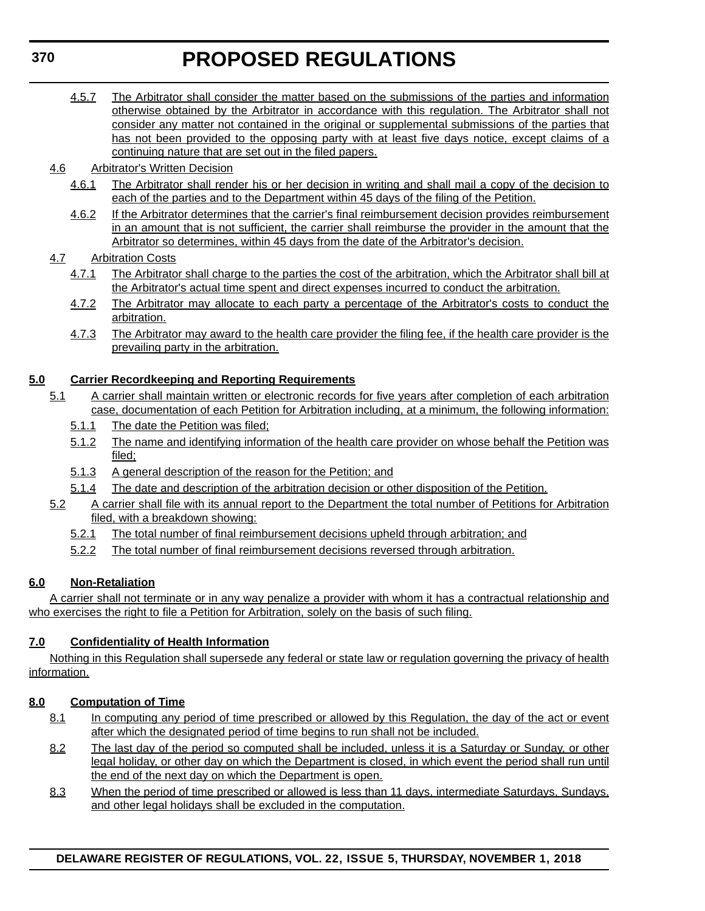4.5.7 The Arbitrator shall consider the matter based on the submissions of the parties and information otherwise obtained by the Arbitrator in accordance with this regulation. The Arbitrator shall not consider any matter not contained in the original or supplemental submissions of the parties that has not been provided to the opposing party with at least five days notice, except claims of a continuing nature that are set out in the filed papers.

4.6 Arbitrator's Written Decision

4.6.1 The Arbitrator shall render his or her decision in writing and shall mail a copy of the decision to each of the parties and to the Department within 45 days of the filing of the Petition.

4.6.2 If the Arbitrator determines that the carrier's final reimbursement decision provides reimbursement in an amount that is not sufficient, the carrier shall reimburse the provider in the amount that the Arbitrator so determines, within 45 days from the date of the Arbitrator's decision.

4.7 Arbitration Costs

4.7.1 The Arbitrator shall charge to the parties the cost of the arbitration, which the Arbitrator shall bill at the Arbitrator's actual time spent and direct expenses incurred to conduct the arbitration.

4.7.2 The Arbitrator may allocate to each party a percentage of the Arbitrator's costs to conduct the arbitration.

4.7.3 The Arbitrator may award to the health care provider the filing fee, if the health care provider is the prevailing party in the arbitration.

**5.0 Carrier Recordkeeping and Reporting Requirements**

5.1 A carrier shall maintain written or electronic records for five years after completion of each arbitration case, documentation of each Petition for Arbitration including, at a minimum, the following information:

5.1.1 The date the Petition was filed;

5.1.2 The name and identifying information of the health care provider on whose behalf the Petition was filed;

5.1.3 A general description of the reason for the Petition; and

5.1.4 The date and description of the arbitration decision or other disposition of the Petition.

5.2 A carrier shall file with its annual report to the Department the total number of Petitions for Arbitration filed, with a breakdown showing:

5.2.1 The total number of final reimbursement decisions upheld through arbitration; and

5.2.2 The total number of final reimbursement decisions reversed through arbitration.

**6.0 Non-Retaliation**

A carrier shall not terminate or in any way penalize a provider with whom it has a contractual relationship and who exercises the right to file a Petition for Arbitration, solely on the basis of such filing.

**7.0 Confidentiality of Health Information**

Nothing in this Regulation shall supersede any federal or state law or regulation governing the privacy of health information.

**8.0 Computation of Time**

8.1 In computing any period of time prescribed or allowed by this Regulation, the day of the act or event after which the designated period of time begins to run shall not be included.

8.2 The last day of the period so computed shall be included, unless it is a Saturday or Sunday, or other legal holiday, or other day on which the Department is closed, in which event the period shall run until the end of the next day on which the Department is open.

8.3 When the period of time prescribed or allowed is less than 11 days, intermediate Saturdays, Sundays, and other legal holidays shall be excluded in the computation.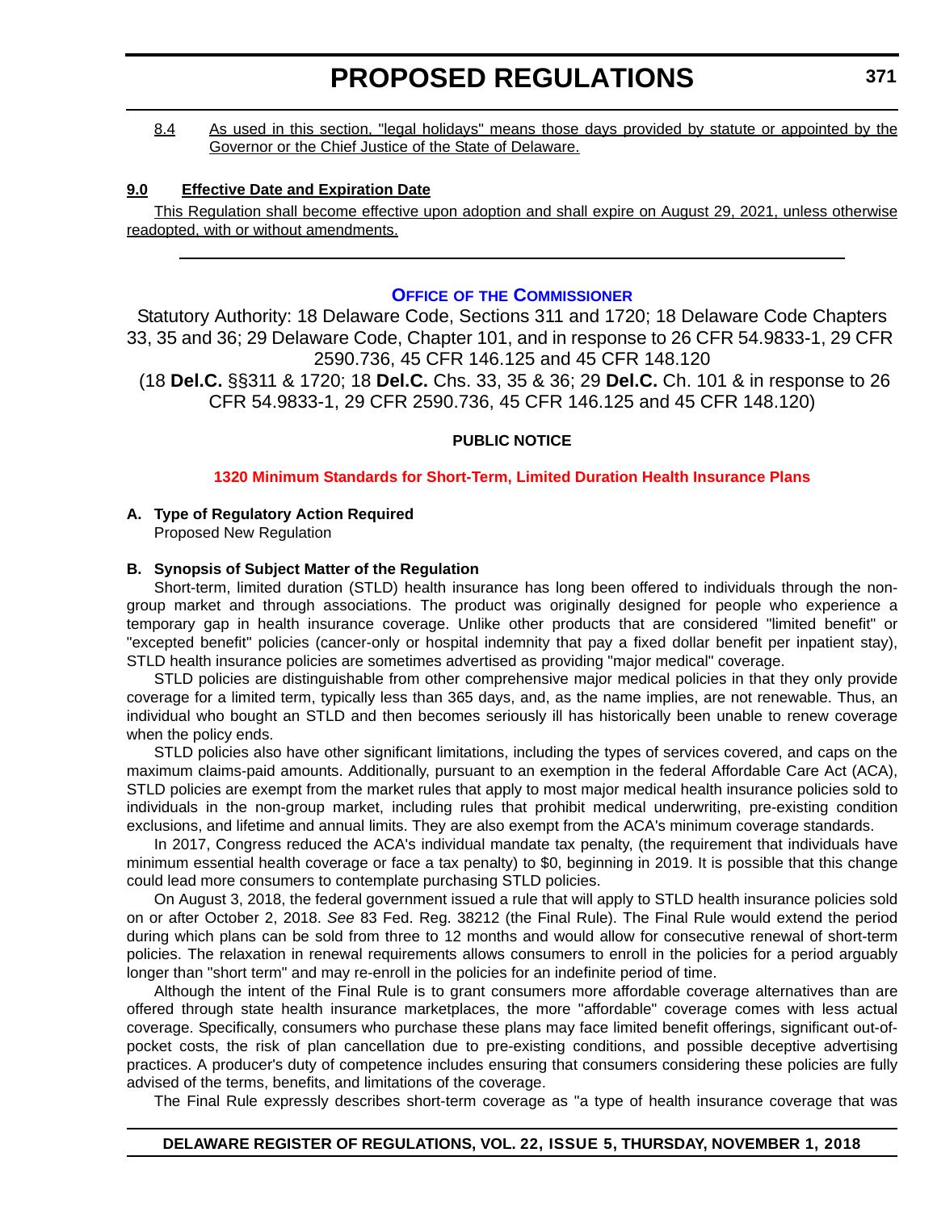8.4 As used in this section, "legal holidays" means those days provided by statute or appointed by the Governor or the Chief Justice of the State of Delaware.

**9.0 Effective Date and Expiration Date**

This Regulation shall become effective upon adoption and shall expire on August 29, 2021, unless otherwise readopted, with or without amendments.

---

## OFFICE OF THE COMMISSIONER

Statutory Authority: 18 Delaware Code, Sections 311 and 1720; 18 Delaware Code Chapters 33, 35 and 36; 29 Delaware Code, Chapter 101, and in response to 26 CFR 54.9833-1, 29 CFR 2590.736, 45 CFR 146.125 and 45 CFR 148.120

(18 **Del.C.** §§311 & 1720; 18 **Del.C.** Chs. 33, 35 & 36; 29 **Del.C.** Ch. 101 & in response to 26 CFR 54.9833-1, 29 CFR 2590.736, 45 CFR 146.125 and 45 CFR 148.120)

**PUBLIC NOTICE**

**1320 Minimum Standards for Short-Term, Limited Duration Health Insurance Plans**

**A. Type of Regulatory Action Required**

Proposed New Regulation

**B. Synopsis of Subject Matter of the Regulation**

Short-term, limited duration (STLD) health insurance has long been offered to individuals through the non-group market and through associations. The product was originally designed for people who experience a temporary gap in health insurance coverage. Unlike other products that are considered "limited benefit" or "excepted benefit" policies (cancer-only or hospital indemnity that pay a fixed dollar benefit per inpatient stay), STLD health insurance policies are sometimes advertised as providing "major medical" coverage.

STLD policies are distinguishable from other comprehensive major medical policies in that they only provide coverage for a limited term, typically less than 365 days, and, as the name implies, are not renewable. Thus, an individual who bought an STLD and then becomes seriously ill has historically been unable to renew coverage when the policy ends.

STLD policies also have other significant limitations, including the types of services covered, and caps on the maximum claims-paid amounts. Additionally, pursuant to an exemption in the federal Affordable Care Act (ACA), STLD policies are exempt from the market rules that apply to most major medical health insurance policies sold to individuals in the non-group market, including rules that prohibit medical underwriting, pre-existing condition exclusions, and lifetime and annual limits. They are also exempt from the ACA's minimum coverage standards.

In 2017, Congress reduced the ACA's individual mandate tax penalty, (the requirement that individuals have minimum essential health coverage or face a tax penalty) to $0, beginning in 2019. It is possible that this change could lead more consumers to contemplate purchasing STLD policies.

On August 3, 2018, the federal government issued a rule that will apply to STLD health insurance policies sold on or after October 2, 2018. *See* 83 Fed. Reg. 38212 (the Final Rule). The Final Rule would extend the period during which plans can be sold from three to 12 months and would allow for consecutive renewal of short-term policies. The relaxation in renewal requirements allows consumers to enroll in the policies for a period arguably longer than "short term" and may re-enroll in the policies for an indefinite period of time.

Although the intent of the Final Rule is to grant consumers more affordable coverage alternatives than are offered through state health insurance marketplaces, the more "affordable" coverage comes with less actual coverage. Specifically, consumers who purchase these plans may face limited benefit offerings, significant out-of-pocket costs, the risk of plan cancellation due to pre-existing conditions, and possible deceptive advertising practices. A producer's duty of competence includes ensuring that consumers considering these policies are fully advised of the terms, benefits, and limitations of the coverage.

The Final Rule expressly describes short-term coverage as "a type of health insurance coverage that was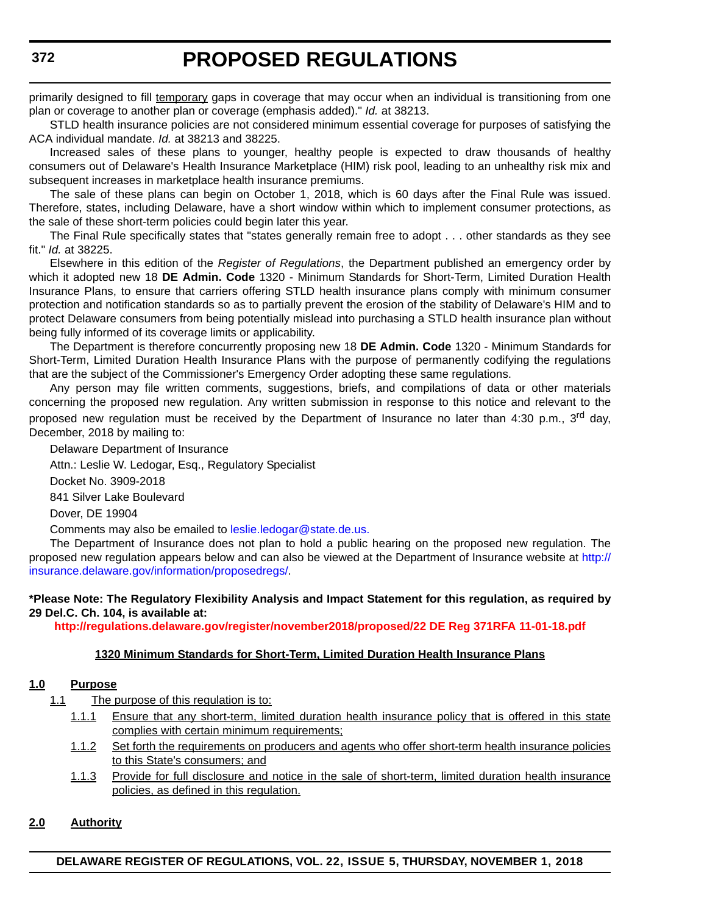primarily designed to fill temporary gaps in coverage that may occur when an individual is transitioning from one plan or coverage to another plan or coverage (emphasis added)." *Id.* at 38213.

STLD health insurance policies are not considered minimum essential coverage for purposes of satisfying the ACA individual mandate. *Id.* at 38213 and 38225.

Increased sales of these plans to younger, healthy people is expected to draw thousands of healthy consumers out of Delaware's Health Insurance Marketplace (HIM) risk pool, leading to an unhealthy risk mix and subsequent increases in marketplace health insurance premiums.

The sale of these plans can begin on October 1, 2018, which is 60 days after the Final Rule was issued. Therefore, states, including Delaware, have a short window within which to implement consumer protections, as the sale of these short-term policies could begin later this year.

The Final Rule specifically states that "states generally remain free to adopt . . . other standards as they see fit." *Id.* at 38225.

Elsewhere in this edition of the *Register of Regulations*, the Department published an emergency order by which it adopted new 18 **DE Admin. Code** 1320 - Minimum Standards for Short-Term, Limited Duration Health Insurance Plans, to ensure that carriers offering STLD health insurance plans comply with minimum consumer protection and notification standards so as to partially prevent the erosion of the stability of Delaware's HIM and to protect Delaware consumers from being potentially mislead into purchasing a STLD health insurance plan without being fully informed of its coverage limits or applicability.

The Department is therefore concurrently proposing new 18 **DE Admin. Code** 1320 - Minimum Standards for Short-Term, Limited Duration Health Insurance Plans with the purpose of permanently codifying the regulations that are the subject of the Commissioner's Emergency Order adopting these same regulations.

Any person may file written comments, suggestions, briefs, and compilations of data or other materials concerning the proposed new regulation. Any written submission in response to this notice and relevant to the proposed new regulation must be received by the Department of Insurance no later than 4:30 p.m., 3rd day, December, 2018 by mailing to:

Delaware Department of Insurance

Attn.: Leslie W. Ledogar, Esq., Regulatory Specialist

Docket No. 3909-2018

841 Silver Lake Boulevard

Dover, DE 19904

Comments may also be emailed to leslie.ledogar@state.de.us.

The Department of Insurance does not plan to hold a public hearing on the proposed new regulation. The proposed new regulation appears below and can also be viewed at the Department of Insurance website at http://insurance.delaware.gov/information/proposedregs/.

**\*Please Note: The Regulatory Flexibility Analysis and Impact Statement for this regulation, as required by 29 Del.C. Ch. 104, is available at:**

**http://regulations.delaware.gov/register/november2018/proposed/22 DE Reg 371RFA 11-01-18.pdf**

**1320 Minimum Standards for Short-Term, Limited Duration Health Insurance Plans**

**1.0 Purpose**

1.1 The purpose of this regulation is to:

1.1.1 Ensure that any short-term, limited duration health insurance policy that is offered in this state complies with certain minimum requirements;

1.1.2 Set forth the requirements on producers and agents who offer short-term health insurance policies to this State's consumers; and

1.1.3 Provide for full disclosure and notice in the sale of short-term, limited duration health insurance policies, as defined in this regulation.

**2.0 Authority**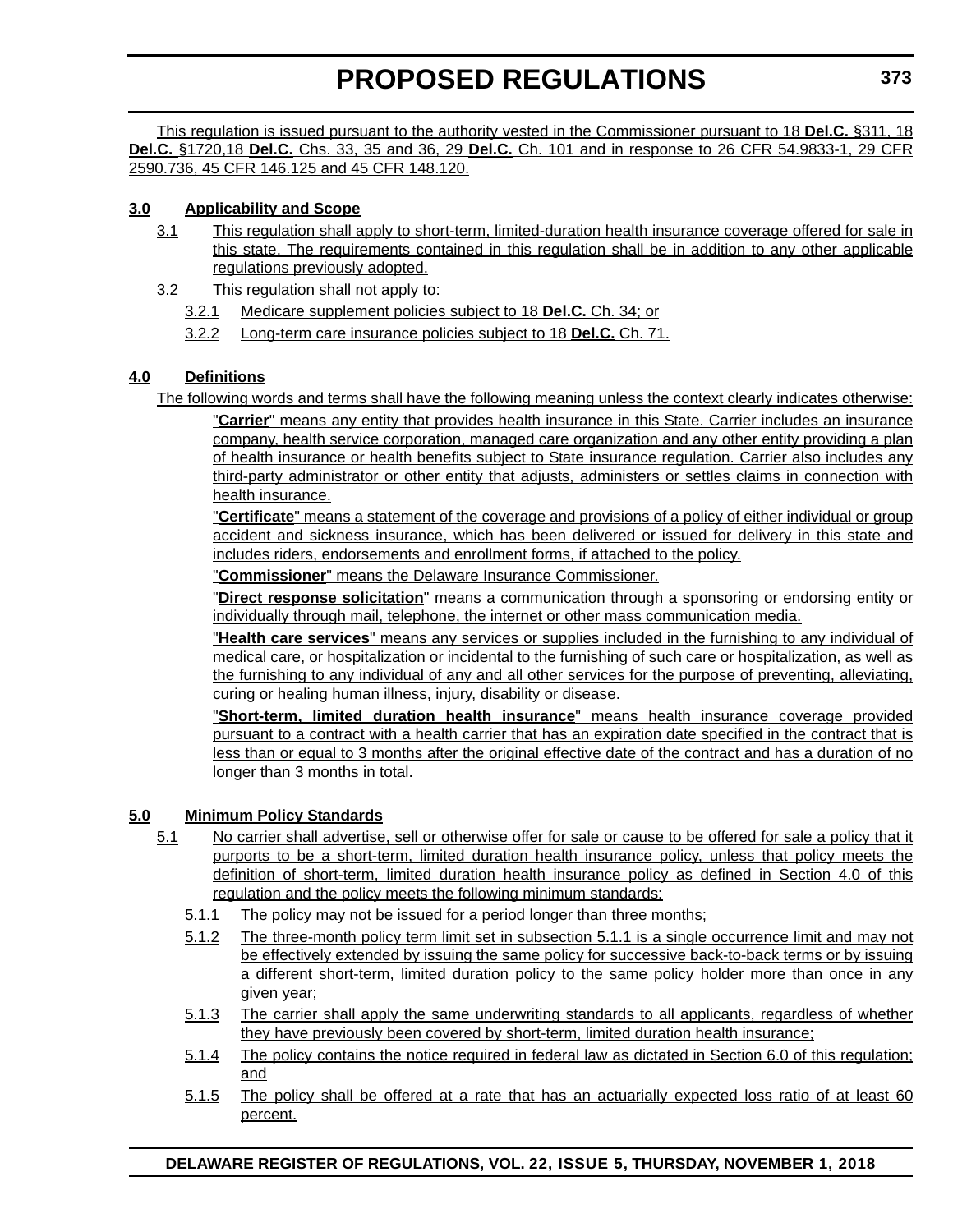This regulation is issued pursuant to the authority vested in the Commissioner pursuant to 18 **Del.C.** §311, 18 **Del.C.** §1720,18 **Del.C.** Chs. 33, 35 and 36, 29 **Del.C.** Ch. 101 and in response to 26 CFR 54.9833-1, 29 CFR 2590.736, 45 CFR 146.125 and 45 CFR 148.120.

**3.0 Applicability and Scope**

3.1 This regulation shall apply to short-term, limited-duration health insurance coverage offered for sale in this state. The requirements contained in this regulation shall be in addition to any other applicable regulations previously adopted.

3.2 This regulation shall not apply to:

3.2.1 Medicare supplement policies subject to 18 **Del.C.** Ch. 34; or

3.2.2 Long-term care insurance policies subject to 18 **Del.C.** Ch. 71.

**4.0 Definitions**

The following words and terms shall have the following meaning unless the context clearly indicates otherwise:

"**Carrier**" means any entity that provides health insurance in this State. Carrier includes an insurance company, health service corporation, managed care organization and any other entity providing a plan of health insurance or health benefits subject to State insurance regulation. Carrier also includes any third-party administrator or other entity that adjusts, administers or settles claims in connection with health insurance.

"**Certificate**" means a statement of the coverage and provisions of a policy of either individual or group accident and sickness insurance, which has been delivered or issued for delivery in this state and includes riders, endorsements and enrollment forms, if attached to the policy.

"**Commissioner**" means the Delaware Insurance Commissioner.

"**Direct response solicitation**" means a communication through a sponsoring or endorsing entity or individually through mail, telephone, the internet or other mass communication media.

"**Health care services**" means any services or supplies included in the furnishing to any individual of medical care, or hospitalization or incidental to the furnishing of such care or hospitalization, as well as the furnishing to any individual of any and all other services for the purpose of preventing, alleviating, curing or healing human illness, injury, disability or disease.

"**Short-term, limited duration health insurance**" means health insurance coverage provided pursuant to a contract with a health carrier that has an expiration date specified in the contract that is less than or equal to 3 months after the original effective date of the contract and has a duration of no longer than 3 months in total.

**5.0 Minimum Policy Standards**

5.1 No carrier shall advertise, sell or otherwise offer for sale or cause to be offered for sale a policy that it purports to be a short-term, limited duration health insurance policy, unless that policy meets the definition of short-term, limited duration health insurance policy as defined in Section 4.0 of this regulation and the policy meets the following minimum standards:

5.1.1 The policy may not be issued for a period longer than three months;

5.1.2 The three-month policy term limit set in subsection 5.1.1 is a single occurrence limit and may not be effectively extended by issuing the same policy for successive back-to-back terms or by issuing a different short-term, limited duration policy to the same policy holder more than once in any given year;

5.1.3 The carrier shall apply the same underwriting standards to all applicants, regardless of whether they have previously been covered by short-term, limited duration health insurance;

5.1.4 The policy contains the notice required in federal law as dictated in Section 6.0 of this regulation; and

5.1.5 The policy shall be offered at a rate that has an actuarially expected loss ratio of at least 60 percent.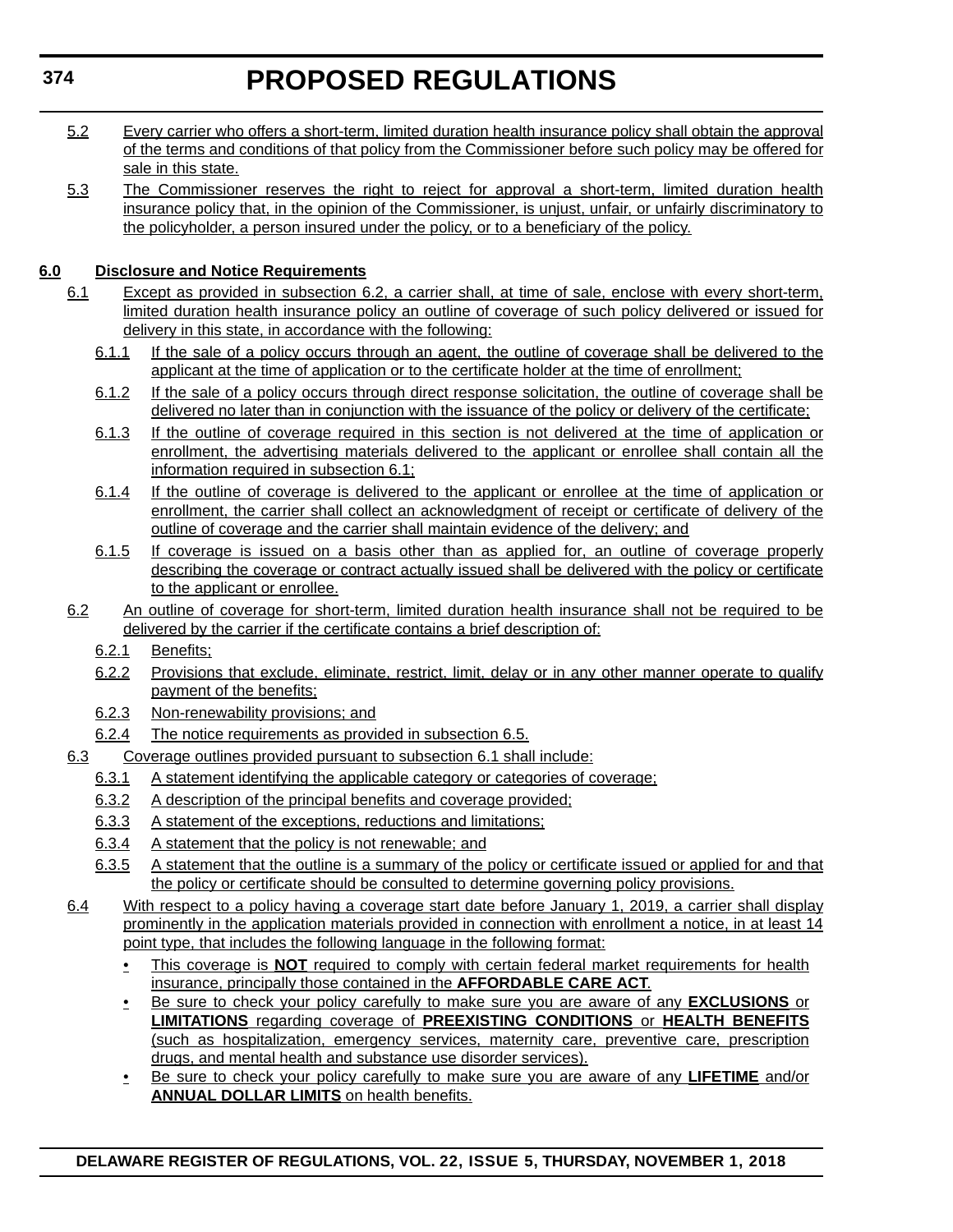5.2 Every carrier who offers a short-term, limited duration health insurance policy shall obtain the approval of the terms and conditions of that policy from the Commissioner before such policy may be offered for sale in this state.

5.3 The Commissioner reserves the right to reject for approval a short-term, limited duration health insurance policy that, in the opinion of the Commissioner, is unjust, unfair, or unfairly discriminatory to the policyholder, a person insured under the policy, or to a beneficiary of the policy.

**6.0 Disclosure and Notice Requirements**

6.1 Except as provided in subsection 6.2, a carrier shall, at time of sale, enclose with every short-term, limited duration health insurance policy an outline of coverage of such policy delivered or issued for delivery in this state, in accordance with the following:

6.1.1 If the sale of a policy occurs through an agent, the outline of coverage shall be delivered to the applicant at the time of application or to the certificate holder at the time of enrollment;

6.1.2 If the sale of a policy occurs through direct response solicitation, the outline of coverage shall be delivered no later than in conjunction with the issuance of the policy or delivery of the certificate;

6.1.3 If the outline of coverage required in this section is not delivered at the time of application or enrollment, the advertising materials delivered to the applicant or enrollee shall contain all the information required in subsection 6.1;

6.1.4 If the outline of coverage is delivered to the applicant or enrollee at the time of application or enrollment, the carrier shall collect an acknowledgment of receipt or certificate of delivery of the outline of coverage and the carrier shall maintain evidence of the delivery; and

6.1.5 If coverage is issued on a basis other than as applied for, an outline of coverage properly describing the coverage or contract actually issued shall be delivered with the policy or certificate to the applicant or enrollee.

6.2 An outline of coverage for short-term, limited duration health insurance shall not be required to be delivered by the carrier if the certificate contains a brief description of:

6.2.1 Benefits;

6.2.2 Provisions that exclude, eliminate, restrict, limit, delay or in any other manner operate to qualify payment of the benefits;

6.2.3 Non-renewability provisions; and

6.2.4 The notice requirements as provided in subsection 6.5.

6.3 Coverage outlines provided pursuant to subsection 6.1 shall include:

6.3.1 A statement identifying the applicable category or categories of coverage;

6.3.2 A description of the principal benefits and coverage provided;

6.3.3 A statement of the exceptions, reductions and limitations;

6.3.4 A statement that the policy is not renewable; and

6.3.5 A statement that the outline is a summary of the policy or certificate issued or applied for and that the policy or certificate should be consulted to determine governing policy provisions.

6.4 With respect to a policy having a coverage start date before January 1, 2019, a carrier shall display prominently in the application materials provided in connection with enrollment a notice, in at least 14 point type, that includes the following language in the following format:

- This coverage is **NOT** required to comply with certain federal market requirements for health insurance, principally those contained in the **AFFORDABLE CARE ACT**.
- Be sure to check your policy carefully to make sure you are aware of any **EXCLUSIONS** or **LIMITATIONS** regarding coverage of **PREEXISTING CONDITIONS** or **HEALTH BENEFITS** (such as hospitalization, emergency services, maternity care, preventive care, prescription drugs, and mental health and substance use disorder services).
- Be sure to check your policy carefully to make sure you are aware of any **LIFETIME** and/or **ANNUAL DOLLAR LIMITS** on health benefits.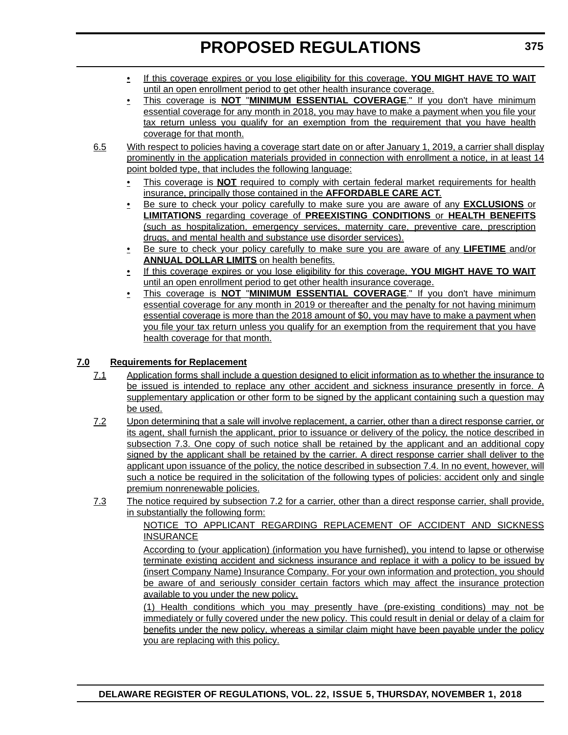- If this coverage expires or you lose eligibility for this coverage, **YOU MIGHT HAVE TO WAIT** until an open enrollment period to get other health insurance coverage.
- This coverage is **NOT** "**MINIMUM ESSENTIAL COVERAGE**." If you don't have minimum essential coverage for any month in 2018, you may have to make a payment when you file your tax return unless you qualify for an exemption from the requirement that you have health coverage for that month.

6.5 With respect to policies having a coverage start date on or after January 1, 2019, a carrier shall display prominently in the application materials provided in connection with enrollment a notice, in at least 14 point bolded type, that includes the following language:

- This coverage is **NOT** required to comply with certain federal market requirements for health insurance, principally those contained in the **AFFORDABLE CARE ACT**.
- Be sure to check your policy carefully to make sure you are aware of any **EXCLUSIONS** or **LIMITATIONS** regarding coverage of **PREEXISTING CONDITIONS** or **HEALTH BENEFITS** (such as hospitalization, emergency services, maternity care, preventive care, prescription drugs, and mental health and substance use disorder services).
- Be sure to check your policy carefully to make sure you are aware of any **LIFETIME** and/or **ANNUAL DOLLAR LIMITS** on health benefits.
- If this coverage expires or you lose eligibility for this coverage, **YOU MIGHT HAVE TO WAIT** until an open enrollment period to get other health insurance coverage.
- This coverage is **NOT** "**MINIMUM ESSENTIAL COVERAGE**." If you don't have minimum essential coverage for any month in 2019 or thereafter and the penalty for not having minimum essential coverage is more than the 2018 amount of $0, you may have to make a payment when you file your tax return unless you qualify for an exemption from the requirement that you have health coverage for that month.

**7.0 Requirements for Replacement**

7.1 Application forms shall include a question designed to elicit information as to whether the insurance to be issued is intended to replace any other accident and sickness insurance presently in force. A supplementary application or other form to be signed by the applicant containing such a question may be used.

7.2 Upon determining that a sale will involve replacement, a carrier, other than a direct response carrier, or its agent, shall furnish the applicant, prior to issuance or delivery of the policy, the notice described in subsection 7.3. One copy of such notice shall be retained by the applicant and an additional copy signed by the applicant shall be retained by the carrier. A direct response carrier shall deliver to the applicant upon issuance of the policy, the notice described in subsection 7.4. In no event, however, will such a notice be required in the solicitation of the following types of policies: accident only and single premium nonrenewable policies.

7.3 The notice required by subsection 7.2 for a carrier, other than a direct response carrier, shall provide, in substantially the following form:

NOTICE TO APPLICANT REGARDING REPLACEMENT OF ACCIDENT AND SICKNESS INSURANCE

According to (your application) (information you have furnished), you intend to lapse or otherwise terminate existing accident and sickness insurance and replace it with a policy to be issued by (insert Company Name) Insurance Company. For your own information and protection, you should be aware of and seriously consider certain factors which may affect the insurance protection available to you under the new policy.

(1) Health conditions which you may presently have (pre-existing conditions) may not be immediately or fully covered under the new policy. This could result in denial or delay of a claim for benefits under the new policy, whereas a similar claim might have been payable under the policy you are replacing with this policy.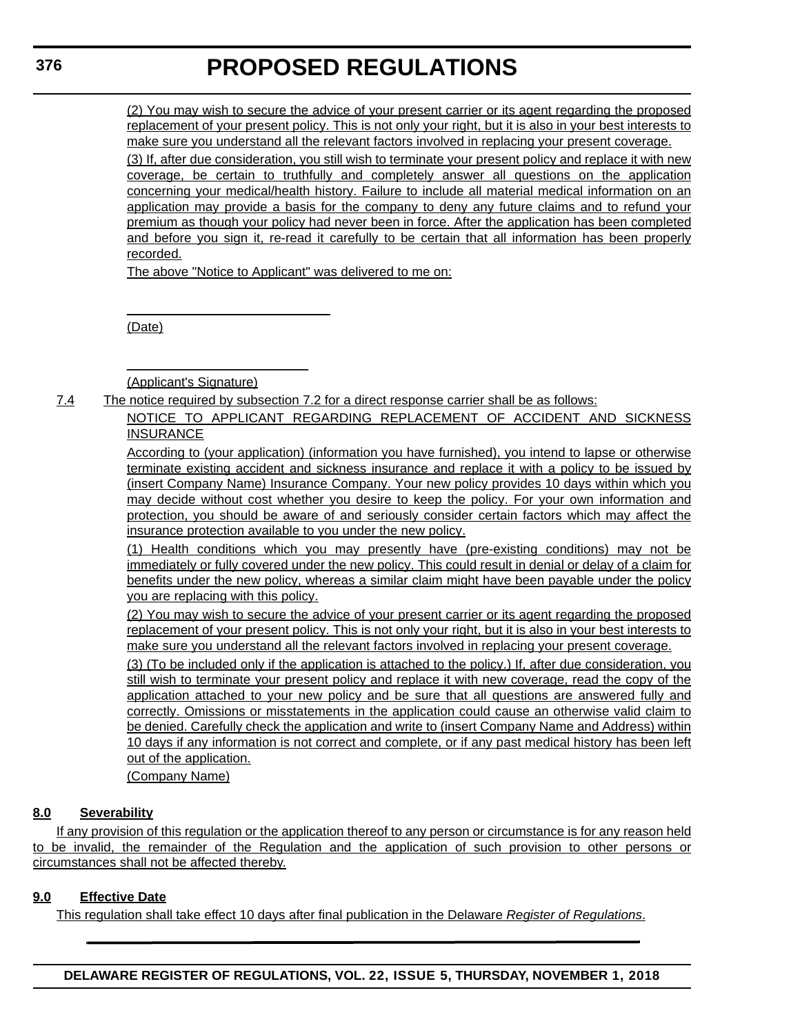(2) You may wish to secure the advice of your present carrier or its agent regarding the proposed replacement of your present policy. This is not only your right, but it is also in your best interests to make sure you understand all the relevant factors involved in replacing your present coverage.

(3) If, after due consideration, you still wish to terminate your present policy and replace it with new coverage, be certain to truthfully and completely answer all questions on the application concerning your medical/health history. Failure to include all material medical information on an application may provide a basis for the company to deny any future claims and to refund your premium as though your policy had never been in force. After the application has been completed and before you sign it, re-read it carefully to be certain that all information has been properly recorded.

The above "Notice to Applicant" was delivered to me on:

\_\_\_\_\_\_\_\_\_\_\_\_\_\_\_\_\_\_\_\_\_\_\_\_

(Date)

\_\_\_\_\_\_\_\_\_\_\_\_\_\_\_\_\_\_\_\_\_\_\_\_

(Applicant's Signature)

7.4 The notice required by subsection 7.2 for a direct response carrier shall be as follows:

NOTICE TO APPLICANT REGARDING REPLACEMENT OF ACCIDENT AND SICKNESS INSURANCE

According to (your application) (information you have furnished), you intend to lapse or otherwise terminate existing accident and sickness insurance and replace it with a policy to be issued by (insert Company Name) Insurance Company. Your new policy provides 10 days within which you may decide without cost whether you desire to keep the policy. For your own information and protection, you should be aware of and seriously consider certain factors which may affect the insurance protection available to you under the new policy.

(1) Health conditions which you may presently have (pre-existing conditions) may not be immediately or fully covered under the new policy. This could result in denial or delay of a claim for benefits under the new policy, whereas a similar claim might have been payable under the policy you are replacing with this policy.

(2) You may wish to secure the advice of your present carrier or its agent regarding the proposed replacement of your present policy. This is not only your right, but it is also in your best interests to make sure you understand all the relevant factors involved in replacing your present coverage.

(3) (To be included only if the application is attached to the policy.) If, after due consideration, you still wish to terminate your present policy and replace it with new coverage, read the copy of the application attached to your new policy and be sure that all questions are answered fully and correctly. Omissions or misstatements in the application could cause an otherwise valid claim to be denied. Carefully check the application and write to (insert Company Name and Address) within 10 days if any information is not correct and complete, or if any past medical history has been left out of the application.

(Company Name)

**8.0 Severability**

If any provision of this regulation or the application thereof to any person or circumstance is for any reason held to be invalid, the remainder of the Regulation and the application of such provision to other persons or circumstances shall not be affected thereby.

**9.0 Effective Date**

This regulation shall take effect 10 days after final publication in the Delaware *Register of Regulations*.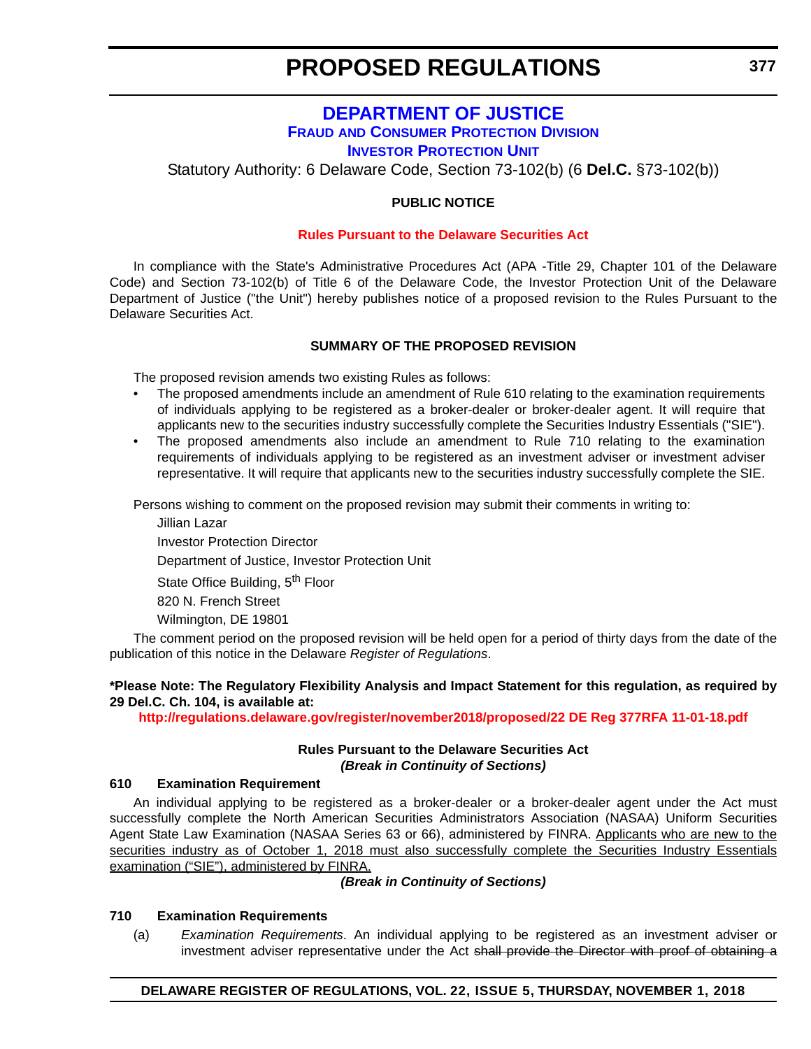# PROPOSED REGULATIONS

## DEPARTMENT OF JUSTICE

### Fraud and Consumer Protection Division

### Investor Protection Unit

Statutory Authority: 6 Delaware Code, Section 73-102(b) (6 **Del.C.** §73-102(b))

**PUBLIC NOTICE**

**Rules Pursuant to the Delaware Securities Act**

In compliance with the State's Administrative Procedures Act (APA -Title 29, Chapter 101 of the Delaware Code) and Section 73-102(b) of Title 6 of the Delaware Code, the Investor Protection Unit of the Delaware Department of Justice ("the Unit") hereby publishes notice of a proposed revision to the Rules Pursuant to the Delaware Securities Act.

**SUMMARY OF THE PROPOSED REVISION**

The proposed revision amends two existing Rules as follows:

- The proposed amendments include an amendment of Rule 610 relating to the examination requirements of individuals applying to be registered as a broker-dealer or broker-dealer agent. It will require that applicants new to the securities industry successfully complete the Securities Industry Essentials ("SIE").
- The proposed amendments also include an amendment to Rule 710 relating to the examination requirements of individuals applying to be registered as an investment adviser or investment adviser representative. It will require that applicants new to the securities industry successfully complete the SIE.

Persons wishing to comment on the proposed revision may submit their comments in writing to:

Jillian Lazar

Investor Protection Director

Department of Justice, Investor Protection Unit

State Office Building, 5th Floor

820 N. French Street

Wilmington, DE 19801

The comment period on the proposed revision will be held open for a period of thirty days from the date of the publication of this notice in the Delaware *Register of Regulations*.

**\*Please Note: The Regulatory Flexibility Analysis and Impact Statement for this regulation, as required by 29 Del.C. Ch. 104, is available at:**

**http://regulations.delaware.gov/register/november2018/proposed/22 DE Reg 377RFA 11-01-18.pdf**

**Rules Pursuant to the Delaware Securities Act**

***(Break in Continuity of Sections)***

**610 Examination Requirement**

An individual applying to be registered as a broker-dealer or a broker-dealer agent under the Act must successfully complete the North American Securities Administrators Association (NASAA) Uniform Securities Agent State Law Examination (NASAA Series 63 or 66), administered by FINRA. <u>Applicants who are new to the securities industry as of October 1, 2018 must also successfully complete the Securities Industry Essentials examination ("SIE"), administered by FINRA.</u>

***(Break in Continuity of Sections)***

**710 Examination Requirements**

(a) *Examination Requirements*. An individual applying to be registered as an investment adviser or investment adviser representative under the Act ~~shall provide the Director with proof of obtaining a~~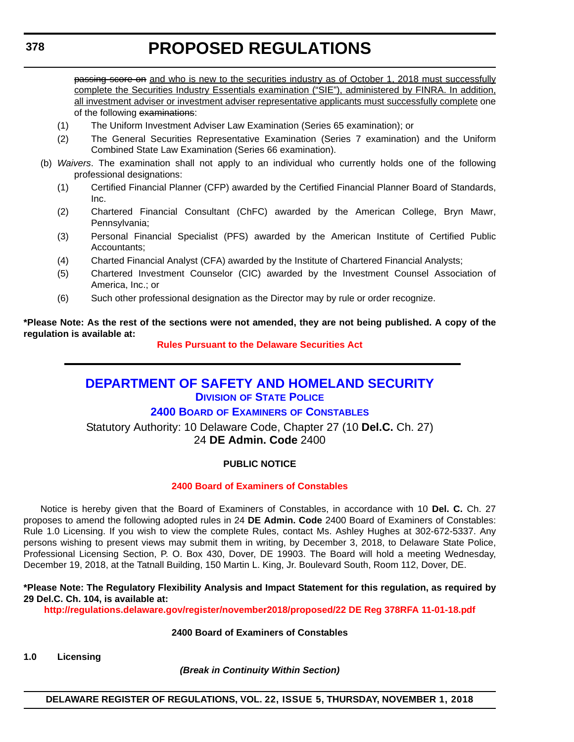~~passing score on~~ and who is new to the securities industry as of October 1, 2018 must successfully complete the Securities Industry Essentials examination ("SIE"), administered by FINRA. In addition, all investment adviser or investment adviser representative applicants must successfully complete one of the following ~~examinations~~:

(1) The Uniform Investment Adviser Law Examination (Series 65 examination); or

(2) The General Securities Representative Examination (Series 7 examination) and the Uniform Combined State Law Examination (Series 66 examination).

(b) *Waivers*. The examination shall not apply to an individual who currently holds one of the following professional designations:

(1) Certified Financial Planner (CFP) awarded by the Certified Financial Planner Board of Standards, Inc.

(2) Chartered Financial Consultant (ChFC) awarded by the American College, Bryn Mawr, Pennsylvania;

(3) Personal Financial Specialist (PFS) awarded by the American Institute of Certified Public Accountants;

(4) Charted Financial Analyst (CFA) awarded by the Institute of Chartered Financial Analysts;

(5) Chartered Investment Counselor (CIC) awarded by the Investment Counsel Association of America, Inc.; or

(6) Such other professional designation as the Director may by rule or order recognize.

**\*Please Note: As the rest of the sections were not amended, they are not being published. A copy of the regulation is available at:**

**Rules Pursuant to the Delaware Securities Act**

---

# DEPARTMENT OF SAFETY AND HOMELAND SECURITY

## Division of State Police

## 2400 Board of Examiners of Constables

Statutory Authority: 10 Delaware Code, Chapter 27 (10 **Del.C.** Ch. 27)
24 **DE Admin. Code** 2400

**PUBLIC NOTICE**

**2400 Board of Examiners of Constables**

Notice is hereby given that the Board of Examiners of Constables, in accordance with 10 **Del. C.** Ch. 27 proposes to amend the following adopted rules in 24 **DE Admin. Code** 2400 Board of Examiners of Constables: Rule 1.0 Licensing. If you wish to view the complete Rules, contact Ms. Ashley Hughes at 302-672-5337. Any persons wishing to present views may submit them in writing, by December 3, 2018, to Delaware State Police, Professional Licensing Section, P. O. Box 430, Dover, DE 19903. The Board will hold a meeting Wednesday, December 19, 2018, at the Tatnall Building, 150 Martin L. King, Jr. Boulevard South, Room 112, Dover, DE.

**\*Please Note: The Regulatory Flexibility Analysis and Impact Statement for this regulation, as required by 29 Del.C. Ch. 104, is available at:**

**http://regulations.delaware.gov/register/november2018/proposed/22 DE Reg 378RFA 11-01-18.pdf**

**2400 Board of Examiners of Constables**

**1.0 Licensing**

***(Break in Continuity Within Section)***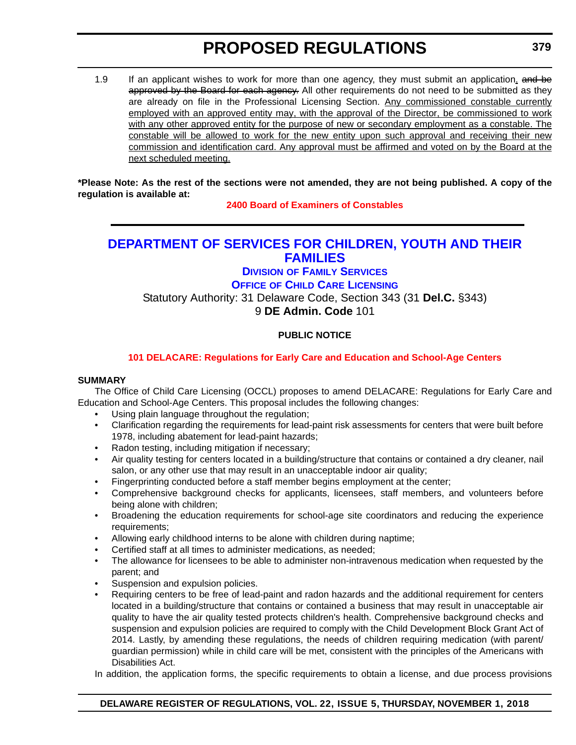1.9 If an applicant wishes to work for more than one agency, they must submit an application. ~~and be approved by the Board for each agency.~~ All other requirements do not need to be submitted as they are already on file in the Professional Licensing Section. Any commissioned constable currently employed with an approved entity may, with the approval of the Director, be commissioned to work with any other approved entity for the purpose of new or secondary employment as a constable. The constable will be allowed to work for the new entity upon such approval and receiving their new commission and identification card. Any approval must be affirmed and voted on by the Board at the next scheduled meeting.

**\*Please Note: As the rest of the sections were not amended, they are not being published. A copy of the regulation is available at:**

**2400 Board of Examiners of Constables**

---

## DEPARTMENT OF SERVICES FOR CHILDREN, YOUTH AND THEIR FAMILIES

### DIVISION OF FAMILY SERVICES

### OFFICE OF CHILD CARE LICENSING

Statutory Authority: 31 Delaware Code, Section 343 (31 **Del.C.** §343)

9 **DE Admin. Code** 101

**PUBLIC NOTICE**

**101 DELACARE: Regulations for Early Care and Education and School-Age Centers**

**SUMMARY**

The Office of Child Care Licensing (OCCL) proposes to amend DELACARE: Regulations for Early Care and Education and School-Age Centers. This proposal includes the following changes:

- Using plain language throughout the regulation;
- Clarification regarding the requirements for lead-paint risk assessments for centers that were built before 1978, including abatement for lead-paint hazards;
- Radon testing, including mitigation if necessary;
- Air quality testing for centers located in a building/structure that contains or contained a dry cleaner, nail salon, or any other use that may result in an unacceptable indoor air quality;
- Fingerprinting conducted before a staff member begins employment at the center;
- Comprehensive background checks for applicants, licensees, staff members, and volunteers before being alone with children;
- Broadening the education requirements for school-age site coordinators and reducing the experience requirements;
- Allowing early childhood interns to be alone with children during naptime;
- Certified staff at all times to administer medications, as needed;
- The allowance for licensees to be able to administer non-intravenous medication when requested by the parent; and
- Suspension and expulsion policies.
- Requiring centers to be free of lead-paint and radon hazards and the additional requirement for centers located in a building/structure that contains or contained a business that may result in unacceptable air quality to have the air quality tested protects children's health. Comprehensive background checks and suspension and expulsion policies are required to comply with the Child Development Block Grant Act of 2014. Lastly, by amending these regulations, the needs of children requiring medication (with parent/guardian permission) while in child care will be met, consistent with the principles of the Americans with Disabilities Act.

In addition, the application forms, the specific requirements to obtain a license, and due process provisions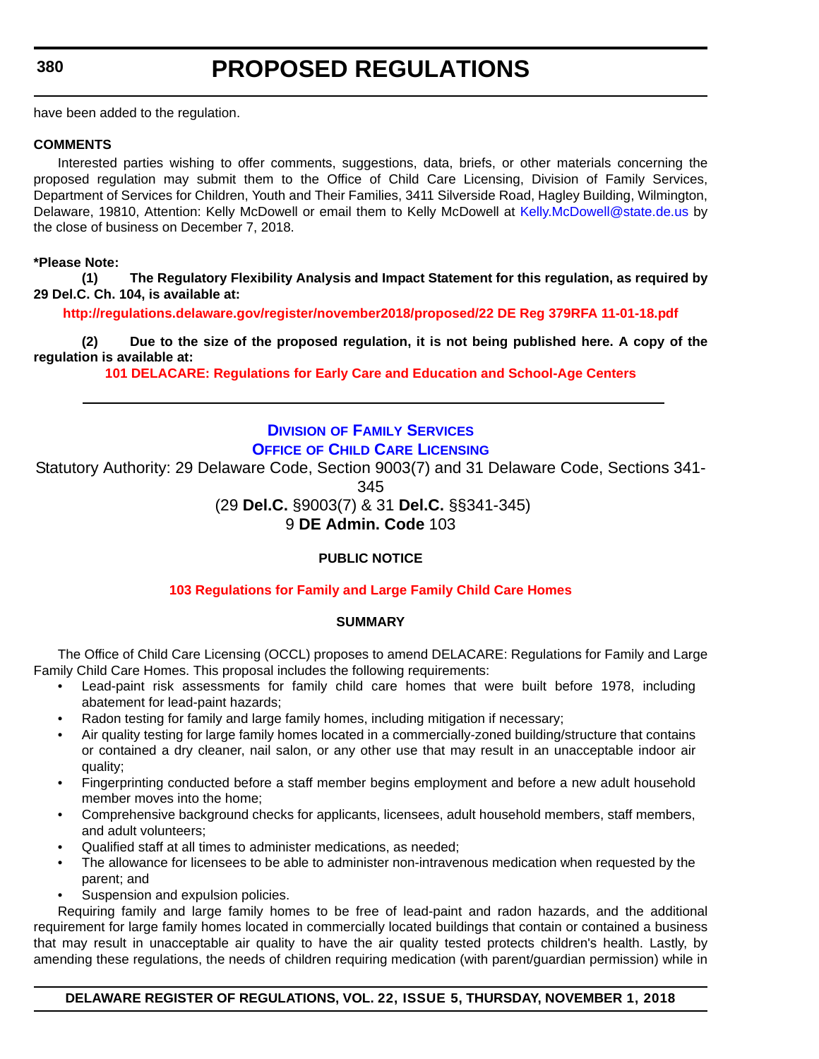have been added to the regulation.

**COMMENTS**

Interested parties wishing to offer comments, suggestions, data, briefs, or other materials concerning the proposed regulation may submit them to the Office of Child Care Licensing, Division of Family Services, Department of Services for Children, Youth and Their Families, 3411 Silverside Road, Hagley Building, Wilmington, Delaware, 19810, Attention: Kelly McDowell or email them to Kelly McDowell at Kelly.McDowell@state.de.us by the close of business on December 7, 2018.

**\*Please Note:**

**(1) The Regulatory Flexibility Analysis and Impact Statement for this regulation, as required by 29 Del.C. Ch. 104, is available at:**

**http://regulations.delaware.gov/register/november2018/proposed/22 DE Reg 379RFA 11-01-18.pdf**

**(2) Due to the size of the proposed regulation, it is not being published here. A copy of the regulation is available at:**

**101 DELACARE: Regulations for Early Care and Education and School-Age Centers**

---

## Division of Family Services

## Office of Child Care Licensing

Statutory Authority: 29 Delaware Code, Section 9003(7) and 31 Delaware Code, Sections 341-345

(29 **Del.C.** §9003(7) & 31 **Del.C.** §§341-345)

9 **DE Admin. Code** 103

**PUBLIC NOTICE**

**103 Regulations for Family and Large Family Child Care Homes**

**SUMMARY**

The Office of Child Care Licensing (OCCL) proposes to amend DELACARE: Regulations for Family and Large Family Child Care Homes. This proposal includes the following requirements:

- Lead-paint risk assessments for family child care homes that were built before 1978, including abatement for lead-paint hazards;
- Radon testing for family and large family homes, including mitigation if necessary;
- Air quality testing for large family homes located in a commercially-zoned building/structure that contains or contained a dry cleaner, nail salon, or any other use that may result in an unacceptable indoor air quality;
- Fingerprinting conducted before a staff member begins employment and before a new adult household member moves into the home;
- Comprehensive background checks for applicants, licensees, adult household members, staff members, and adult volunteers;
- Qualified staff at all times to administer medications, as needed;
- The allowance for licensees to be able to administer non-intravenous medication when requested by the parent; and
- Suspension and expulsion policies.

Requiring family and large family homes to be free of lead-paint and radon hazards, and the additional requirement for large family homes located in commercially located buildings that contain or contained a business that may result in unacceptable air quality to have the air quality tested protects children's health. Lastly, by amending these regulations, the needs of children requiring medication (with parent/guardian permission) while in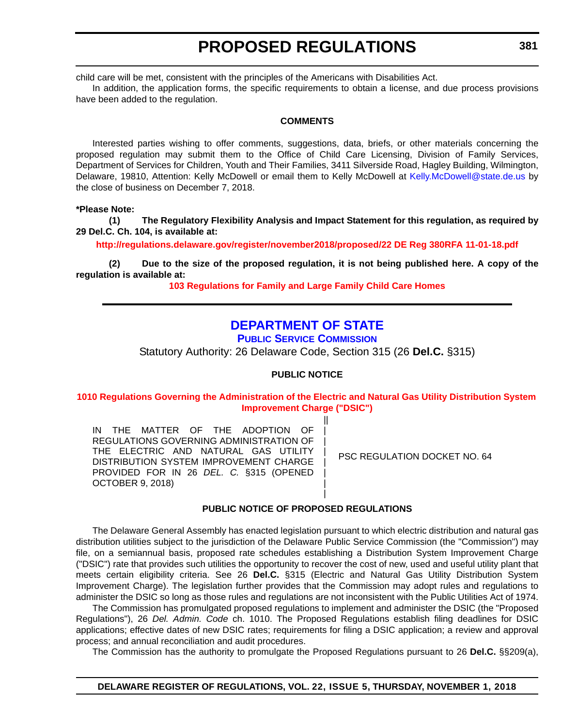child care will be met, consistent with the principles of the Americans with Disabilities Act.

In addition, the application forms, the specific requirements to obtain a license, and due process provisions have been added to the regulation.

**COMMENTS**

Interested parties wishing to offer comments, suggestions, data, briefs, or other materials concerning the proposed regulation may submit them to the Office of Child Care Licensing, Division of Family Services, Department of Services for Children, Youth and Their Families, 3411 Silverside Road, Hagley Building, Wilmington, Delaware, 19810, Attention: Kelly McDowell or email them to Kelly McDowell at Kelly.McDowell@state.de.us by the close of business on December 7, 2018.

**\*Please Note:**

**(1) The Regulatory Flexibility Analysis and Impact Statement for this regulation, as required by 29 Del.C. Ch. 104, is available at:**

**http://regulations.delaware.gov/register/november2018/proposed/22 DE Reg 380RFA 11-01-18.pdf**

**(2) Due to the size of the proposed regulation, it is not being published here. A copy of the regulation is available at:**

**103 Regulations for Family and Large Family Child Care Homes**

---

# DEPARTMENT OF STATE

## PUBLIC SERVICE COMMISSION

Statutory Authority: 26 Delaware Code, Section 315 (26 **Del.C.** §315)

**PUBLIC NOTICE**

**1010 Regulations Governing the Administration of the Electric and Natural Gas Utility Distribution System Improvement Charge ("DSIC")**

| | |
|---|---|
| IN THE MATTER OF THE ADOPTION OF REGULATIONS GOVERNING ADMINISTRATION OF THE ELECTRIC AND NATURAL GAS UTILITY DISTRIBUTION SYSTEM IMPROVEMENT CHARGE PROVIDED FOR IN 26 *DEL. C.* §315 (OPENED OCTOBER 9, 2018) | PSC REGULATION DOCKET NO. 64 |

**PUBLIC NOTICE OF PROPOSED REGULATIONS**

The Delaware General Assembly has enacted legislation pursuant to which electric distribution and natural gas distribution utilities subject to the jurisdiction of the Delaware Public Service Commission (the "Commission") may file, on a semiannual basis, proposed rate schedules establishing a Distribution System Improvement Charge ("DSIC") rate that provides such utilities the opportunity to recover the cost of new, used and useful utility plant that meets certain eligibility criteria. See 26 **Del.C.** §315 (Electric and Natural Gas Utility Distribution System Improvement Charge). The legislation further provides that the Commission may adopt rules and regulations to administer the DSIC so long as those rules and regulations are not inconsistent with the Public Utilities Act of 1974.

The Commission has promulgated proposed regulations to implement and administer the DSIC (the "Proposed Regulations"), 26 *Del. Admin. Code* ch. 1010. The Proposed Regulations establish filing deadlines for DSIC applications; effective dates of new DSIC rates; requirements for filing a DSIC application; a review and approval process; and annual reconciliation and audit procedures.

The Commission has the authority to promulgate the Proposed Regulations pursuant to 26 **Del.C.** §§209(a),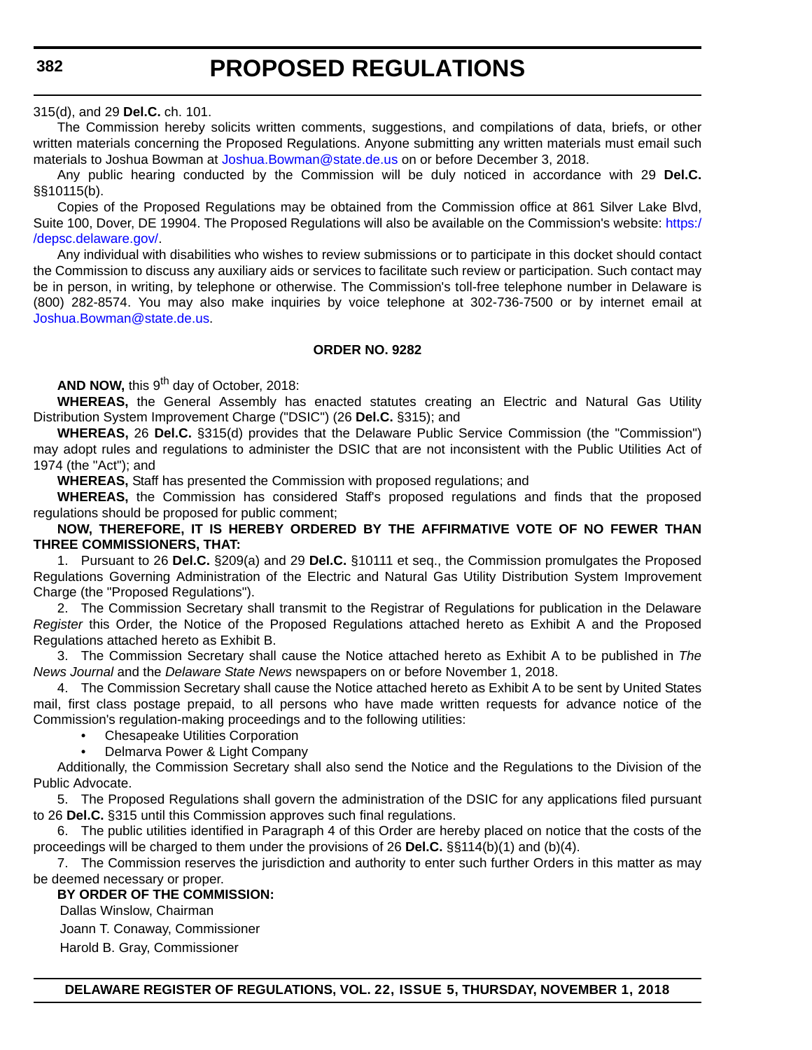315(d), and 29 **Del.C.** ch. 101.

The Commission hereby solicits written comments, suggestions, and compilations of data, briefs, or other written materials concerning the Proposed Regulations. Anyone submitting any written materials must email such materials to Joshua Bowman at Joshua.Bowman@state.de.us on or before December 3, 2018.

Any public hearing conducted by the Commission will be duly noticed in accordance with 29 **Del.C.** §§10115(b).

Copies of the Proposed Regulations may be obtained from the Commission office at 861 Silver Lake Blvd, Suite 100, Dover, DE 19904. The Proposed Regulations will also be available on the Commission's website: https://depsc.delaware.gov/.

Any individual with disabilities who wishes to review submissions or to participate in this docket should contact the Commission to discuss any auxiliary aids or services to facilitate such review or participation. Such contact may be in person, in writing, by telephone or otherwise. The Commission's toll-free telephone number in Delaware is (800) 282-8574. You may also make inquiries by voice telephone at 302-736-7500 or by internet email at Joshua.Bowman@state.de.us.

**ORDER NO. 9282**

**AND NOW,** this 9th day of October, 2018:

**WHEREAS,** the General Assembly has enacted statutes creating an Electric and Natural Gas Utility Distribution System Improvement Charge ("DSIC") (26 **Del.C.** §315); and

**WHEREAS,** 26 **Del.C.** §315(d) provides that the Delaware Public Service Commission (the "Commission") may adopt rules and regulations to administer the DSIC that are not inconsistent with the Public Utilities Act of 1974 (the "Act"); and

**WHEREAS,** Staff has presented the Commission with proposed regulations; and

**WHEREAS,** the Commission has considered Staff's proposed regulations and finds that the proposed regulations should be proposed for public comment;

**NOW, THEREFORE, IT IS HEREBY ORDERED BY THE AFFIRMATIVE VOTE OF NO FEWER THAN THREE COMMISSIONERS, THAT:**

1. Pursuant to 26 **Del.C.** §209(a) and 29 **Del.C.** §10111 et seq., the Commission promulgates the Proposed Regulations Governing Administration of the Electric and Natural Gas Utility Distribution System Improvement Charge (the "Proposed Regulations").

2. The Commission Secretary shall transmit to the Registrar of Regulations for publication in the Delaware *Register* this Order, the Notice of the Proposed Regulations attached hereto as Exhibit A and the Proposed Regulations attached hereto as Exhibit B.

3. The Commission Secretary shall cause the Notice attached hereto as Exhibit A to be published in *The News Journal* and the *Delaware State News* newspapers on or before November 1, 2018.

4. The Commission Secretary shall cause the Notice attached hereto as Exhibit A to be sent by United States mail, first class postage prepaid, to all persons who have made written requests for advance notice of the Commission's regulation-making proceedings and to the following utilities:

- Chesapeake Utilities Corporation
- Delmarva Power & Light Company

Additionally, the Commission Secretary shall also send the Notice and the Regulations to the Division of the Public Advocate.

5. The Proposed Regulations shall govern the administration of the DSIC for any applications filed pursuant to 26 **Del.C.** §315 until this Commission approves such final regulations.

6. The public utilities identified in Paragraph 4 of this Order are hereby placed on notice that the costs of the proceedings will be charged to them under the provisions of 26 **Del.C.** §§114(b)(1) and (b)(4).

7. The Commission reserves the jurisdiction and authority to enter such further Orders in this matter as may be deemed necessary or proper.

**BY ORDER OF THE COMMISSION:**

Dallas Winslow, Chairman

Joann T. Conaway, Commissioner

Harold B. Gray, Commissioner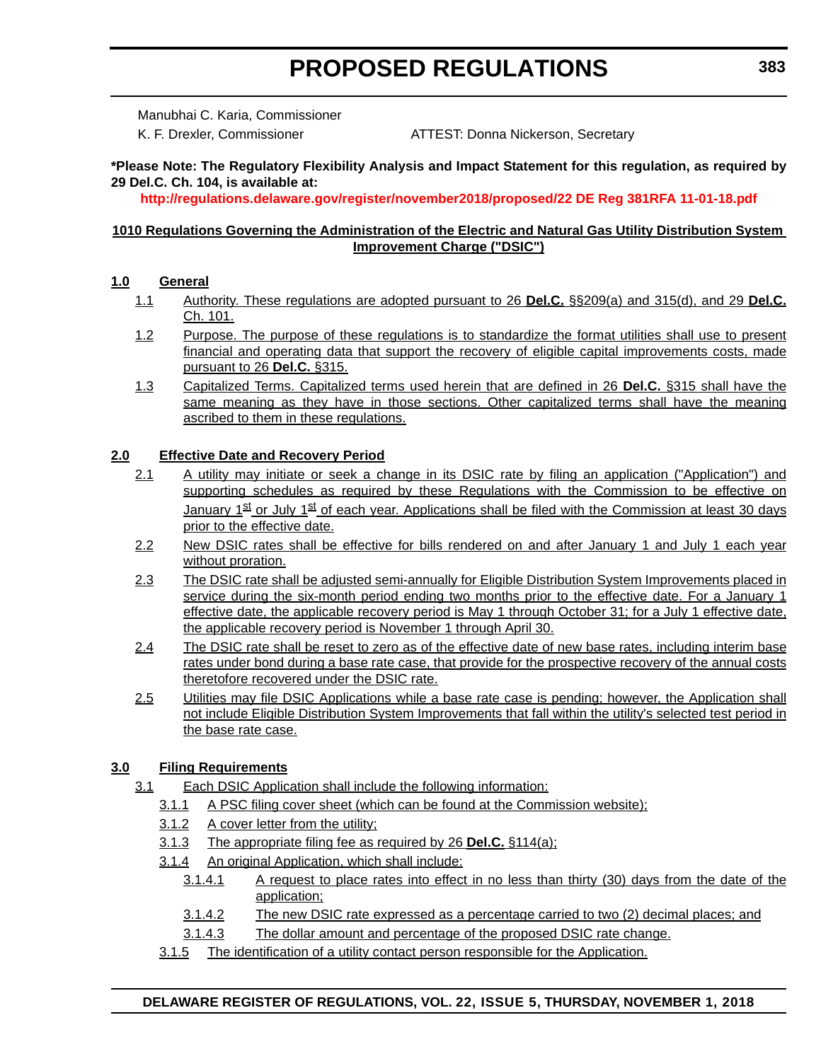Manubhai C. Karia, Commissioner

K. F. Drexler, Commissioner ATTEST: Donna Nickerson, Secretary

**\*Please Note: The Regulatory Flexibility Analysis and Impact Statement for this regulation, as required by 29 Del.C. Ch. 104, is available at:**

**http://regulations.delaware.gov/register/november2018/proposed/22 DE Reg 381RFA 11-01-18.pdf**

**1010 Regulations Governing the Administration of the Electric and Natural Gas Utility Distribution System Improvement Charge ("DSIC")**

**1.0 General**

1.1 Authority. These regulations are adopted pursuant to 26 **Del.C.** §§209(a) and 315(d), and 29 **Del.C.** Ch. 101.

1.2 Purpose. The purpose of these regulations is to standardize the format utilities shall use to present financial and operating data that support the recovery of eligible capital improvements costs, made pursuant to 26 **Del.C.** §315.

1.3 Capitalized Terms. Capitalized terms used herein that are defined in 26 **Del.C.** §315 shall have the same meaning as they have in those sections. Other capitalized terms shall have the meaning ascribed to them in these regulations.

**2.0 Effective Date and Recovery Period**

2.1 A utility may initiate or seek a change in its DSIC rate by filing an application ("Application") and supporting schedules as required by these Regulations with the Commission to be effective on January 1st or July 1st of each year. Applications shall be filed with the Commission at least 30 days prior to the effective date.

2.2 New DSIC rates shall be effective for bills rendered on and after January 1 and July 1 each year without proration.

2.3 The DSIC rate shall be adjusted semi-annually for Eligible Distribution System Improvements placed in service during the six-month period ending two months prior to the effective date. For a January 1 effective date, the applicable recovery period is May 1 through October 31; for a July 1 effective date, the applicable recovery period is November 1 through April 30.

2.4 The DSIC rate shall be reset to zero as of the effective date of new base rates, including interim base rates under bond during a base rate case, that provide for the prospective recovery of the annual costs theretofore recovered under the DSIC rate.

2.5 Utilities may file DSIC Applications while a base rate case is pending; however, the Application shall not include Eligible Distribution System Improvements that fall within the utility's selected test period in the base rate case.

**3.0 Filing Requirements**

3.1 Each DSIC Application shall include the following information:

3.1.1 A PSC filing cover sheet (which can be found at the Commission website);

3.1.2 A cover letter from the utility;

3.1.3 The appropriate filing fee as required by 26 **Del.C.** §114(a);

3.1.4 An original Application, which shall include:

3.1.4.1 A request to place rates into effect in no less than thirty (30) days from the date of the application;

3.1.4.2 The new DSIC rate expressed as a percentage carried to two (2) decimal places; and

3.1.4.3 The dollar amount and percentage of the proposed DSIC rate change.

3.1.5 The identification of a utility contact person responsible for the Application.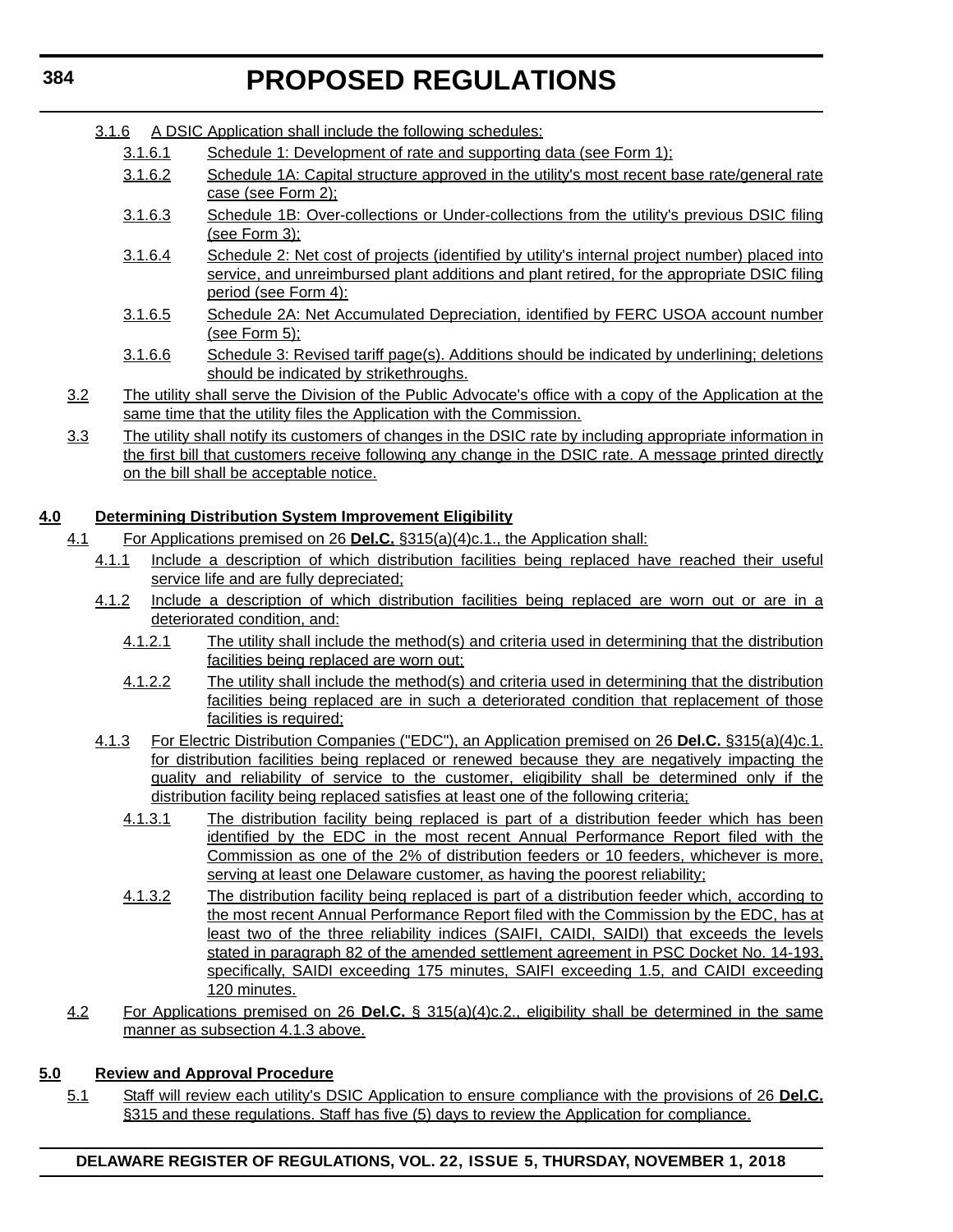3.1.6 A DSIC Application shall include the following schedules:

3.1.6.1 Schedule 1: Development of rate and supporting data (see Form 1);

3.1.6.2 Schedule 1A: Capital structure approved in the utility's most recent base rate/general rate case (see Form 2);

3.1.6.3 Schedule 1B: Over-collections or Under-collections from the utility's previous DSIC filing (see Form 3);

3.1.6.4 Schedule 2: Net cost of projects (identified by utility's internal project number) placed into service, and unreimbursed plant additions and plant retired, for the appropriate DSIC filing period (see Form 4);

3.1.6.5 Schedule 2A: Net Accumulated Depreciation, identified by FERC USOA account number (see Form 5);

3.1.6.6 Schedule 3: Revised tariff page(s). Additions should be indicated by underlining; deletions should be indicated by strikethroughs.

3.2 The utility shall serve the Division of the Public Advocate's office with a copy of the Application at the same time that the utility files the Application with the Commission.

3.3 The utility shall notify its customers of changes in the DSIC rate by including appropriate information in the first bill that customers receive following any change in the DSIC rate. A message printed directly on the bill shall be acceptable notice.

**4.0 Determining Distribution System Improvement Eligibility**

4.1 For Applications premised on 26 **Del.C.** §315(a)(4)c.1., the Application shall:

4.1.1 Include a description of which distribution facilities being replaced have reached their useful service life and are fully depreciated;

4.1.2 Include a description of which distribution facilities being replaced are worn out or are in a deteriorated condition, and:

4.1.2.1 The utility shall include the method(s) and criteria used in determining that the distribution facilities being replaced are worn out;

4.1.2.2 The utility shall include the method(s) and criteria used in determining that the distribution facilities being replaced are in such a deteriorated condition that replacement of those facilities is required;

4.1.3 For Electric Distribution Companies ("EDC"), an Application premised on 26 **Del.C.** §315(a)(4)c.1. for distribution facilities being replaced or renewed because they are negatively impacting the quality and reliability of service to the customer, eligibility shall be determined only if the distribution facility being replaced satisfies at least one of the following criteria;

4.1.3.1 The distribution facility being replaced is part of a distribution feeder which has been identified by the EDC in the most recent Annual Performance Report filed with the Commission as one of the 2% of distribution feeders or 10 feeders, whichever is more, serving at least one Delaware customer, as having the poorest reliability;

4.1.3.2 The distribution facility being replaced is part of a distribution feeder which, according to the most recent Annual Performance Report filed with the Commission by the EDC, has at least two of the three reliability indices (SAIFI, CAIDI, SAIDI) that exceeds the levels stated in paragraph 82 of the amended settlement agreement in PSC Docket No. 14-193, specifically, SAIDI exceeding 175 minutes, SAIFI exceeding 1.5, and CAIDI exceeding 120 minutes.

4.2 For Applications premised on 26 **Del.C.** § 315(a)(4)c.2., eligibility shall be determined in the same manner as subsection 4.1.3 above.

**5.0 Review and Approval Procedure**

5.1 Staff will review each utility's DSIC Application to ensure compliance with the provisions of 26 **Del.C.** §315 and these regulations. Staff has five (5) days to review the Application for compliance.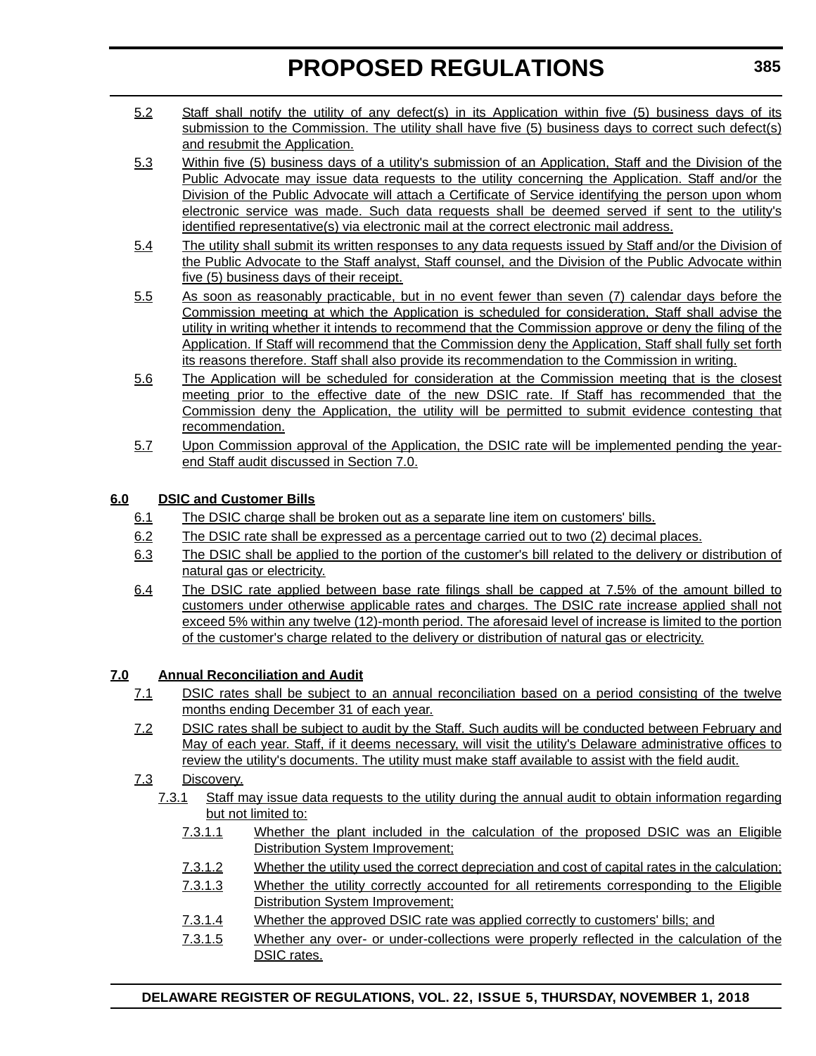5.2 Staff shall notify the utility of any defect(s) in its Application within five (5) business days of its submission to the Commission. The utility shall have five (5) business days to correct such defect(s) and resubmit the Application.

5.3 Within five (5) business days of a utility's submission of an Application, Staff and the Division of the Public Advocate may issue data requests to the utility concerning the Application. Staff and/or the Division of the Public Advocate will attach a Certificate of Service identifying the person upon whom electronic service was made. Such data requests shall be deemed served if sent to the utility's identified representative(s) via electronic mail at the correct electronic mail address.

5.4 The utility shall submit its written responses to any data requests issued by Staff and/or the Division of the Public Advocate to the Staff analyst, Staff counsel, and the Division of the Public Advocate within five (5) business days of their receipt.

5.5 As soon as reasonably practicable, but in no event fewer than seven (7) calendar days before the Commission meeting at which the Application is scheduled for consideration, Staff shall advise the utility in writing whether it intends to recommend that the Commission approve or deny the filing of the Application. If Staff will recommend that the Commission deny the Application, Staff shall fully set forth its reasons therefore. Staff shall also provide its recommendation to the Commission in writing.

5.6 The Application will be scheduled for consideration at the Commission meeting that is the closest meeting prior to the effective date of the new DSIC rate. If Staff has recommended that the Commission deny the Application, the utility will be permitted to submit evidence contesting that recommendation.

5.7 Upon Commission approval of the Application, the DSIC rate will be implemented pending the year-end Staff audit discussed in Section 7.0.

**6.0 DSIC and Customer Bills**

6.1 The DSIC charge shall be broken out as a separate line item on customers' bills.

6.2 The DSIC rate shall be expressed as a percentage carried out to two (2) decimal places.

6.3 The DSIC shall be applied to the portion of the customer's bill related to the delivery or distribution of natural gas or electricity.

6.4 The DSIC rate applied between base rate filings shall be capped at 7.5% of the amount billed to customers under otherwise applicable rates and charges. The DSIC rate increase applied shall not exceed 5% within any twelve (12)-month period. The aforesaid level of increase is limited to the portion of the customer's charge related to the delivery or distribution of natural gas or electricity.

**7.0 Annual Reconciliation and Audit**

7.1 DSIC rates shall be subject to an annual reconciliation based on a period consisting of the twelve months ending December 31 of each year.

7.2 DSIC rates shall be subject to audit by the Staff. Such audits will be conducted between February and May of each year. Staff, if it deems necessary, will visit the utility's Delaware administrative offices to review the utility's documents. The utility must make staff available to assist with the field audit.

7.3 Discovery.

7.3.1 Staff may issue data requests to the utility during the annual audit to obtain information regarding but not limited to:

7.3.1.1 Whether the plant included in the calculation of the proposed DSIC was an Eligible Distribution System Improvement;

7.3.1.2 Whether the utility used the correct depreciation and cost of capital rates in the calculation;

7.3.1.3 Whether the utility correctly accounted for all retirements corresponding to the Eligible Distribution System Improvement;

7.3.1.4 Whether the approved DSIC rate was applied correctly to customers' bills; and

7.3.1.5 Whether any over- or under-collections were properly reflected in the calculation of the DSIC rates.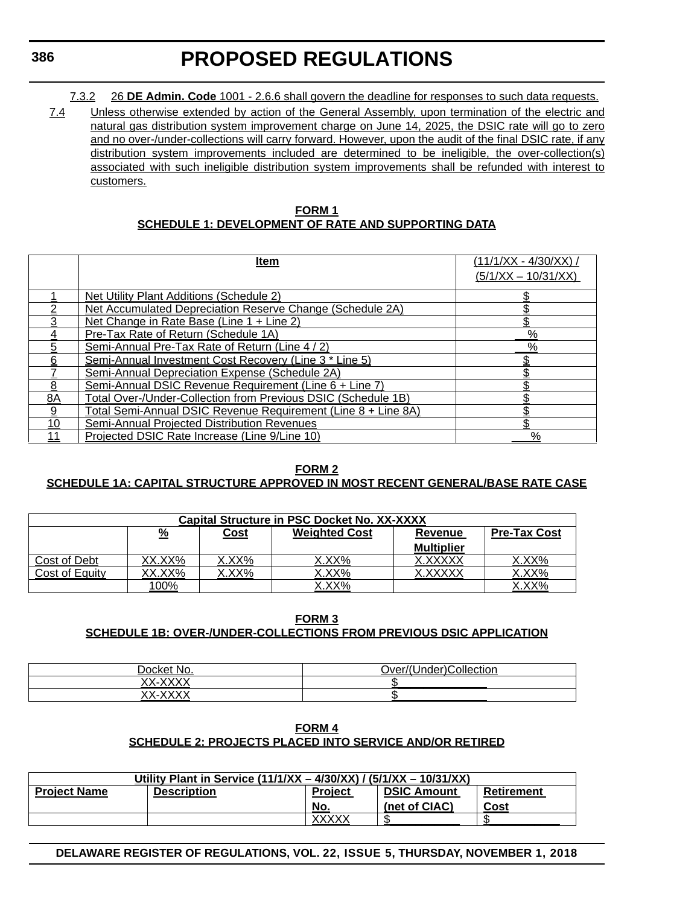7.3.2 26 **DE Admin. Code** 1001 - 2.6.6 shall govern the deadline for responses to such data requests.

7.4 Unless otherwise extended by action of the General Assembly, upon termination of the electric and natural gas distribution system improvement charge on June 14, 2025, the DSIC rate will go to zero and no over-/under-collections will carry forward. However, upon the audit of the final DSIC rate, if any distribution system improvements included are determined to be ineligible, the over-collection(s) associated with such ineligible distribution system improvements shall be refunded with interest to customers.

**FORM 1**
**SCHEDULE 1: DEVELOPMENT OF RATE AND SUPPORTING DATA**

| | Item | (11/1/XX - 4/30/XX) / (5/1/XX – 10/31/XX) |
|---|---|---|
| 1 | Net Utility Plant Additions (Schedule 2) | $ |
| 2 | Net Accumulated Depreciation Reserve Change (Schedule 2A) | $ |
| 3 | Net Change in Rate Base (Line 1 + Line 2) | $ |
| 4 | Pre-Tax Rate of Return (Schedule 1A) | __% |
| 5 | Semi-Annual Pre-Tax Rate of Return (Line 4 / 2) | __% |
| 6 | Semi-Annual Investment Cost Recovery (Line 3 * Line 5) | $ |
| 7 | Semi-Annual Depreciation Expense (Schedule 2A) | $ |
| 8 | Semi-Annual DSIC Revenue Requirement (Line 6 + Line 7) | $ |
| 8A | Total Over-/Under-Collection from Previous DSIC (Schedule 1B) | $ |
| 9 | Total Semi-Annual DSIC Revenue Requirement (Line 8 + Line 8A) | $ |
| 10 | Semi-Annual Projected Distribution Revenues | $ |
| 11 | Projected DSIC Rate Increase (Line 9/Line 10) | ___% |

**FORM 2**
**SCHEDULE 1A: CAPITAL STRUCTURE APPROVED IN MOST RECENT GENERAL/BASE RATE CASE**

| Capital Structure in PSC Docket No. XX-XXXX | | | | | |
|---|---|---|---|---|---|
| | % | Cost | Weighted Cost | Revenue Multiplier | Pre-Tax Cost |
| Cost of Debt | XX.XX% | X.XX% | X.XX% | X.XXXXX | X.XX% |
| Cost of Equity | XX.XX% | X.XX% | X.XX% | X.XXXXX | X.XX% |
| | 100% | | X.XX% | | X.XX% |

**FORM 3**
**SCHEDULE 1B: OVER-/UNDER-COLLECTIONS FROM PREVIOUS DSIC APPLICATION**

| Docket No. | Over/(Under)Collection |
|---|---|
| XX-XXXX | $____________ |
| XX-XXXX | $____________ |

**FORM 4**
**SCHEDULE 2: PROJECTS PLACED INTO SERVICE AND/OR RETIRED**

| Utility Plant in Service (11/1/XX – 4/30/XX) / (5/1/XX – 10/31/XX) | | | | |
|---|---|---|---|---|
| Project Name | Description | Project No. | DSIC Amount (net of CIAC) | Retirement Cost |
| | | XXXXX | $__________ | $__________ |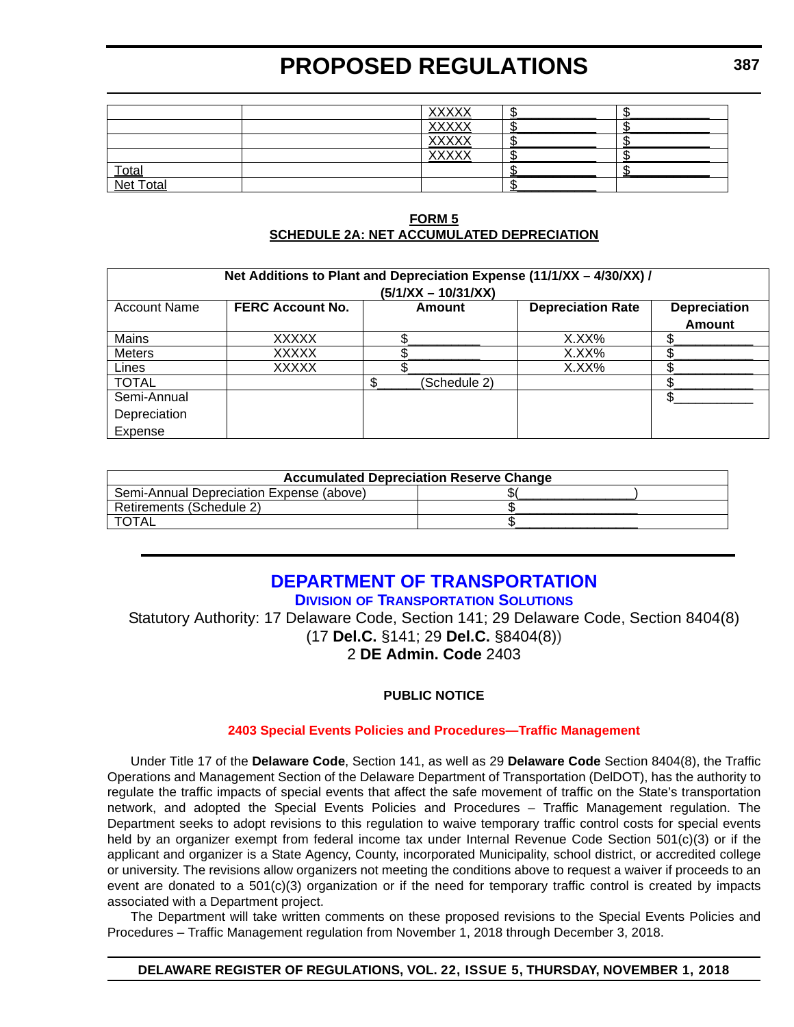| | | XXXXX | $__________ | $__________ |
|---|---|---|---|---|
| | | XXXXX | $__________ | $__________ |
| | | XXXXX | $__________ | $__________ |
| | | XXXXX | $__________ | $__________ |
| Total | | | $__________ | $__________ |
| Net Total | | | $__________ | |

**FORM 5**
**SCHEDULE 2A: NET ACCUMULATED DEPRECIATION**

| Net Additions to Plant and Depreciation Expense (11/1/XX – 4/30/XX) / (5/1/XX – 10/31/XX) | | | | |
|---|---|---|---|---|
| Account Name | **FERC Account No.** | **Amount** | **Depreciation Rate** | **Depreciation Amount** |
| Mains | XXXXX | $__________ | X.XX% | $__________ |
| Meters | XXXXX | $__________ | X.XX% | $__________ |
| Lines | XXXXX | $__________ | X.XX% | $__________ |
| TOTAL | | $______(Schedule 2) | | $__________ |
| Semi-Annual Depreciation Expense | | | | $__________ |

| Accumulated Depreciation Reserve Change | |
|---|---|
| Semi-Annual Depreciation Expense (above) | $(________________) |
| Retirements (Schedule 2) | $________________ |
| TOTAL | $________________ |

# DEPARTMENT OF TRANSPORTATION

## DIVISION OF TRANSPORTATION SOLUTIONS

Statutory Authority: 17 Delaware Code, Section 141; 29 Delaware Code, Section 8404(8)
(17 **Del.C.** §141; 29 **Del.C.** §8404(8))
2 **DE Admin. Code** 2403

**PUBLIC NOTICE**

**2403 Special Events Policies and Procedures—Traffic Management**

Under Title 17 of the **Delaware Code**, Section 141, as well as 29 **Delaware Code** Section 8404(8), the Traffic Operations and Management Section of the Delaware Department of Transportation (DelDOT), has the authority to regulate the traffic impacts of special events that affect the safe movement of traffic on the State's transportation network, and adopted the Special Events Policies and Procedures – Traffic Management regulation. The Department seeks to adopt revisions to this regulation to waive temporary traffic control costs for special events held by an organizer exempt from federal income tax under Internal Revenue Code Section 501(c)(3) or if the applicant and organizer is a State Agency, County, incorporated Municipality, school district, or accredited college or university. The revisions allow organizers not meeting the conditions above to request a waiver if proceeds to an event are donated to a 501(c)(3) organization or if the need for temporary traffic control is created by impacts associated with a Department project.

The Department will take written comments on these proposed revisions to the Special Events Policies and Procedures – Traffic Management regulation from November 1, 2018 through December 3, 2018.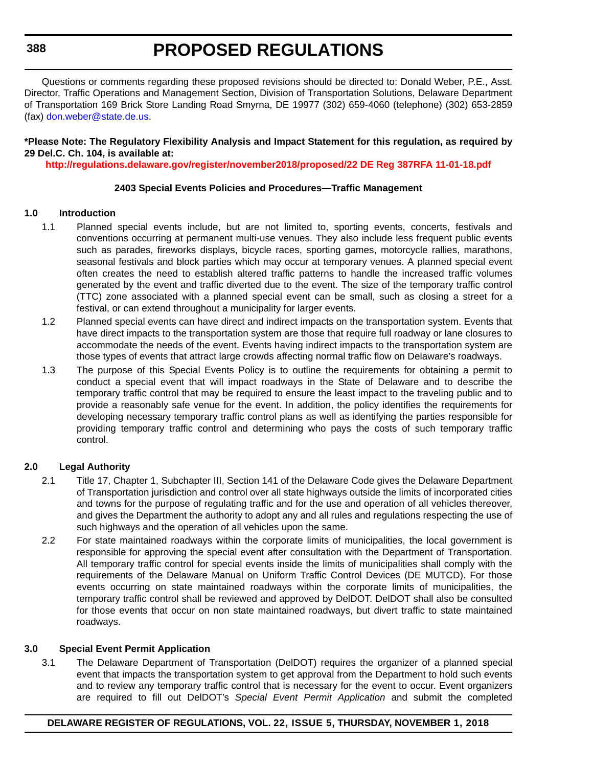Questions or comments regarding these proposed revisions should be directed to: Donald Weber, P.E., Asst. Director, Traffic Operations and Management Section, Division of Transportation Solutions, Delaware Department of Transportation 169 Brick Store Landing Road Smyrna, DE 19977 (302) 659-4060 (telephone) (302) 653-2859 (fax) don.weber@state.de.us.

**\*Please Note: The Regulatory Flexibility Analysis and Impact Statement for this regulation, as required by 29 Del.C. Ch. 104, is available at:**

**http://regulations.delaware.gov/register/november2018/proposed/22 DE Reg 387RFA 11-01-18.pdf**

### 2403 Special Events Policies and Procedures—Traffic Management

**1.0 Introduction**

1.1 Planned special events include, but are not limited to, sporting events, concerts, festivals and conventions occurring at permanent multi-use venues. They also include less frequent public events such as parades, fireworks displays, bicycle races, sporting games, motorcycle rallies, marathons, seasonal festivals and block parties which may occur at temporary venues. A planned special event often creates the need to establish altered traffic patterns to handle the increased traffic volumes generated by the event and traffic diverted due to the event. The size of the temporary traffic control (TTC) zone associated with a planned special event can be small, such as closing a street for a festival, or can extend throughout a municipality for larger events.

1.2 Planned special events can have direct and indirect impacts on the transportation system. Events that have direct impacts to the transportation system are those that require full roadway or lane closures to accommodate the needs of the event. Events having indirect impacts to the transportation system are those types of events that attract large crowds affecting normal traffic flow on Delaware's roadways.

1.3 The purpose of this Special Events Policy is to outline the requirements for obtaining a permit to conduct a special event that will impact roadways in the State of Delaware and to describe the temporary traffic control that may be required to ensure the least impact to the traveling public and to provide a reasonably safe venue for the event. In addition, the policy identifies the requirements for developing necessary temporary traffic control plans as well as identifying the parties responsible for providing temporary traffic control and determining who pays the costs of such temporary traffic control.

**2.0 Legal Authority**

2.1 Title 17, Chapter 1, Subchapter III, Section 141 of the Delaware Code gives the Delaware Department of Transportation jurisdiction and control over all state highways outside the limits of incorporated cities and towns for the purpose of regulating traffic and for the use and operation of all vehicles thereover, and gives the Department the authority to adopt any and all rules and regulations respecting the use of such highways and the operation of all vehicles upon the same.

2.2 For state maintained roadways within the corporate limits of municipalities, the local government is responsible for approving the special event after consultation with the Department of Transportation. All temporary traffic control for special events inside the limits of municipalities shall comply with the requirements of the Delaware Manual on Uniform Traffic Control Devices (DE MUTCD). For those events occurring on state maintained roadways within the corporate limits of municipalities, the temporary traffic control shall be reviewed and approved by DelDOT. DelDOT shall also be consulted for those events that occur on non state maintained roadways, but divert traffic to state maintained roadways.

**3.0 Special Event Permit Application**

3.1 The Delaware Department of Transportation (DelDOT) requires the organizer of a planned special event that impacts the transportation system to get approval from the Department to hold such events and to review any temporary traffic control that is necessary for the event to occur. Event organizers are required to fill out DelDOT's *Special Event Permit Application* and submit the completed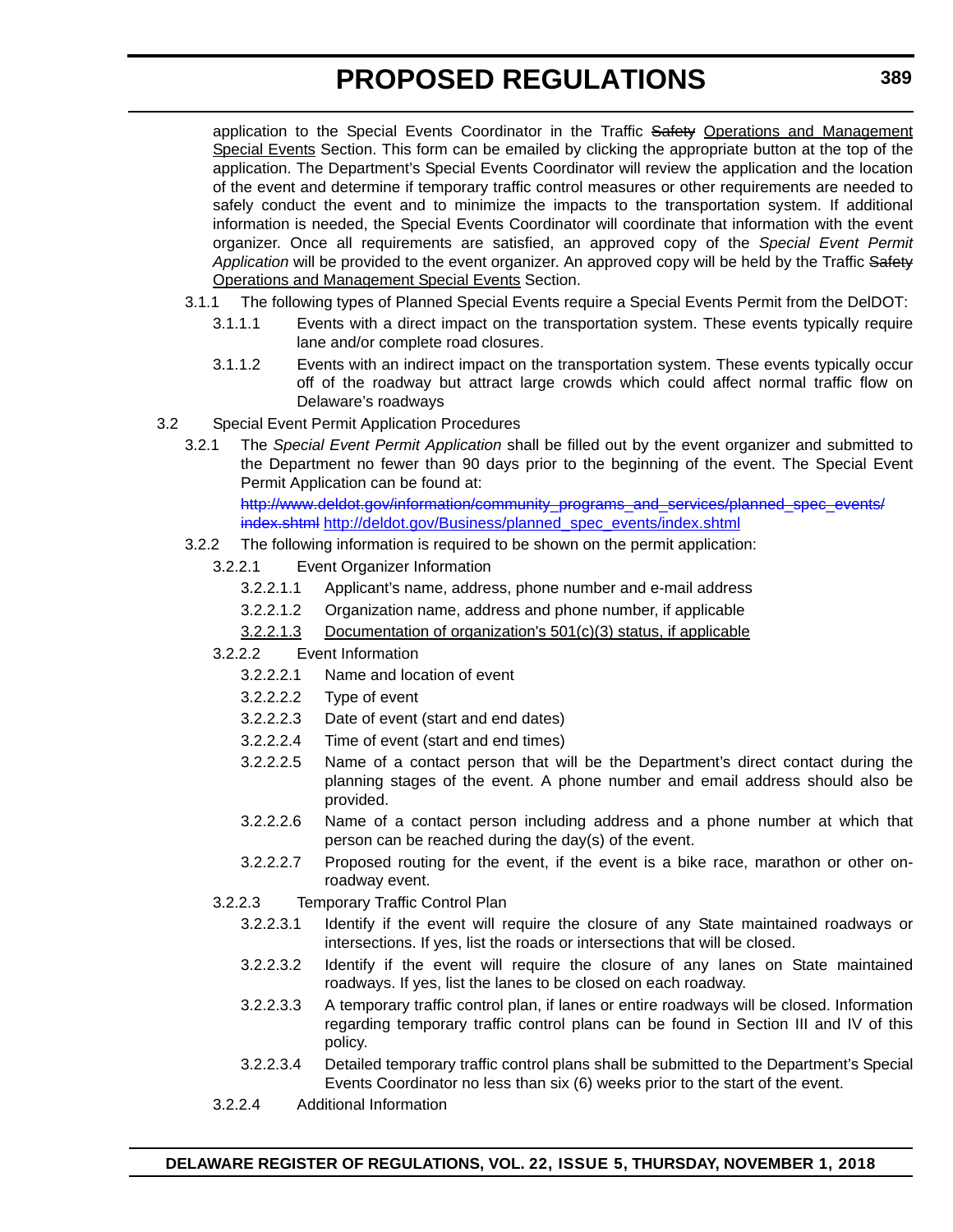application to the Special Events Coordinator in the Traffic ~~Safety~~ <u>Operations and Management Special Events</u> Section. This form can be emailed by clicking the appropriate button at the top of the application. The Department's Special Events Coordinator will review the application and the location of the event and determine if temporary traffic control measures or other requirements are needed to safely conduct the event and to minimize the impacts to the transportation system. If additional information is needed, the Special Events Coordinator will coordinate that information with the event organizer. Once all requirements are satisfied, an approved copy of the *Special Event Permit Application* will be provided to the event organizer. An approved copy will be held by the Traffic ~~Safety~~ <u>Operations and Management Special Events</u> Section.

3.1.1 The following types of Planned Special Events require a Special Events Permit from the DelDOT:

3.1.1.1 Events with a direct impact on the transportation system. These events typically require lane and/or complete road closures.

3.1.1.2 Events with an indirect impact on the transportation system. These events typically occur off of the roadway but attract large crowds which could affect normal traffic flow on Delaware's roadways

3.2 Special Event Permit Application Procedures

3.2.1 The *Special Event Permit Application* shall be filled out by the event organizer and submitted to the Department no fewer than 90 days prior to the beginning of the event. The Special Event Permit Application can be found at:

~~http://www.deldot.gov/information/community_programs_and_services/planned_spec_events/index.shtml~~ http://deldot.gov/Business/planned_spec_events/index.shtml

3.2.2 The following information is required to be shown on the permit application:

3.2.2.1 Event Organizer Information

3.2.2.1.1 Applicant's name, address, phone number and e-mail address

3.2.2.1.2 Organization name, address and phone number, if applicable

<u>3.2.2.1.3 Documentation of organization's 501(c)(3) status, if applicable</u>

3.2.2.2 Event Information

3.2.2.2.1 Name and location of event

3.2.2.2.2 Type of event

3.2.2.2.3 Date of event (start and end dates)

3.2.2.2.4 Time of event (start and end times)

3.2.2.2.5 Name of a contact person that will be the Department's direct contact during the planning stages of the event. A phone number and email address should also be provided.

3.2.2.2.6 Name of a contact person including address and a phone number at which that person can be reached during the day(s) of the event.

3.2.2.2.7 Proposed routing for the event, if the event is a bike race, marathon or other on-roadway event.

3.2.2.3 Temporary Traffic Control Plan

3.2.2.3.1 Identify if the event will require the closure of any State maintained roadways or intersections. If yes, list the roads or intersections that will be closed.

3.2.2.3.2 Identify if the event will require the closure of any lanes on State maintained roadways. If yes, list the lanes to be closed on each roadway.

3.2.2.3.3 A temporary traffic control plan, if lanes or entire roadways will be closed. Information regarding temporary traffic control plans can be found in Section III and IV of this policy.

3.2.2.3.4 Detailed temporary traffic control plans shall be submitted to the Department's Special Events Coordinator no less than six (6) weeks prior to the start of the event.

3.2.2.4 Additional Information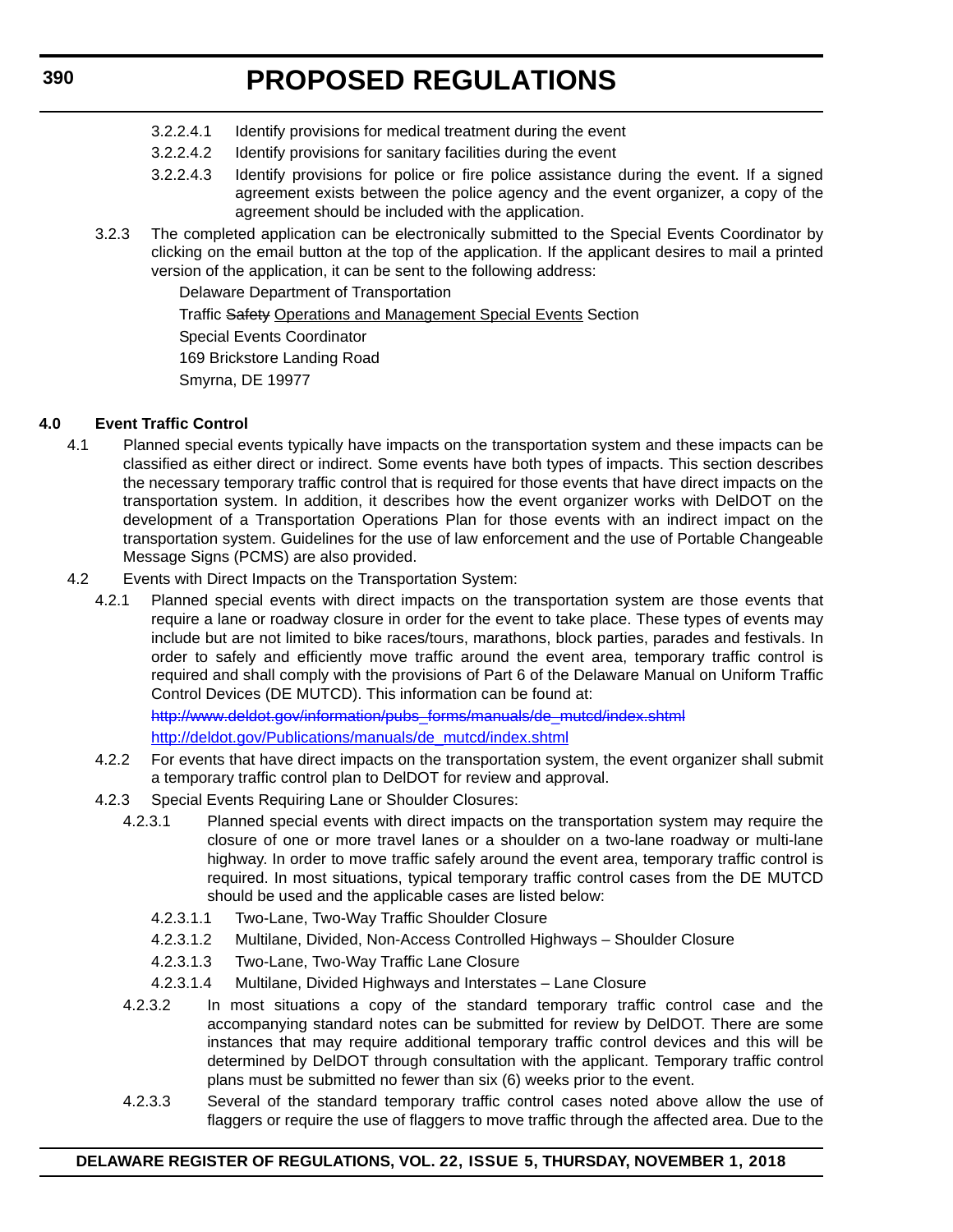3.2.2.4.1 Identify provisions for medical treatment during the event

3.2.2.4.2 Identify provisions for sanitary facilities during the event

3.2.2.4.3 Identify provisions for police or fire police assistance during the event. If a signed agreement exists between the police agency and the event organizer, a copy of the agreement should be included with the application.

3.2.3 The completed application can be electronically submitted to the Special Events Coordinator by clicking on the email button at the top of the application. If the applicant desires to mail a printed version of the application, it can be sent to the following address:

Delaware Department of Transportation

Traffic ~~Safety~~ Operations and Management Special Events Section

Special Events Coordinator

169 Brickstore Landing Road

Smyrna, DE 19977

**4.0 Event Traffic Control**

4.1 Planned special events typically have impacts on the transportation system and these impacts can be classified as either direct or indirect. Some events have both types of impacts. This section describes the necessary temporary traffic control that is required for those events that have direct impacts on the transportation system. In addition, it describes how the event organizer works with DelDOT on the development of a Transportation Operations Plan for those events with an indirect impact on the transportation system. Guidelines for the use of law enforcement and the use of Portable Changeable Message Signs (PCMS) are also provided.

4.2 Events with Direct Impacts on the Transportation System:

4.2.1 Planned special events with direct impacts on the transportation system are those events that require a lane or roadway closure in order for the event to take place. These types of events may include but are not limited to bike races/tours, marathons, block parties, parades and festivals. In order to safely and efficiently move traffic around the event area, temporary traffic control is required and shall comply with the provisions of Part 6 of the Delaware Manual on Uniform Traffic Control Devices (DE MUTCD). This information can be found at:

~~http://www.deldot.gov/information/pubs_forms/manuals/de_mutcd/index.shtml~~

http://deldot.gov/Publications/manuals/de_mutcd/index.shtml

4.2.2 For events that have direct impacts on the transportation system, the event organizer shall submit a temporary traffic control plan to DelDOT for review and approval.

4.2.3 Special Events Requiring Lane or Shoulder Closures:

4.2.3.1 Planned special events with direct impacts on the transportation system may require the closure of one or more travel lanes or a shoulder on a two-lane roadway or multi-lane highway. In order to move traffic safely around the event area, temporary traffic control is required. In most situations, typical temporary traffic control cases from the DE MUTCD should be used and the applicable cases are listed below:

4.2.3.1.1 Two-Lane, Two-Way Traffic Shoulder Closure

4.2.3.1.2 Multilane, Divided, Non-Access Controlled Highways – Shoulder Closure

4.2.3.1.3 Two-Lane, Two-Way Traffic Lane Closure

4.2.3.1.4 Multilane, Divided Highways and Interstates – Lane Closure

4.2.3.2 In most situations a copy of the standard temporary traffic control case and the accompanying standard notes can be submitted for review by DelDOT. There are some instances that may require additional temporary traffic control devices and this will be determined by DelDOT through consultation with the applicant. Temporary traffic control plans must be submitted no fewer than six (6) weeks prior to the event.

4.2.3.3 Several of the standard temporary traffic control cases noted above allow the use of flaggers or require the use of flaggers to move traffic through the affected area. Due to the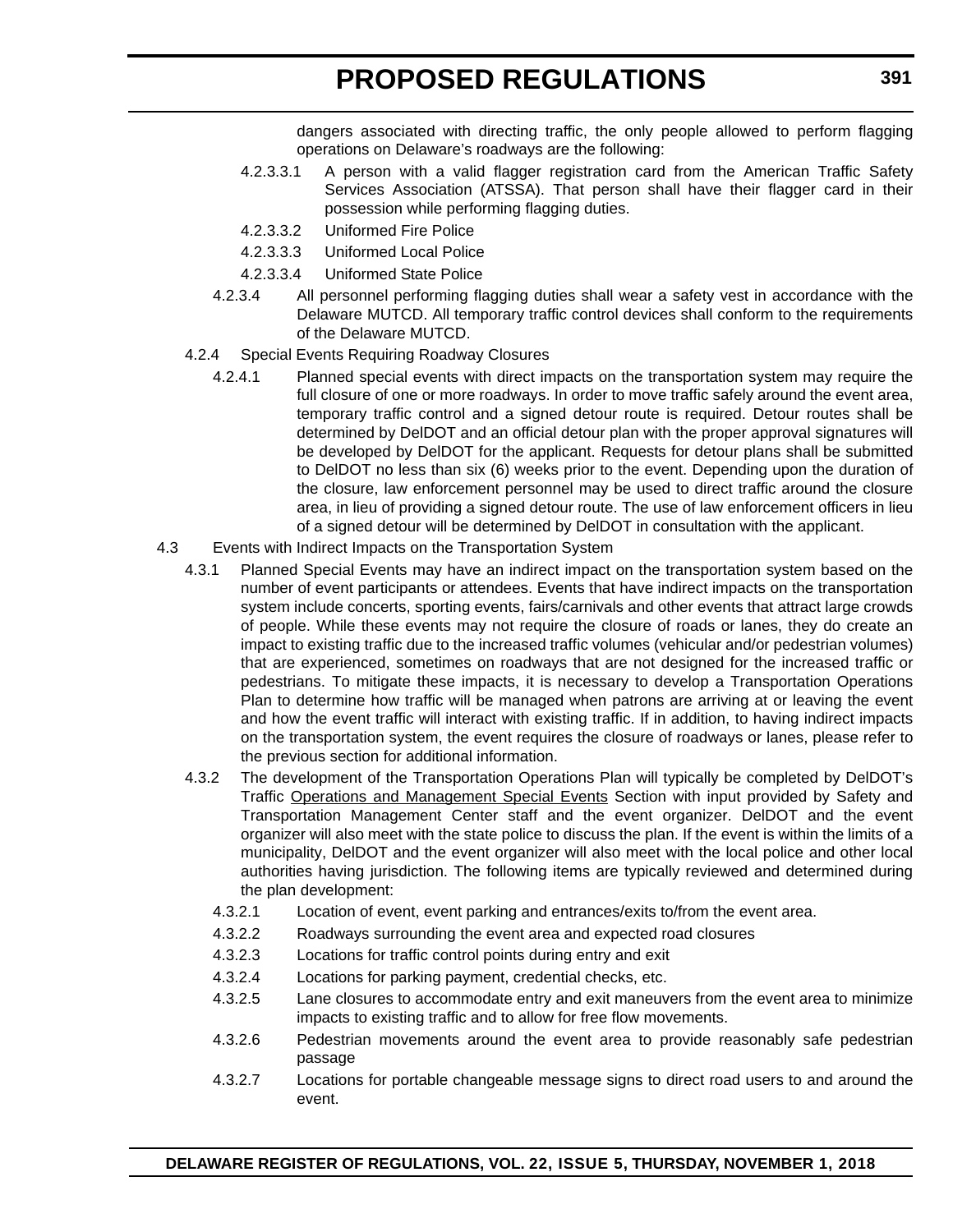dangers associated with directing traffic, the only people allowed to perform flagging operations on Delaware's roadways are the following:

4.2.3.3.1 A person with a valid flagger registration card from the American Traffic Safety Services Association (ATSSA). That person shall have their flagger card in their possession while performing flagging duties.

4.2.3.3.2 Uniformed Fire Police

4.2.3.3.3 Uniformed Local Police

4.2.3.3.4 Uniformed State Police

4.2.3.4 All personnel performing flagging duties shall wear a safety vest in accordance with the Delaware MUTCD. All temporary traffic control devices shall conform to the requirements of the Delaware MUTCD.

4.2.4 Special Events Requiring Roadway Closures

4.2.4.1 Planned special events with direct impacts on the transportation system may require the full closure of one or more roadways. In order to move traffic safely around the event area, temporary traffic control and a signed detour route is required. Detour routes shall be determined by DelDOT and an official detour plan with the proper approval signatures will be developed by DelDOT for the applicant. Requests for detour plans shall be submitted to DelDOT no less than six (6) weeks prior to the event. Depending upon the duration of the closure, law enforcement personnel may be used to direct traffic around the closure area, in lieu of providing a signed detour route. The use of law enforcement officers in lieu of a signed detour will be determined by DelDOT in consultation with the applicant.

4.3 Events with Indirect Impacts on the Transportation System

4.3.1 Planned Special Events may have an indirect impact on the transportation system based on the number of event participants or attendees. Events that have indirect impacts on the transportation system include concerts, sporting events, fairs/carnivals and other events that attract large crowds of people. While these events may not require the closure of roads or lanes, they do create an impact to existing traffic due to the increased traffic volumes (vehicular and/or pedestrian volumes) that are experienced, sometimes on roadways that are not designed for the increased traffic or pedestrians. To mitigate these impacts, it is necessary to develop a Transportation Operations Plan to determine how traffic will be managed when patrons are arriving at or leaving the event and how the event traffic will interact with existing traffic. If in addition, to having indirect impacts on the transportation system, the event requires the closure of roadways or lanes, please refer to the previous section for additional information.

4.3.2 The development of the Transportation Operations Plan will typically be completed by DelDOT's Traffic <u>Operations and Management Special Events</u> Section with input provided by Safety and Transportation Management Center staff and the event organizer. DelDOT and the event organizer will also meet with the state police to discuss the plan. If the event is within the limits of a municipality, DelDOT and the event organizer will also meet with the local police and other local authorities having jurisdiction. The following items are typically reviewed and determined during the plan development:

4.3.2.1 Location of event, event parking and entrances/exits to/from the event area.

4.3.2.2 Roadways surrounding the event area and expected road closures

4.3.2.3 Locations for traffic control points during entry and exit

4.3.2.4 Locations for parking payment, credential checks, etc.

4.3.2.5 Lane closures to accommodate entry and exit maneuvers from the event area to minimize impacts to existing traffic and to allow for free flow movements.

4.3.2.6 Pedestrian movements around the event area to provide reasonably safe pedestrian passage

4.3.2.7 Locations for portable changeable message signs to direct road users to and around the event.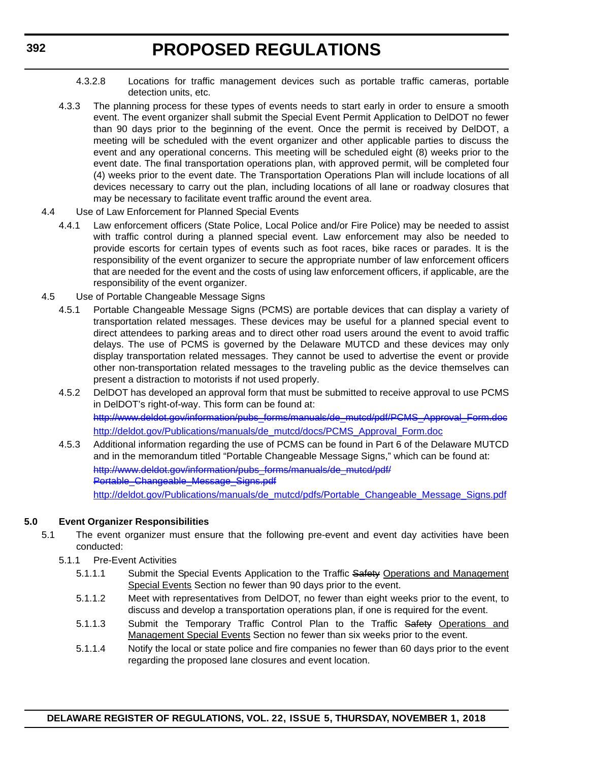4.3.2.8 Locations for traffic management devices such as portable traffic cameras, portable detection units, etc.

4.3.3 The planning process for these types of events needs to start early in order to ensure a smooth event. The event organizer shall submit the Special Event Permit Application to DelDOT no fewer than 90 days prior to the beginning of the event. Once the permit is received by DelDOT, a meeting will be scheduled with the event organizer and other applicable parties to discuss the event and any operational concerns. This meeting will be scheduled eight (8) weeks prior to the event date. The final transportation operations plan, with approved permit, will be completed four (4) weeks prior to the event date. The Transportation Operations Plan will include locations of all devices necessary to carry out the plan, including locations of all lane or roadway closures that may be necessary to facilitate event traffic around the event area.

4.4 Use of Law Enforcement for Planned Special Events

4.4.1 Law enforcement officers (State Police, Local Police and/or Fire Police) may be needed to assist with traffic control during a planned special event. Law enforcement may also be needed to provide escorts for certain types of events such as foot races, bike races or parades. It is the responsibility of the event organizer to secure the appropriate number of law enforcement officers that are needed for the event and the costs of using law enforcement officers, if applicable, are the responsibility of the event organizer.

4.5 Use of Portable Changeable Message Signs

4.5.1 Portable Changeable Message Signs (PCMS) are portable devices that can display a variety of transportation related messages. These devices may be useful for a planned special event to direct attendees to parking areas and to direct other road users around the event to avoid traffic delays. The use of PCMS is governed by the Delaware MUTCD and these devices may only display transportation related messages. They cannot be used to advertise the event or provide other non-transportation related messages to the traveling public as the device themselves can present a distraction to motorists if not used properly.

4.5.2 DelDOT has developed an approval form that must be submitted to receive approval to use PCMS in DelDOT's right-of-way. This form can be found at:

~~http://www.deldot.gov/information/pubs_forms/manuals/de_mutcd/pdf/PCMS_Approval_Form.doc~~

http://deldot.gov/Publications/manuals/de_mutcd/docs/PCMS_Approval_Form.doc

4.5.3 Additional information regarding the use of PCMS can be found in Part 6 of the Delaware MUTCD and in the memorandum titled "Portable Changeable Message Signs," which can be found at:

~~http://www.deldot.gov/information/pubs_forms/manuals/de_mutcd/pdf/Portable_Changeable_Message_Signs.pdf~~

http://deldot.gov/Publications/manuals/de_mutcd/pdfs/Portable_Changeable_Message_Signs.pdf

**5.0 Event Organizer Responsibilities**

5.1 The event organizer must ensure that the following pre-event and event day activities have been conducted:

5.1.1 Pre-Event Activities

5.1.1.1 Submit the Special Events Application to the Traffic ~~Safety~~ Operations and Management Special Events Section no fewer than 90 days prior to the event.

5.1.1.2 Meet with representatives from DelDOT, no fewer than eight weeks prior to the event, to discuss and develop a transportation operations plan, if one is required for the event.

5.1.1.3 Submit the Temporary Traffic Control Plan to the Traffic ~~Safety~~ Operations and Management Special Events Section no fewer than six weeks prior to the event.

5.1.1.4 Notify the local or state police and fire companies no fewer than 60 days prior to the event regarding the proposed lane closures and event location.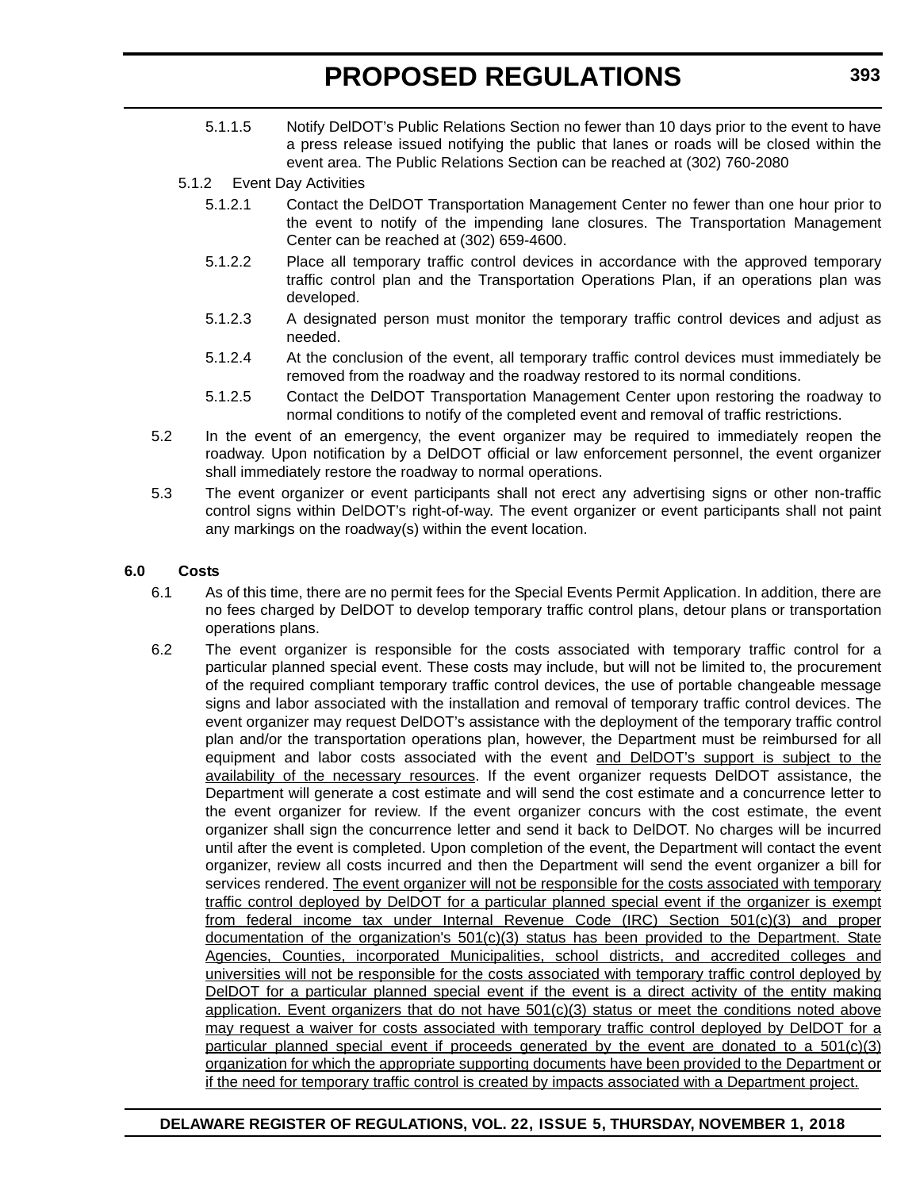5.1.1.5 Notify DelDOT's Public Relations Section no fewer than 10 days prior to the event to have a press release issued notifying the public that lanes or roads will be closed within the event area. The Public Relations Section can be reached at (302) 760-2080

5.1.2 Event Day Activities

5.1.2.1 Contact the DelDOT Transportation Management Center no fewer than one hour prior to the event to notify of the impending lane closures. The Transportation Management Center can be reached at (302) 659-4600.

5.1.2.2 Place all temporary traffic control devices in accordance with the approved temporary traffic control plan and the Transportation Operations Plan, if an operations plan was developed.

5.1.2.3 A designated person must monitor the temporary traffic control devices and adjust as needed.

5.1.2.4 At the conclusion of the event, all temporary traffic control devices must immediately be removed from the roadway and the roadway restored to its normal conditions.

5.1.2.5 Contact the DelDOT Transportation Management Center upon restoring the roadway to normal conditions to notify of the completed event and removal of traffic restrictions.

5.2 In the event of an emergency, the event organizer may be required to immediately reopen the roadway. Upon notification by a DelDOT official or law enforcement personnel, the event organizer shall immediately restore the roadway to normal operations.

5.3 The event organizer or event participants shall not erect any advertising signs or other non-traffic control signs within DelDOT's right-of-way. The event organizer or event participants shall not paint any markings on the roadway(s) within the event location.

**6.0 Costs**

6.1 As of this time, there are no permit fees for the Special Events Permit Application. In addition, there are no fees charged by DelDOT to develop temporary traffic control plans, detour plans or transportation operations plans.

6.2 The event organizer is responsible for the costs associated with temporary traffic control for a particular planned special event. These costs may include, but will not be limited to, the procurement of the required compliant temporary traffic control devices, the use of portable changeable message signs and labor associated with the installation and removal of temporary traffic control devices. The event organizer may request DelDOT's assistance with the deployment of the temporary traffic control plan and/or the transportation operations plan, however, the Department must be reimbursed for all equipment and labor costs associated with the event <u>and DelDOT's support is subject to the availability of the necessary resources</u>. If the event organizer requests DelDOT assistance, the Department will generate a cost estimate and will send the cost estimate and a concurrence letter to the event organizer for review. If the event organizer concurs with the cost estimate, the event organizer shall sign the concurrence letter and send it back to DelDOT. No charges will be incurred until after the event is completed. Upon completion of the event, the Department will contact the event organizer, review all costs incurred and then the Department will send the event organizer a bill for services rendered. <u>The event organizer will not be responsible for the costs associated with temporary traffic control deployed by DelDOT for a particular planned special event if the organizer is exempt from federal income tax under Internal Revenue Code (IRC) Section 501(c)(3) and proper documentation of the organization's 501(c)(3) status has been provided to the Department. State Agencies, Counties, incorporated Municipalities, school districts, and accredited colleges and universities will not be responsible for the costs associated with temporary traffic control deployed by DelDOT for a particular planned special event if the event is a direct activity of the entity making application. Event organizers that do not have 501(c)(3) status or meet the conditions noted above may request a waiver for costs associated with temporary traffic control deployed by DelDOT for a particular planned special event if proceeds generated by the event are donated to a 501(c)(3) organization for which the appropriate supporting documents have been provided to the Department or if the need for temporary traffic control is created by impacts associated with a Department project.</u>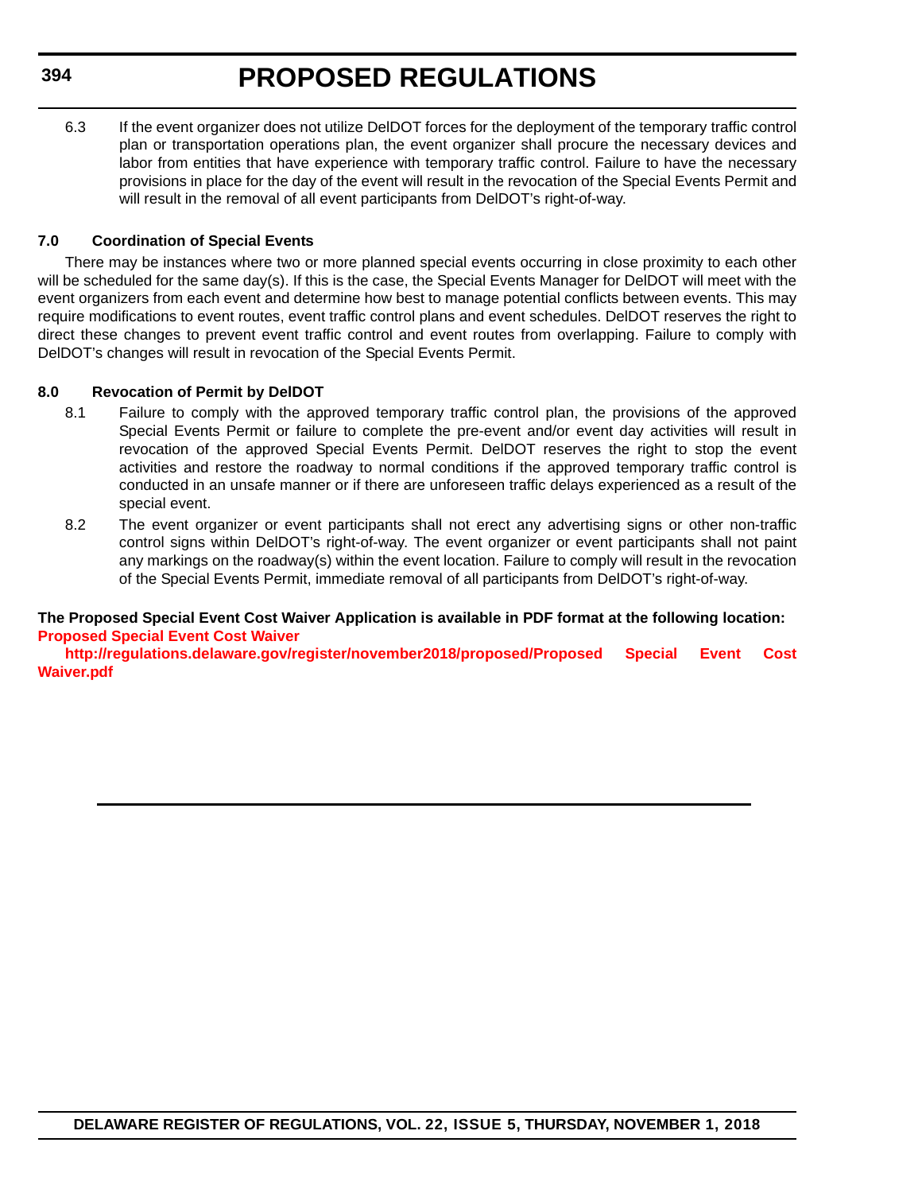6.3 If the event organizer does not utilize DelDOT forces for the deployment of the temporary traffic control plan or transportation operations plan, the event organizer shall procure the necessary devices and labor from entities that have experience with temporary traffic control. Failure to have the necessary provisions in place for the day of the event will result in the revocation of the Special Events Permit and will result in the removal of all event participants from DelDOT's right-of-way.

**7.0 Coordination of Special Events**

There may be instances where two or more planned special events occurring in close proximity to each other will be scheduled for the same day(s). If this is the case, the Special Events Manager for DelDOT will meet with the event organizers from each event and determine how best to manage potential conflicts between events. This may require modifications to event routes, event traffic control plans and event schedules. DelDOT reserves the right to direct these changes to prevent event traffic control and event routes from overlapping. Failure to comply with DelDOT's changes will result in revocation of the Special Events Permit.

**8.0 Revocation of Permit by DelDOT**

8.1 Failure to comply with the approved temporary traffic control plan, the provisions of the approved Special Events Permit or failure to complete the pre-event and/or event day activities will result in revocation of the approved Special Events Permit. DelDOT reserves the right to stop the event activities and restore the roadway to normal conditions if the approved temporary traffic control is conducted in an unsafe manner or if there are unforeseen traffic delays experienced as a result of the special event.

8.2 The event organizer or event participants shall not erect any advertising signs or other non-traffic control signs within DelDOT's right-of-way. The event organizer or event participants shall not paint any markings on the roadway(s) within the event location. Failure to comply will result in the revocation of the Special Events Permit, immediate removal of all participants from DelDOT's right-of-way.

**The Proposed Special Event Cost Waiver Application is available in PDF format at the following location:**
**Proposed Special Event Cost Waiver**
**http://regulations.delaware.gov/register/november2018/proposed/Proposed Special Event Cost Waiver.pdf**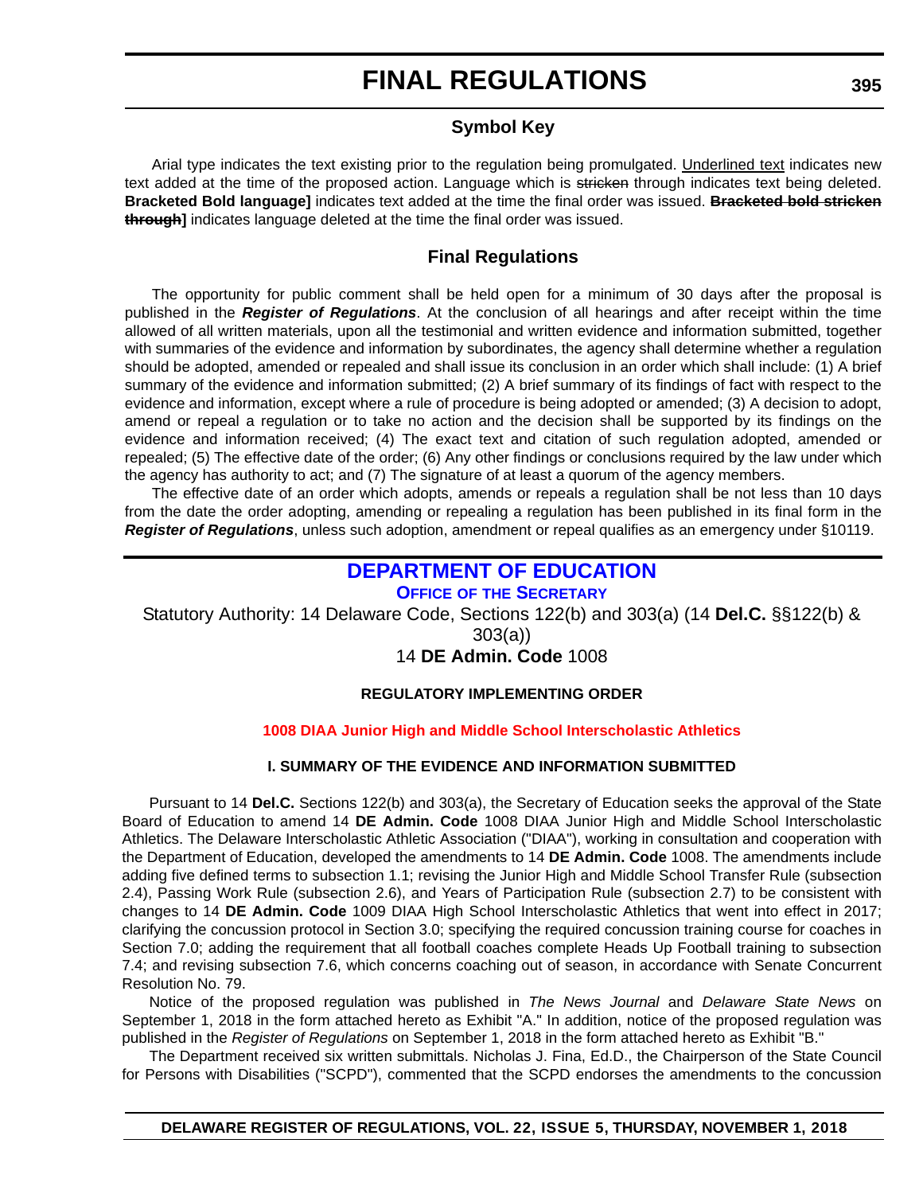# FINAL REGULATIONS

## Symbol Key

Arial type indicates the text existing prior to the regulation being promulgated. Underlined text indicates new text added at the time of the proposed action. Language which is ~~stricken~~ through indicates text being deleted. **Bracketed Bold language]** indicates text added at the time the final order was issued. **~~Bracketed bold stricken through~~]** indicates language deleted at the time the final order was issued.

## Final Regulations

The opportunity for public comment shall be held open for a minimum of 30 days after the proposal is published in the ***Register of Regulations***. At the conclusion of all hearings and after receipt within the time allowed of all written materials, upon all the testimonial and written evidence and information submitted, together with summaries of the evidence and information by subordinates, the agency shall determine whether a regulation should be adopted, amended or repealed and shall issue its conclusion in an order which shall include: (1) A brief summary of the evidence and information submitted; (2) A brief summary of its findings of fact with respect to the evidence and information, except where a rule of procedure is being adopted or amended; (3) A decision to adopt, amend or repeal a regulation or to take no action and the decision shall be supported by its findings on the evidence and information received; (4) The exact text and citation of such regulation adopted, amended or repealed; (5) The effective date of the order; (6) Any other findings or conclusions required by the law under which the agency has authority to act; and (7) The signature of at least a quorum of the agency members.

The effective date of an order which adopts, amends or repeals a regulation shall be not less than 10 days from the date the order adopting, amending or repealing a regulation has been published in its final form in the ***Register of Regulations***, unless such adoption, amendment or repeal qualifies as an emergency under §10119.

## DEPARTMENT OF EDUCATION

### OFFICE OF THE SECRETARY

Statutory Authority: 14 Delaware Code, Sections 122(b) and 303(a) (14 **Del.C.** §§122(b) & 303(a))

14 **DE Admin. Code** 1008

**REGULATORY IMPLEMENTING ORDER**

**1008 DIAA Junior High and Middle School Interscholastic Athletics**

**I. SUMMARY OF THE EVIDENCE AND INFORMATION SUBMITTED**

Pursuant to 14 **Del.C.** Sections 122(b) and 303(a), the Secretary of Education seeks the approval of the State Board of Education to amend 14 **DE Admin. Code** 1008 DIAA Junior High and Middle School Interscholastic Athletics. The Delaware Interscholastic Athletic Association ("DIAA"), working in consultation and cooperation with the Department of Education, developed the amendments to 14 **DE Admin. Code** 1008. The amendments include adding five defined terms to subsection 1.1; revising the Junior High and Middle School Transfer Rule (subsection 2.4), Passing Work Rule (subsection 2.6), and Years of Participation Rule (subsection 2.7) to be consistent with changes to 14 **DE Admin. Code** 1009 DIAA High School Interscholastic Athletics that went into effect in 2017; clarifying the concussion protocol in Section 3.0; specifying the required concussion training course for coaches in Section 7.0; adding the requirement that all football coaches complete Heads Up Football training to subsection 7.4; and revising subsection 7.6, which concerns coaching out of season, in accordance with Senate Concurrent Resolution No. 79.

Notice of the proposed regulation was published in *The News Journal* and *Delaware State News* on September 1, 2018 in the form attached hereto as Exhibit "A." In addition, notice of the proposed regulation was published in the *Register of Regulations* on September 1, 2018 in the form attached hereto as Exhibit "B."

The Department received six written submittals. Nicholas J. Fina, Ed.D., the Chairperson of the State Council for Persons with Disabilities ("SCPD"), commented that the SCPD endorses the amendments to the concussion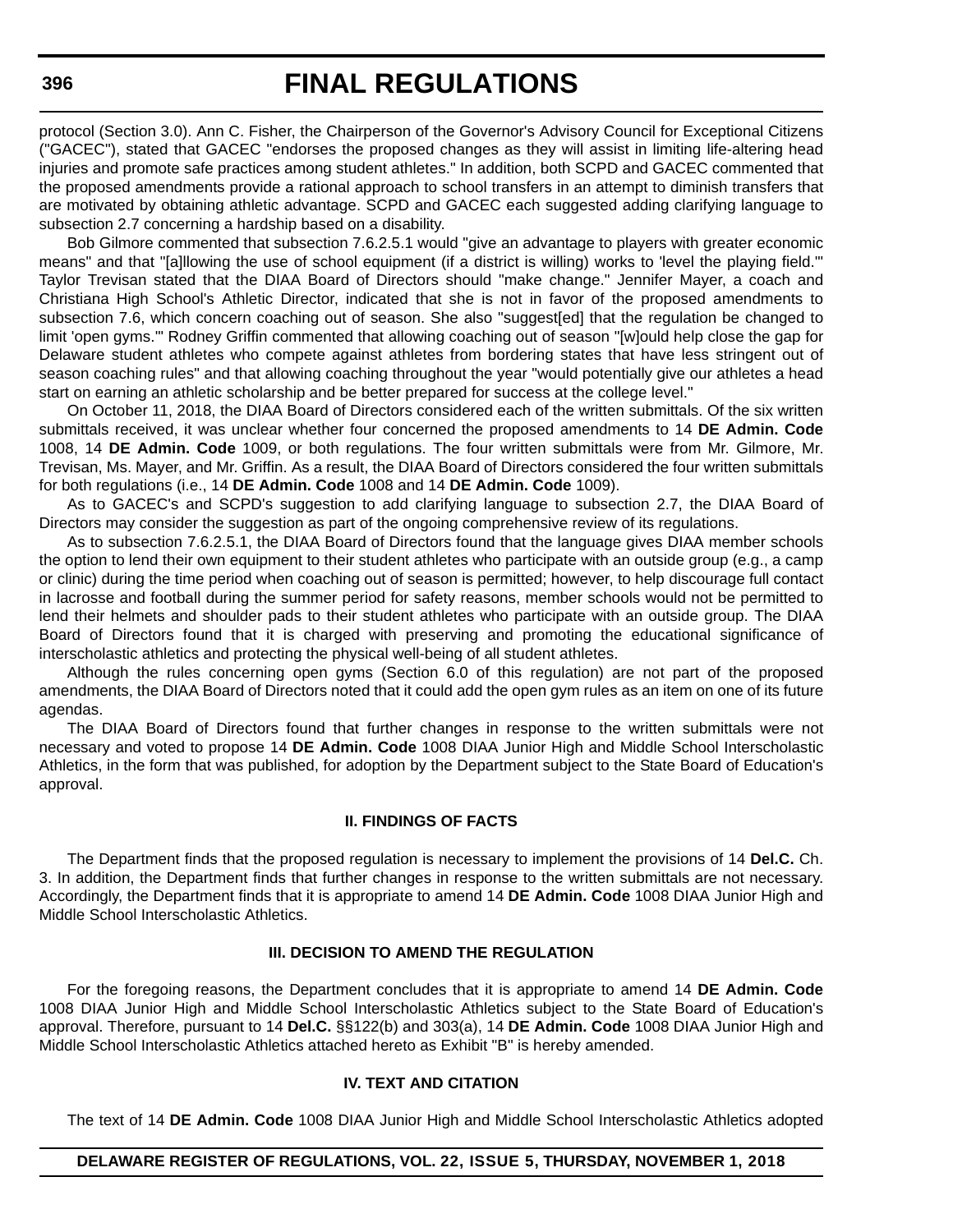protocol (Section 3.0). Ann C. Fisher, the Chairperson of the Governor's Advisory Council for Exceptional Citizens ("GACEC"), stated that GACEC "endorses the proposed changes as they will assist in limiting life-altering head injuries and promote safe practices among student athletes." In addition, both SCPD and GACEC commented that the proposed amendments provide a rational approach to school transfers in an attempt to diminish transfers that are motivated by obtaining athletic advantage. SCPD and GACEC each suggested adding clarifying language to subsection 2.7 concerning a hardship based on a disability.

Bob Gilmore commented that subsection 7.6.2.5.1 would "give an advantage to players with greater economic means" and that "[a]llowing the use of school equipment (if a district is willing) works to 'level the playing field.'" Taylor Trevisan stated that the DIAA Board of Directors should "make change." Jennifer Mayer, a coach and Christiana High School's Athletic Director, indicated that she is not in favor of the proposed amendments to subsection 7.6, which concern coaching out of season. She also "suggest[ed] that the regulation be changed to limit 'open gyms.'" Rodney Griffin commented that allowing coaching out of season "[w]ould help close the gap for Delaware student athletes who compete against athletes from bordering states that have less stringent out of season coaching rules" and that allowing coaching throughout the year "would potentially give our athletes a head start on earning an athletic scholarship and be better prepared for success at the college level."

On October 11, 2018, the DIAA Board of Directors considered each of the written submittals. Of the six written submittals received, it was unclear whether four concerned the proposed amendments to 14 **DE Admin. Code** 1008, 14 **DE Admin. Code** 1009, or both regulations. The four written submittals were from Mr. Gilmore, Mr. Trevisan, Ms. Mayer, and Mr. Griffin. As a result, the DIAA Board of Directors considered the four written submittals for both regulations (i.e., 14 **DE Admin. Code** 1008 and 14 **DE Admin. Code** 1009).

As to GACEC's and SCPD's suggestion to add clarifying language to subsection 2.7, the DIAA Board of Directors may consider the suggestion as part of the ongoing comprehensive review of its regulations.

As to subsection 7.6.2.5.1, the DIAA Board of Directors found that the language gives DIAA member schools the option to lend their own equipment to their student athletes who participate with an outside group (e.g., a camp or clinic) during the time period when coaching out of season is permitted; however, to help discourage full contact in lacrosse and football during the summer period for safety reasons, member schools would not be permitted to lend their helmets and shoulder pads to their student athletes who participate with an outside group. The DIAA Board of Directors found that it is charged with preserving and promoting the educational significance of interscholastic athletics and protecting the physical well-being of all student athletes.

Although the rules concerning open gyms (Section 6.0 of this regulation) are not part of the proposed amendments, the DIAA Board of Directors noted that it could add the open gym rules as an item on one of its future agendas.

The DIAA Board of Directors found that further changes in response to the written submittals were not necessary and voted to propose 14 **DE Admin. Code** 1008 DIAA Junior High and Middle School Interscholastic Athletics, in the form that was published, for adoption by the Department subject to the State Board of Education's approval.

## II. FINDINGS OF FACTS

The Department finds that the proposed regulation is necessary to implement the provisions of 14 **Del.C.** Ch. 3. In addition, the Department finds that further changes in response to the written submittals are not necessary. Accordingly, the Department finds that it is appropriate to amend 14 **DE Admin. Code** 1008 DIAA Junior High and Middle School Interscholastic Athletics.

## III. DECISION TO AMEND THE REGULATION

For the foregoing reasons, the Department concludes that it is appropriate to amend 14 **DE Admin. Code** 1008 DIAA Junior High and Middle School Interscholastic Athletics subject to the State Board of Education's approval. Therefore, pursuant to 14 **Del.C.** §§122(b) and 303(a), 14 **DE Admin. Code** 1008 DIAA Junior High and Middle School Interscholastic Athletics attached hereto as Exhibit "B" is hereby amended.

## IV. TEXT AND CITATION

The text of 14 **DE Admin. Code** 1008 DIAA Junior High and Middle School Interscholastic Athletics adopted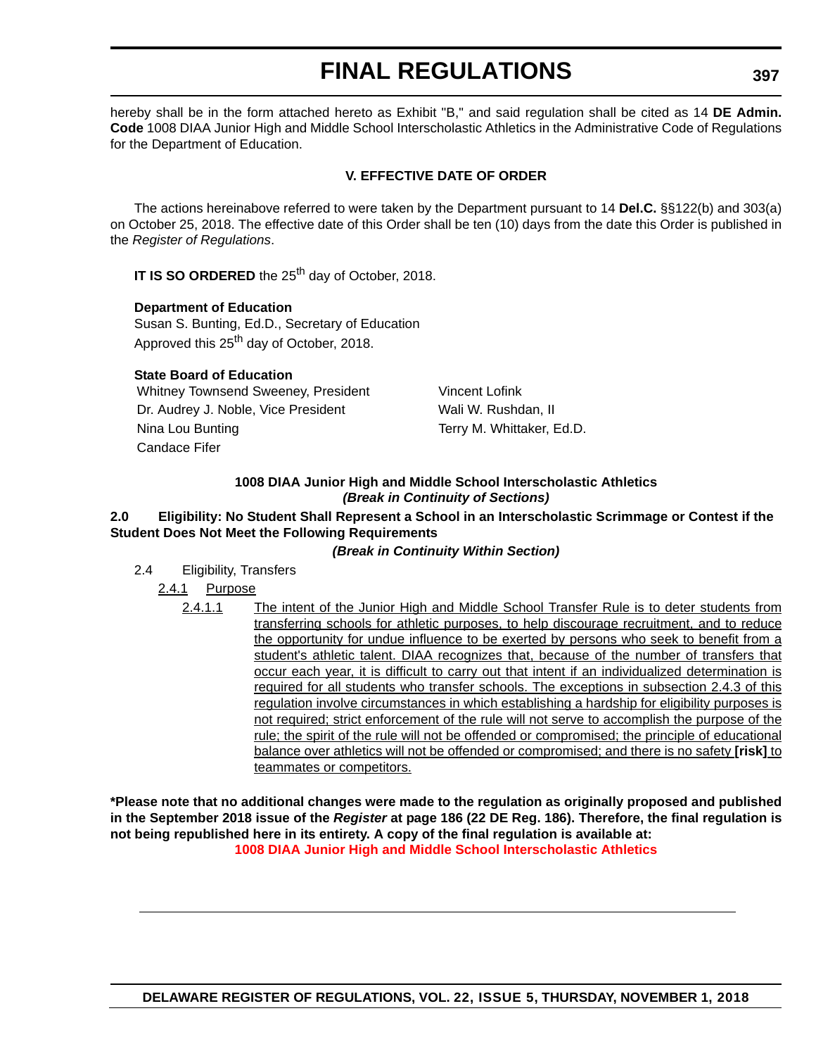hereby shall be in the form attached hereto as Exhibit "B," and said regulation shall be cited as 14 **DE Admin. Code** 1008 DIAA Junior High and Middle School Interscholastic Athletics in the Administrative Code of Regulations for the Department of Education.

### V. EFFECTIVE DATE OF ORDER

The actions hereinabove referred to were taken by the Department pursuant to 14 **Del.C.** §§122(b) and 303(a) on October 25, 2018. The effective date of this Order shall be ten (10) days from the date this Order is published in the *Register of Regulations*.

**IT IS SO ORDERED** the 25th day of October, 2018.

**Department of Education**
Susan S. Bunting, Ed.D., Secretary of Education
Approved this 25th day of October, 2018.

**State Board of Education**

Whitney Townsend Sweeney, President
Dr. Audrey J. Noble, Vice President
Nina Lou Bunting
Candace Fifer
Vincent Lofink
Wali W. Rushdan, II
Terry M. Whittaker, Ed.D.

### 1008 DIAA Junior High and Middle School Interscholastic Athletics
***(Break in Continuity of Sections)***

**2.0 Eligibility: No Student Shall Represent a School in an Interscholastic Scrimmage or Contest if the Student Does Not Meet the Following Requirements**

***(Break in Continuity Within Section)***

2.4 Eligibility, Transfers

<u>2.4.1 Purpose</u>

<u>2.4.1.1 The intent of the Junior High and Middle School Transfer Rule is to deter students from transferring schools for athletic purposes, to help discourage recruitment, and to reduce the opportunity for undue influence to be exerted by persons who seek to benefit from a student's athletic talent. DIAA recognizes that, because of the number of transfers that occur each year, it is difficult to carry out that intent if an individualized determination is required for all students who transfer schools. The exceptions in subsection 2.4.3 of this regulation involve circumstances in which establishing a hardship for eligibility purposes is not required; strict enforcement of the rule will not serve to accomplish the purpose of the rule; the spirit of the rule will not be offended or compromised; the principle of educational balance over athletics will not be offended or compromised; and there is no safety</u> **[risk]** <u>to teammates or competitors.</u>

**\*Please note that no additional changes were made to the regulation as originally proposed and published in the September 2018 issue of the *Register* at page 186 (22 DE Reg. 186). Therefore, the final regulation is not being republished here in its entirety. A copy of the final regulation is available at:**

**1008 DIAA Junior High and Middle School Interscholastic Athletics**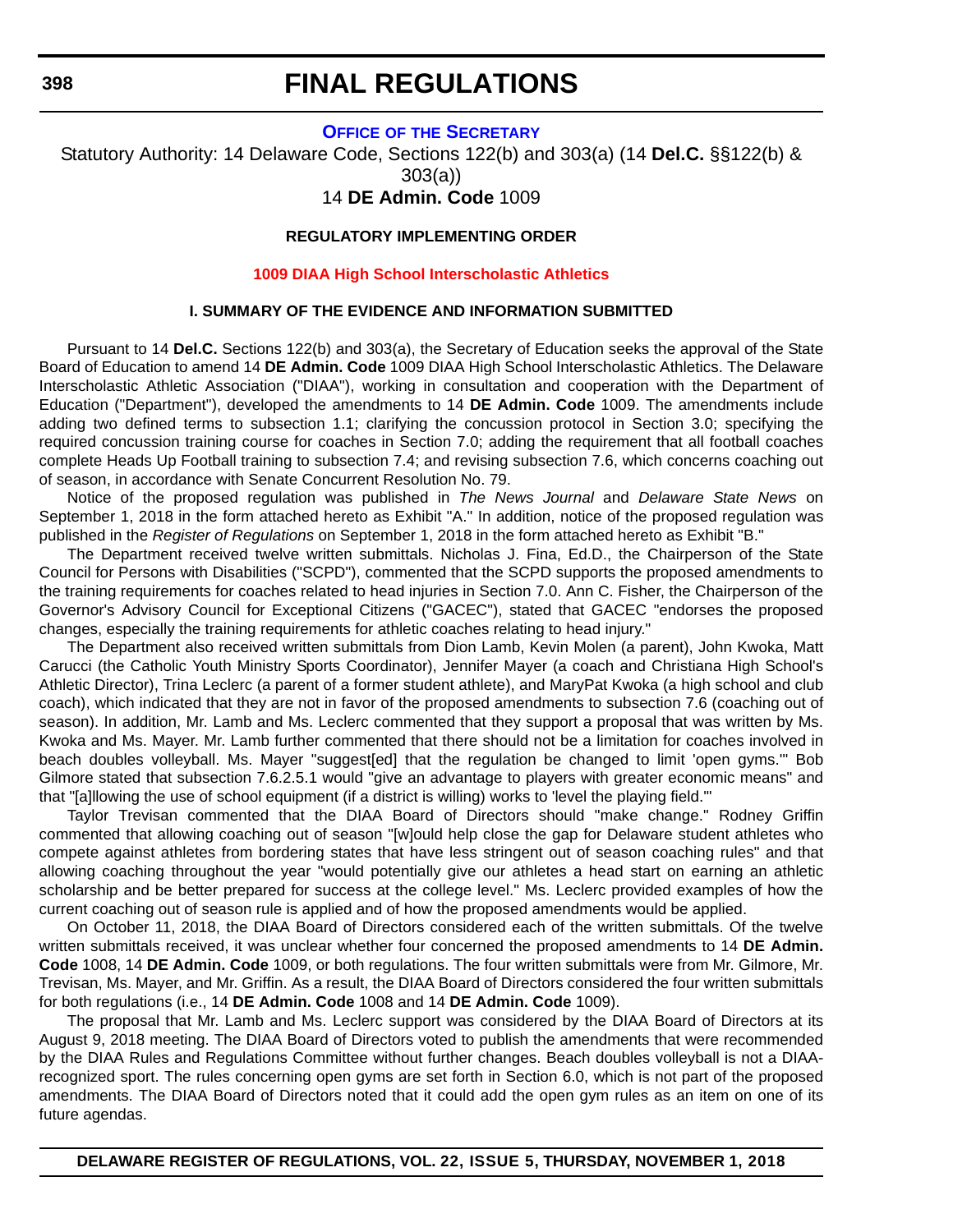# FINAL REGULATIONS

**OFFICE OF THE SECRETARY**

Statutory Authority: 14 Delaware Code, Sections 122(b) and 303(a) (14 **Del.C.** §§122(b) & 303(a))

14 **DE Admin. Code** 1009

**REGULATORY IMPLEMENTING ORDER**

**1009 DIAA High School Interscholastic Athletics**

**I. SUMMARY OF THE EVIDENCE AND INFORMATION SUBMITTED**

Pursuant to 14 **Del.C.** Sections 122(b) and 303(a), the Secretary of Education seeks the approval of the State Board of Education to amend 14 **DE Admin. Code** 1009 DIAA High School Interscholastic Athletics. The Delaware Interscholastic Athletic Association ("DIAA"), working in consultation and cooperation with the Department of Education ("Department"), developed the amendments to 14 **DE Admin. Code** 1009. The amendments include adding two defined terms to subsection 1.1; clarifying the concussion protocol in Section 3.0; specifying the required concussion training course for coaches in Section 7.0; adding the requirement that all football coaches complete Heads Up Football training to subsection 7.4; and revising subsection 7.6, which concerns coaching out of season, in accordance with Senate Concurrent Resolution No. 79.

Notice of the proposed regulation was published in *The News Journal* and *Delaware State News* on September 1, 2018 in the form attached hereto as Exhibit "A." In addition, notice of the proposed regulation was published in the *Register of Regulations* on September 1, 2018 in the form attached hereto as Exhibit "B."

The Department received twelve written submittals. Nicholas J. Fina, Ed.D., the Chairperson of the State Council for Persons with Disabilities ("SCPD"), commented that the SCPD supports the proposed amendments to the training requirements for coaches related to head injuries in Section 7.0. Ann C. Fisher, the Chairperson of the Governor's Advisory Council for Exceptional Citizens ("GACEC"), stated that GACEC "endorses the proposed changes, especially the training requirements for athletic coaches relating to head injury."

The Department also received written submittals from Dion Lamb, Kevin Molen (a parent), John Kwoka, Matt Carucci (the Catholic Youth Ministry Sports Coordinator), Jennifer Mayer (a coach and Christiana High School's Athletic Director), Trina Leclerc (a parent of a former student athlete), and MaryPat Kwoka (a high school and club coach), which indicated that they are not in favor of the proposed amendments to subsection 7.6 (coaching out of season). In addition, Mr. Lamb and Ms. Leclerc commented that they support a proposal that was written by Ms. Kwoka and Ms. Mayer. Mr. Lamb further commented that there should not be a limitation for coaches involved in beach doubles volleyball. Ms. Mayer "suggest[ed] that the regulation be changed to limit 'open gyms.'" Bob Gilmore stated that subsection 7.6.2.5.1 would "give an advantage to players with greater economic means" and that "[a]llowing the use of school equipment (if a district is willing) works to 'level the playing field.'"

Taylor Trevisan commented that the DIAA Board of Directors should "make change." Rodney Griffin commented that allowing coaching out of season "[w]ould help close the gap for Delaware student athletes who compete against athletes from bordering states that have less stringent out of season coaching rules" and that allowing coaching throughout the year "would potentially give our athletes a head start on earning an athletic scholarship and be better prepared for success at the college level." Ms. Leclerc provided examples of how the current coaching out of season rule is applied and of how the proposed amendments would be applied.

On October 11, 2018, the DIAA Board of Directors considered each of the written submittals. Of the twelve written submittals received, it was unclear whether four concerned the proposed amendments to 14 **DE Admin. Code** 1008, 14 **DE Admin. Code** 1009, or both regulations. The four written submittals were from Mr. Gilmore, Mr. Trevisan, Ms. Mayer, and Mr. Griffin. As a result, the DIAA Board of Directors considered the four written submittals for both regulations (i.e., 14 **DE Admin. Code** 1008 and 14 **DE Admin. Code** 1009).

The proposal that Mr. Lamb and Ms. Leclerc support was considered by the DIAA Board of Directors at its August 9, 2018 meeting. The DIAA Board of Directors voted to publish the amendments that were recommended by the DIAA Rules and Regulations Committee without further changes. Beach doubles volleyball is not a DIAA-recognized sport. The rules concerning open gyms are set forth in Section 6.0, which is not part of the proposed amendments. The DIAA Board of Directors noted that it could add the open gym rules as an item on one of its future agendas.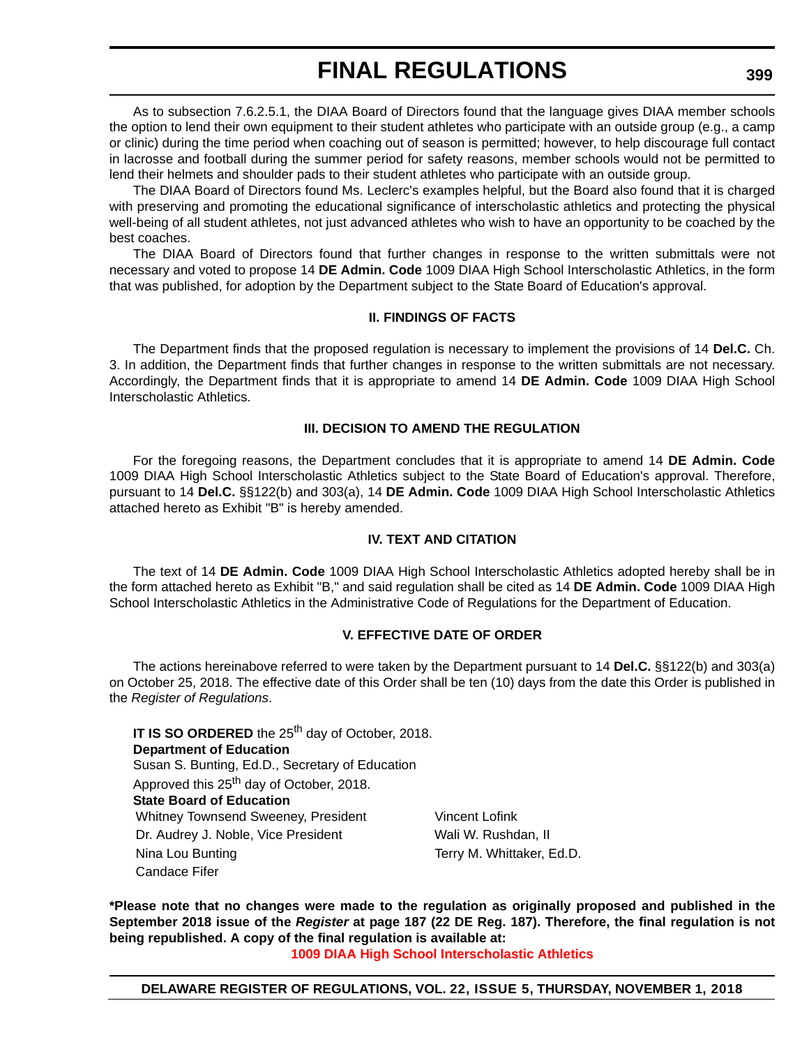As to subsection 7.6.2.5.1, the DIAA Board of Directors found that the language gives DIAA member schools the option to lend their own equipment to their student athletes who participate with an outside group (e.g., a camp or clinic) during the time period when coaching out of season is permitted; however, to help discourage full contact in lacrosse and football during the summer period for safety reasons, member schools would not be permitted to lend their helmets and shoulder pads to their student athletes who participate with an outside group.

The DIAA Board of Directors found Ms. Leclerc's examples helpful, but the Board also found that it is charged with preserving and promoting the educational significance of interscholastic athletics and protecting the physical well-being of all student athletes, not just advanced athletes who wish to have an opportunity to be coached by the best coaches.

The DIAA Board of Directors found that further changes in response to the written submittals were not necessary and voted to propose 14 **DE Admin. Code** 1009 DIAA High School Interscholastic Athletics, in the form that was published, for adoption by the Department subject to the State Board of Education's approval.

### II. FINDINGS OF FACTS

The Department finds that the proposed regulation is necessary to implement the provisions of 14 **Del.C.** Ch. 3. In addition, the Department finds that further changes in response to the written submittals are not necessary. Accordingly, the Department finds that it is appropriate to amend 14 **DE Admin. Code** 1009 DIAA High School Interscholastic Athletics.

### III. DECISION TO AMEND THE REGULATION

For the foregoing reasons, the Department concludes that it is appropriate to amend 14 **DE Admin. Code** 1009 DIAA High School Interscholastic Athletics subject to the State Board of Education's approval. Therefore, pursuant to 14 **Del.C.** §§122(b) and 303(a), 14 **DE Admin. Code** 1009 DIAA High School Interscholastic Athletics attached hereto as Exhibit "B" is hereby amended.

### IV. TEXT AND CITATION

The text of 14 **DE Admin. Code** 1009 DIAA High School Interscholastic Athletics adopted hereby shall be in the form attached hereto as Exhibit "B," and said regulation shall be cited as 14 **DE Admin. Code** 1009 DIAA High School Interscholastic Athletics in the Administrative Code of Regulations for the Department of Education.

### V. EFFECTIVE DATE OF ORDER

The actions hereinabove referred to were taken by the Department pursuant to 14 **Del.C.** §§122(b) and 303(a) on October 25, 2018. The effective date of this Order shall be ten (10) days from the date this Order is published in the *Register of Regulations*.

**IT IS SO ORDERED** the 25th day of October, 2018.
**Department of Education**
Susan S. Bunting, Ed.D., Secretary of Education
Approved this 25th day of October, 2018.
**State Board of Education**

| | |
|---|---|
| Whitney Townsend Sweeney, President | Vincent Lofink |
| Dr. Audrey J. Noble, Vice President | Wali W. Rushdan, II |
| Nina Lou Bunting | Terry M. Whittaker, Ed.D. |
| Candace Fifer | |

**\*Please note that no changes were made to the regulation as originally proposed and published in the September 2018 issue of the *Register* at page 187 (22 DE Reg. 187). Therefore, the final regulation is not being republished. A copy of the final regulation is available at:**

**1009 DIAA High School Interscholastic Athletics**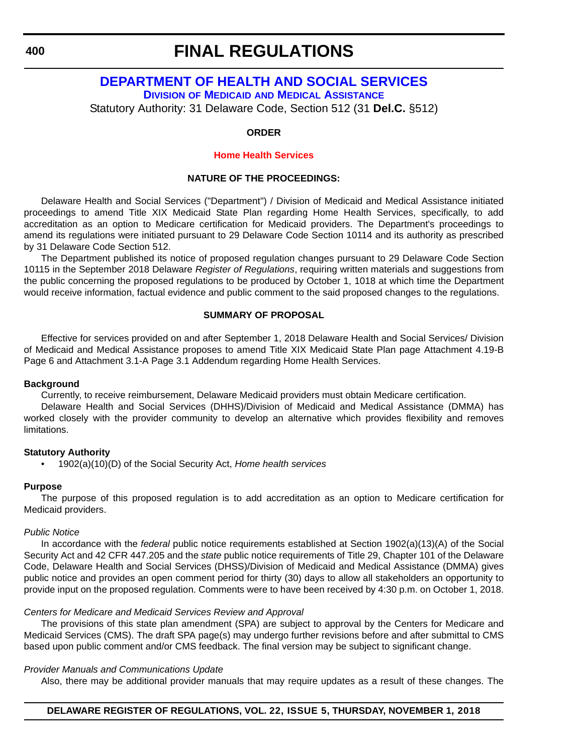# FINAL REGULATIONS

## DEPARTMENT OF HEALTH AND SOCIAL SERVICES

### DIVISION OF MEDICAID AND MEDICAL ASSISTANCE

Statutory Authority: 31 Delaware Code, Section 512 (31 **Del.C.** §512)

**ORDER**

**Home Health Services**

**NATURE OF THE PROCEEDINGS:**

Delaware Health and Social Services ("Department") / Division of Medicaid and Medical Assistance initiated proceedings to amend Title XIX Medicaid State Plan regarding Home Health Services, specifically, to add accreditation as an option to Medicare certification for Medicaid providers. The Department's proceedings to amend its regulations were initiated pursuant to 29 Delaware Code Section 10114 and its authority as prescribed by 31 Delaware Code Section 512.

The Department published its notice of proposed regulation changes pursuant to 29 Delaware Code Section 10115 in the September 2018 Delaware *Register of Regulations*, requiring written materials and suggestions from the public concerning the proposed regulations to be produced by October 1, 1018 at which time the Department would receive information, factual evidence and public comment to the said proposed changes to the regulations.

**SUMMARY OF PROPOSAL**

Effective for services provided on and after September 1, 2018 Delaware Health and Social Services/ Division of Medicaid and Medical Assistance proposes to amend Title XIX Medicaid State Plan page Attachment 4.19-B Page 6 and Attachment 3.1-A Page 3.1 Addendum regarding Home Health Services.

**Background**

Currently, to receive reimbursement, Delaware Medicaid providers must obtain Medicare certification.

Delaware Health and Social Services (DHHS)/Division of Medicaid and Medical Assistance (DMMA) has worked closely with the provider community to develop an alternative which provides flexibility and removes limitations.

**Statutory Authority**

- 1902(a)(10)(D) of the Social Security Act, *Home health services*

**Purpose**

The purpose of this proposed regulation is to add accreditation as an option to Medicare certification for Medicaid providers.

*Public Notice*

In accordance with the *federal* public notice requirements established at Section 1902(a)(13)(A) of the Social Security Act and 42 CFR 447.205 and the *state* public notice requirements of Title 29, Chapter 101 of the Delaware Code, Delaware Health and Social Services (DHSS)/Division of Medicaid and Medical Assistance (DMMA) gives public notice and provides an open comment period for thirty (30) days to allow all stakeholders an opportunity to provide input on the proposed regulation. Comments were to have been received by 4:30 p.m. on October 1, 2018.

*Centers for Medicare and Medicaid Services Review and Approval*

The provisions of this state plan amendment (SPA) are subject to approval by the Centers for Medicare and Medicaid Services (CMS). The draft SPA page(s) may undergo further revisions before and after submittal to CMS based upon public comment and/or CMS feedback. The final version may be subject to significant change.

*Provider Manuals and Communications Update*

Also, there may be additional provider manuals that may require updates as a result of these changes. The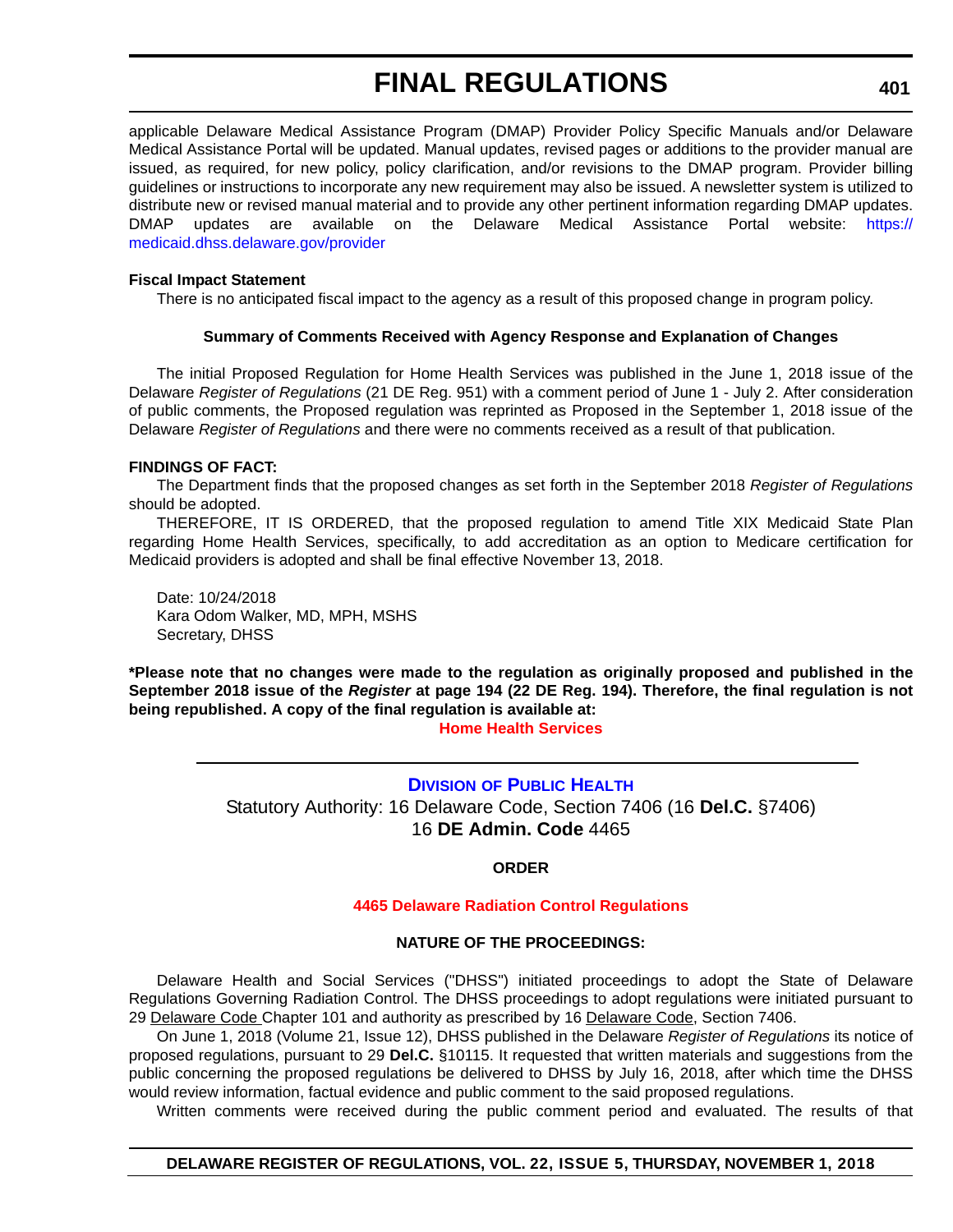applicable Delaware Medical Assistance Program (DMAP) Provider Policy Specific Manuals and/or Delaware Medical Assistance Portal will be updated. Manual updates, revised pages or additions to the provider manual are issued, as required, for new policy, policy clarification, and/or revisions to the DMAP program. Provider billing guidelines or instructions to incorporate any new requirement may also be issued. A newsletter system is utilized to distribute new or revised manual material and to provide any other pertinent information regarding DMAP updates. DMAP updates are available on the Delaware Medical Assistance Portal website: https://medicaid.dhss.delaware.gov/provider

**Fiscal Impact Statement**

There is no anticipated fiscal impact to the agency as a result of this proposed change in program policy.

**Summary of Comments Received with Agency Response and Explanation of Changes**

The initial Proposed Regulation for Home Health Services was published in the June 1, 2018 issue of the Delaware *Register of Regulations* (21 DE Reg. 951) with a comment period of June 1 - July 2. After consideration of public comments, the Proposed regulation was reprinted as Proposed in the September 1, 2018 issue of the Delaware *Register of Regulations* and there were no comments received as a result of that publication.

**FINDINGS OF FACT:**

The Department finds that the proposed changes as set forth in the September 2018 *Register of Regulations* should be adopted.

THEREFORE, IT IS ORDERED, that the proposed regulation to amend Title XIX Medicaid State Plan regarding Home Health Services, specifically, to add accreditation as an option to Medicare certification for Medicaid providers is adopted and shall be final effective November 13, 2018.

Date: 10/24/2018
Kara Odom Walker, MD, MPH, MSHS
Secretary, DHSS

**\*Please note that no changes were made to the regulation as originally proposed and published in the September 2018 issue of the *Register* at page 194 (22 DE Reg. 194). Therefore, the final regulation is not being republished. A copy of the final regulation is available at:**

**Home Health Services**

---

## DIVISION OF PUBLIC HEALTH

Statutory Authority: 16 Delaware Code, Section 7406 (16 **Del.C.** §7406)
16 **DE Admin. Code** 4465

**ORDER**

**4465 Delaware Radiation Control Regulations**

**NATURE OF THE PROCEEDINGS:**

Delaware Health and Social Services ("DHSS") initiated proceedings to adopt the State of Delaware Regulations Governing Radiation Control. The DHSS proceedings to adopt regulations were initiated pursuant to 29 Delaware Code Chapter 101 and authority as prescribed by 16 Delaware Code, Section 7406.

On June 1, 2018 (Volume 21, Issue 12), DHSS published in the Delaware *Register of Regulations* its notice of proposed regulations, pursuant to 29 **Del.C.** §10115. It requested that written materials and suggestions from the public concerning the proposed regulations be delivered to DHSS by July 16, 2018, after which time the DHSS would review information, factual evidence and public comment to the said proposed regulations.

Written comments were received during the public comment period and evaluated. The results of that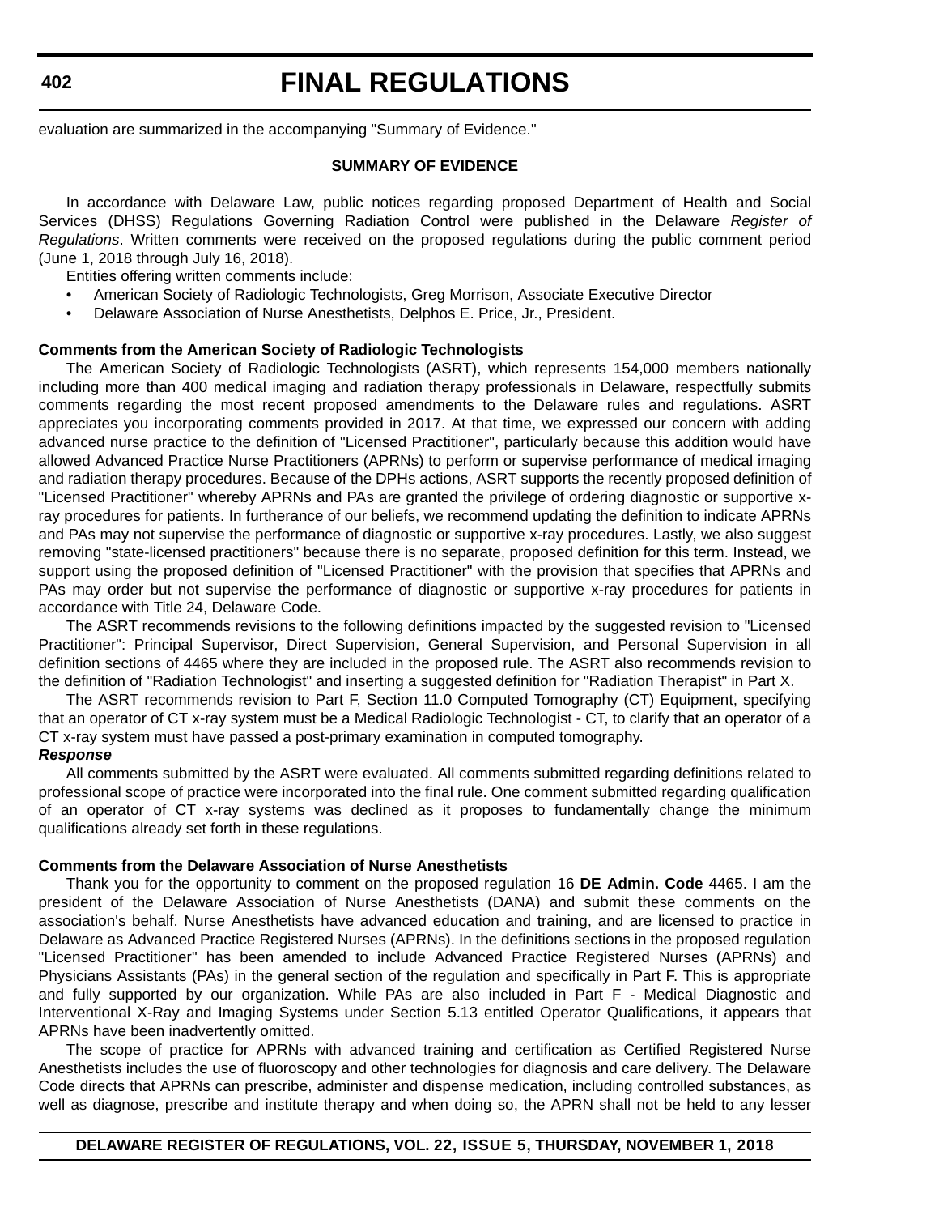evaluation are summarized in the accompanying "Summary of Evidence."

### SUMMARY OF EVIDENCE

In accordance with Delaware Law, public notices regarding proposed Department of Health and Social Services (DHSS) Regulations Governing Radiation Control were published in the Delaware *Register of Regulations*. Written comments were received on the proposed regulations during the public comment period (June 1, 2018 through July 16, 2018).

Entities offering written comments include:

- American Society of Radiologic Technologists, Greg Morrison, Associate Executive Director
- Delaware Association of Nurse Anesthetists, Delphos E. Price, Jr., President.

**Comments from the American Society of Radiologic Technologists**

The American Society of Radiologic Technologists (ASRT), which represents 154,000 members nationally including more than 400 medical imaging and radiation therapy professionals in Delaware, respectfully submits comments regarding the most recent proposed amendments to the Delaware rules and regulations. ASRT appreciates you incorporating comments provided in 2017. At that time, we expressed our concern with adding advanced nurse practice to the definition of "Licensed Practitioner", particularly because this addition would have allowed Advanced Practice Nurse Practitioners (APRNs) to perform or supervise performance of medical imaging and radiation therapy procedures. Because of the DPHs actions, ASRT supports the recently proposed definition of "Licensed Practitioner" whereby APRNs and PAs are granted the privilege of ordering diagnostic or supportive x-ray procedures for patients. In furtherance of our beliefs, we recommend updating the definition to indicate APRNs and PAs may not supervise the performance of diagnostic or supportive x-ray procedures. Lastly, we also suggest removing "state-licensed practitioners" because there is no separate, proposed definition for this term. Instead, we support using the proposed definition of "Licensed Practitioner" with the provision that specifies that APRNs and PAs may order but not supervise the performance of diagnostic or supportive x-ray procedures for patients in accordance with Title 24, Delaware Code.

The ASRT recommends revisions to the following definitions impacted by the suggested revision to "Licensed Practitioner": Principal Supervisor, Direct Supervision, General Supervision, and Personal Supervision in all definition sections of 4465 where they are included in the proposed rule. The ASRT also recommends revision to the definition of "Radiation Technologist" and inserting a suggested definition for "Radiation Therapist" in Part X.

The ASRT recommends revision to Part F, Section 11.0 Computed Tomography (CT) Equipment, specifying that an operator of CT x-ray system must be a Medical Radiologic Technologist - CT, to clarify that an operator of a CT x-ray system must have passed a post-primary examination in computed tomography.

***Response***

All comments submitted by the ASRT were evaluated. All comments submitted regarding definitions related to professional scope of practice were incorporated into the final rule. One comment submitted regarding qualification of an operator of CT x-ray systems was declined as it proposes to fundamentally change the minimum qualifications already set forth in these regulations.

**Comments from the Delaware Association of Nurse Anesthetists**

Thank you for the opportunity to comment on the proposed regulation 16 **DE Admin. Code** 4465. I am the president of the Delaware Association of Nurse Anesthetists (DANA) and submit these comments on the association's behalf. Nurse Anesthetists have advanced education and training, and are licensed to practice in Delaware as Advanced Practice Registered Nurses (APRNs). In the definitions sections in the proposed regulation "Licensed Practitioner" has been amended to include Advanced Practice Registered Nurses (APRNs) and Physicians Assistants (PAs) in the general section of the regulation and specifically in Part F. This is appropriate and fully supported by our organization. While PAs are also included in Part F - Medical Diagnostic and Interventional X-Ray and Imaging Systems under Section 5.13 entitled Operator Qualifications, it appears that APRNs have been inadvertently omitted.

The scope of practice for APRNs with advanced training and certification as Certified Registered Nurse Anesthetists includes the use of fluoroscopy and other technologies for diagnosis and care delivery. The Delaware Code directs that APRNs can prescribe, administer and dispense medication, including controlled substances, as well as diagnose, prescribe and institute therapy and when doing so, the APRN shall not be held to any lesser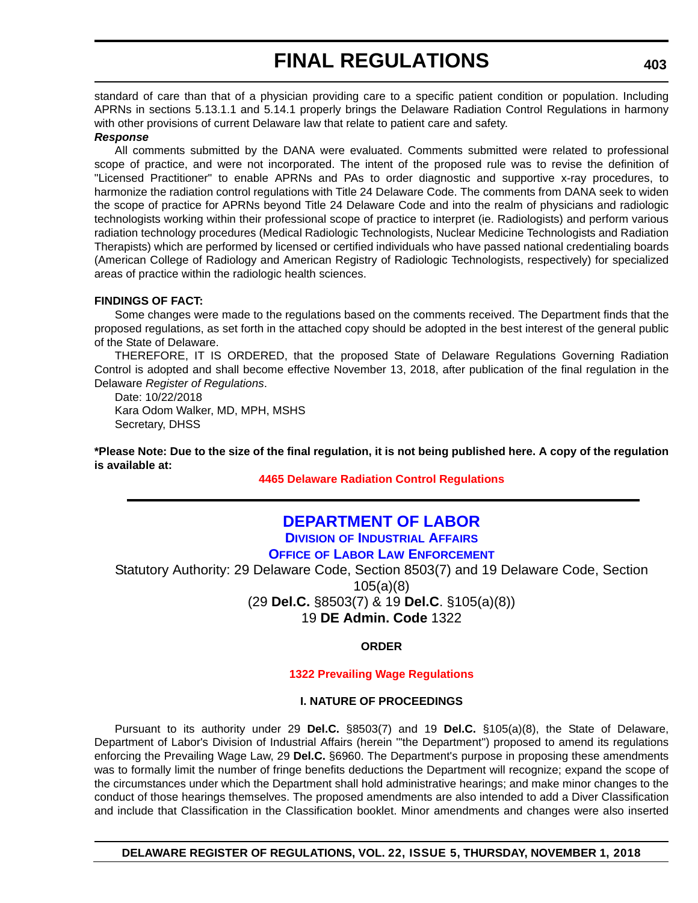standard of care than that of a physician providing care to a specific patient condition or population. Including APRNs in sections 5.13.1.1 and 5.14.1 properly brings the Delaware Radiation Control Regulations in harmony with other provisions of current Delaware law that relate to patient care and safety.

***Response***

All comments submitted by the DANA were evaluated. Comments submitted were related to professional scope of practice, and were not incorporated. The intent of the proposed rule was to revise the definition of "Licensed Practitioner" to enable APRNs and PAs to order diagnostic and supportive x-ray procedures, to harmonize the radiation control regulations with Title 24 Delaware Code. The comments from DANA seek to widen the scope of practice for APRNs beyond Title 24 Delaware Code and into the realm of physicians and radiologic technologists working within their professional scope of practice to interpret (ie. Radiologists) and perform various radiation technology procedures (Medical Radiologic Technologists, Nuclear Medicine Technologists and Radiation Therapists) which are performed by licensed or certified individuals who have passed national credentialing boards (American College of Radiology and American Registry of Radiologic Technologists, respectively) for specialized areas of practice within the radiologic health sciences.

**FINDINGS OF FACT:**

Some changes were made to the regulations based on the comments received. The Department finds that the proposed regulations, as set forth in the attached copy should be adopted in the best interest of the general public of the State of Delaware.

THEREFORE, IT IS ORDERED, that the proposed State of Delaware Regulations Governing Radiation Control is adopted and shall become effective November 13, 2018, after publication of the final regulation in the Delaware *Register of Regulations*.

Date: 10/22/2018
Kara Odom Walker, MD, MPH, MSHS
Secretary, DHSS

**\*Please Note: Due to the size of the final regulation, it is not being published here. A copy of the regulation is available at:**

**4465 Delaware Radiation Control Regulations**

---

## DEPARTMENT OF LABOR

### Division of Industrial Affairs

### Office of Labor Law Enforcement

Statutory Authority: 29 Delaware Code, Section 8503(7) and 19 Delaware Code, Section 105(a)(8)
(29 **Del.C.** §8503(7) & 19 **Del.C**. §105(a)(8))
19 **DE Admin. Code** 1322

**ORDER**

**1322 Prevailing Wage Regulations**

**I. NATURE OF PROCEEDINGS**

Pursuant to its authority under 29 **Del.C.** §8503(7) and 19 **Del.C.** §105(a)(8), the State of Delaware, Department of Labor's Division of Industrial Affairs (herein '"the Department") proposed to amend its regulations enforcing the Prevailing Wage Law, 29 **Del.C.** §6960. The Department's purpose in proposing these amendments was to formally limit the number of fringe benefits deductions the Department will recognize; expand the scope of the circumstances under which the Department shall hold administrative hearings; and make minor changes to the conduct of those hearings themselves. The proposed amendments are also intended to add a Diver Classification and include that Classification in the Classification booklet. Minor amendments and changes were also inserted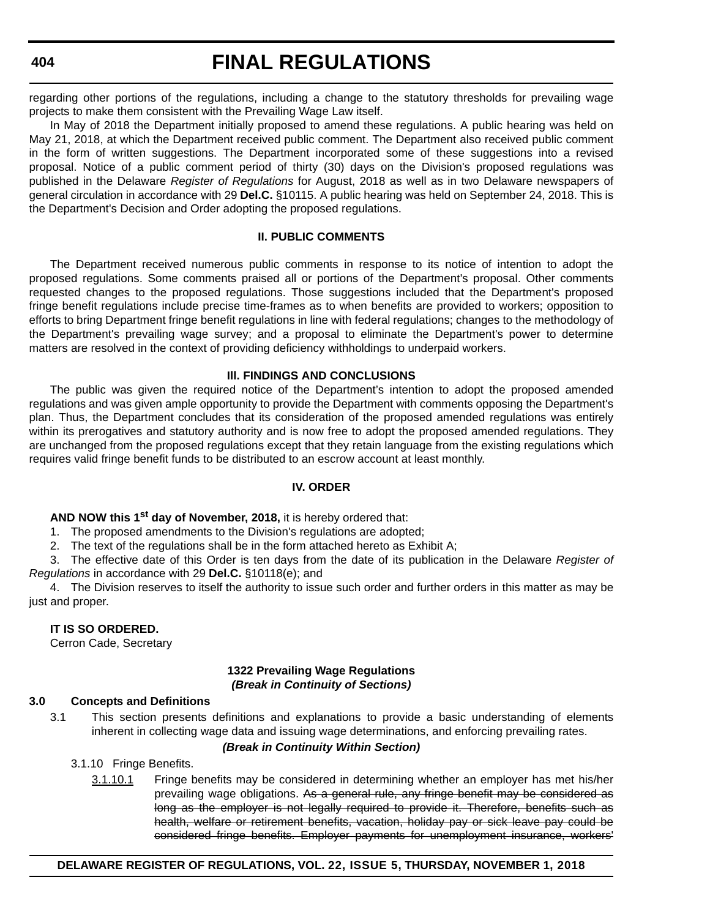regarding other portions of the regulations, including a change to the statutory thresholds for prevailing wage projects to make them consistent with the Prevailing Wage Law itself.

In May of 2018 the Department initially proposed to amend these regulations. A public hearing was held on May 21, 2018, at which the Department received public comment. The Department also received public comment in the form of written suggestions. The Department incorporated some of these suggestions into a revised proposal. Notice of a public comment period of thirty (30) days on the Division's proposed regulations was published in the Delaware *Register of Regulations* for August, 2018 as well as in two Delaware newspapers of general circulation in accordance with 29 **Del.C.** §10115. A public hearing was held on September 24, 2018. This is the Department's Decision and Order adopting the proposed regulations.

**II. PUBLIC COMMENTS**

The Department received numerous public comments in response to its notice of intention to adopt the proposed regulations. Some comments praised all or portions of the Department's proposal. Other comments requested changes to the proposed regulations. Those suggestions included that the Department's proposed fringe benefit regulations include precise time-frames as to when benefits are provided to workers; opposition to efforts to bring Department fringe benefit regulations in line with federal regulations; changes to the methodology of the Department's prevailing wage survey; and a proposal to eliminate the Department's power to determine matters are resolved in the context of providing deficiency withholdings to underpaid workers.

**III. FINDINGS AND CONCLUSIONS**

The public was given the required notice of the Department's intention to adopt the proposed amended regulations and was given ample opportunity to provide the Department with comments opposing the Department's plan. Thus, the Department concludes that its consideration of the proposed amended regulations was entirely within its prerogatives and statutory authority and is now free to adopt the proposed amended regulations. They are unchanged from the proposed regulations except that they retain language from the existing regulations which requires valid fringe benefit funds to be distributed to an escrow account at least monthly.

**IV. ORDER**

**AND NOW this 1st day of November, 2018,** it is hereby ordered that:

1. The proposed amendments to the Division's regulations are adopted;
2. The text of the regulations shall be in the form attached hereto as Exhibit A;
3. The effective date of this Order is ten days from the date of its publication in the Delaware *Register of Regulations* in accordance with 29 **Del.C.** §10118(e); and
4. The Division reserves to itself the authority to issue such order and further orders in this matter as may be just and proper.

**IT IS SO ORDERED.**
Cerron Cade, Secretary

**1322 Prevailing Wage Regulations**
***(Break in Continuity of Sections)***

**3.0 Concepts and Definitions**

3.1 This section presents definitions and explanations to provide a basic understanding of elements inherent in collecting wage data and issuing wage determinations, and enforcing prevailing rates.

***(Break in Continuity Within Section)***

3.1.10 Fringe Benefits.

<u>3.1.10.1</u> Fringe benefits may be considered in determining whether an employer has met his/her prevailing wage obligations. ~~As a general rule, any fringe benefit may be considered as long as the employer is not legally required to provide it. Therefore, benefits such as health, welfare or retirement benefits, vacation, holiday pay or sick leave pay could be considered fringe benefits. Employer payments for unemployment insurance, workers'~~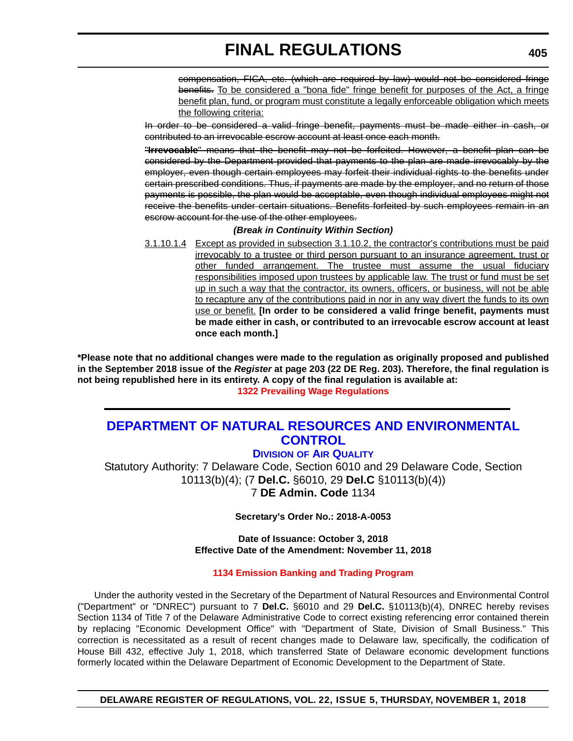~~compensation, FICA, etc. (which are required by law) would not be considered fringe benefits.~~ <u>To be considered a "bona fide" fringe benefit for purposes of the Act, a fringe benefit plan, fund, or program must constitute a legally enforceable obligation which meets the following criteria:</u>

~~In order to be considered a valid fringe benefit, payments must be made either in cash, or contributed to an irrevocable escrow account at least once each month.~~

~~"**Irrevocable**" means that the benefit may not be forfeited. However, a benefit plan can be considered by the Department provided that payments to the plan are made irrevocably by the employer, even though certain employees may forfeit their individual rights to the benefits under certain prescribed conditions. Thus, if payments are made by the employer, and no return of those payments is possible, the plan would be acceptable, even though individual employees might not receive the benefits under certain situations. Benefits forfeited by such employees remain in an escrow account for the use of the other employees.~~

***(Break in Continuity Within Section)***

<u>3.1.10.1.4</u> <u>Except as provided in subsection 3.1.10.2, the contractor's contributions must be paid irrevocably to a trustee or third person pursuant to an insurance agreement, trust or other funded arrangement. The trustee must assume the usual fiduciary responsibilities imposed upon trustees by applicable law. The trust or fund must be set up in such a way that the contractor, its owners, officers, or business, will not be able to recapture any of the contributions paid in nor in any way divert the funds to its own use or benefit.</u> **[In order to be considered a valid fringe benefit, payments must be made either in cash, or contributed to an irrevocable escrow account at least once each month.]**

**\*Please note that no additional changes were made to the regulation as originally proposed and published in the September 2018 issue of the *Register* at page 203 (22 DE Reg. 203). Therefore, the final regulation is not being republished here in its entirety. A copy of the final regulation is available at:**

**1322 Prevailing Wage Regulations**

---

## DEPARTMENT OF NATURAL RESOURCES AND ENVIRONMENTAL CONTROL

### DIVISION OF AIR QUALITY

Statutory Authority: 7 Delaware Code, Section 6010 and 29 Delaware Code, Section 10113(b)(4); (7 **Del.C.** §6010, 29 **Del.C** §10113(b)(4))
7 **DE Admin. Code** 1134

**Secretary's Order No.: 2018-A-0053**

**Date of Issuance: October 3, 2018**
**Effective Date of the Amendment: November 11, 2018**

**1134 Emission Banking and Trading Program**

Under the authority vested in the Secretary of the Department of Natural Resources and Environmental Control ("Department" or "DNREC") pursuant to 7 **Del.C.** §6010 and 29 **Del.C.** §10113(b)(4), DNREC hereby revises Section 1134 of Title 7 of the Delaware Administrative Code to correct existing referencing error contained therein by replacing "Economic Development Office" with "Department of State, Division of Small Business." This correction is necessitated as a result of recent changes made to Delaware law, specifically, the codification of House Bill 432, effective July 1, 2018, which transferred State of Delaware economic development functions formerly located within the Delaware Department of Economic Development to the Department of State.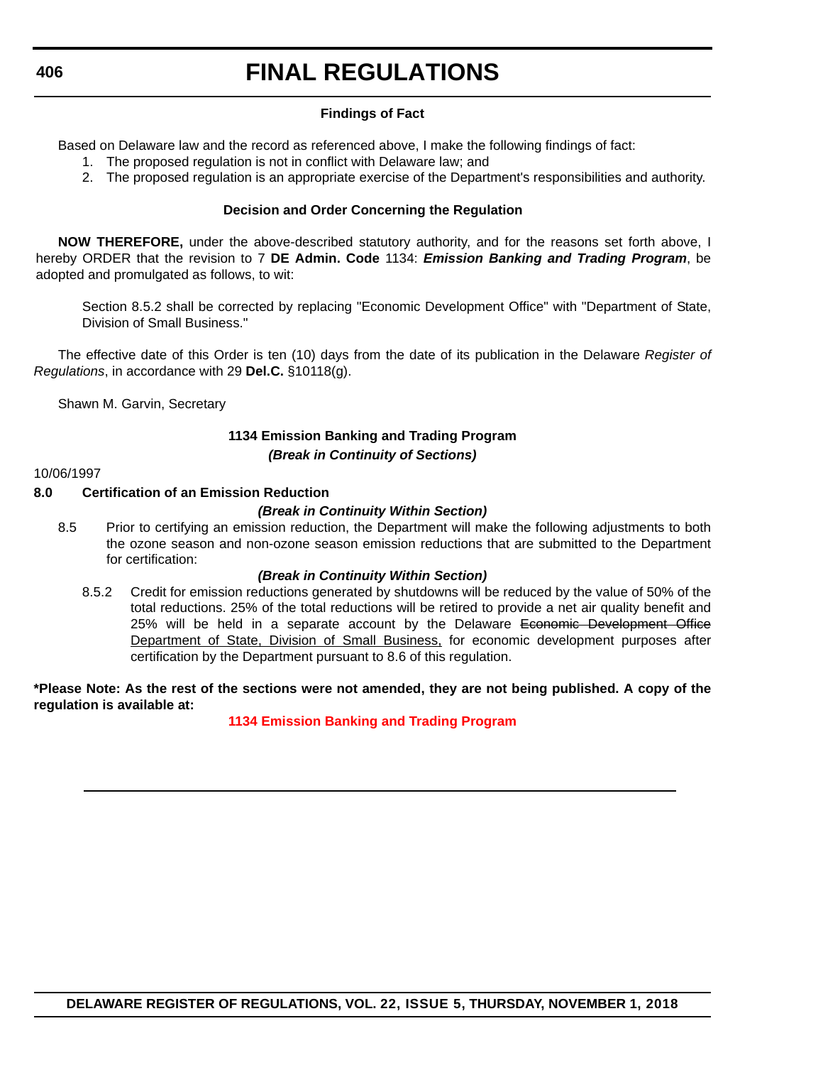**Findings of Fact**

Based on Delaware law and the record as referenced above, I make the following findings of fact:

1. The proposed regulation is not in conflict with Delaware law; and
2. The proposed regulation is an appropriate exercise of the Department's responsibilities and authority.

**Decision and Order Concerning the Regulation**

**NOW THEREFORE,** under the above-described statutory authority, and for the reasons set forth above, I hereby ORDER that the revision to 7 **DE Admin. Code** 1134: ***Emission Banking and Trading Program***, be adopted and promulgated as follows, to wit:

Section 8.5.2 shall be corrected by replacing "Economic Development Office" with "Department of State, Division of Small Business."

The effective date of this Order is ten (10) days from the date of its publication in the Delaware *Register of Regulations*, in accordance with 29 **Del.C.** §10118(g).

Shawn M. Garvin, Secretary

**1134 Emission Banking and Trading Program**

***(Break in Continuity of Sections)***

10/06/1997

**8.0 Certification of an Emission Reduction**

***(Break in Continuity Within Section)***

8.5 Prior to certifying an emission reduction, the Department will make the following adjustments to both the ozone season and non-ozone season emission reductions that are submitted to the Department for certification:

***(Break in Continuity Within Section)***

8.5.2 Credit for emission reductions generated by shutdowns will be reduced by the value of 50% of the total reductions. 25% of the total reductions will be retired to provide a net air quality benefit and 25% will be held in a separate account by the Delaware ~~Economic Development Office~~ <u>Department of State, Division of Small Business,</u> for economic development purposes after certification by the Department pursuant to 8.6 of this regulation.

**\*Please Note: As the rest of the sections were not amended, they are not being published. A copy of the regulation is available at:**

**1134 Emission Banking and Trading Program**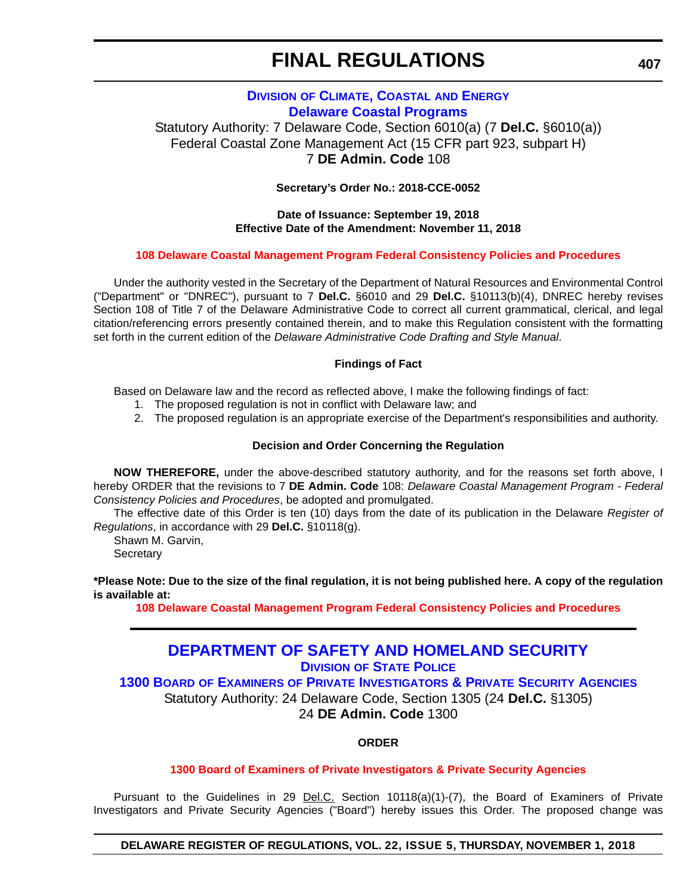# FINAL REGULATIONS

### DIVISION OF CLIMATE, COASTAL AND ENERGY

### Delaware Coastal Programs

Statutory Authority: 7 Delaware Code, Section 6010(a) (7 **Del.C.** §6010(a))
Federal Coastal Zone Management Act (15 CFR part 923, subpart H)
7 **DE Admin. Code** 108

**Secretary's Order No.: 2018-CCE-0052**

**Date of Issuance: September 19, 2018**
**Effective Date of the Amendment: November 11, 2018**

**108 Delaware Coastal Management Program Federal Consistency Policies and Procedures**

Under the authority vested in the Secretary of the Department of Natural Resources and Environmental Control ("Department" or "DNREC"), pursuant to 7 **Del.C.** §6010 and 29 **Del.C.** §10113(b)(4), DNREC hereby revises Section 108 of Title 7 of the Delaware Administrative Code to correct all current grammatical, clerical, and legal citation/referencing errors presently contained therein, and to make this Regulation consistent with the formatting set forth in the current edition of the *Delaware Administrative Code Drafting and Style Manual*.

**Findings of Fact**

Based on Delaware law and the record as reflected above, I make the following findings of fact:

1. The proposed regulation is not in conflict with Delaware law; and
2. The proposed regulation is an appropriate exercise of the Department's responsibilities and authority.

**Decision and Order Concerning the Regulation**

**NOW THEREFORE,** under the above-described statutory authority, and for the reasons set forth above, I hereby ORDER that the revisions to 7 **DE Admin. Code** 108: *Delaware Coastal Management Program - Federal Consistency Policies and Procedures*, be adopted and promulgated.

The effective date of this Order is ten (10) days from the date of its publication in the Delaware *Register of Regulations*, in accordance with 29 **Del.C.** §10118(g).

Shawn M. Garvin,
Secretary

***Please Note: Due to the size of the final regulation, it is not being published here. A copy of the regulation is available at:**

**108 Delaware Coastal Management Program Federal Consistency Policies and Procedures**

---

## DEPARTMENT OF SAFETY AND HOMELAND SECURITY

### DIVISION OF STATE POLICE

### 1300 BOARD OF EXAMINERS OF PRIVATE INVESTIGATORS & PRIVATE SECURITY AGENCIES

Statutory Authority: 24 Delaware Code, Section 1305 (24 **Del.C.** §1305)
24 **DE Admin. Code** 1300

**ORDER**

**1300 Board of Examiners of Private Investigators & Private Security Agencies**

Pursuant to the Guidelines in 29 Del.C. Section 10118(a)(1)-(7), the Board of Examiners of Private Investigators and Private Security Agencies ("Board") hereby issues this Order. The proposed change was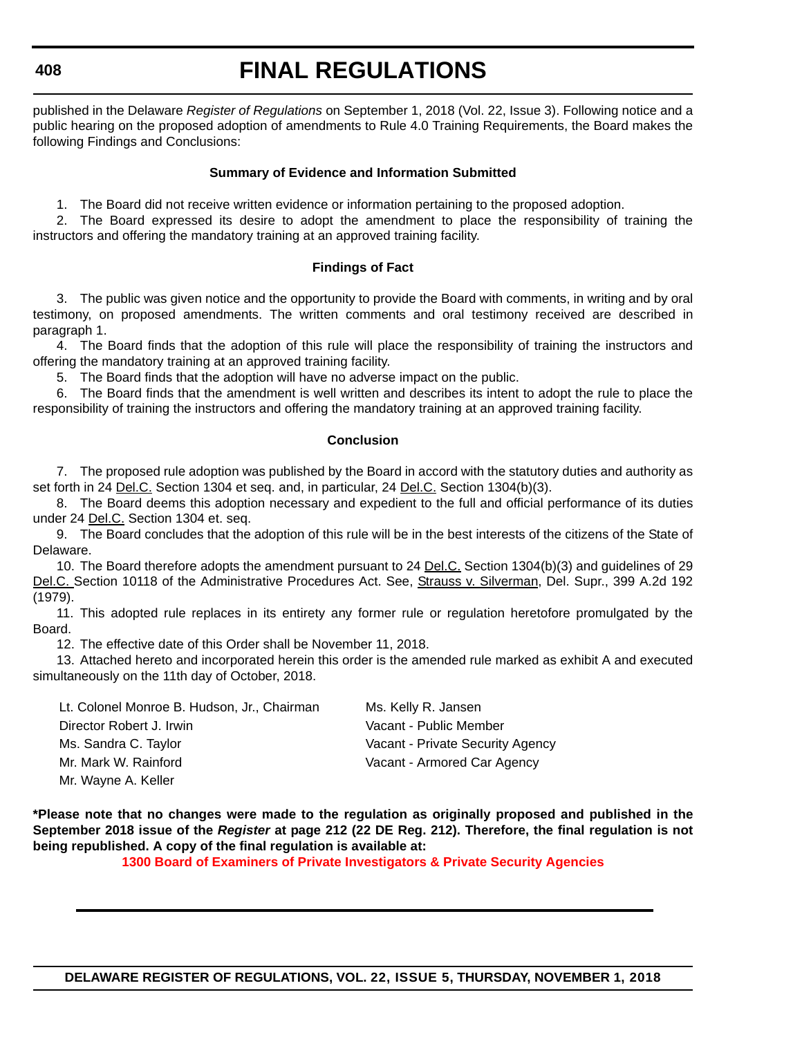published in the Delaware *Register of Regulations* on September 1, 2018 (Vol. 22, Issue 3). Following notice and a public hearing on the proposed adoption of amendments to Rule 4.0 Training Requirements, the Board makes the following Findings and Conclusions:

**Summary of Evidence and Information Submitted**

1. The Board did not receive written evidence or information pertaining to the proposed adoption.

2. The Board expressed its desire to adopt the amendment to place the responsibility of training the instructors and offering the mandatory training at an approved training facility.

**Findings of Fact**

3. The public was given notice and the opportunity to provide the Board with comments, in writing and by oral testimony, on proposed amendments. The written comments and oral testimony received are described in paragraph 1.

4. The Board finds that the adoption of this rule will place the responsibility of training the instructors and offering the mandatory training at an approved training facility.

5. The Board finds that the adoption will have no adverse impact on the public.

6. The Board finds that the amendment is well written and describes its intent to adopt the rule to place the responsibility of training the instructors and offering the mandatory training at an approved training facility.

**Conclusion**

7. The proposed rule adoption was published by the Board in accord with the statutory duties and authority as set forth in 24 Del.C. Section 1304 et seq. and, in particular, 24 Del.C. Section 1304(b)(3).

8. The Board deems this adoption necessary and expedient to the full and official performance of its duties under 24 Del.C. Section 1304 et. seq.

9. The Board concludes that the adoption of this rule will be in the best interests of the citizens of the State of Delaware.

10. The Board therefore adopts the amendment pursuant to 24 Del.C. Section 1304(b)(3) and guidelines of 29 Del.C. Section 10118 of the Administrative Procedures Act. See, Strauss v. Silverman, Del. Supr., 399 A.2d 192 (1979).

11. This adopted rule replaces in its entirety any former rule or regulation heretofore promulgated by the Board.

12. The effective date of this Order shall be November 11, 2018.

13. Attached hereto and incorporated herein this order is the amended rule marked as exhibit A and executed simultaneously on the 11th day of October, 2018.

Lt. Colonel Monroe B. Hudson, Jr., Chairman
Director Robert J. Irwin
Ms. Sandra C. Taylor
Mr. Mark W. Rainford
Mr. Wayne A. Keller
Ms. Kelly R. Jansen
Vacant - Public Member
Vacant - Private Security Agency
Vacant - Armored Car Agency

**\*Please note that no changes were made to the regulation as originally proposed and published in the September 2018 issue of the *Register* at page 212 (22 DE Reg. 212). Therefore, the final regulation is not being republished. A copy of the final regulation is available at:**

**1300 Board of Examiners of Private Investigators & Private Security Agencies**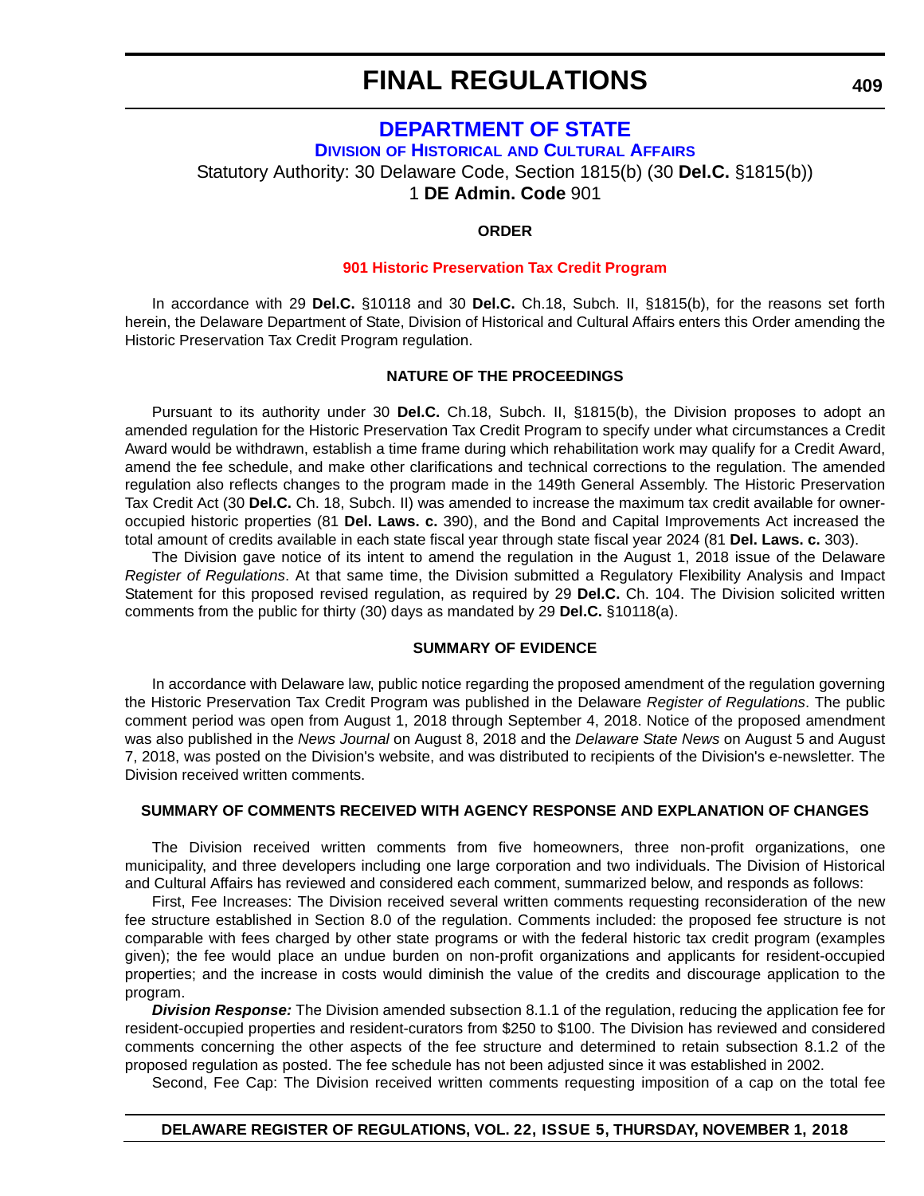# FINAL REGULATIONS

## DEPARTMENT OF STATE

### DIVISION OF HISTORICAL AND CULTURAL AFFAIRS

Statutory Authority: 30 Delaware Code, Section 1815(b) (30 **Del.C.** §1815(b))
1 **DE Admin. Code** 901

**ORDER**

**901 Historic Preservation Tax Credit Program**

In accordance with 29 **Del.C.** §10118 and 30 **Del.C.** Ch.18, Subch. II, §1815(b), for the reasons set forth herein, the Delaware Department of State, Division of Historical and Cultural Affairs enters this Order amending the Historic Preservation Tax Credit Program regulation.

**NATURE OF THE PROCEEDINGS**

Pursuant to its authority under 30 **Del.C.** Ch.18, Subch. II, §1815(b), the Division proposes to adopt an amended regulation for the Historic Preservation Tax Credit Program to specify under what circumstances a Credit Award would be withdrawn, establish a time frame during which rehabilitation work may qualify for a Credit Award, amend the fee schedule, and make other clarifications and technical corrections to the regulation. The amended regulation also reflects changes to the program made in the 149th General Assembly. The Historic Preservation Tax Credit Act (30 **Del.C.** Ch. 18, Subch. II) was amended to increase the maximum tax credit available for owner-occupied historic properties (81 **Del. Laws. c.** 390), and the Bond and Capital Improvements Act increased the total amount of credits available in each state fiscal year through state fiscal year 2024 (81 **Del. Laws. c.** 303).

The Division gave notice of its intent to amend the regulation in the August 1, 2018 issue of the Delaware *Register of Regulations*. At that same time, the Division submitted a Regulatory Flexibility Analysis and Impact Statement for this proposed revised regulation, as required by 29 **Del.C.** Ch. 104. The Division solicited written comments from the public for thirty (30) days as mandated by 29 **Del.C.** §10118(a).

**SUMMARY OF EVIDENCE**

In accordance with Delaware law, public notice regarding the proposed amendment of the regulation governing the Historic Preservation Tax Credit Program was published in the Delaware *Register of Regulations*. The public comment period was open from August 1, 2018 through September 4, 2018. Notice of the proposed amendment was also published in the *News Journal* on August 8, 2018 and the *Delaware State News* on August 5 and August 7, 2018, was posted on the Division's website, and was distributed to recipients of the Division's e-newsletter. The Division received written comments.

**SUMMARY OF COMMENTS RECEIVED WITH AGENCY RESPONSE AND EXPLANATION OF CHANGES**

The Division received written comments from five homeowners, three non-profit organizations, one municipality, and three developers including one large corporation and two individuals. The Division of Historical and Cultural Affairs has reviewed and considered each comment, summarized below, and responds as follows:

First, Fee Increases: The Division received several written comments requesting reconsideration of the new fee structure established in Section 8.0 of the regulation. Comments included: the proposed fee structure is not comparable with fees charged by other state programs or with the federal historic tax credit program (examples given); the fee would place an undue burden on non-profit organizations and applicants for resident-occupied properties; and the increase in costs would diminish the value of the credits and discourage application to the program.

***Division Response:*** The Division amended subsection 8.1.1 of the regulation, reducing the application fee for resident-occupied properties and resident-curators from $250 to $100. The Division has reviewed and considered comments concerning the other aspects of the fee structure and determined to retain subsection 8.1.2 of the proposed regulation as posted. The fee schedule has not been adjusted since it was established in 2002.

Second, Fee Cap: The Division received written comments requesting imposition of a cap on the total fee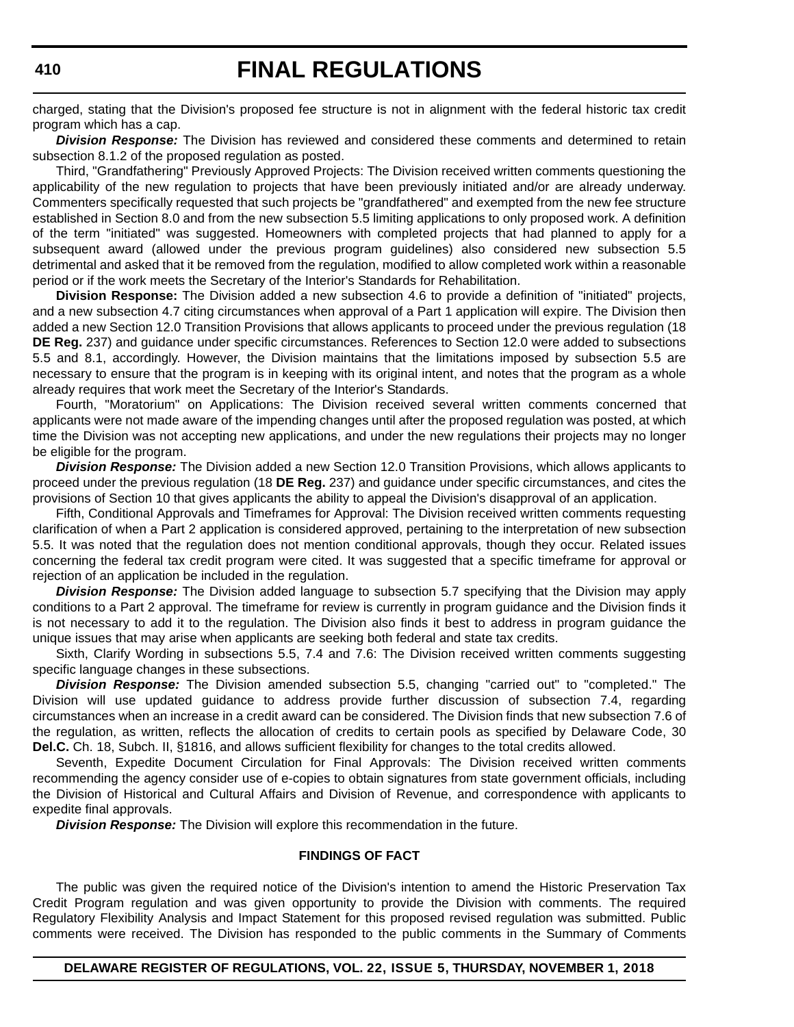charged, stating that the Division's proposed fee structure is not in alignment with the federal historic tax credit program which has a cap.

***Division Response:*** The Division has reviewed and considered these comments and determined to retain subsection 8.1.2 of the proposed regulation as posted.

Third, "Grandfathering" Previously Approved Projects: The Division received written comments questioning the applicability of the new regulation to projects that have been previously initiated and/or are already underway. Commenters specifically requested that such projects be "grandfathered" and exempted from the new fee structure established in Section 8.0 and from the new subsection 5.5 limiting applications to only proposed work. A definition of the term "initiated" was suggested. Homeowners with completed projects that had planned to apply for a subsequent award (allowed under the previous program guidelines) also considered new subsection 5.5 detrimental and asked that it be removed from the regulation, modified to allow completed work within a reasonable period or if the work meets the Secretary of the Interior's Standards for Rehabilitation.

**Division Response:** The Division added a new subsection 4.6 to provide a definition of "initiated" projects, and a new subsection 4.7 citing circumstances when approval of a Part 1 application will expire. The Division then added a new Section 12.0 Transition Provisions that allows applicants to proceed under the previous regulation (18 **DE Reg.** 237) and guidance under specific circumstances. References to Section 12.0 were added to subsections 5.5 and 8.1, accordingly. However, the Division maintains that the limitations imposed by subsection 5.5 are necessary to ensure that the program is in keeping with its original intent, and notes that the program as a whole already requires that work meet the Secretary of the Interior's Standards.

Fourth, "Moratorium" on Applications: The Division received several written comments concerned that applicants were not made aware of the impending changes until after the proposed regulation was posted, at which time the Division was not accepting new applications, and under the new regulations their projects may no longer be eligible for the program.

***Division Response:*** The Division added a new Section 12.0 Transition Provisions, which allows applicants to proceed under the previous regulation (18 **DE Reg.** 237) and guidance under specific circumstances, and cites the provisions of Section 10 that gives applicants the ability to appeal the Division's disapproval of an application.

Fifth, Conditional Approvals and Timeframes for Approval: The Division received written comments requesting clarification of when a Part 2 application is considered approved, pertaining to the interpretation of new subsection 5.5. It was noted that the regulation does not mention conditional approvals, though they occur. Related issues concerning the federal tax credit program were cited. It was suggested that a specific timeframe for approval or rejection of an application be included in the regulation.

***Division Response:*** The Division added language to subsection 5.7 specifying that the Division may apply conditions to a Part 2 approval. The timeframe for review is currently in program guidance and the Division finds it is not necessary to add it to the regulation. The Division also finds it best to address in program guidance the unique issues that may arise when applicants are seeking both federal and state tax credits.

Sixth, Clarify Wording in subsections 5.5, 7.4 and 7.6: The Division received written comments suggesting specific language changes in these subsections.

***Division Response:*** The Division amended subsection 5.5, changing "carried out" to "completed." The Division will use updated guidance to address provide further discussion of subsection 7.4, regarding circumstances when an increase in a credit award can be considered. The Division finds that new subsection 7.6 of the regulation, as written, reflects the allocation of credits to certain pools as specified by Delaware Code, 30 **Del.C.** Ch. 18, Subch. II, §1816, and allows sufficient flexibility for changes to the total credits allowed.

Seventh, Expedite Document Circulation for Final Approvals: The Division received written comments recommending the agency consider use of e-copies to obtain signatures from state government officials, including the Division of Historical and Cultural Affairs and Division of Revenue, and correspondence with applicants to expedite final approvals.

***Division Response:*** The Division will explore this recommendation in the future.

**FINDINGS OF FACT**

The public was given the required notice of the Division's intention to amend the Historic Preservation Tax Credit Program regulation and was given opportunity to provide the Division with comments. The required Regulatory Flexibility Analysis and Impact Statement for this proposed revised regulation was submitted. Public comments were received. The Division has responded to the public comments in the Summary of Comments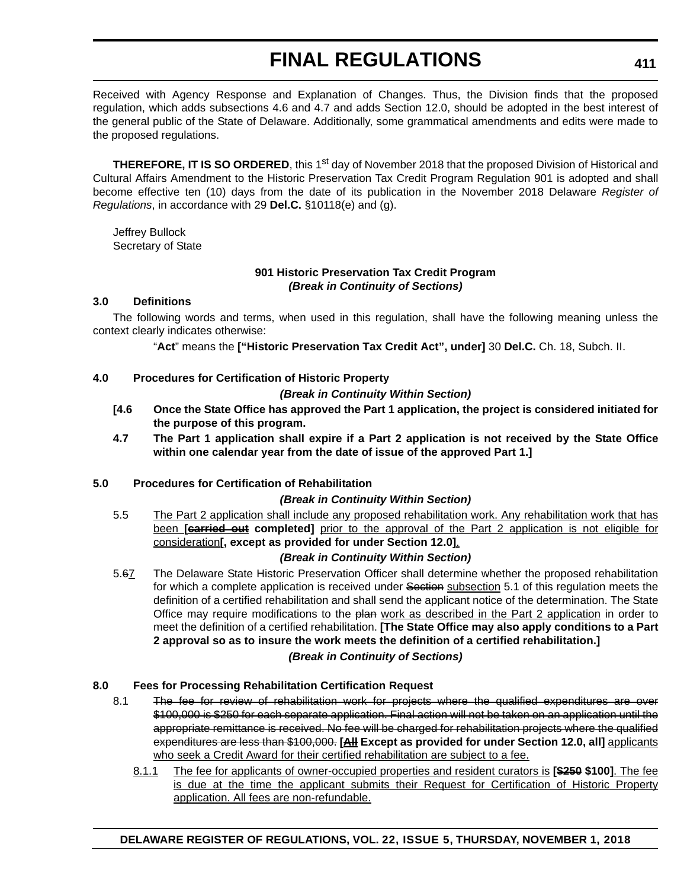Received with Agency Response and Explanation of Changes. Thus, the Division finds that the proposed regulation, which adds subsections 4.6 and 4.7 and adds Section 12.0, should be adopted in the best interest of the general public of the State of Delaware. Additionally, some grammatical amendments and edits were made to the proposed regulations.

**THEREFORE, IT IS SO ORDERED**, this 1st day of November 2018 that the proposed Division of Historical and Cultural Affairs Amendment to the Historic Preservation Tax Credit Program Regulation 901 is adopted and shall become effective ten (10) days from the date of its publication in the November 2018 Delaware *Register of Regulations*, in accordance with 29 **Del.C.** §10118(e) and (g).

Jeffrey Bullock
Secretary of State

**901 Historic Preservation Tax Credit Program**
***(Break in Continuity of Sections)***

**3.0 Definitions**

The following words and terms, when used in this regulation, shall have the following meaning unless the context clearly indicates otherwise:

"**Act**" means the **["Historic Preservation Tax Credit Act", under]** 30 **Del.C.** Ch. 18, Subch. II.

**4.0 Procedures for Certification of Historic Property**

***(Break in Continuity Within Section)***

**[4.6 Once the State Office has approved the Part 1 application, the project is considered initiated for the purpose of this program.**

**4.7 The Part 1 application shall expire if a Part 2 application is not received by the State Office within one calendar year from the date of issue of the approved Part 1.]**

**5.0 Procedures for Certification of Rehabilitation**

***(Break in Continuity Within Section)***

5.5 <u>The Part 2 application shall include any proposed rehabilitation work. Any rehabilitation work that has been</u> **[~~carried out~~ completed]** <u>prior to the approval of the Part 2 application is not eligible for consideration</u>**[, except as provided for under Section 12.0]**<u>.</u>

***(Break in Continuity Within Section)***

5.6<u>7</u> The Delaware State Historic Preservation Officer shall determine whether the proposed rehabilitation for which a complete application is received under ~~Section~~ <u>subsection</u> 5.1 of this regulation meets the definition of a certified rehabilitation and shall send the applicant notice of the determination. The State Office may require modifications to the ~~plan~~ <u>work as described in the Part 2 application</u> in order to meet the definition of a certified rehabilitation. **[The State Office may also apply conditions to a Part 2 approval so as to insure the work meets the definition of a certified rehabilitation.]**

***(Break in Continuity of Sections)***

**8.0 Fees for Processing Rehabilitation Certification Request**

8.1 ~~The fee for review of rehabilitation work for projects where the qualified expenditures are over \$100,000 is \$250 for each separate application. Final action will not be taken on an application until the appropriate remittance is received. No fee will be charged for rehabilitation projects where the qualified expenditures are less than \$100,000.~~ **[~~<u>All</u>~~ Except as provided for under Section 12.0, all]** <u>applicants who seek a Credit Award for their certified rehabilitation are subject to a fee.</u>

8.1.1 <u>The fee for applicants of owner-occupied properties and resident curators is</u> **[~~\$250~~ \$100]**<u>. The fee is due at the time the applicant submits their Request for Certification of Historic Property application. All fees are non-refundable.</u>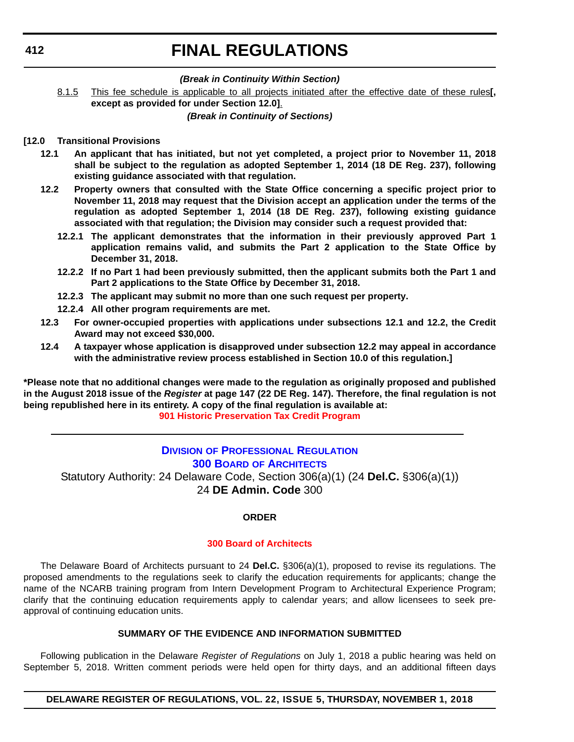*(Break in Continuity Within Section)*

8.1.5 This fee schedule is applicable to all projects initiated after the effective date of these rules**[, except as provided for under Section 12.0]**.

*(Break in Continuity of Sections)*

**[12.0 Transitional Provisions**

**12.1 An applicant that has initiated, but not yet completed, a project prior to November 11, 2018 shall be subject to the regulation as adopted September 1, 2014 (18 DE Reg. 237), following existing guidance associated with that regulation.**

**12.2 Property owners that consulted with the State Office concerning a specific project prior to November 11, 2018 may request that the Division accept an application under the terms of the regulation as adopted September 1, 2014 (18 DE Reg. 237), following existing guidance associated with that regulation; the Division may consider such a request provided that:**

**12.2.1 The applicant demonstrates that the information in their previously approved Part 1 application remains valid, and submits the Part 2 application to the State Office by December 31, 2018.**

**12.2.2 If no Part 1 had been previously submitted, then the applicant submits both the Part 1 and Part 2 applications to the State Office by December 31, 2018.**

**12.2.3 The applicant may submit no more than one such request per property.**

**12.2.4 All other program requirements are met.**

**12.3 For owner-occupied properties with applications under subsections 12.1 and 12.2, the Credit Award may not exceed $30,000.**

**12.4 A taxpayer whose application is disapproved under subsection 12.2 may appeal in accordance with the administrative review process established in Section 10.0 of this regulation.]**

**\*Please note that no additional changes were made to the regulation as originally proposed and published in the August 2018 issue of the *Register* at page 147 (22 DE Reg. 147). Therefore, the final regulation is not being republished here in its entirety. A copy of the final regulation is available at:**

**901 Historic Preservation Tax Credit Program**

---

## DIVISION OF PROFESSIONAL REGULATION

## 300 BOARD OF ARCHITECTS

Statutory Authority: 24 Delaware Code, Section 306(a)(1) (24 **Del.C.** §306(a)(1))
24 **DE Admin. Code** 300

### ORDER

**300 Board of Architects**

The Delaware Board of Architects pursuant to 24 **Del.C.** §306(a)(1), proposed to revise its regulations. The proposed amendments to the regulations seek to clarify the education requirements for applicants; change the name of the NCARB training program from Intern Development Program to Architectural Experience Program; clarify that the continuing education requirements apply to calendar years; and allow licensees to seek pre-approval of continuing education units.

### SUMMARY OF THE EVIDENCE AND INFORMATION SUBMITTED

Following publication in the Delaware *Register of Regulations* on July 1, 2018 a public hearing was held on September 5, 2018. Written comment periods were held open for thirty days, and an additional fifteen days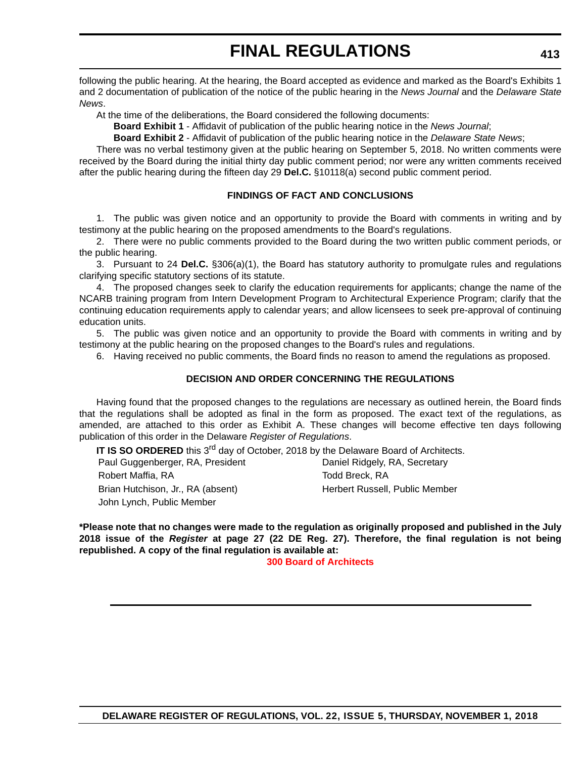following the public hearing. At the hearing, the Board accepted as evidence and marked as the Board's Exhibits 1 and 2 documentation of publication of the notice of the public hearing in the *News Journal* and the *Delaware State News*.

At the time of the deliberations, the Board considered the following documents:

**Board Exhibit 1** - Affidavit of publication of the public hearing notice in the *News Journal*;

**Board Exhibit 2** - Affidavit of publication of the public hearing notice in the *Delaware State News*;

There was no verbal testimony given at the public hearing on September 5, 2018. No written comments were received by the Board during the initial thirty day public comment period; nor were any written comments received after the public hearing during the fifteen day 29 **Del.C.** §10118(a) second public comment period.

**FINDINGS OF FACT AND CONCLUSIONS**

1. The public was given notice and an opportunity to provide the Board with comments in writing and by testimony at the public hearing on the proposed amendments to the Board's regulations.

2. There were no public comments provided to the Board during the two written public comment periods, or the public hearing.

3. Pursuant to 24 **Del.C.** §306(a)(1), the Board has statutory authority to promulgate rules and regulations clarifying specific statutory sections of its statute.

4. The proposed changes seek to clarify the education requirements for applicants; change the name of the NCARB training program from Intern Development Program to Architectural Experience Program; clarify that the continuing education requirements apply to calendar years; and allow licensees to seek pre-approval of continuing education units.

5. The public was given notice and an opportunity to provide the Board with comments in writing and by testimony at the public hearing on the proposed changes to the Board's rules and regulations.

6. Having received no public comments, the Board finds no reason to amend the regulations as proposed.

**DECISION AND ORDER CONCERNING THE REGULATIONS**

Having found that the proposed changes to the regulations are necessary as outlined herein, the Board finds that the regulations shall be adopted as final in the form as proposed. The exact text of the regulations, as amended, are attached to this order as Exhibit A. These changes will become effective ten days following publication of this order in the Delaware *Register of Regulations*.

**IT IS SO ORDERED** this 3rd day of October, 2018 by the Delaware Board of Architects.

Paul Guggenberger, RA, President
Daniel Ridgely, RA, Secretary
Robert Maffia, RA
Todd Breck, RA
Brian Hutchison, Jr., RA (absent)
Herbert Russell, Public Member
John Lynch, Public Member

**\*Please note that no changes were made to the regulation as originally proposed and published in the July 2018 issue of the *Register* at page 27 (22 DE Reg. 27). Therefore, the final regulation is not being republished. A copy of the final regulation is available at:**

**300 Board of Architects**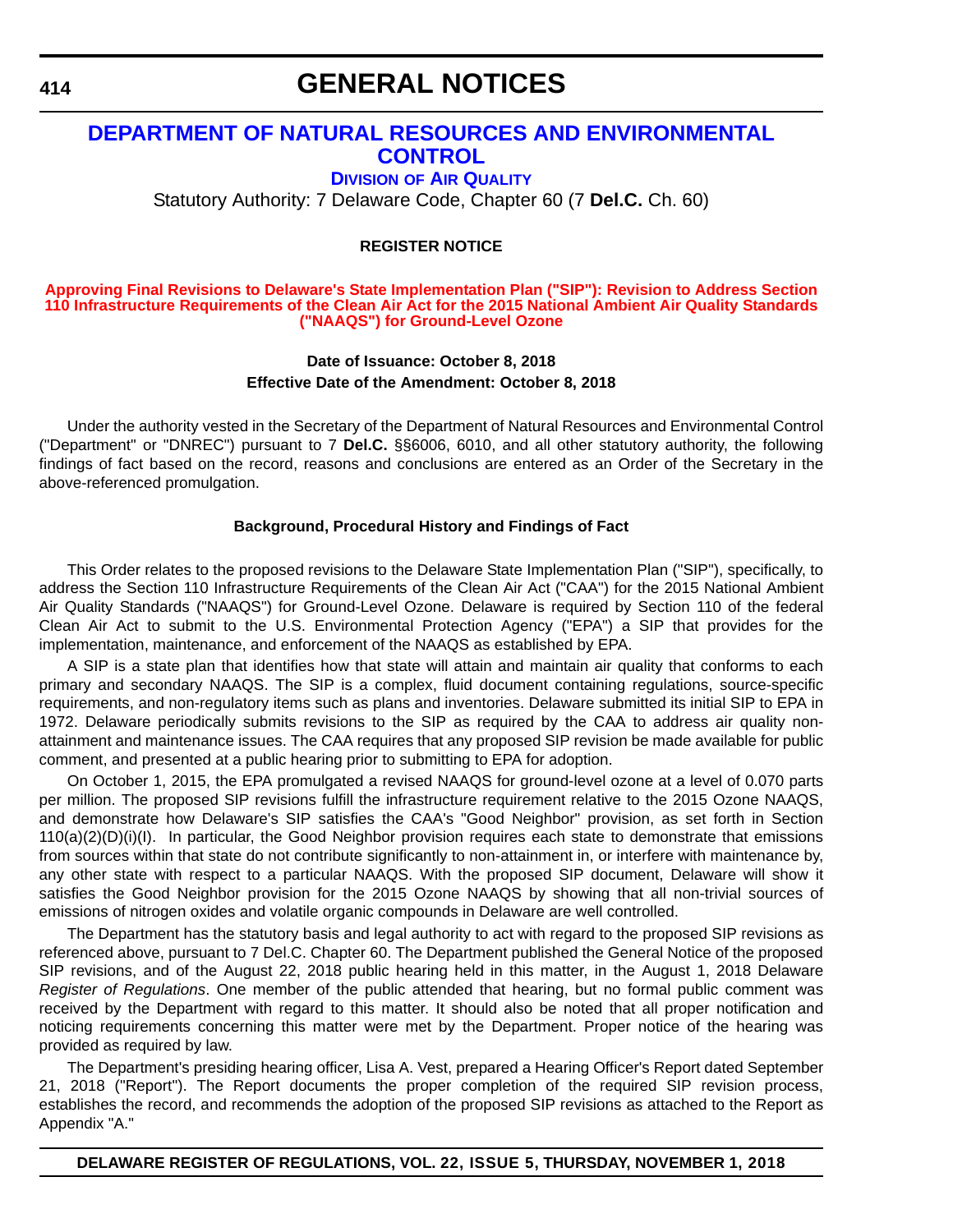# GENERAL NOTICES

## DEPARTMENT OF NATURAL RESOURCES AND ENVIRONMENTAL CONTROL

### DIVISION OF AIR QUALITY

Statutory Authority: 7 Delaware Code, Chapter 60 (7 **Del.C.** Ch. 60)

**REGISTER NOTICE**

**Approving Final Revisions to Delaware's State Implementation Plan ("SIP"): Revision to Address Section 110 Infrastructure Requirements of the Clean Air Act for the 2015 National Ambient Air Quality Standards ("NAAQS") for Ground-Level Ozone**

**Date of Issuance: October 8, 2018**
**Effective Date of the Amendment: October 8, 2018**

Under the authority vested in the Secretary of the Department of Natural Resources and Environmental Control ("Department" or "DNREC") pursuant to 7 **Del.C.** §§6006, 6010, and all other statutory authority, the following findings of fact based on the record, reasons and conclusions are entered as an Order of the Secretary in the above-referenced promulgation.

**Background, Procedural History and Findings of Fact**

This Order relates to the proposed revisions to the Delaware State Implementation Plan ("SIP"), specifically, to address the Section 110 Infrastructure Requirements of the Clean Air Act ("CAA") for the 2015 National Ambient Air Quality Standards ("NAAQS") for Ground-Level Ozone. Delaware is required by Section 110 of the federal Clean Air Act to submit to the U.S. Environmental Protection Agency ("EPA") a SIP that provides for the implementation, maintenance, and enforcement of the NAAQS as established by EPA.

A SIP is a state plan that identifies how that state will attain and maintain air quality that conforms to each primary and secondary NAAQS. The SIP is a complex, fluid document containing regulations, source-specific requirements, and non-regulatory items such as plans and inventories. Delaware submitted its initial SIP to EPA in 1972. Delaware periodically submits revisions to the SIP as required by the CAA to address air quality non-attainment and maintenance issues. The CAA requires that any proposed SIP revision be made available for public comment, and presented at a public hearing prior to submitting to EPA for adoption.

On October 1, 2015, the EPA promulgated a revised NAAQS for ground-level ozone at a level of 0.070 parts per million. The proposed SIP revisions fulfill the infrastructure requirement relative to the 2015 Ozone NAAQS, and demonstrate how Delaware's SIP satisfies the CAA's "Good Neighbor" provision, as set forth in Section 110(a)(2)(D)(i)(I). In particular, the Good Neighbor provision requires each state to demonstrate that emissions from sources within that state do not contribute significantly to non-attainment in, or interfere with maintenance by, any other state with respect to a particular NAAQS. With the proposed SIP document, Delaware will show it satisfies the Good Neighbor provision for the 2015 Ozone NAAQS by showing that all non-trivial sources of emissions of nitrogen oxides and volatile organic compounds in Delaware are well controlled.

The Department has the statutory basis and legal authority to act with regard to the proposed SIP revisions as referenced above, pursuant to 7 Del.C. Chapter 60. The Department published the General Notice of the proposed SIP revisions, and of the August 22, 2018 public hearing held in this matter, in the August 1, 2018 Delaware *Register of Regulations*. One member of the public attended that hearing, but no formal public comment was received by the Department with regard to this matter. It should also be noted that all proper notification and noticing requirements concerning this matter were met by the Department. Proper notice of the hearing was provided as required by law.

The Department's presiding hearing officer, Lisa A. Vest, prepared a Hearing Officer's Report dated September 21, 2018 ("Report"). The Report documents the proper completion of the required SIP revision process, establishes the record, and recommends the adoption of the proposed SIP revisions as attached to the Report as Appendix "A."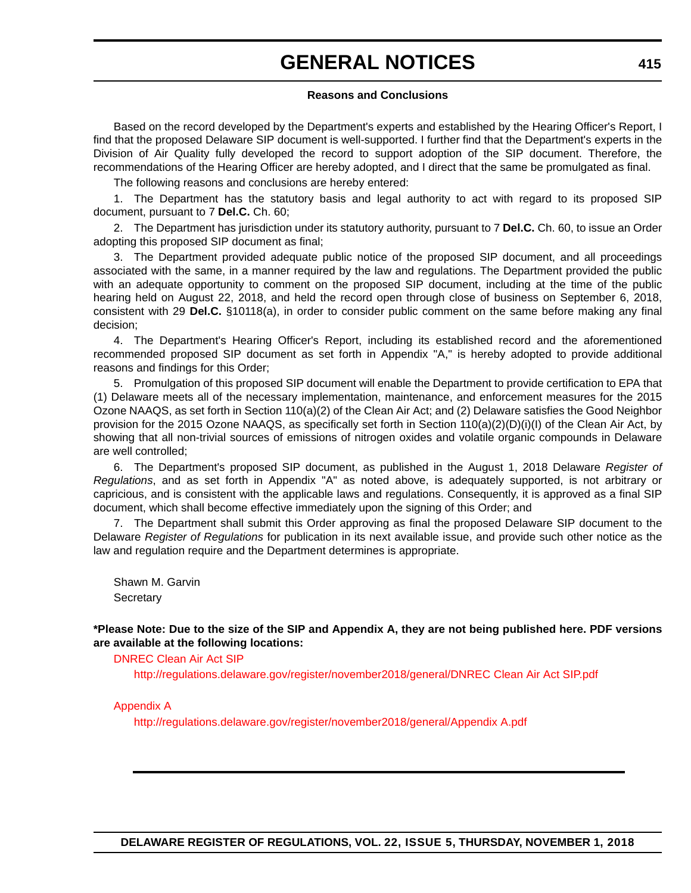#### Reasons and Conclusions

Based on the record developed by the Department's experts and established by the Hearing Officer's Report, I find that the proposed Delaware SIP document is well-supported. I further find that the Department's experts in the Division of Air Quality fully developed the record to support adoption of the SIP document. Therefore, the recommendations of the Hearing Officer are hereby adopted, and I direct that the same be promulgated as final.

The following reasons and conclusions are hereby entered:

1. The Department has the statutory basis and legal authority to act with regard to its proposed SIP document, pursuant to 7 **Del.C.** Ch. 60;

2. The Department has jurisdiction under its statutory authority, pursuant to 7 **Del.C.** Ch. 60, to issue an Order adopting this proposed SIP document as final;

3. The Department provided adequate public notice of the proposed SIP document, and all proceedings associated with the same, in a manner required by the law and regulations. The Department provided the public with an adequate opportunity to comment on the proposed SIP document, including at the time of the public hearing held on August 22, 2018, and held the record open through close of business on September 6, 2018, consistent with 29 **Del.C.** §10118(a), in order to consider public comment on the same before making any final decision;

4. The Department's Hearing Officer's Report, including its established record and the aforementioned recommended proposed SIP document as set forth in Appendix "A," is hereby adopted to provide additional reasons and findings for this Order;

5. Promulgation of this proposed SIP document will enable the Department to provide certification to EPA that (1) Delaware meets all of the necessary implementation, maintenance, and enforcement measures for the 2015 Ozone NAAQS, as set forth in Section 110(a)(2) of the Clean Air Act; and (2) Delaware satisfies the Good Neighbor provision for the 2015 Ozone NAAQS, as specifically set forth in Section 110(a)(2)(D)(i)(I) of the Clean Air Act, by showing that all non-trivial sources of emissions of nitrogen oxides and volatile organic compounds in Delaware are well controlled;

6. The Department's proposed SIP document, as published in the August 1, 2018 Delaware *Register of Regulations*, and as set forth in Appendix "A" as noted above, is adequately supported, is not arbitrary or capricious, and is consistent with the applicable laws and regulations. Consequently, it is approved as a final SIP document, which shall become effective immediately upon the signing of this Order; and

7. The Department shall submit this Order approving as final the proposed Delaware SIP document to the Delaware *Register of Regulations* for publication in its next available issue, and provide such other notice as the law and regulation require and the Department determines is appropriate.

Shawn M. Garvin
Secretary

**\*Please Note: Due to the size of the SIP and Appendix A, they are not being published here. PDF versions are available at the following locations:**

DNREC Clean Air Act SIP

http://regulations.delaware.gov/register/november2018/general/DNREC Clean Air Act SIP.pdf

Appendix A

http://regulations.delaware.gov/register/november2018/general/Appendix A.pdf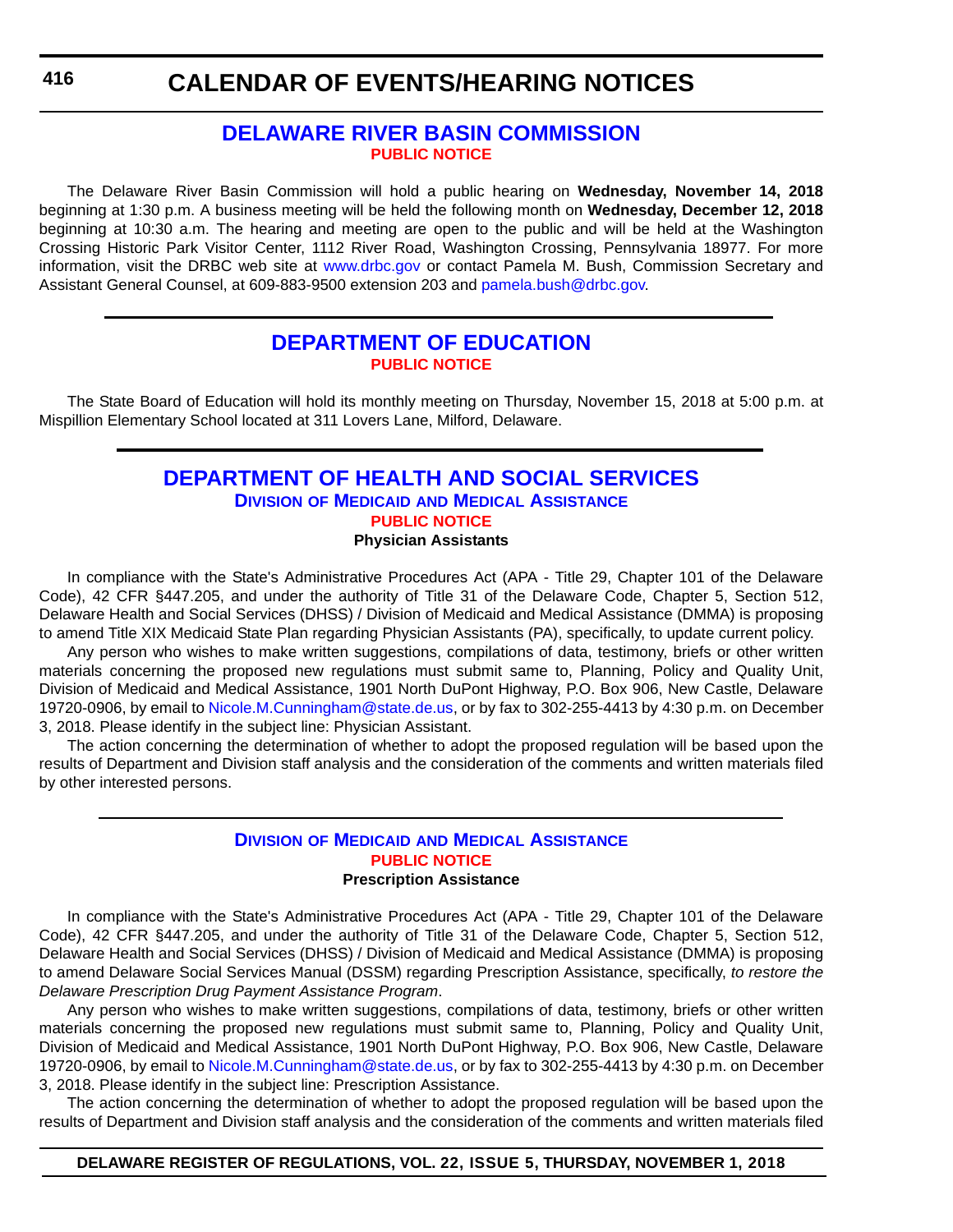# CALENDAR OF EVENTS/HEARING NOTICES

## DELAWARE RIVER BASIN COMMISSION

**PUBLIC NOTICE**

The Delaware River Basin Commission will hold a public hearing on **Wednesday, November 14, 2018** beginning at 1:30 p.m. A business meeting will be held the following month on **Wednesday, December 12, 2018** beginning at 10:30 a.m. The hearing and meeting are open to the public and will be held at the Washington Crossing Historic Park Visitor Center, 1112 River Road, Washington Crossing, Pennsylvania 18977. For more information, visit the DRBC web site at www.drbc.gov or contact Pamela M. Bush, Commission Secretary and Assistant General Counsel, at 609-883-9500 extension 203 and pamela.bush@drbc.gov.

## DEPARTMENT OF EDUCATION

**PUBLIC NOTICE**

The State Board of Education will hold its monthly meeting on Thursday, November 15, 2018 at 5:00 p.m. at Mispillion Elementary School located at 311 Lovers Lane, Milford, Delaware.

## DEPARTMENT OF HEALTH AND SOCIAL SERVICES

### Division of Medicaid and Medical Assistance

**PUBLIC NOTICE**

**Physician Assistants**

In compliance with the State's Administrative Procedures Act (APA - Title 29, Chapter 101 of the Delaware Code), 42 CFR §447.205, and under the authority of Title 31 of the Delaware Code, Chapter 5, Section 512, Delaware Health and Social Services (DHSS) / Division of Medicaid and Medical Assistance (DMMA) is proposing to amend Title XIX Medicaid State Plan regarding Physician Assistants (PA), specifically, to update current policy.

Any person who wishes to make written suggestions, compilations of data, testimony, briefs or other written materials concerning the proposed new regulations must submit same to, Planning, Policy and Quality Unit, Division of Medicaid and Medical Assistance, 1901 North DuPont Highway, P.O. Box 906, New Castle, Delaware 19720-0906, by email to Nicole.M.Cunningham@state.de.us, or by fax to 302-255-4413 by 4:30 p.m. on December 3, 2018. Please identify in the subject line: Physician Assistant.

The action concerning the determination of whether to adopt the proposed regulation will be based upon the results of Department and Division staff analysis and the consideration of the comments and written materials filed by other interested persons.

### Division of Medicaid and Medical Assistance

**PUBLIC NOTICE**

**Prescription Assistance**

In compliance with the State's Administrative Procedures Act (APA - Title 29, Chapter 101 of the Delaware Code), 42 CFR §447.205, and under the authority of Title 31 of the Delaware Code, Chapter 5, Section 512, Delaware Health and Social Services (DHSS) / Division of Medicaid and Medical Assistance (DMMA) is proposing to amend Delaware Social Services Manual (DSSM) regarding Prescription Assistance, specifically, *to restore the Delaware Prescription Drug Payment Assistance Program*.

Any person who wishes to make written suggestions, compilations of data, testimony, briefs or other written materials concerning the proposed new regulations must submit same to, Planning, Policy and Quality Unit, Division of Medicaid and Medical Assistance, 1901 North DuPont Highway, P.O. Box 906, New Castle, Delaware 19720-0906, by email to Nicole.M.Cunningham@state.de.us, or by fax to 302-255-4413 by 4:30 p.m. on December 3, 2018. Please identify in the subject line: Prescription Assistance.

The action concerning the determination of whether to adopt the proposed regulation will be based upon the results of Department and Division staff analysis and the consideration of the comments and written materials filed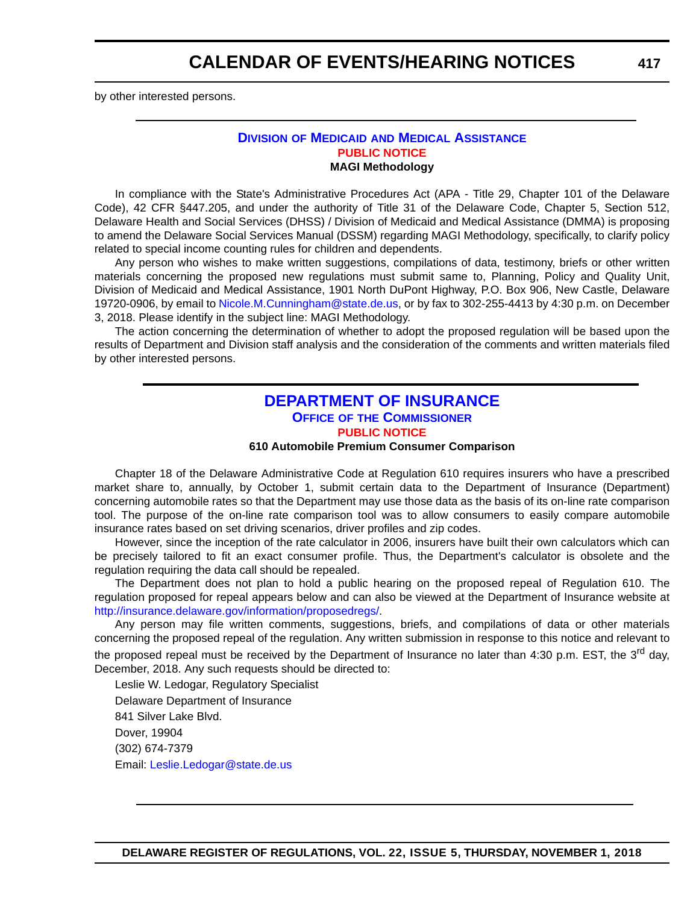by other interested persons.

## Division of Medicaid and Medical Assistance

**PUBLIC NOTICE**

**MAGI Methodology**

In compliance with the State's Administrative Procedures Act (APA - Title 29, Chapter 101 of the Delaware Code), 42 CFR §447.205, and under the authority of Title 31 of the Delaware Code, Chapter 5, Section 512, Delaware Health and Social Services (DHSS) / Division of Medicaid and Medical Assistance (DMMA) is proposing to amend the Delaware Social Services Manual (DSSM) regarding MAGI Methodology, specifically, to clarify policy related to special income counting rules for children and dependents.

Any person who wishes to make written suggestions, compilations of data, testimony, briefs or other written materials concerning the proposed new regulations must submit same to, Planning, Policy and Quality Unit, Division of Medicaid and Medical Assistance, 1901 North DuPont Highway, P.O. Box 906, New Castle, Delaware 19720-0906, by email to Nicole.M.Cunningham@state.de.us, or by fax to 302-255-4413 by 4:30 p.m. on December 3, 2018. Please identify in the subject line: MAGI Methodology.

The action concerning the determination of whether to adopt the proposed regulation will be based upon the results of Department and Division staff analysis and the consideration of the comments and written materials filed by other interested persons.

# DEPARTMENT OF INSURANCE

## Office of the Commissioner

**PUBLIC NOTICE**

**610 Automobile Premium Consumer Comparison**

Chapter 18 of the Delaware Administrative Code at Regulation 610 requires insurers who have a prescribed market share to, annually, by October 1, submit certain data to the Department of Insurance (Department) concerning automobile rates so that the Department may use those data as the basis of its on-line rate comparison tool. The purpose of the on-line rate comparison tool was to allow consumers to easily compare automobile insurance rates based on set driving scenarios, driver profiles and zip codes.

However, since the inception of the rate calculator in 2006, insurers have built their own calculators which can be precisely tailored to fit an exact consumer profile. Thus, the Department's calculator is obsolete and the regulation requiring the data call should be repealed.

The Department does not plan to hold a public hearing on the proposed repeal of Regulation 610. The regulation proposed for repeal appears below and can also be viewed at the Department of Insurance website at http://insurance.delaware.gov/information/proposedregs/.

Any person may file written comments, suggestions, briefs, and compilations of data or other materials concerning the proposed repeal of the regulation. Any written submission in response to this notice and relevant to the proposed repeal must be received by the Department of Insurance no later than 4:30 p.m. EST, the 3rd day, December, 2018. Any such requests should be directed to:

Leslie W. Ledogar, Regulatory Specialist

Delaware Department of Insurance

841 Silver Lake Blvd.

Dover, 19904

(302) 674-7379

Email: Leslie.Ledogar@state.de.us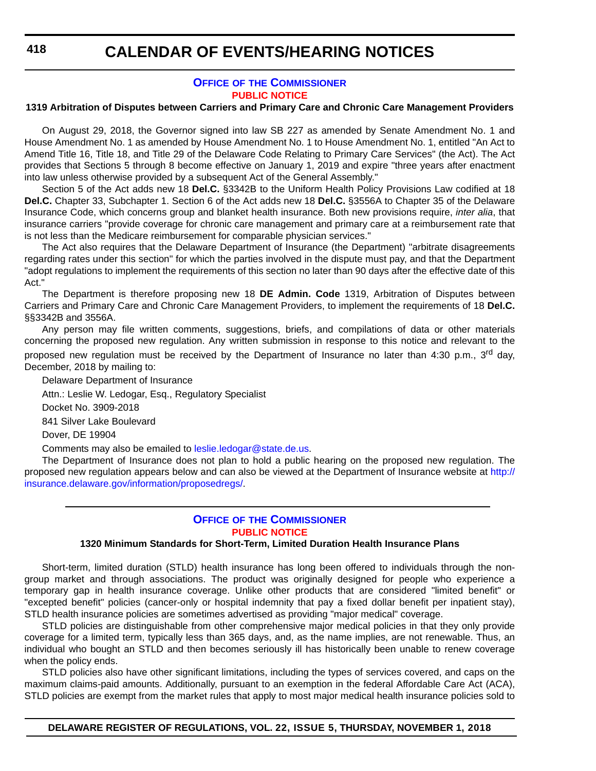## Office of the Commissioner

### PUBLIC NOTICE

**1319 Arbitration of Disputes between Carriers and Primary Care and Chronic Care Management Providers**

On August 29, 2018, the Governor signed into law SB 227 as amended by Senate Amendment No. 1 and House Amendment No. 1 as amended by House Amendment No. 1 to House Amendment No. 1, entitled "An Act to Amend Title 16, Title 18, and Title 29 of the Delaware Code Relating to Primary Care Services" (the Act). The Act provides that Sections 5 through 8 become effective on January 1, 2019 and expire "three years after enactment into law unless otherwise provided by a subsequent Act of the General Assembly."

Section 5 of the Act adds new 18 **Del.C.** §3342B to the Uniform Health Policy Provisions Law codified at 18 **Del.C.** Chapter 33, Subchapter 1. Section 6 of the Act adds new 18 **Del.C.** §3556A to Chapter 35 of the Delaware Insurance Code, which concerns group and blanket health insurance. Both new provisions require, *inter alia*, that insurance carriers "provide coverage for chronic care management and primary care at a reimbursement rate that is not less than the Medicare reimbursement for comparable physician services."

The Act also requires that the Delaware Department of Insurance (the Department) "arbitrate disagreements regarding rates under this section" for which the parties involved in the dispute must pay, and that the Department "adopt regulations to implement the requirements of this section no later than 90 days after the effective date of this Act."

The Department is therefore proposing new 18 **DE Admin. Code** 1319, Arbitration of Disputes between Carriers and Primary Care and Chronic Care Management Providers, to implement the requirements of 18 **Del.C.** §§3342B and 3556A.

Any person may file written comments, suggestions, briefs, and compilations of data or other materials concerning the proposed new regulation. Any written submission in response to this notice and relevant to the proposed new regulation must be received by the Department of Insurance no later than 4:30 p.m., 3rd day, December, 2018 by mailing to:

Delaware Department of Insurance

Attn.: Leslie W. Ledogar, Esq., Regulatory Specialist

Docket No. 3909-2018

841 Silver Lake Boulevard

Dover, DE 19904

Comments may also be emailed to leslie.ledogar@state.de.us.

The Department of Insurance does not plan to hold a public hearing on the proposed new regulation. The proposed new regulation appears below and can also be viewed at the Department of Insurance website at http://insurance.delaware.gov/information/proposedregs/.

---

## Office of the Commissioner

### PUBLIC NOTICE

**1320 Minimum Standards for Short-Term, Limited Duration Health Insurance Plans**

Short-term, limited duration (STLD) health insurance has long been offered to individuals through the non-group market and through associations. The product was originally designed for people who experience a temporary gap in health insurance coverage. Unlike other products that are considered "limited benefit" or "excepted benefit" policies (cancer-only or hospital indemnity that pay a fixed dollar benefit per inpatient stay), STLD health insurance policies are sometimes advertised as providing "major medical" coverage.

STLD policies are distinguishable from other comprehensive major medical policies in that they only provide coverage for a limited term, typically less than 365 days, and, as the name implies, are not renewable. Thus, an individual who bought an STLD and then becomes seriously ill has historically been unable to renew coverage when the policy ends.

STLD policies also have other significant limitations, including the types of services covered, and caps on the maximum claims-paid amounts. Additionally, pursuant to an exemption in the federal Affordable Care Act (ACA), STLD policies are exempt from the market rules that apply to most major medical health insurance policies sold to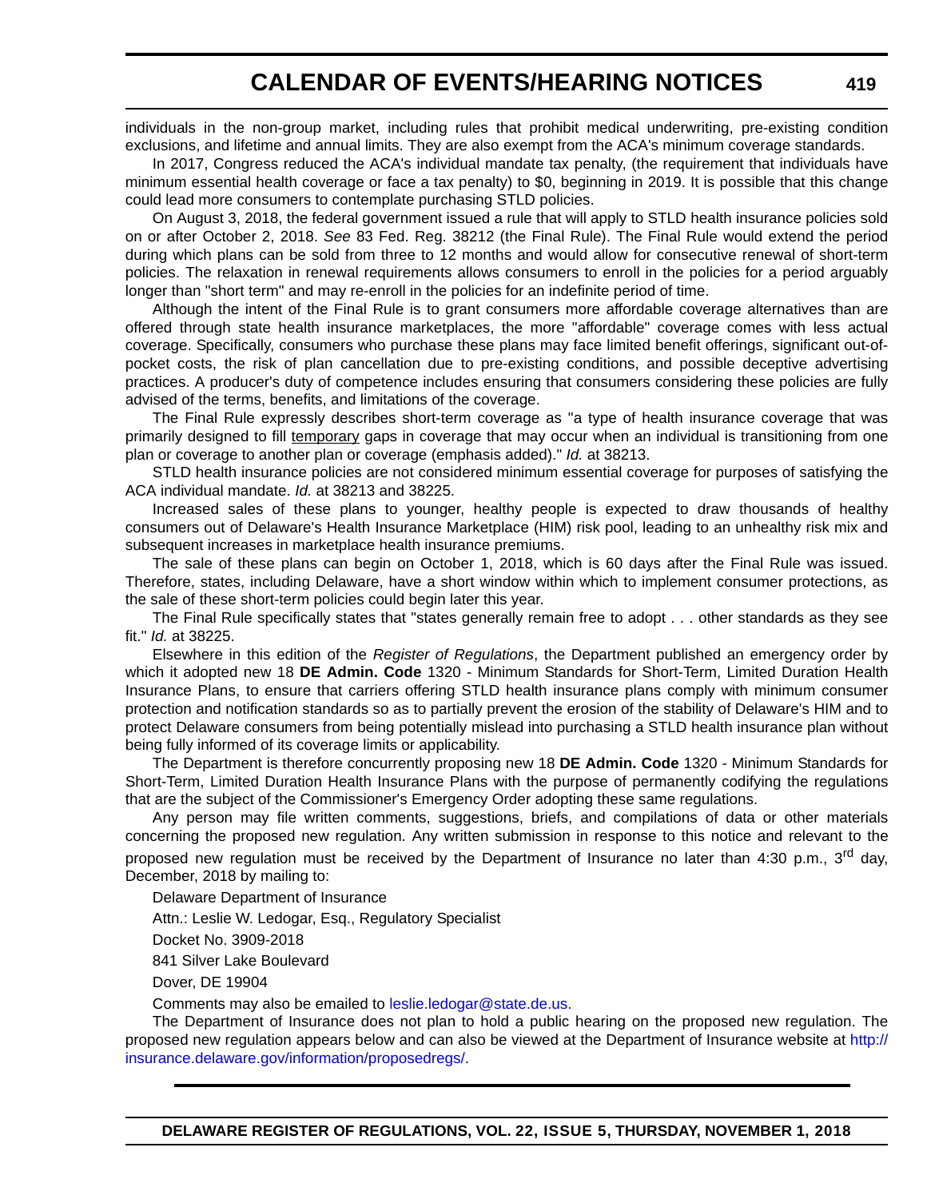individuals in the non-group market, including rules that prohibit medical underwriting, pre-existing condition exclusions, and lifetime and annual limits. They are also exempt from the ACA's minimum coverage standards.

In 2017, Congress reduced the ACA's individual mandate tax penalty, (the requirement that individuals have minimum essential health coverage or face a tax penalty) to $0, beginning in 2019. It is possible that this change could lead more consumers to contemplate purchasing STLD policies.

On August 3, 2018, the federal government issued a rule that will apply to STLD health insurance policies sold on or after October 2, 2018. *See* 83 Fed. Reg. 38212 (the Final Rule). The Final Rule would extend the period during which plans can be sold from three to 12 months and would allow for consecutive renewal of short-term policies. The relaxation in renewal requirements allows consumers to enroll in the policies for a period arguably longer than "short term" and may re-enroll in the policies for an indefinite period of time.

Although the intent of the Final Rule is to grant consumers more affordable coverage alternatives than are offered through state health insurance marketplaces, the more "affordable" coverage comes with less actual coverage. Specifically, consumers who purchase these plans may face limited benefit offerings, significant out-of-pocket costs, the risk of plan cancellation due to pre-existing conditions, and possible deceptive advertising practices. A producer's duty of competence includes ensuring that consumers considering these policies are fully advised of the terms, benefits, and limitations of the coverage.

The Final Rule expressly describes short-term coverage as "a type of health insurance coverage that was primarily designed to fill <u>temporary</u> gaps in coverage that may occur when an individual is transitioning from one plan or coverage to another plan or coverage (emphasis added)." *Id.* at 38213.

STLD health insurance policies are not considered minimum essential coverage for purposes of satisfying the ACA individual mandate. *Id.* at 38213 and 38225.

Increased sales of these plans to younger, healthy people is expected to draw thousands of healthy consumers out of Delaware's Health Insurance Marketplace (HIM) risk pool, leading to an unhealthy risk mix and subsequent increases in marketplace health insurance premiums.

The sale of these plans can begin on October 1, 2018, which is 60 days after the Final Rule was issued. Therefore, states, including Delaware, have a short window within which to implement consumer protections, as the sale of these short-term policies could begin later this year.

The Final Rule specifically states that "states generally remain free to adopt . . . other standards as they see fit." *Id.* at 38225.

Elsewhere in this edition of the *Register of Regulations*, the Department published an emergency order by which it adopted new 18 **DE Admin. Code** 1320 - Minimum Standards for Short-Term, Limited Duration Health Insurance Plans, to ensure that carriers offering STLD health insurance plans comply with minimum consumer protection and notification standards so as to partially prevent the erosion of the stability of Delaware's HIM and to protect Delaware consumers from being potentially mislead into purchasing a STLD health insurance plan without being fully informed of its coverage limits or applicability.

The Department is therefore concurrently proposing new 18 **DE Admin. Code** 1320 - Minimum Standards for Short-Term, Limited Duration Health Insurance Plans with the purpose of permanently codifying the regulations that are the subject of the Commissioner's Emergency Order adopting these same regulations.

Any person may file written comments, suggestions, briefs, and compilations of data or other materials concerning the proposed new regulation. Any written submission in response to this notice and relevant to the proposed new regulation must be received by the Department of Insurance no later than 4:30 p.m., 3rd day, December, 2018 by mailing to:

Delaware Department of Insurance

Attn.: Leslie W. Ledogar, Esq., Regulatory Specialist

Docket No. 3909-2018

841 Silver Lake Boulevard

Dover, DE 19904

Comments may also be emailed to leslie.ledogar@state.de.us.

The Department of Insurance does not plan to hold a public hearing on the proposed new regulation. The proposed new regulation appears below and can also be viewed at the Department of Insurance website at http://insurance.delaware.gov/information/proposedregs/.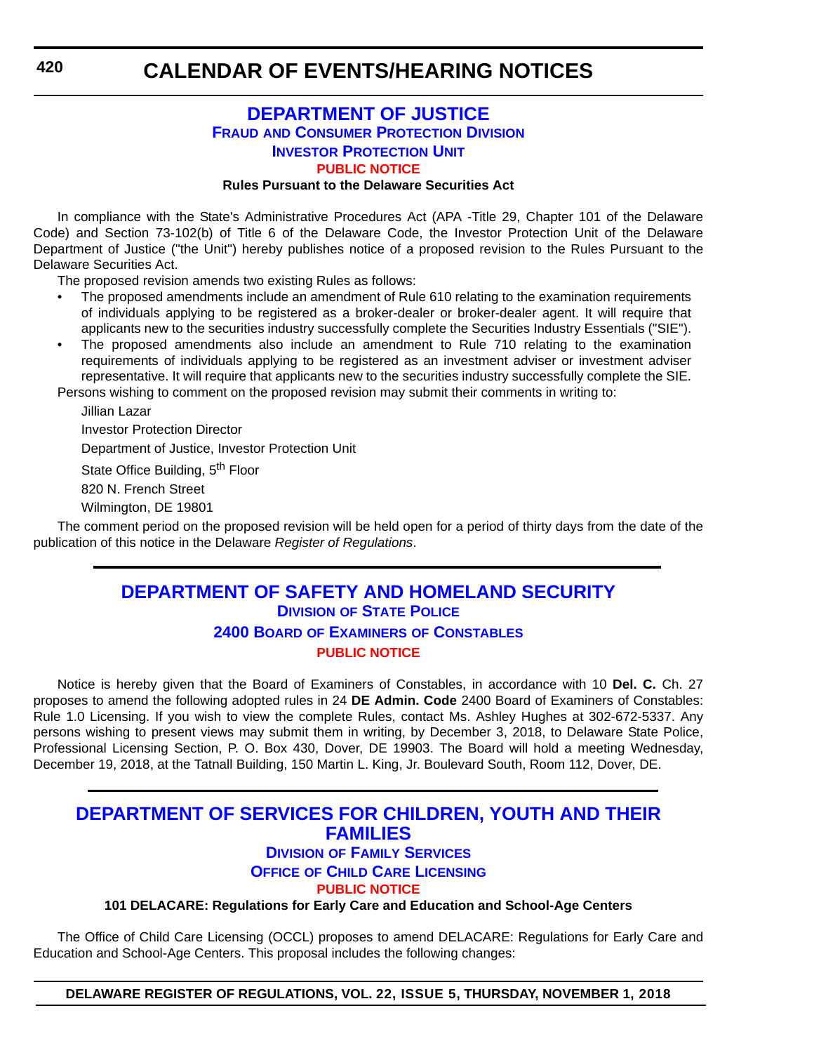# DEPARTMENT OF JUSTICE

## FRAUD AND CONSUMER PROTECTION DIVISION

## INVESTOR PROTECTION UNIT

### PUBLIC NOTICE

**Rules Pursuant to the Delaware Securities Act**

In compliance with the State's Administrative Procedures Act (APA -Title 29, Chapter 101 of the Delaware Code) and Section 73-102(b) of Title 6 of the Delaware Code, the Investor Protection Unit of the Delaware Department of Justice ("the Unit") hereby publishes notice of a proposed revision to the Rules Pursuant to the Delaware Securities Act.

The proposed revision amends two existing Rules as follows:

- The proposed amendments include an amendment of Rule 610 relating to the examination requirements of individuals applying to be registered as a broker-dealer or broker-dealer agent. It will require that applicants new to the securities industry successfully complete the Securities Industry Essentials ("SIE").
- The proposed amendments also include an amendment to Rule 710 relating to the examination requirements of individuals applying to be registered as an investment adviser or investment adviser representative. It will require that applicants new to the securities industry successfully complete the SIE.

Persons wishing to comment on the proposed revision may submit their comments in writing to:

Jillian Lazar

Investor Protection Director

Department of Justice, Investor Protection Unit

State Office Building, 5th Floor

820 N. French Street

Wilmington, DE 19801

The comment period on the proposed revision will be held open for a period of thirty days from the date of the publication of this notice in the Delaware *Register of Regulations*.

---

# DEPARTMENT OF SAFETY AND HOMELAND SECURITY

## DIVISION OF STATE POLICE

## 2400 BOARD OF EXAMINERS OF CONSTABLES

### PUBLIC NOTICE

Notice is hereby given that the Board of Examiners of Constables, in accordance with 10 **Del. C.** Ch. 27 proposes to amend the following adopted rules in 24 **DE Admin. Code** 2400 Board of Examiners of Constables: Rule 1.0 Licensing. If you wish to view the complete Rules, contact Ms. Ashley Hughes at 302-672-5337. Any persons wishing to present views may submit them in writing, by December 3, 2018, to Delaware State Police, Professional Licensing Section, P. O. Box 430, Dover, DE 19903. The Board will hold a meeting Wednesday, December 19, 2018, at the Tatnall Building, 150 Martin L. King, Jr. Boulevard South, Room 112, Dover, DE.

---

# DEPARTMENT OF SERVICES FOR CHILDREN, YOUTH AND THEIR FAMILIES

## DIVISION OF FAMILY SERVICES

## OFFICE OF CHILD CARE LICENSING

### PUBLIC NOTICE

**101 DELACARE: Regulations for Early Care and Education and School-Age Centers**

The Office of Child Care Licensing (OCCL) proposes to amend DELACARE: Regulations for Early Care and Education and School-Age Centers. This proposal includes the following changes: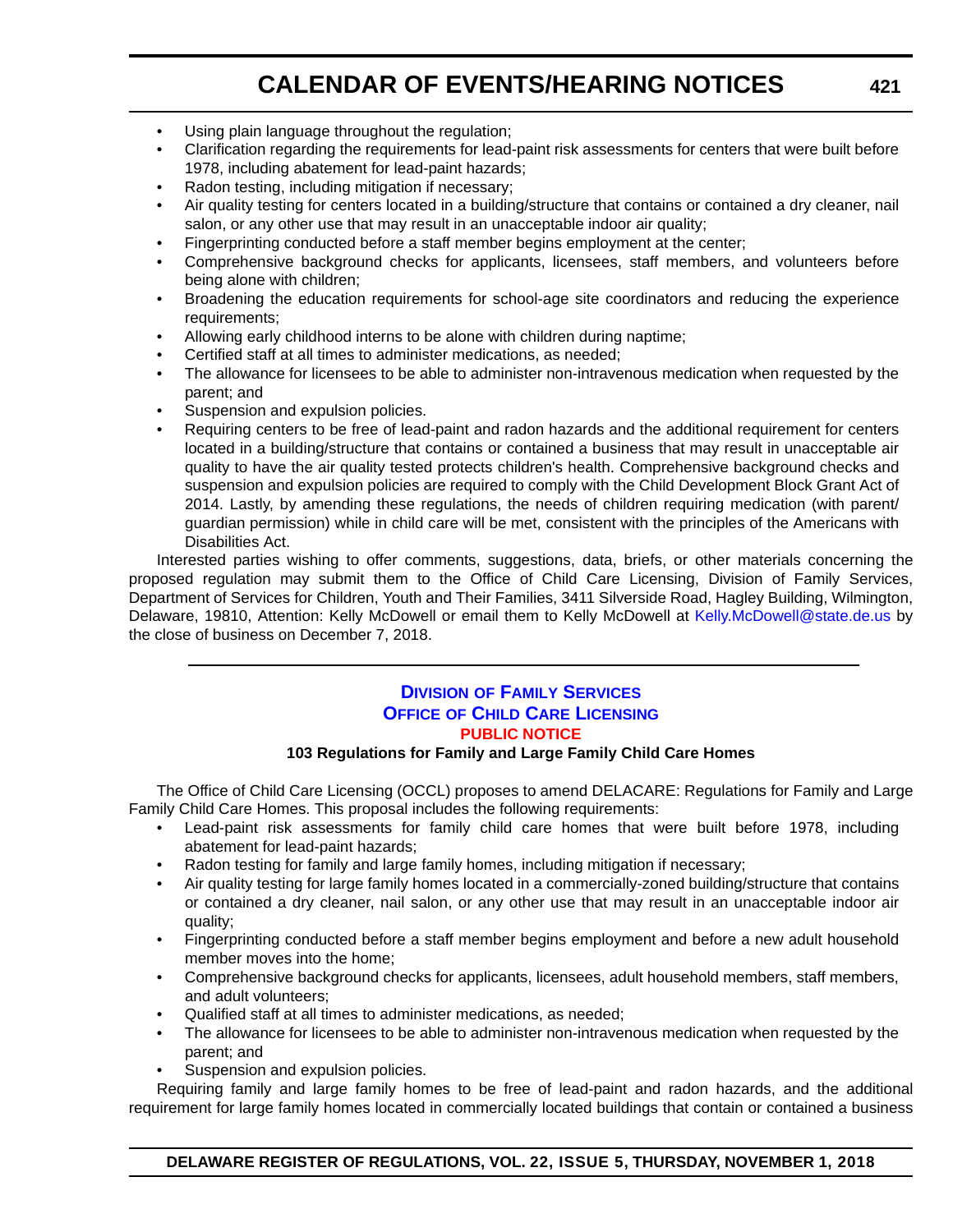- Using plain language throughout the regulation;
- Clarification regarding the requirements for lead-paint risk assessments for centers that were built before 1978, including abatement for lead-paint hazards;
- Radon testing, including mitigation if necessary;
- Air quality testing for centers located in a building/structure that contains or contained a dry cleaner, nail salon, or any other use that may result in an unacceptable indoor air quality;
- Fingerprinting conducted before a staff member begins employment at the center;
- Comprehensive background checks for applicants, licensees, staff members, and volunteers before being alone with children;
- Broadening the education requirements for school-age site coordinators and reducing the experience requirements;
- Allowing early childhood interns to be alone with children during naptime;
- Certified staff at all times to administer medications, as needed;
- The allowance for licensees to be able to administer non-intravenous medication when requested by the parent; and
- Suspension and expulsion policies.
- Requiring centers to be free of lead-paint and radon hazards and the additional requirement for centers located in a building/structure that contains or contained a business that may result in unacceptable air quality to have the air quality tested protects children's health. Comprehensive background checks and suspension and expulsion policies are required to comply with the Child Development Block Grant Act of 2014. Lastly, by amending these regulations, the needs of children requiring medication (with parent/guardian permission) while in child care will be met, consistent with the principles of the Americans with Disabilities Act.

Interested parties wishing to offer comments, suggestions, data, briefs, or other materials concerning the proposed regulation may submit them to the Office of Child Care Licensing, Division of Family Services, Department of Services for Children, Youth and Their Families, 3411 Silverside Road, Hagley Building, Wilmington, Delaware, 19810, Attention: Kelly McDowell or email them to Kelly McDowell at Kelly.McDowell@state.de.us by the close of business on December 7, 2018.

---

## Division of Family Services
## Office of Child Care Licensing
### PUBLIC NOTICE

**103 Regulations for Family and Large Family Child Care Homes**

The Office of Child Care Licensing (OCCL) proposes to amend DELACARE: Regulations for Family and Large Family Child Care Homes. This proposal includes the following requirements:

- Lead-paint risk assessments for family child care homes that were built before 1978, including abatement for lead-paint hazards;
- Radon testing for family and large family homes, including mitigation if necessary;
- Air quality testing for large family homes located in a commercially-zoned building/structure that contains or contained a dry cleaner, nail salon, or any other use that may result in an unacceptable indoor air quality;
- Fingerprinting conducted before a staff member begins employment and before a new adult household member moves into the home;
- Comprehensive background checks for applicants, licensees, adult household members, staff members, and adult volunteers;
- Qualified staff at all times to administer medications, as needed;
- The allowance for licensees to be able to administer non-intravenous medication when requested by the parent; and
- Suspension and expulsion policies.

Requiring family and large family homes to be free of lead-paint and radon hazards, and the additional requirement for large family homes located in commercially located buildings that contain or contained a business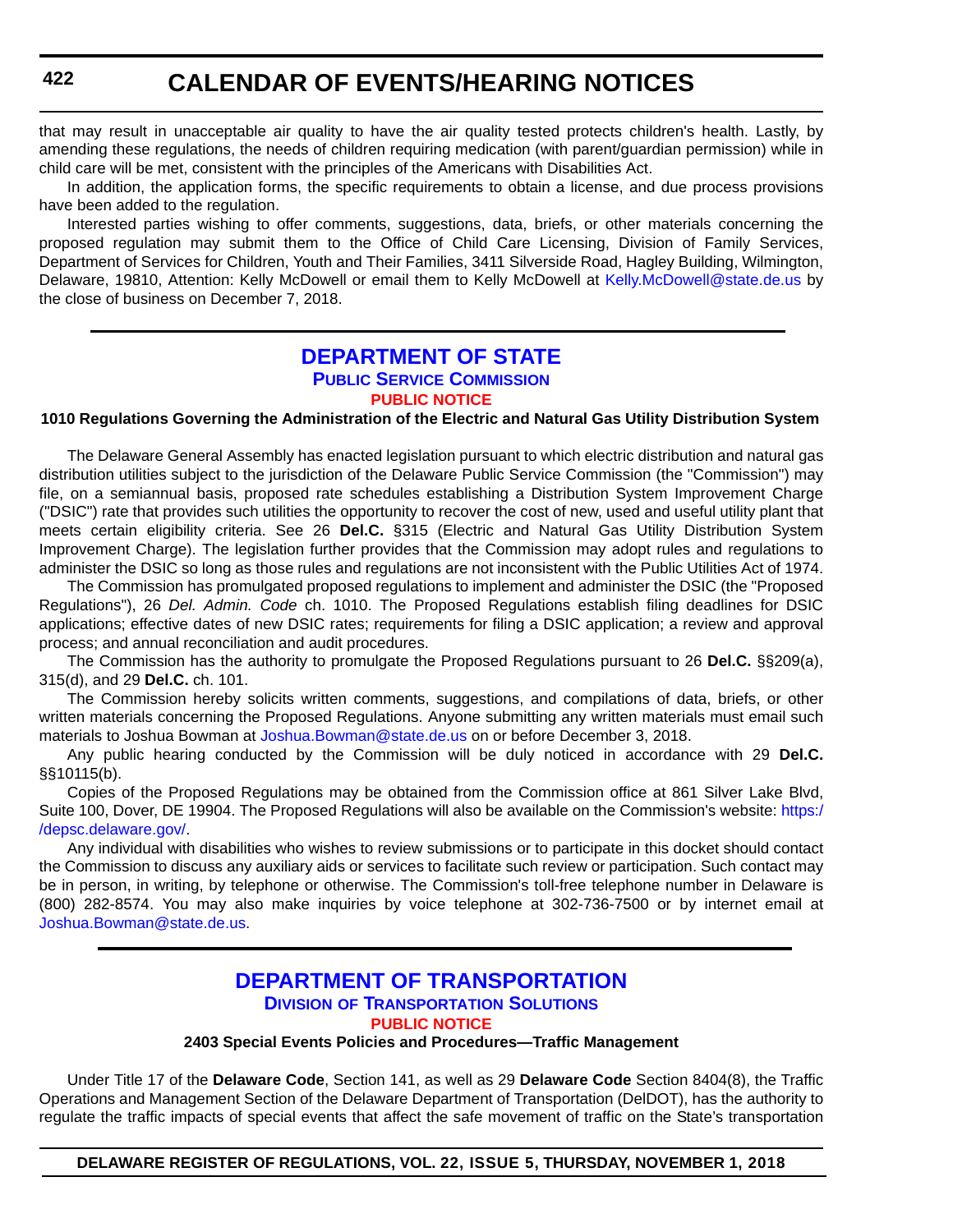that may result in unacceptable air quality to have the air quality tested protects children's health. Lastly, by amending these regulations, the needs of children requiring medication (with parent/guardian permission) while in child care will be met, consistent with the principles of the Americans with Disabilities Act.

In addition, the application forms, the specific requirements to obtain a license, and due process provisions have been added to the regulation.

Interested parties wishing to offer comments, suggestions, data, briefs, or other materials concerning the proposed regulation may submit them to the Office of Child Care Licensing, Division of Family Services, Department of Services for Children, Youth and Their Families, 3411 Silverside Road, Hagley Building, Wilmington, Delaware, 19810, Attention: Kelly McDowell or email them to Kelly McDowell at Kelly.McDowell@state.de.us by the close of business on December 7, 2018.

---

## DEPARTMENT OF STATE

### Public Service Commission

#### PUBLIC NOTICE

**1010 Regulations Governing the Administration of the Electric and Natural Gas Utility Distribution System**

The Delaware General Assembly has enacted legislation pursuant to which electric distribution and natural gas distribution utilities subject to the jurisdiction of the Delaware Public Service Commission (the "Commission") may file, on a semiannual basis, proposed rate schedules establishing a Distribution System Improvement Charge ("DSIC") rate that provides such utilities the opportunity to recover the cost of new, used and useful utility plant that meets certain eligibility criteria. See 26 **Del.C.** §315 (Electric and Natural Gas Utility Distribution System Improvement Charge). The legislation further provides that the Commission may adopt rules and regulations to administer the DSIC so long as those rules and regulations are not inconsistent with the Public Utilities Act of 1974.

The Commission has promulgated proposed regulations to implement and administer the DSIC (the "Proposed Regulations"), 26 *Del. Admin. Code* ch. 1010. The Proposed Regulations establish filing deadlines for DSIC applications; effective dates of new DSIC rates; requirements for filing a DSIC application; a review and approval process; and annual reconciliation and audit procedures.

The Commission has the authority to promulgate the Proposed Regulations pursuant to 26 **Del.C.** §§209(a), 315(d), and 29 **Del.C.** ch. 101.

The Commission hereby solicits written comments, suggestions, and compilations of data, briefs, or other written materials concerning the Proposed Regulations. Anyone submitting any written materials must email such materials to Joshua Bowman at Joshua.Bowman@state.de.us on or before December 3, 2018.

Any public hearing conducted by the Commission will be duly noticed in accordance with 29 **Del.C.** §§10115(b).

Copies of the Proposed Regulations may be obtained from the Commission office at 861 Silver Lake Blvd, Suite 100, Dover, DE 19904. The Proposed Regulations will also be available on the Commission's website: https://depsc.delaware.gov/.

Any individual with disabilities who wishes to review submissions or to participate in this docket should contact the Commission to discuss any auxiliary aids or services to facilitate such review or participation. Such contact may be in person, in writing, by telephone or otherwise. The Commission's toll-free telephone number in Delaware is (800) 282-8574. You may also make inquiries by voice telephone at 302-736-7500 or by internet email at Joshua.Bowman@state.de.us.

---

## DEPARTMENT OF TRANSPORTATION

### Division of Transportation Solutions

#### PUBLIC NOTICE

**2403 Special Events Policies and Procedures—Traffic Management**

Under Title 17 of the **Delaware Code**, Section 141, as well as 29 **Delaware Code** Section 8404(8), the Traffic Operations and Management Section of the Delaware Department of Transportation (DelDOT), has the authority to regulate the traffic impacts of special events that affect the safe movement of traffic on the State's transportation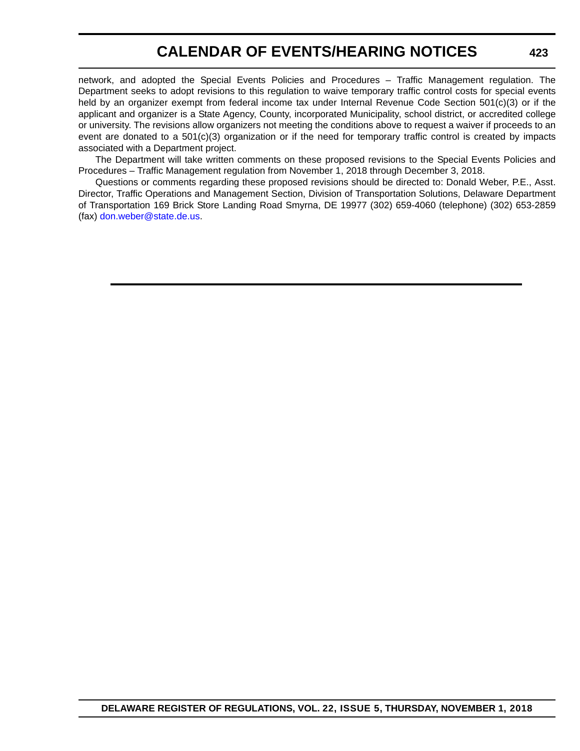network, and adopted the Special Events Policies and Procedures – Traffic Management regulation. The Department seeks to adopt revisions to this regulation to waive temporary traffic control costs for special events held by an organizer exempt from federal income tax under Internal Revenue Code Section 501(c)(3) or if the applicant and organizer is a State Agency, County, incorporated Municipality, school district, or accredited college or university. The revisions allow organizers not meeting the conditions above to request a waiver if proceeds to an event are donated to a 501(c)(3) organization or if the need for temporary traffic control is created by impacts associated with a Department project.

The Department will take written comments on these proposed revisions to the Special Events Policies and Procedures – Traffic Management regulation from November 1, 2018 through December 3, 2018.

Questions or comments regarding these proposed revisions should be directed to: Donald Weber, P.E., Asst. Director, Traffic Operations and Management Section, Division of Transportation Solutions, Delaware Department of Transportation 169 Brick Store Landing Road Smyrna, DE 19977 (302) 659-4060 (telephone) (302) 653-2859 (fax) don.weber@state.de.us.